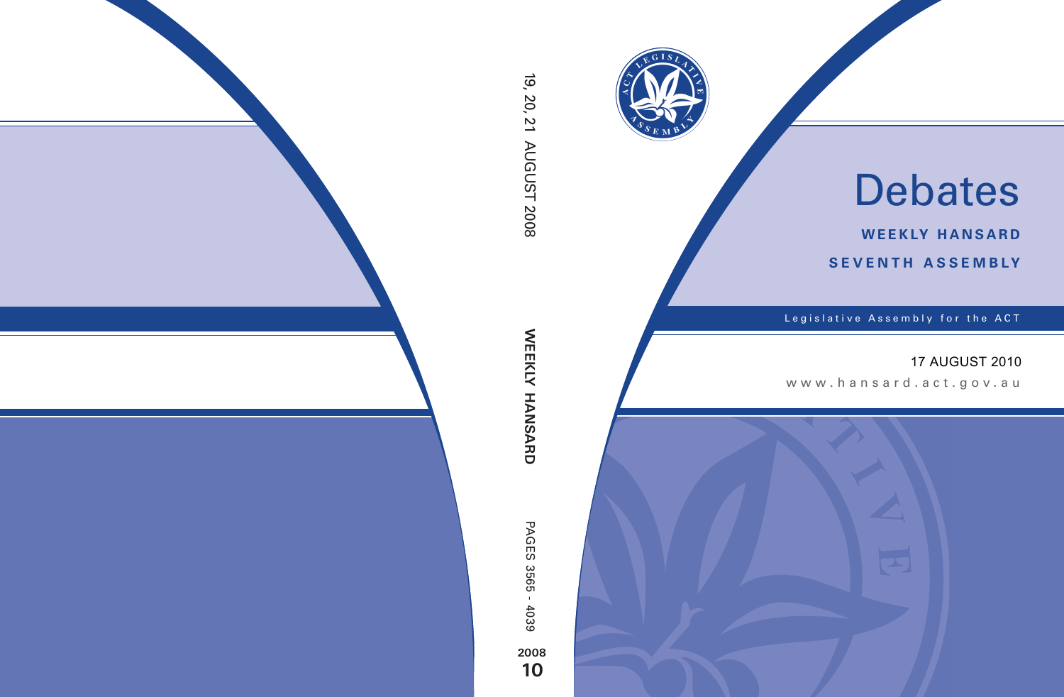# Debates

**WEEKLY HANSARD**

**SEVENTH ASSEMBLY**

Legislative Assembly for the ACT

17 AUGUST 2010

www.hansard.act.gov.au

19, 20, 21 AUGUST 2008

**WEEKLY HANSARD**

PAGES 3565 - 4039

**2008**

**10**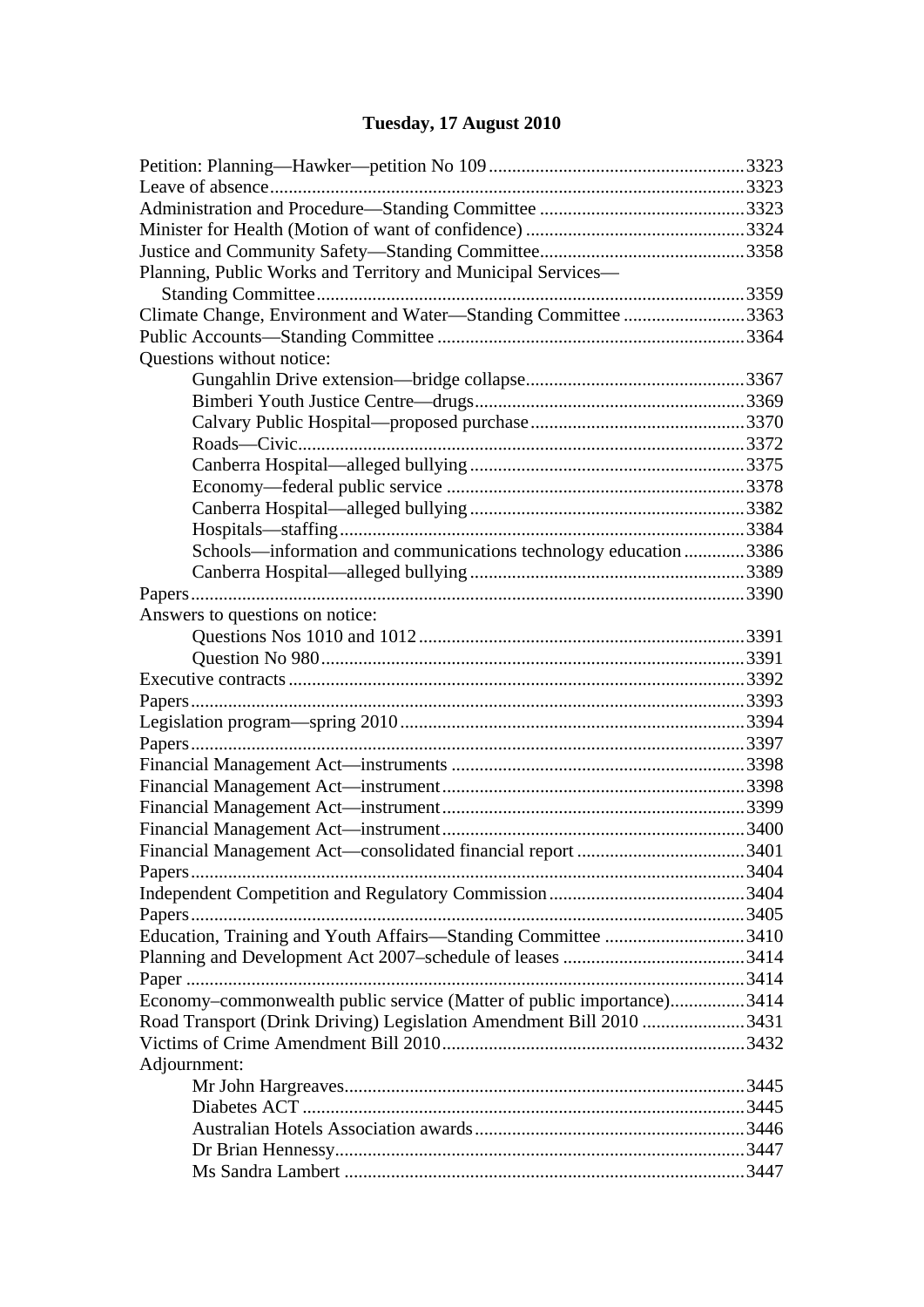# Tuesday, 17 August 2010

Petition: Planning—Hawker—petition No 109 ........ 3323
Leave of absence ........ 3323
Administration and Procedure—Standing Committee ........ 3323
Minister for Health (Motion of want of confidence) ........ 3324
Justice and Community Safety—Standing Committee ........ 3358
Planning, Public Works and Territory and Municipal Services—
  Standing Committee ........ 3359
Climate Change, Environment and Water—Standing Committee ........ 3363
Public Accounts—Standing Committee ........ 3364
Questions without notice:
  Gungahlin Drive extension—bridge collapse ........ 3367
  Bimberi Youth Justice Centre—drugs ........ 3369
  Calvary Public Hospital—proposed purchase ........ 3370
  Roads—Civic ........ 3372
  Canberra Hospital—alleged bullying ........ 3375
  Economy—federal public service ........ 3378
  Canberra Hospital—alleged bullying ........ 3382
  Hospitals—staffing ........ 3384
  Schools—information and communications technology education ........ 3386
  Canberra Hospital—alleged bullying ........ 3389
Papers ........ 3390
Answers to questions on notice:
  Questions Nos 1010 and 1012 ........ 3391
  Question No 980 ........ 3391
Executive contracts ........ 3392
Papers ........ 3393
Legislation program—spring 2010 ........ 3394
Papers ........ 3397
Financial Management Act—instruments ........ 3398
Financial Management Act—instrument ........ 3398
Financial Management Act—instrument ........ 3399
Financial Management Act—instrument ........ 3400
Financial Management Act—consolidated financial report ........ 3401
Papers ........ 3404
Independent Competition and Regulatory Commission ........ 3404
Papers ........ 3405
Education, Training and Youth Affairs—Standing Committee ........ 3410
Planning and Development Act 2007–schedule of leases ........ 3414
Paper ........ 3414
Economy–commonwealth public service (Matter of public importance) ........ 3414
Road Transport (Drink Driving) Legislation Amendment Bill 2010 ........ 3431
Victims of Crime Amendment Bill 2010 ........ 3432
Adjournment:
  Mr John Hargreaves ........ 3445
  Diabetes ACT ........ 3445
  Australian Hotels Association awards ........ 3446
  Dr Brian Hennessy ........ 3447
  Ms Sandra Lambert ........ 3447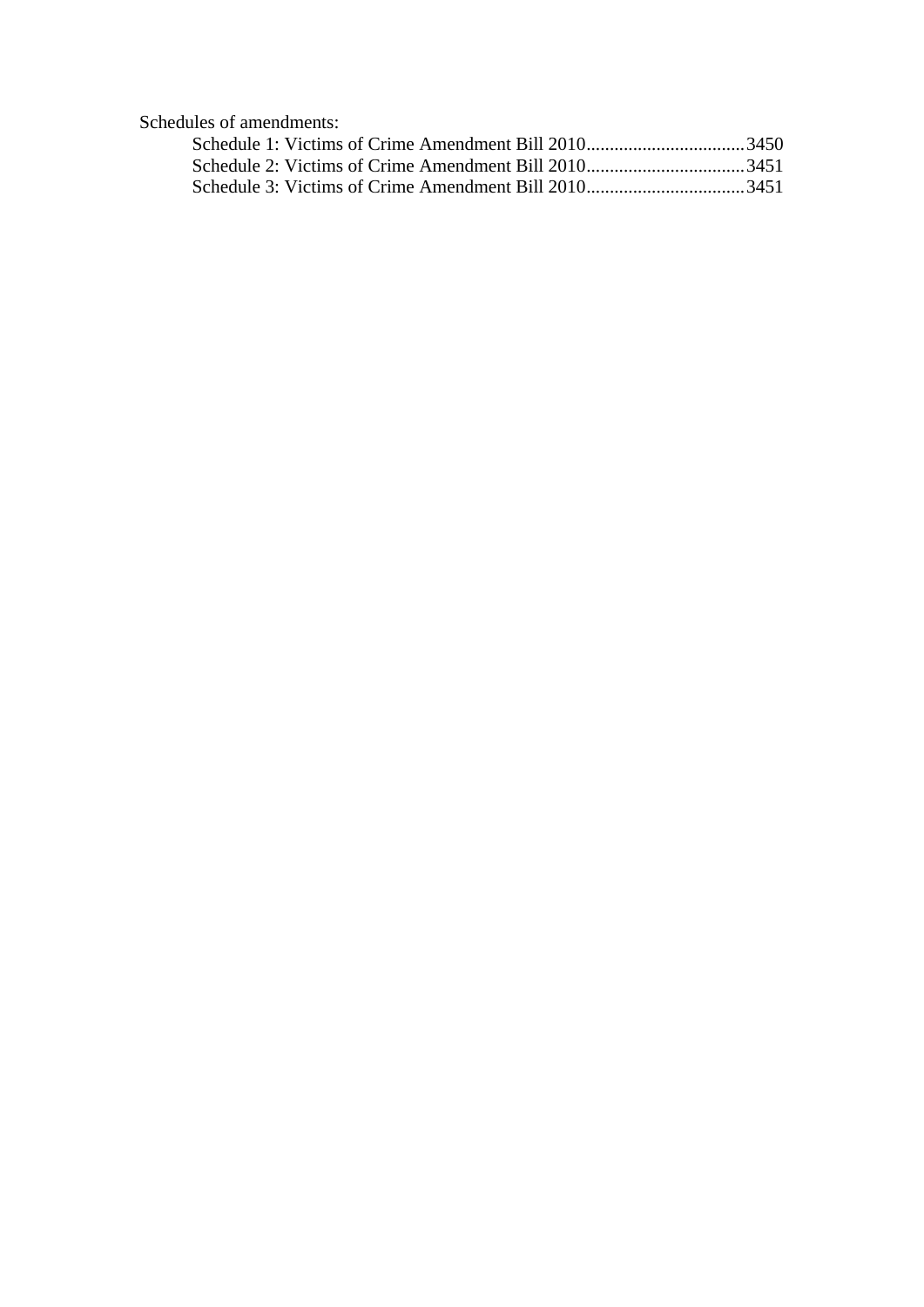Schedules of amendments:

- Schedule 1: Victims of Crime Amendment Bill 2010..................................3450
- Schedule 2: Victims of Crime Amendment Bill 2010..................................3451
- Schedule 3: Victims of Crime Amendment Bill 2010..................................3451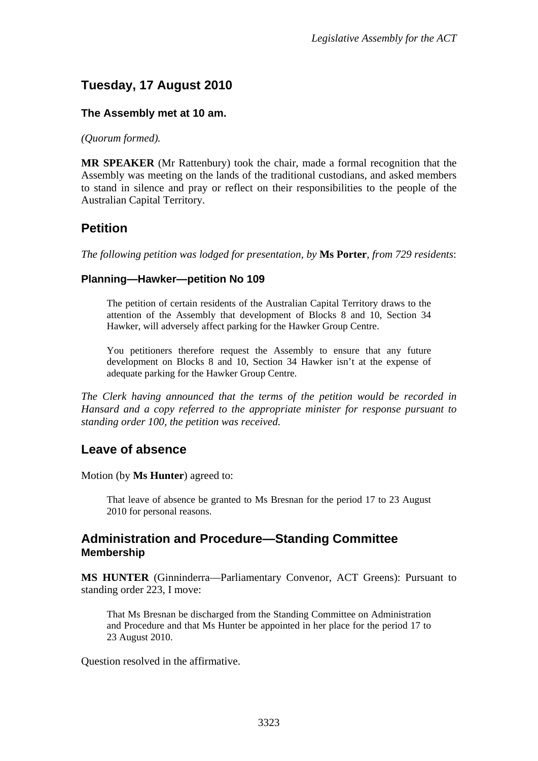# Tuesday, 17 August 2010

**The Assembly met at 10 am.**

*(Quorum formed).*

**MR SPEAKER** (Mr Rattenbury) took the chair, made a formal recognition that the Assembly was meeting on the lands of the traditional custodians, and asked members to stand in silence and pray or reflect on their responsibilities to the people of the Australian Capital Territory.

## Petition

*The following petition was lodged for presentation, by* **Ms Porter**, *from 729 residents*:

### Planning—Hawker—petition No 109

> The petition of certain residents of the Australian Capital Territory draws to the attention of the Assembly that development of Blocks 8 and 10, Section 34 Hawker, will adversely affect parking for the Hawker Group Centre.
>
> You petitioners therefore request the Assembly to ensure that any future development on Blocks 8 and 10, Section 34 Hawker isn't at the expense of adequate parking for the Hawker Group Centre.

*The Clerk having announced that the terms of the petition would be recorded in Hansard and a copy referred to the appropriate minister for response pursuant to standing order 100, the petition was received.*

## Leave of absence

Motion (by **Ms Hunter**) agreed to:

> That leave of absence be granted to Ms Bresnan for the period 17 to 23 August 2010 for personal reasons.

## Administration and Procedure—Standing Committee
### Membership

**MS HUNTER** (Ginninderra—Parliamentary Convenor, ACT Greens): Pursuant to standing order 223, I move:

> That Ms Bresnan be discharged from the Standing Committee on Administration and Procedure and that Ms Hunter be appointed in her place for the period 17 to 23 August 2010.

Question resolved in the affirmative.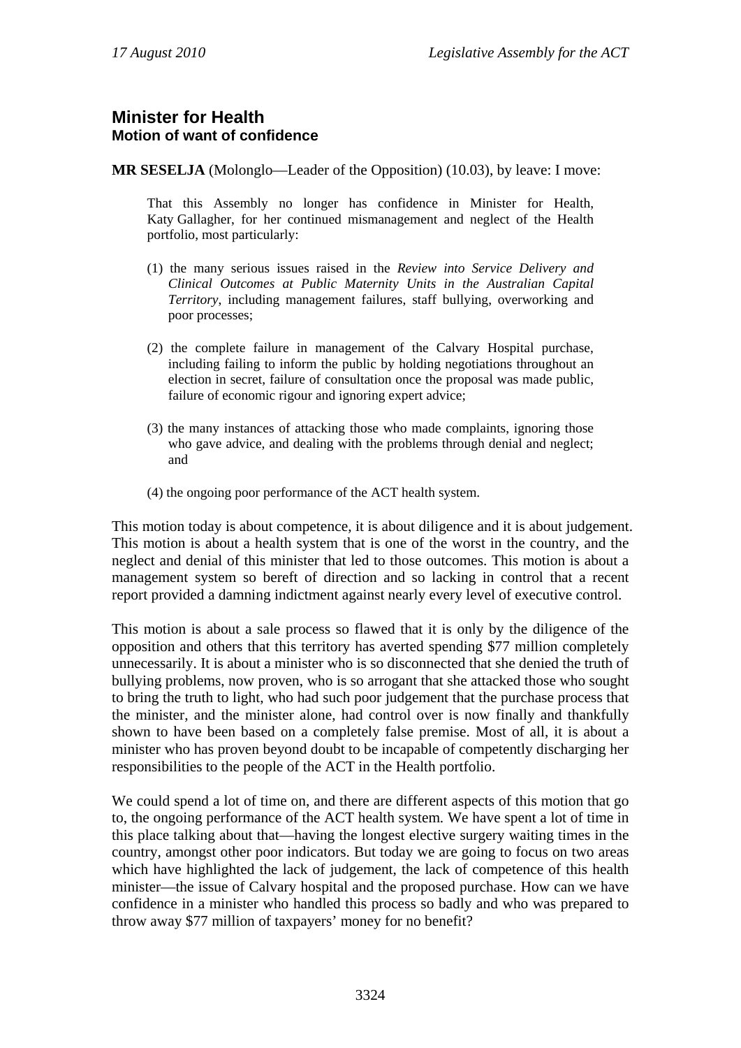## Minister for Health
### Motion of want of confidence

**MR SESELJA** (Molonglo—Leader of the Opposition) (10.03), by leave: I move:

> That this Assembly no longer has confidence in Minister for Health, Katy Gallagher, for her continued mismanagement and neglect of the Health portfolio, most particularly:
>
> (1) the many serious issues raised in the *Review into Service Delivery and Clinical Outcomes at Public Maternity Units in the Australian Capital Territory*, including management failures, staff bullying, overworking and poor processes;
>
> (2) the complete failure in management of the Calvary Hospital purchase, including failing to inform the public by holding negotiations throughout an election in secret, failure of consultation once the proposal was made public, failure of economic rigour and ignoring expert advice;
>
> (3) the many instances of attacking those who made complaints, ignoring those who gave advice, and dealing with the problems through denial and neglect; and
>
> (4) the ongoing poor performance of the ACT health system.

This motion today is about competence, it is about diligence and it is about judgement. This motion is about a health system that is one of the worst in the country, and the neglect and denial of this minister that led to those outcomes. This motion is about a management system so bereft of direction and so lacking in control that a recent report provided a damning indictment against nearly every level of executive control.

This motion is about a sale process so flawed that it is only by the diligence of the opposition and others that this territory has averted spending $77 million completely unnecessarily. It is about a minister who is so disconnected that she denied the truth of bullying problems, now proven, who is so arrogant that she attacked those who sought to bring the truth to light, who had such poor judgement that the purchase process that the minister, and the minister alone, had control over is now finally and thankfully shown to have been based on a completely false premise. Most of all, it is about a minister who has proven beyond doubt to be incapable of competently discharging her responsibilities to the people of the ACT in the Health portfolio.

We could spend a lot of time on, and there are different aspects of this motion that go to, the ongoing performance of the ACT health system. We have spent a lot of time in this place talking about that—having the longest elective surgery waiting times in the country, amongst other poor indicators. But today we are going to focus on two areas which have highlighted the lack of judgement, the lack of competence of this health minister—the issue of Calvary hospital and the proposed purchase. How can we have confidence in a minister who handled this process so badly and who was prepared to throw away $77 million of taxpayers' money for no benefit?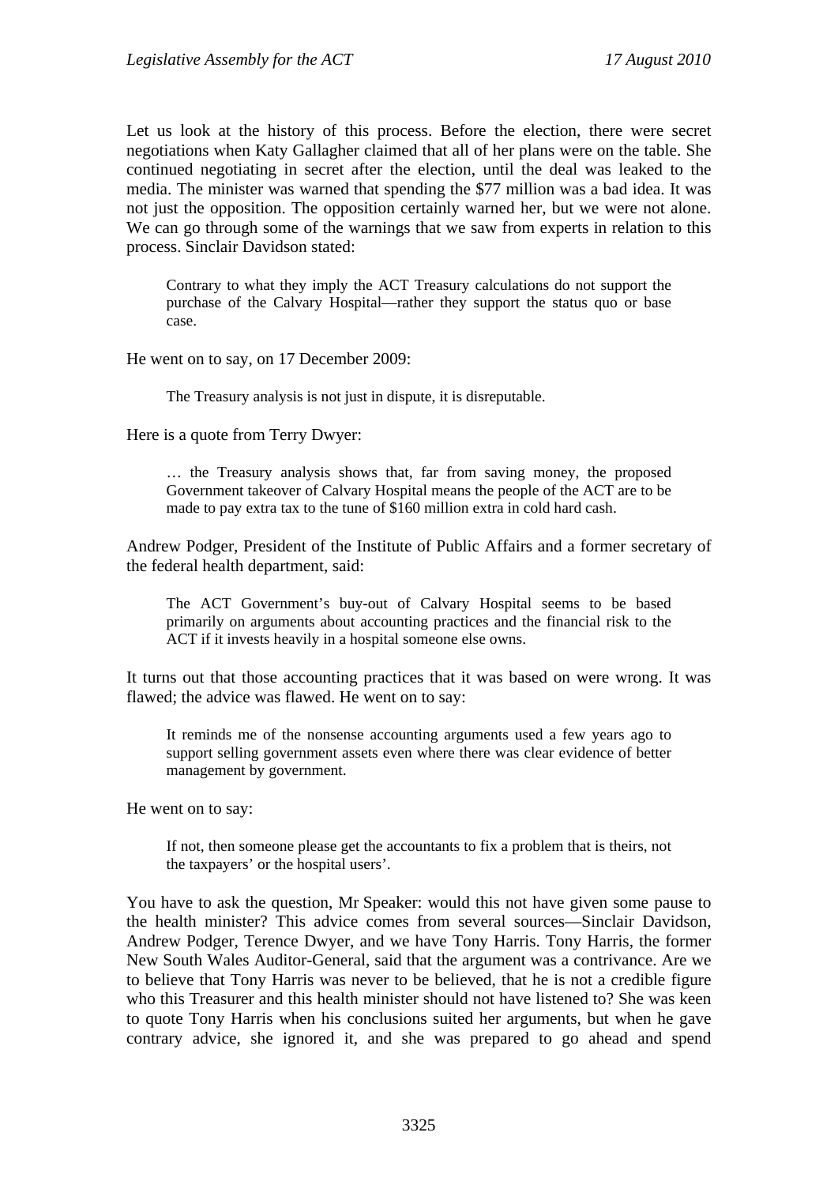Let us look at the history of this process. Before the election, there were secret negotiations when Katy Gallagher claimed that all of her plans were on the table. She continued negotiating in secret after the election, until the deal was leaked to the media. The minister was warned that spending the $77 million was a bad idea. It was not just the opposition. The opposition certainly warned her, but we were not alone. We can go through some of the warnings that we saw from experts in relation to this process. Sinclair Davidson stated:

> Contrary to what they imply the ACT Treasury calculations do not support the purchase of the Calvary Hospital—rather they support the status quo or base case.

He went on to say, on 17 December 2009:

> The Treasury analysis is not just in dispute, it is disreputable.

Here is a quote from Terry Dwyer:

> … the Treasury analysis shows that, far from saving money, the proposed Government takeover of Calvary Hospital means the people of the ACT are to be made to pay extra tax to the tune of $160 million extra in cold hard cash.

Andrew Podger, President of the Institute of Public Affairs and a former secretary of the federal health department, said:

> The ACT Government's buy-out of Calvary Hospital seems to be based primarily on arguments about accounting practices and the financial risk to the ACT if it invests heavily in a hospital someone else owns.

It turns out that those accounting practices that it was based on were wrong. It was flawed; the advice was flawed. He went on to say:

> It reminds me of the nonsense accounting arguments used a few years ago to support selling government assets even where there was clear evidence of better management by government.

He went on to say:

> If not, then someone please get the accountants to fix a problem that is theirs, not the taxpayers' or the hospital users'.

You have to ask the question, Mr Speaker: would this not have given some pause to the health minister? This advice comes from several sources—Sinclair Davidson, Andrew Podger, Terence Dwyer, and we have Tony Harris. Tony Harris, the former New South Wales Auditor-General, said that the argument was a contrivance. Are we to believe that Tony Harris was never to be believed, that he is not a credible figure who this Treasurer and this health minister should not have listened to? She was keen to quote Tony Harris when his conclusions suited her arguments, but when he gave contrary advice, she ignored it, and she was prepared to go ahead and spend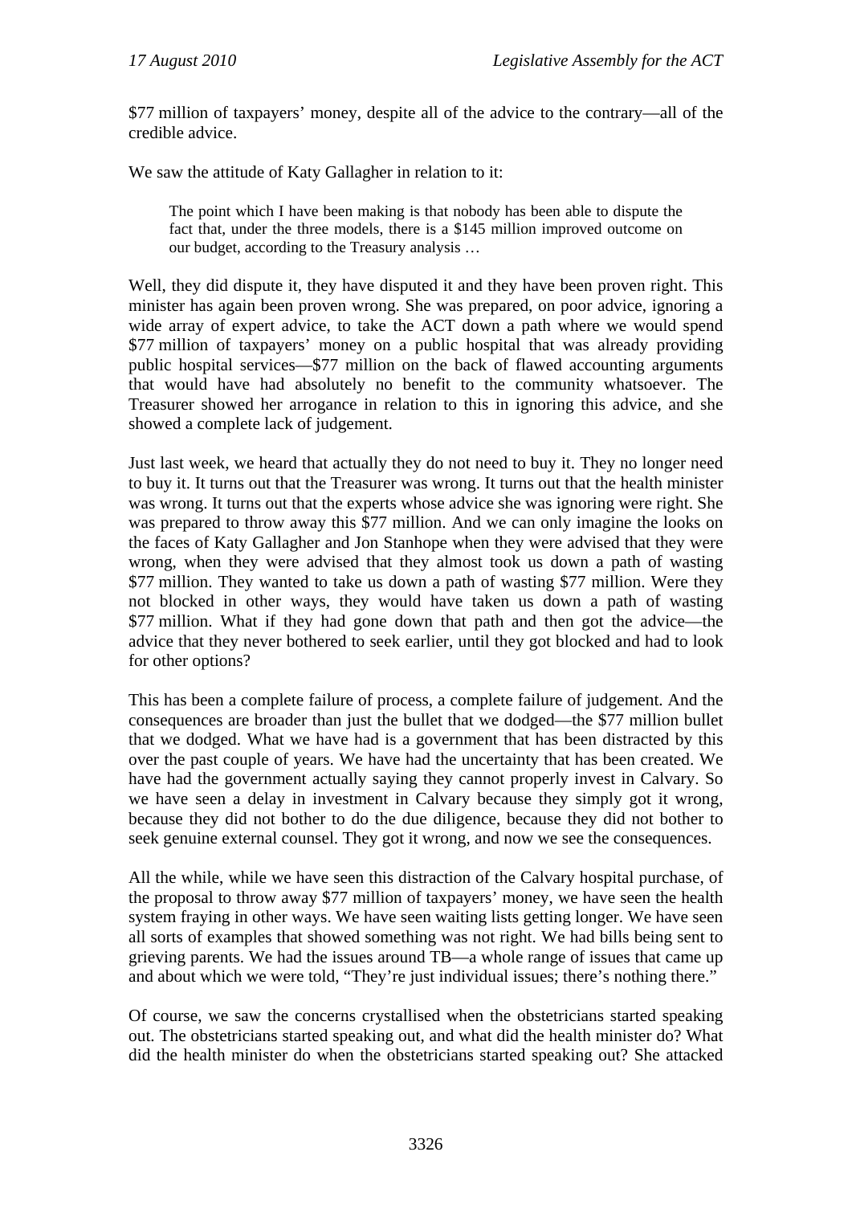$77 million of taxpayers' money, despite all of the advice to the contrary—all of the credible advice.

We saw the attitude of Katy Gallagher in relation to it:

> The point which I have been making is that nobody has been able to dispute the fact that, under the three models, there is a $145 million improved outcome on our budget, according to the Treasury analysis …

Well, they did dispute it, they have disputed it and they have been proven right. This minister has again been proven wrong. She was prepared, on poor advice, ignoring a wide array of expert advice, to take the ACT down a path where we would spend $77 million of taxpayers' money on a public hospital that was already providing public hospital services—$77 million on the back of flawed accounting arguments that would have had absolutely no benefit to the community whatsoever. The Treasurer showed her arrogance in relation to this in ignoring this advice, and she showed a complete lack of judgement.

Just last week, we heard that actually they do not need to buy it. They no longer need to buy it. It turns out that the Treasurer was wrong. It turns out that the health minister was wrong. It turns out that the experts whose advice she was ignoring were right. She was prepared to throw away this $77 million. And we can only imagine the looks on the faces of Katy Gallagher and Jon Stanhope when they were advised that they were wrong, when they were advised that they almost took us down a path of wasting $77 million. They wanted to take us down a path of wasting $77 million. Were they not blocked in other ways, they would have taken us down a path of wasting $77 million. What if they had gone down that path and then got the advice—the advice that they never bothered to seek earlier, until they got blocked and had to look for other options?

This has been a complete failure of process, a complete failure of judgement. And the consequences are broader than just the bullet that we dodged—the $77 million bullet that we dodged. What we have had is a government that has been distracted by this over the past couple of years. We have had the uncertainty that has been created. We have had the government actually saying they cannot properly invest in Calvary. So we have seen a delay in investment in Calvary because they simply got it wrong, because they did not bother to do the due diligence, because they did not bother to seek genuine external counsel. They got it wrong, and now we see the consequences.

All the while, while we have seen this distraction of the Calvary hospital purchase, of the proposal to throw away $77 million of taxpayers' money, we have seen the health system fraying in other ways. We have seen waiting lists getting longer. We have seen all sorts of examples that showed something was not right. We had bills being sent to grieving parents. We had the issues around TB—a whole range of issues that came up and about which we were told, "They're just individual issues; there's nothing there."

Of course, we saw the concerns crystallised when the obstetricians started speaking out. The obstetricians started speaking out, and what did the health minister do? What did the health minister do when the obstetricians started speaking out? She attacked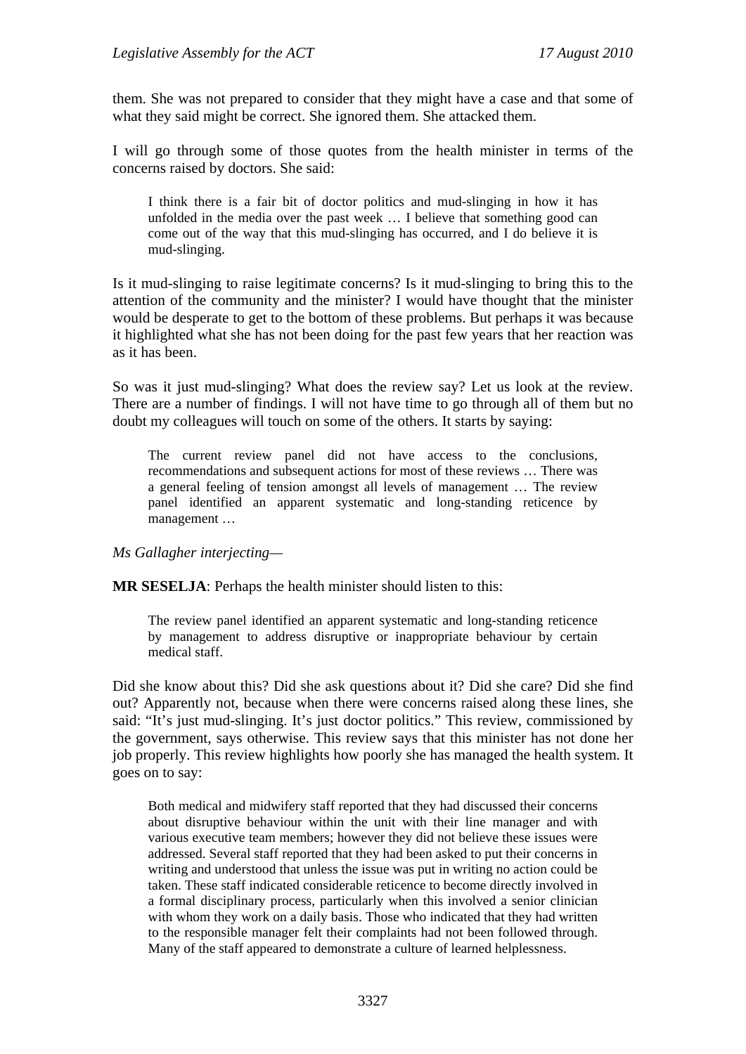them. She was not prepared to consider that they might have a case and that some of what they said might be correct. She ignored them. She attacked them.

I will go through some of those quotes from the health minister in terms of the concerns raised by doctors. She said:

> I think there is a fair bit of doctor politics and mud-slinging in how it has unfolded in the media over the past week … I believe that something good can come out of the way that this mud-slinging has occurred, and I do believe it is mud-slinging.

Is it mud-slinging to raise legitimate concerns? Is it mud-slinging to bring this to the attention of the community and the minister? I would have thought that the minister would be desperate to get to the bottom of these problems. But perhaps it was because it highlighted what she has not been doing for the past few years that her reaction was as it has been.

So was it just mud-slinging? What does the review say? Let us look at the review. There are a number of findings. I will not have time to go through all of them but no doubt my colleagues will touch on some of the others. It starts by saying:

> The current review panel did not have access to the conclusions, recommendations and subsequent actions for most of these reviews … There was a general feeling of tension amongst all levels of management … The review panel identified an apparent systematic and long-standing reticence by management …

*Ms Gallagher interjecting—*

**MR SESELJA**: Perhaps the health minister should listen to this:

> The review panel identified an apparent systematic and long-standing reticence by management to address disruptive or inappropriate behaviour by certain medical staff.

Did she know about this? Did she ask questions about it? Did she care? Did she find out? Apparently not, because when there were concerns raised along these lines, she said: "It's just mud-slinging. It's just doctor politics." This review, commissioned by the government, says otherwise. This review says that this minister has not done her job properly. This review highlights how poorly she has managed the health system. It goes on to say:

> Both medical and midwifery staff reported that they had discussed their concerns about disruptive behaviour within the unit with their line manager and with various executive team members; however they did not believe these issues were addressed. Several staff reported that they had been asked to put their concerns in writing and understood that unless the issue was put in writing no action could be taken. These staff indicated considerable reticence to become directly involved in a formal disciplinary process, particularly when this involved a senior clinician with whom they work on a daily basis. Those who indicated that they had written to the responsible manager felt their complaints had not been followed through. Many of the staff appeared to demonstrate a culture of learned helplessness.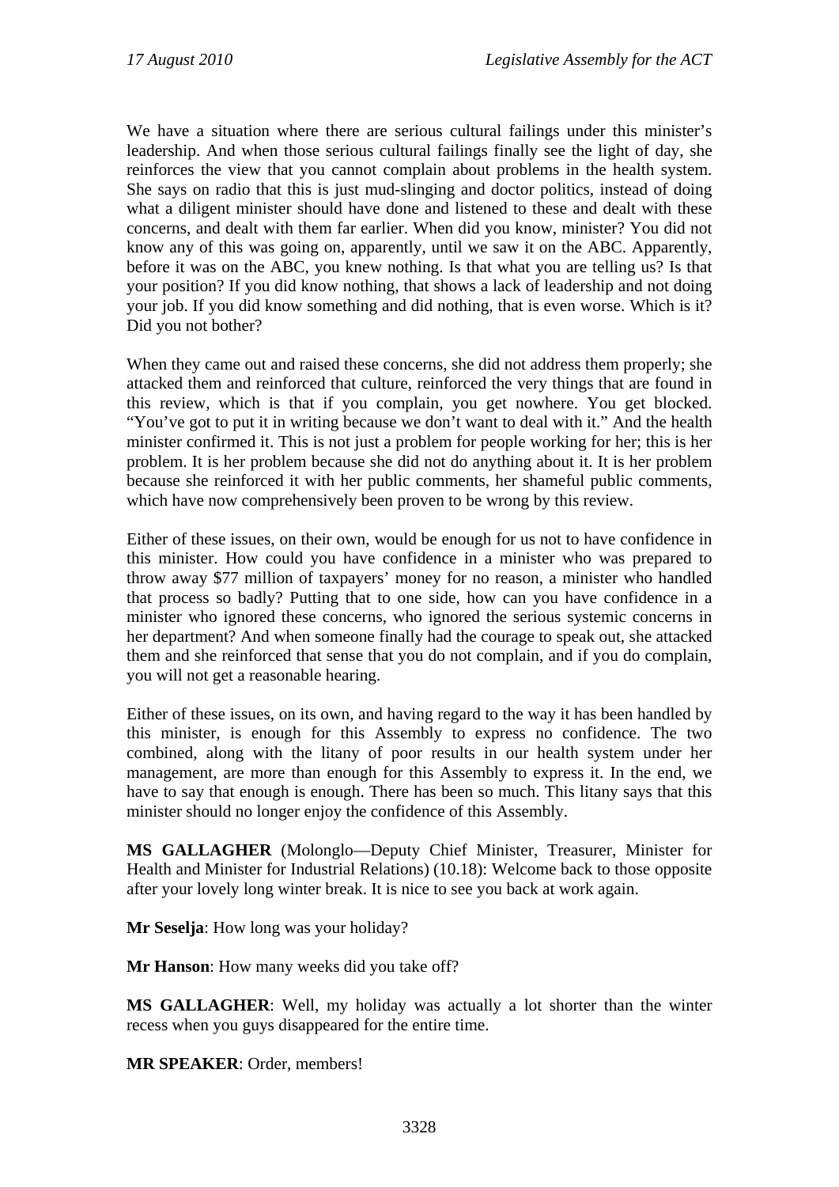We have a situation where there are serious cultural failings under this minister's leadership. And when those serious cultural failings finally see the light of day, she reinforces the view that you cannot complain about problems in the health system. She says on radio that this is just mud-slinging and doctor politics, instead of doing what a diligent minister should have done and listened to these and dealt with these concerns, and dealt with them far earlier. When did you know, minister? You did not know any of this was going on, apparently, until we saw it on the ABC. Apparently, before it was on the ABC, you knew nothing. Is that what you are telling us? Is that your position? If you did know nothing, that shows a lack of leadership and not doing your job. If you did know something and did nothing, that is even worse. Which is it? Did you not bother?

When they came out and raised these concerns, she did not address them properly; she attacked them and reinforced that culture, reinforced the very things that are found in this review, which is that if you complain, you get nowhere. You get blocked. "You've got to put it in writing because we don't want to deal with it." And the health minister confirmed it. This is not just a problem for people working for her; this is her problem. It is her problem because she did not do anything about it. It is her problem because she reinforced it with her public comments, her shameful public comments, which have now comprehensively been proven to be wrong by this review.

Either of these issues, on their own, would be enough for us not to have confidence in this minister. How could you have confidence in a minister who was prepared to throw away $77 million of taxpayers' money for no reason, a minister who handled that process so badly? Putting that to one side, how can you have confidence in a minister who ignored these concerns, who ignored the serious systemic concerns in her department? And when someone finally had the courage to speak out, she attacked them and she reinforced that sense that you do not complain, and if you do complain, you will not get a reasonable hearing.

Either of these issues, on its own, and having regard to the way it has been handled by this minister, is enough for this Assembly to express no confidence. The two combined, along with the litany of poor results in our health system under her management, are more than enough for this Assembly to express it. In the end, we have to say that enough is enough. There has been so much. This litany says that this minister should no longer enjoy the confidence of this Assembly.

**MS GALLAGHER** (Molonglo—Deputy Chief Minister, Treasurer, Minister for Health and Minister for Industrial Relations) (10.18): Welcome back to those opposite after your lovely long winter break. It is nice to see you back at work again.

**Mr Seselja**: How long was your holiday?

**Mr Hanson**: How many weeks did you take off?

**MS GALLAGHER**: Well, my holiday was actually a lot shorter than the winter recess when you guys disappeared for the entire time.

**MR SPEAKER**: Order, members!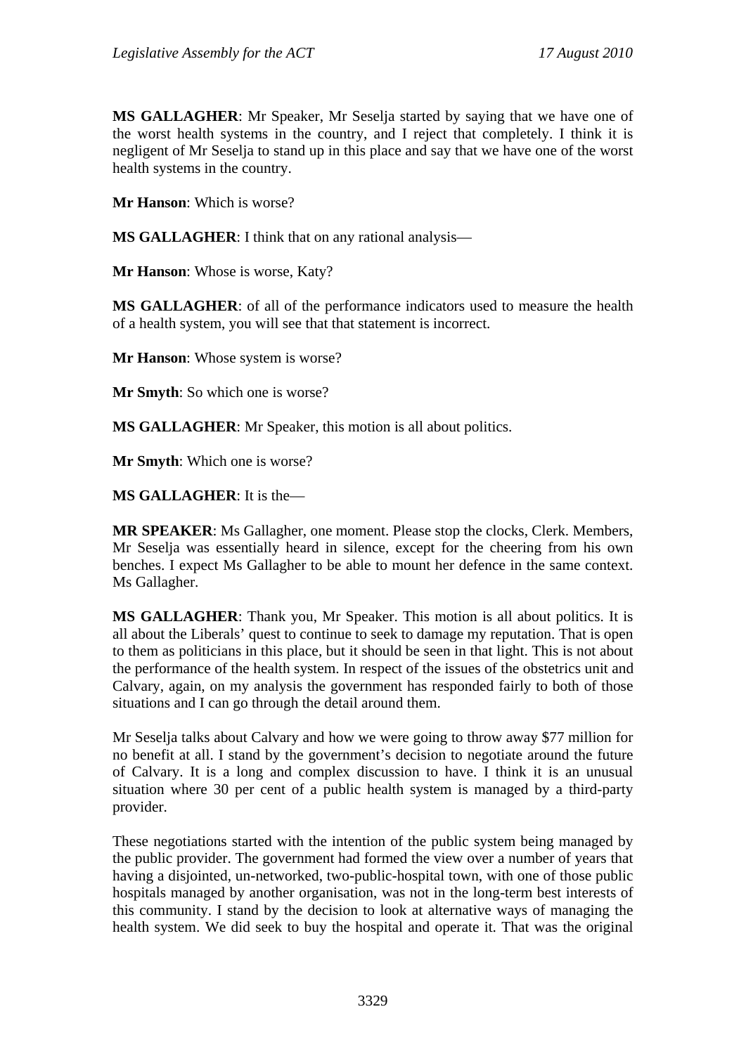**MS GALLAGHER**: Mr Speaker, Mr Seselja started by saying that we have one of the worst health systems in the country, and I reject that completely. I think it is negligent of Mr Seselja to stand up in this place and say that we have one of the worst health systems in the country.

**Mr Hanson**: Which is worse?

**MS GALLAGHER**: I think that on any rational analysis—

**Mr Hanson**: Whose is worse, Katy?

**MS GALLAGHER**: of all of the performance indicators used to measure the health of a health system, you will see that that statement is incorrect.

**Mr Hanson**: Whose system is worse?

**Mr Smyth**: So which one is worse?

**MS GALLAGHER**: Mr Speaker, this motion is all about politics.

**Mr Smyth**: Which one is worse?

**MS GALLAGHER**: It is the—

**MR SPEAKER**: Ms Gallagher, one moment. Please stop the clocks, Clerk. Members, Mr Seselja was essentially heard in silence, except for the cheering from his own benches. I expect Ms Gallagher to be able to mount her defence in the same context. Ms Gallagher.

**MS GALLAGHER**: Thank you, Mr Speaker. This motion is all about politics. It is all about the Liberals' quest to continue to seek to damage my reputation. That is open to them as politicians in this place, but it should be seen in that light. This is not about the performance of the health system. In respect of the issues of the obstetrics unit and Calvary, again, on my analysis the government has responded fairly to both of those situations and I can go through the detail around them.

Mr Seselja talks about Calvary and how we were going to throw away $77 million for no benefit at all. I stand by the government's decision to negotiate around the future of Calvary. It is a long and complex discussion to have. I think it is an unusual situation where 30 per cent of a public health system is managed by a third-party provider.

These negotiations started with the intention of the public system being managed by the public provider. The government had formed the view over a number of years that having a disjointed, un-networked, two-public-hospital town, with one of those public hospitals managed by another organisation, was not in the long-term best interests of this community. I stand by the decision to look at alternative ways of managing the health system. We did seek to buy the hospital and operate it. That was the original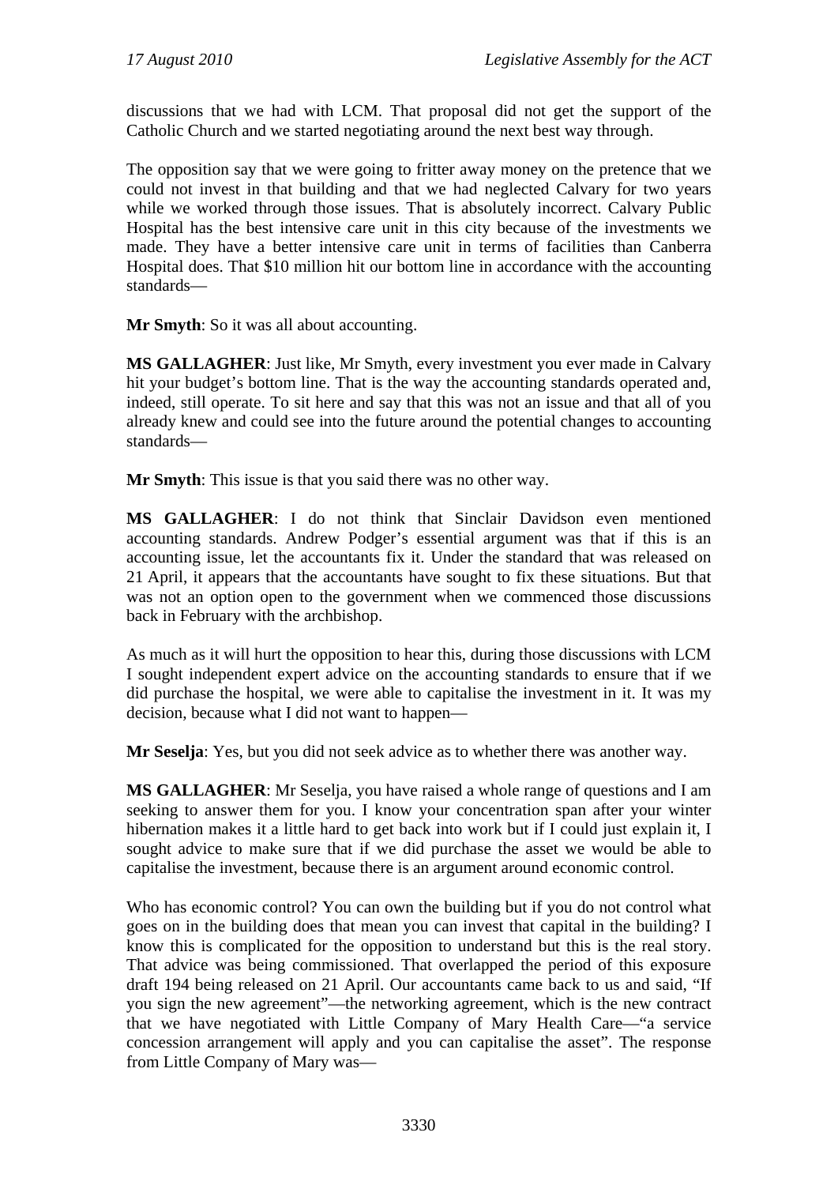discussions that we had with LCM. That proposal did not get the support of the Catholic Church and we started negotiating around the next best way through.

The opposition say that we were going to fritter away money on the pretence that we could not invest in that building and that we had neglected Calvary for two years while we worked through those issues. That is absolutely incorrect. Calvary Public Hospital has the best intensive care unit in this city because of the investments we made. They have a better intensive care unit in terms of facilities than Canberra Hospital does. That $10 million hit our bottom line in accordance with the accounting standards—

**Mr Smyth**: So it was all about accounting.

**MS GALLAGHER**: Just like, Mr Smyth, every investment you ever made in Calvary hit your budget's bottom line. That is the way the accounting standards operated and, indeed, still operate. To sit here and say that this was not an issue and that all of you already knew and could see into the future around the potential changes to accounting standards—

**Mr Smyth**: This issue is that you said there was no other way.

**MS GALLAGHER**: I do not think that Sinclair Davidson even mentioned accounting standards. Andrew Podger's essential argument was that if this is an accounting issue, let the accountants fix it. Under the standard that was released on 21 April, it appears that the accountants have sought to fix these situations. But that was not an option open to the government when we commenced those discussions back in February with the archbishop.

As much as it will hurt the opposition to hear this, during those discussions with LCM I sought independent expert advice on the accounting standards to ensure that if we did purchase the hospital, we were able to capitalise the investment in it. It was my decision, because what I did not want to happen—

**Mr Seselja**: Yes, but you did not seek advice as to whether there was another way.

**MS GALLAGHER**: Mr Seselja, you have raised a whole range of questions and I am seeking to answer them for you. I know your concentration span after your winter hibernation makes it a little hard to get back into work but if I could just explain it, I sought advice to make sure that if we did purchase the asset we would be able to capitalise the investment, because there is an argument around economic control.

Who has economic control? You can own the building but if you do not control what goes on in the building does that mean you can invest that capital in the building? I know this is complicated for the opposition to understand but this is the real story. That advice was being commissioned. That overlapped the period of this exposure draft 194 being released on 21 April. Our accountants came back to us and said, "If you sign the new agreement"—the networking agreement, which is the new contract that we have negotiated with Little Company of Mary Health Care—"a service concession arrangement will apply and you can capitalise the asset". The response from Little Company of Mary was—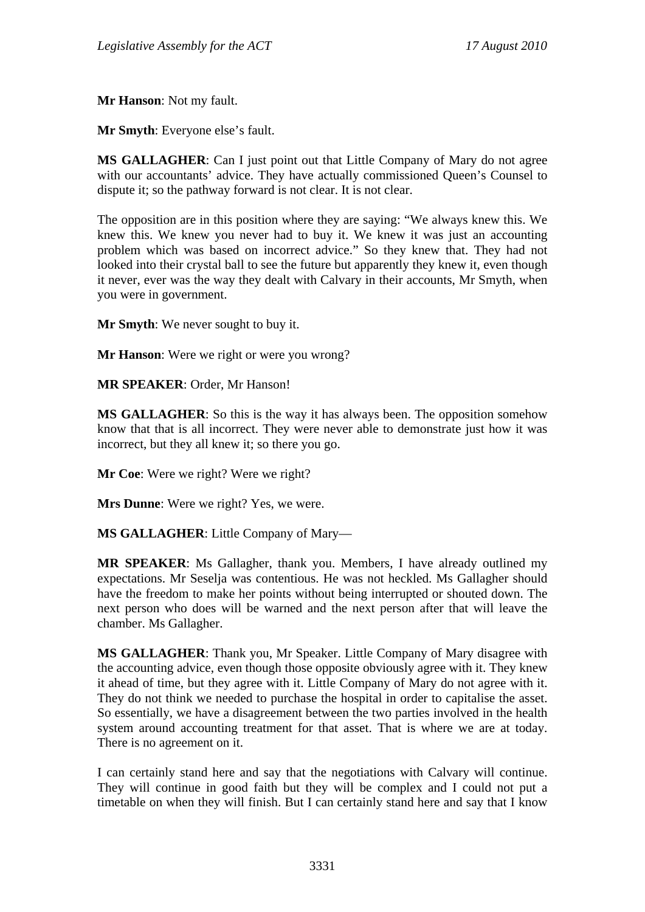**Mr Hanson**: Not my fault.

**Mr Smyth**: Everyone else's fault.

**MS GALLAGHER**: Can I just point out that Little Company of Mary do not agree with our accountants' advice. They have actually commissioned Queen's Counsel to dispute it; so the pathway forward is not clear. It is not clear.

The opposition are in this position where they are saying: "We always knew this. We knew this. We knew you never had to buy it. We knew it was just an accounting problem which was based on incorrect advice." So they knew that. They had not looked into their crystal ball to see the future but apparently they knew it, even though it never, ever was the way they dealt with Calvary in their accounts, Mr Smyth, when you were in government.

**Mr Smyth**: We never sought to buy it.

**Mr Hanson**: Were we right or were you wrong?

**MR SPEAKER**: Order, Mr Hanson!

**MS GALLAGHER**: So this is the way it has always been. The opposition somehow know that that is all incorrect. They were never able to demonstrate just how it was incorrect, but they all knew it; so there you go.

**Mr Coe**: Were we right? Were we right?

**Mrs Dunne**: Were we right? Yes, we were.

**MS GALLAGHER**: Little Company of Mary—

**MR SPEAKER**: Ms Gallagher, thank you. Members, I have already outlined my expectations. Mr Seselja was contentious. He was not heckled. Ms Gallagher should have the freedom to make her points without being interrupted or shouted down. The next person who does will be warned and the next person after that will leave the chamber. Ms Gallagher.

**MS GALLAGHER**: Thank you, Mr Speaker. Little Company of Mary disagree with the accounting advice, even though those opposite obviously agree with it. They knew it ahead of time, but they agree with it. Little Company of Mary do not agree with it. They do not think we needed to purchase the hospital in order to capitalise the asset. So essentially, we have a disagreement between the two parties involved in the health system around accounting treatment for that asset. That is where we are at today. There is no agreement on it.

I can certainly stand here and say that the negotiations with Calvary will continue. They will continue in good faith but they will be complex and I could not put a timetable on when they will finish. But I can certainly stand here and say that I know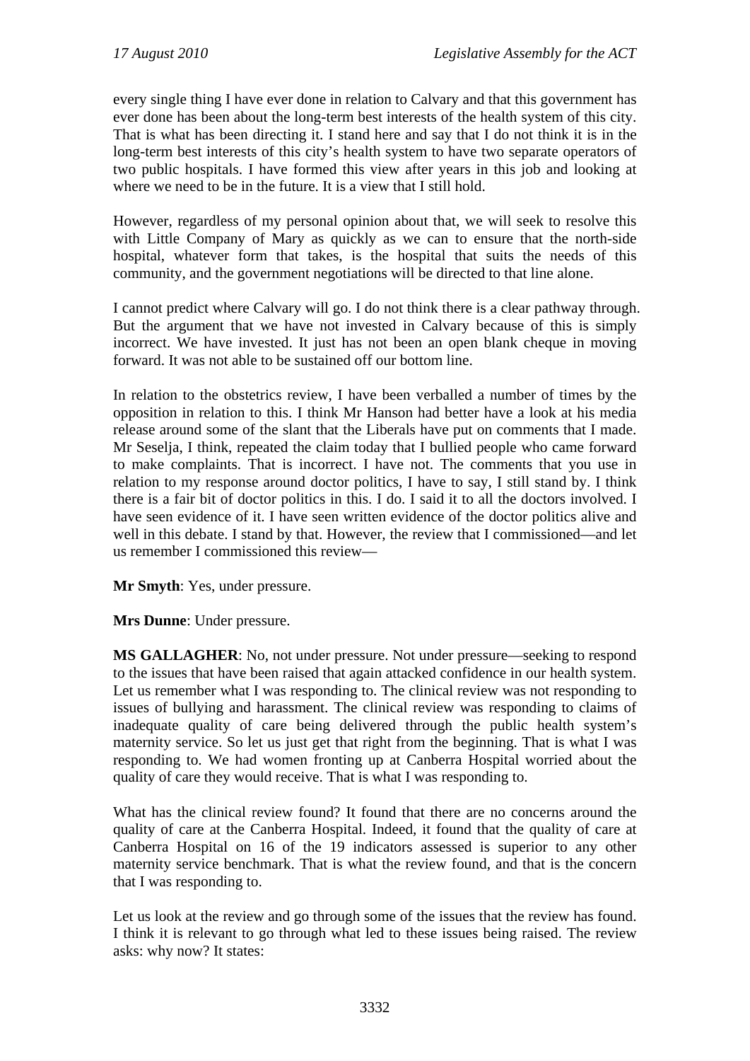every single thing I have ever done in relation to Calvary and that this government has ever done has been about the long-term best interests of the health system of this city. That is what has been directing it. I stand here and say that I do not think it is in the long-term best interests of this city's health system to have two separate operators of two public hospitals. I have formed this view after years in this job and looking at where we need to be in the future. It is a view that I still hold.

However, regardless of my personal opinion about that, we will seek to resolve this with Little Company of Mary as quickly as we can to ensure that the north-side hospital, whatever form that takes, is the hospital that suits the needs of this community, and the government negotiations will be directed to that line alone.

I cannot predict where Calvary will go. I do not think there is a clear pathway through. But the argument that we have not invested in Calvary because of this is simply incorrect. We have invested. It just has not been an open blank cheque in moving forward. It was not able to be sustained off our bottom line.

In relation to the obstetrics review, I have been verballed a number of times by the opposition in relation to this. I think Mr Hanson had better have a look at his media release around some of the slant that the Liberals have put on comments that I made. Mr Seselja, I think, repeated the claim today that I bullied people who came forward to make complaints. That is incorrect. I have not. The comments that you use in relation to my response around doctor politics, I have to say, I still stand by. I think there is a fair bit of doctor politics in this. I do. I said it to all the doctors involved. I have seen evidence of it. I have seen written evidence of the doctor politics alive and well in this debate. I stand by that. However, the review that I commissioned—and let us remember I commissioned this review—

**Mr Smyth**: Yes, under pressure.

**Mrs Dunne**: Under pressure.

**MS GALLAGHER**: No, not under pressure. Not under pressure—seeking to respond to the issues that have been raised that again attacked confidence in our health system. Let us remember what I was responding to. The clinical review was not responding to issues of bullying and harassment. The clinical review was responding to claims of inadequate quality of care being delivered through the public health system's maternity service. So let us just get that right from the beginning. That is what I was responding to. We had women fronting up at Canberra Hospital worried about the quality of care they would receive. That is what I was responding to.

What has the clinical review found? It found that there are no concerns around the quality of care at the Canberra Hospital. Indeed, it found that the quality of care at Canberra Hospital on 16 of the 19 indicators assessed is superior to any other maternity service benchmark. That is what the review found, and that is the concern that I was responding to.

Let us look at the review and go through some of the issues that the review has found. I think it is relevant to go through what led to these issues being raised. The review asks: why now? It states: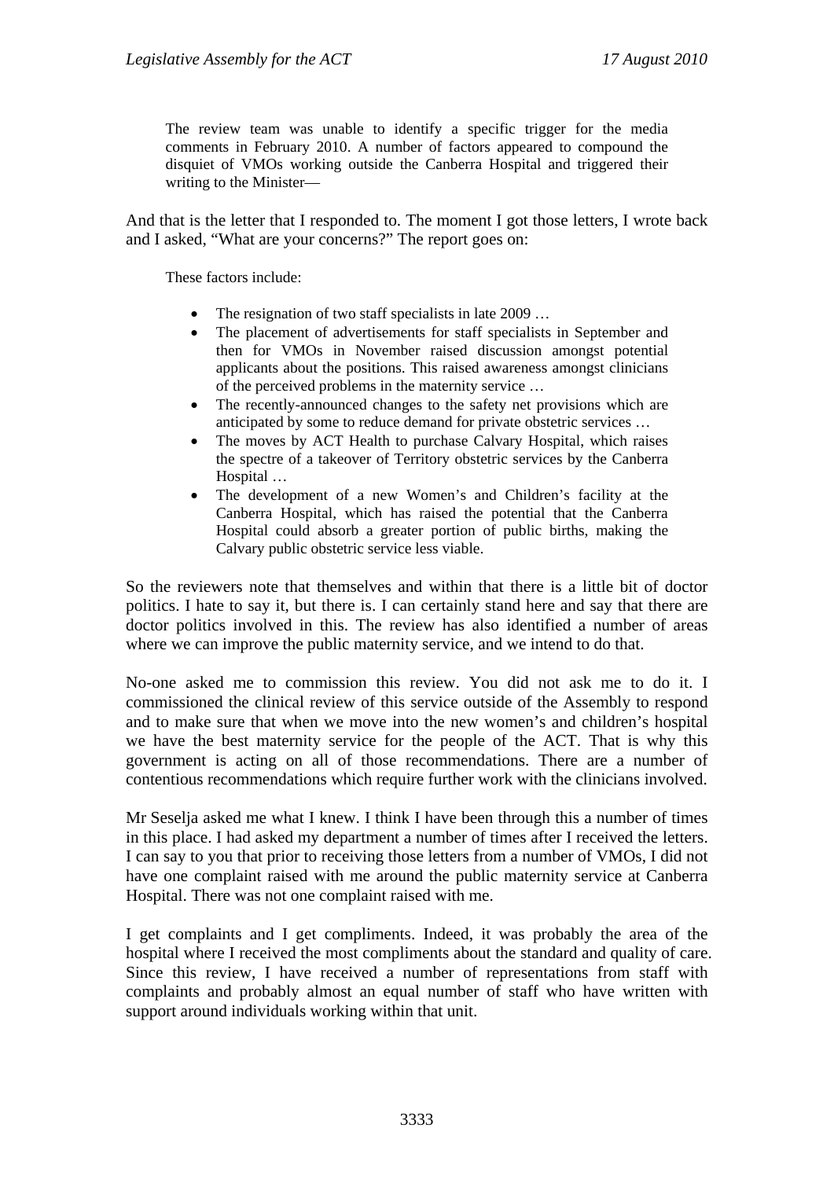> The review team was unable to identify a specific trigger for the media comments in February 2010. A number of factors appeared to compound the disquiet of VMOs working outside the Canberra Hospital and triggered their writing to the Minister—

And that is the letter that I responded to. The moment I got those letters, I wrote back and I asked, "What are your concerns?" The report goes on:

> These factors include:
>
> - The resignation of two staff specialists in late 2009 …
> - The placement of advertisements for staff specialists in September and then for VMOs in November raised discussion amongst potential applicants about the positions. This raised awareness amongst clinicians of the perceived problems in the maternity service …
> - The recently-announced changes to the safety net provisions which are anticipated by some to reduce demand for private obstetric services …
> - The moves by ACT Health to purchase Calvary Hospital, which raises the spectre of a takeover of Territory obstetric services by the Canberra Hospital …
> - The development of a new Women's and Children's facility at the Canberra Hospital, which has raised the potential that the Canberra Hospital could absorb a greater portion of public births, making the Calvary public obstetric service less viable.

So the reviewers note that themselves and within that there is a little bit of doctor politics. I hate to say it, but there is. I can certainly stand here and say that there are doctor politics involved in this. The review has also identified a number of areas where we can improve the public maternity service, and we intend to do that.

No-one asked me to commission this review. You did not ask me to do it. I commissioned the clinical review of this service outside of the Assembly to respond and to make sure that when we move into the new women's and children's hospital we have the best maternity service for the people of the ACT. That is why this government is acting on all of those recommendations. There are a number of contentious recommendations which require further work with the clinicians involved.

Mr Seselja asked me what I knew. I think I have been through this a number of times in this place. I had asked my department a number of times after I received the letters. I can say to you that prior to receiving those letters from a number of VMOs, I did not have one complaint raised with me around the public maternity service at Canberra Hospital. There was not one complaint raised with me.

I get complaints and I get compliments. Indeed, it was probably the area of the hospital where I received the most compliments about the standard and quality of care. Since this review, I have received a number of representations from staff with complaints and probably almost an equal number of staff who have written with support around individuals working within that unit.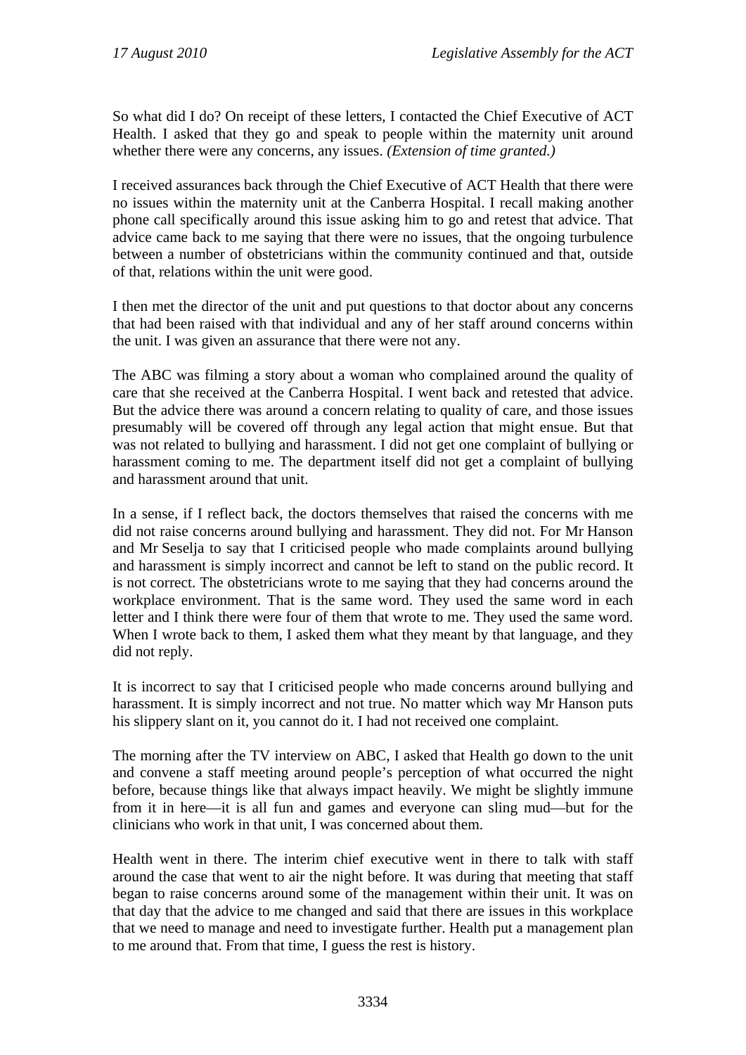So what did I do? On receipt of these letters, I contacted the Chief Executive of ACT Health. I asked that they go and speak to people within the maternity unit around whether there were any concerns, any issues. *(Extension of time granted.)*

I received assurances back through the Chief Executive of ACT Health that there were no issues within the maternity unit at the Canberra Hospital. I recall making another phone call specifically around this issue asking him to go and retest that advice. That advice came back to me saying that there were no issues, that the ongoing turbulence between a number of obstetricians within the community continued and that, outside of that, relations within the unit were good.

I then met the director of the unit and put questions to that doctor about any concerns that had been raised with that individual and any of her staff around concerns within the unit. I was given an assurance that there were not any.

The ABC was filming a story about a woman who complained around the quality of care that she received at the Canberra Hospital. I went back and retested that advice. But the advice there was around a concern relating to quality of care, and those issues presumably will be covered off through any legal action that might ensue. But that was not related to bullying and harassment. I did not get one complaint of bullying or harassment coming to me. The department itself did not get a complaint of bullying and harassment around that unit.

In a sense, if I reflect back, the doctors themselves that raised the concerns with me did not raise concerns around bullying and harassment. They did not. For Mr Hanson and Mr Seselja to say that I criticised people who made complaints around bullying and harassment is simply incorrect and cannot be left to stand on the public record. It is not correct. The obstetricians wrote to me saying that they had concerns around the workplace environment. That is the same word. They used the same word in each letter and I think there were four of them that wrote to me. They used the same word. When I wrote back to them, I asked them what they meant by that language, and they did not reply.

It is incorrect to say that I criticised people who made concerns around bullying and harassment. It is simply incorrect and not true. No matter which way Mr Hanson puts his slippery slant on it, you cannot do it. I had not received one complaint.

The morning after the TV interview on ABC, I asked that Health go down to the unit and convene a staff meeting around people's perception of what occurred the night before, because things like that always impact heavily. We might be slightly immune from it in here—it is all fun and games and everyone can sling mud—but for the clinicians who work in that unit, I was concerned about them.

Health went in there. The interim chief executive went in there to talk with staff around the case that went to air the night before. It was during that meeting that staff began to raise concerns around some of the management within their unit. It was on that day that the advice to me changed and said that there are issues in this workplace that we need to manage and need to investigate further. Health put a management plan to me around that. From that time, I guess the rest is history.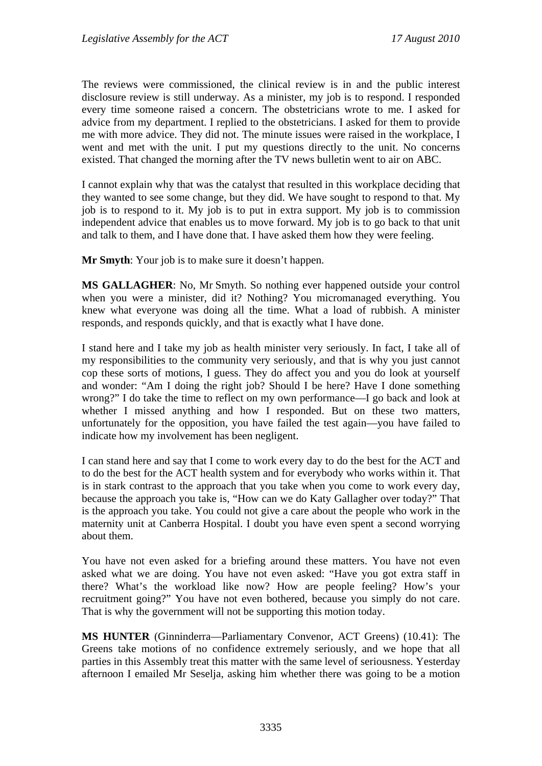The reviews were commissioned, the clinical review is in and the public interest disclosure review is still underway. As a minister, my job is to respond. I responded every time someone raised a concern. The obstetricians wrote to me. I asked for advice from my department. I replied to the obstetricians. I asked for them to provide me with more advice. They did not. The minute issues were raised in the workplace, I went and met with the unit. I put my questions directly to the unit. No concerns existed. That changed the morning after the TV news bulletin went to air on ABC.

I cannot explain why that was the catalyst that resulted in this workplace deciding that they wanted to see some change, but they did. We have sought to respond to that. My job is to respond to it. My job is to put in extra support. My job is to commission independent advice that enables us to move forward. My job is to go back to that unit and talk to them, and I have done that. I have asked them how they were feeling.

**Mr Smyth**: Your job is to make sure it doesn't happen.

**MS GALLAGHER**: No, Mr Smyth. So nothing ever happened outside your control when you were a minister, did it? Nothing? You micromanaged everything. You knew what everyone was doing all the time. What a load of rubbish. A minister responds, and responds quickly, and that is exactly what I have done.

I stand here and I take my job as health minister very seriously. In fact, I take all of my responsibilities to the community very seriously, and that is why you just cannot cop these sorts of motions, I guess. They do affect you and you do look at yourself and wonder: "Am I doing the right job? Should I be here? Have I done something wrong?" I do take the time to reflect on my own performance—I go back and look at whether I missed anything and how I responded. But on these two matters, unfortunately for the opposition, you have failed the test again—you have failed to indicate how my involvement has been negligent.

I can stand here and say that I come to work every day to do the best for the ACT and to do the best for the ACT health system and for everybody who works within it. That is in stark contrast to the approach that you take when you come to work every day, because the approach you take is, "How can we do Katy Gallagher over today?" That is the approach you take. You could not give a care about the people who work in the maternity unit at Canberra Hospital. I doubt you have even spent a second worrying about them.

You have not even asked for a briefing around these matters. You have not even asked what we are doing. You have not even asked: "Have you got extra staff in there? What's the workload like now? How are people feeling? How's your recruitment going?" You have not even bothered, because you simply do not care. That is why the government will not be supporting this motion today.

**MS HUNTER** (Ginninderra—Parliamentary Convenor, ACT Greens) (10.41): The Greens take motions of no confidence extremely seriously, and we hope that all parties in this Assembly treat this matter with the same level of seriousness. Yesterday afternoon I emailed Mr Seselja, asking him whether there was going to be a motion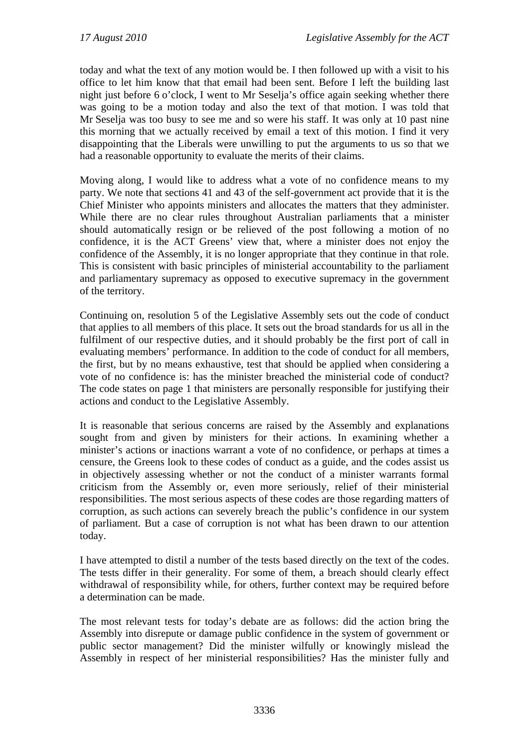today and what the text of any motion would be. I then followed up with a visit to his office to let him know that that email had been sent. Before I left the building last night just before 6 o'clock, I went to Mr Seselja's office again seeking whether there was going to be a motion today and also the text of that motion. I was told that Mr Seselja was too busy to see me and so were his staff. It was only at 10 past nine this morning that we actually received by email a text of this motion. I find it very disappointing that the Liberals were unwilling to put the arguments to us so that we had a reasonable opportunity to evaluate the merits of their claims.

Moving along, I would like to address what a vote of no confidence means to my party. We note that sections 41 and 43 of the self-government act provide that it is the Chief Minister who appoints ministers and allocates the matters that they administer. While there are no clear rules throughout Australian parliaments that a minister should automatically resign or be relieved of the post following a motion of no confidence, it is the ACT Greens' view that, where a minister does not enjoy the confidence of the Assembly, it is no longer appropriate that they continue in that role. This is consistent with basic principles of ministerial accountability to the parliament and parliamentary supremacy as opposed to executive supremacy in the government of the territory.

Continuing on, resolution 5 of the Legislative Assembly sets out the code of conduct that applies to all members of this place. It sets out the broad standards for us all in the fulfilment of our respective duties, and it should probably be the first port of call in evaluating members' performance. In addition to the code of conduct for all members, the first, but by no means exhaustive, test that should be applied when considering a vote of no confidence is: has the minister breached the ministerial code of conduct? The code states on page 1 that ministers are personally responsible for justifying their actions and conduct to the Legislative Assembly.

It is reasonable that serious concerns are raised by the Assembly and explanations sought from and given by ministers for their actions. In examining whether a minister's actions or inactions warrant a vote of no confidence, or perhaps at times a censure, the Greens look to these codes of conduct as a guide, and the codes assist us in objectively assessing whether or not the conduct of a minister warrants formal criticism from the Assembly or, even more seriously, relief of their ministerial responsibilities. The most serious aspects of these codes are those regarding matters of corruption, as such actions can severely breach the public's confidence in our system of parliament. But a case of corruption is not what has been drawn to our attention today.

I have attempted to distil a number of the tests based directly on the text of the codes. The tests differ in their generality. For some of them, a breach should clearly effect withdrawal of responsibility while, for others, further context may be required before a determination can be made.

The most relevant tests for today's debate are as follows: did the action bring the Assembly into disrepute or damage public confidence in the system of government or public sector management? Did the minister wilfully or knowingly mislead the Assembly in respect of her ministerial responsibilities? Has the minister fully and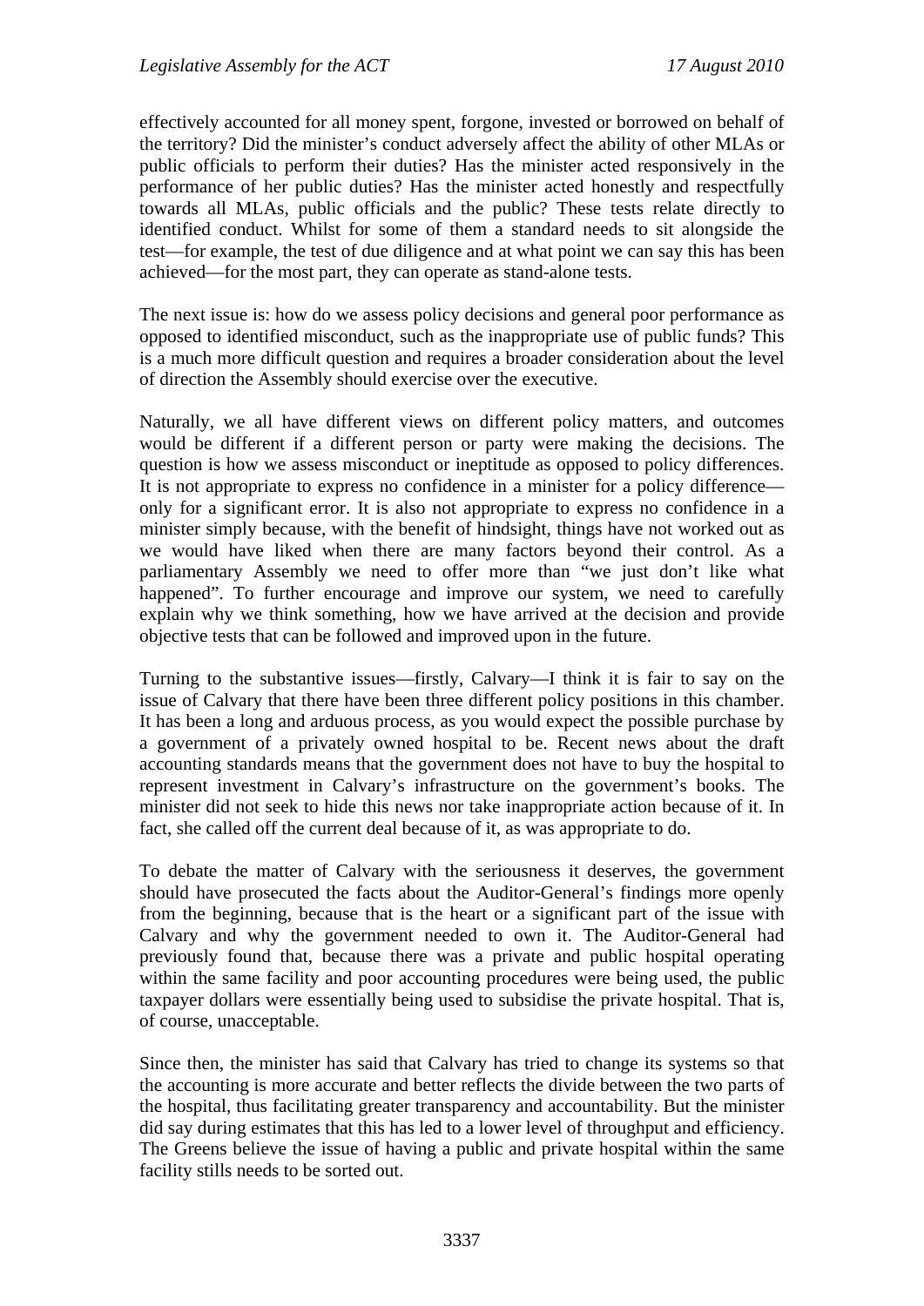effectively accounted for all money spent, forgone, invested or borrowed on behalf of the territory? Did the minister's conduct adversely affect the ability of other MLAs or public officials to perform their duties? Has the minister acted responsively in the performance of her public duties? Has the minister acted honestly and respectfully towards all MLAs, public officials and the public? These tests relate directly to identified conduct. Whilst for some of them a standard needs to sit alongside the test—for example, the test of due diligence and at what point we can say this has been achieved—for the most part, they can operate as stand-alone tests.

The next issue is: how do we assess policy decisions and general poor performance as opposed to identified misconduct, such as the inappropriate use of public funds? This is a much more difficult question and requires a broader consideration about the level of direction the Assembly should exercise over the executive.

Naturally, we all have different views on different policy matters, and outcomes would be different if a different person or party were making the decisions. The question is how we assess misconduct or ineptitude as opposed to policy differences. It is not appropriate to express no confidence in a minister for a policy difference—only for a significant error. It is also not appropriate to express no confidence in a minister simply because, with the benefit of hindsight, things have not worked out as we would have liked when there are many factors beyond their control. As a parliamentary Assembly we need to offer more than "we just don't like what happened". To further encourage and improve our system, we need to carefully explain why we think something, how we have arrived at the decision and provide objective tests that can be followed and improved upon in the future.

Turning to the substantive issues—firstly, Calvary—I think it is fair to say on the issue of Calvary that there have been three different policy positions in this chamber. It has been a long and arduous process, as you would expect the possible purchase by a government of a privately owned hospital to be. Recent news about the draft accounting standards means that the government does not have to buy the hospital to represent investment in Calvary's infrastructure on the government's books. The minister did not seek to hide this news nor take inappropriate action because of it. In fact, she called off the current deal because of it, as was appropriate to do.

To debate the matter of Calvary with the seriousness it deserves, the government should have prosecuted the facts about the Auditor-General's findings more openly from the beginning, because that is the heart or a significant part of the issue with Calvary and why the government needed to own it. The Auditor-General had previously found that, because there was a private and public hospital operating within the same facility and poor accounting procedures were being used, the public taxpayer dollars were essentially being used to subsidise the private hospital. That is, of course, unacceptable.

Since then, the minister has said that Calvary has tried to change its systems so that the accounting is more accurate and better reflects the divide between the two parts of the hospital, thus facilitating greater transparency and accountability. But the minister did say during estimates that this has led to a lower level of throughput and efficiency. The Greens believe the issue of having a public and private hospital within the same facility stills needs to be sorted out.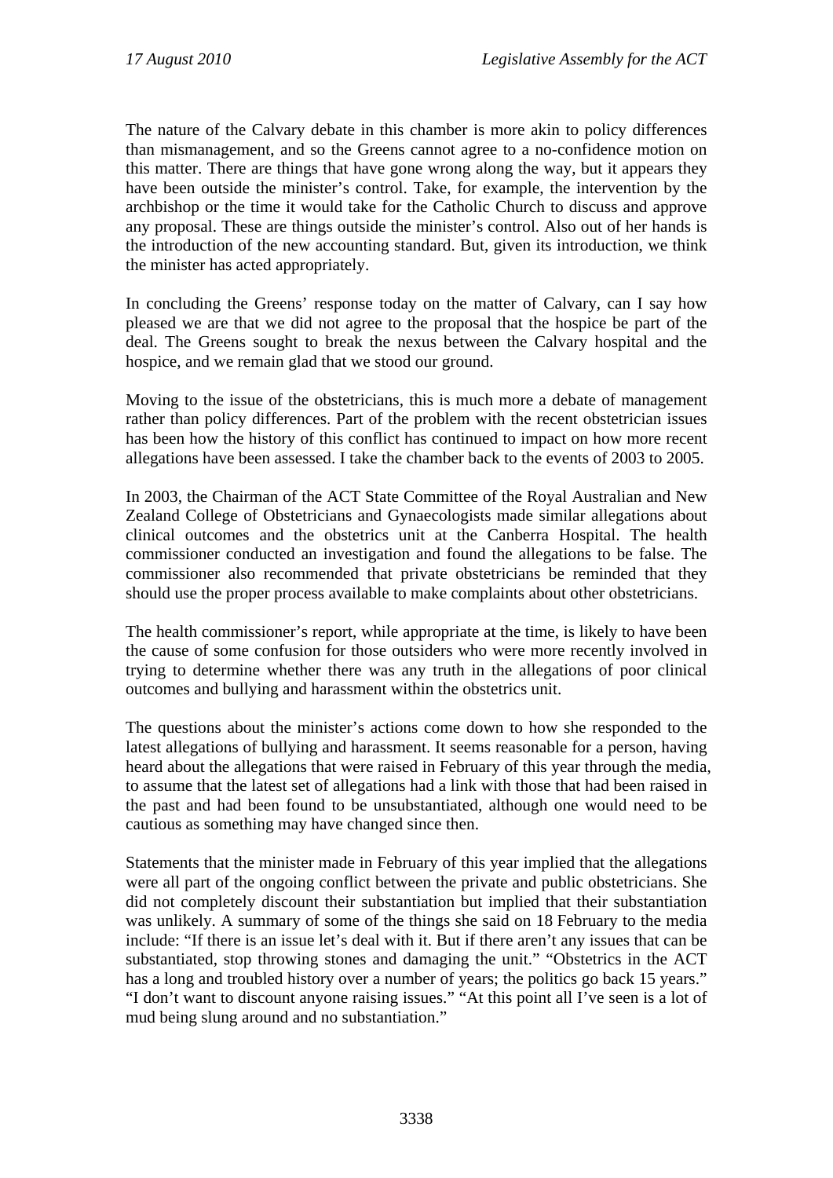The nature of the Calvary debate in this chamber is more akin to policy differences than mismanagement, and so the Greens cannot agree to a no-confidence motion on this matter. There are things that have gone wrong along the way, but it appears they have been outside the minister's control. Take, for example, the intervention by the archbishop or the time it would take for the Catholic Church to discuss and approve any proposal. These are things outside the minister's control. Also out of her hands is the introduction of the new accounting standard. But, given its introduction, we think the minister has acted appropriately.

In concluding the Greens' response today on the matter of Calvary, can I say how pleased we are that we did not agree to the proposal that the hospice be part of the deal. The Greens sought to break the nexus between the Calvary hospital and the hospice, and we remain glad that we stood our ground.

Moving to the issue of the obstetricians, this is much more a debate of management rather than policy differences. Part of the problem with the recent obstetrician issues has been how the history of this conflict has continued to impact on how more recent allegations have been assessed. I take the chamber back to the events of 2003 to 2005.

In 2003, the Chairman of the ACT State Committee of the Royal Australian and New Zealand College of Obstetricians and Gynaecologists made similar allegations about clinical outcomes and the obstetrics unit at the Canberra Hospital. The health commissioner conducted an investigation and found the allegations to be false. The commissioner also recommended that private obstetricians be reminded that they should use the proper process available to make complaints about other obstetricians.

The health commissioner's report, while appropriate at the time, is likely to have been the cause of some confusion for those outsiders who were more recently involved in trying to determine whether there was any truth in the allegations of poor clinical outcomes and bullying and harassment within the obstetrics unit.

The questions about the minister's actions come down to how she responded to the latest allegations of bullying and harassment. It seems reasonable for a person, having heard about the allegations that were raised in February of this year through the media, to assume that the latest set of allegations had a link with those that had been raised in the past and had been found to be unsubstantiated, although one would need to be cautious as something may have changed since then.

Statements that the minister made in February of this year implied that the allegations were all part of the ongoing conflict between the private and public obstetricians. She did not completely discount their substantiation but implied that their substantiation was unlikely. A summary of some of the things she said on 18 February to the media include: "If there is an issue let's deal with it. But if there aren't any issues that can be substantiated, stop throwing stones and damaging the unit." "Obstetrics in the ACT has a long and troubled history over a number of years; the politics go back 15 years." "I don't want to discount anyone raising issues." "At this point all I've seen is a lot of mud being slung around and no substantiation."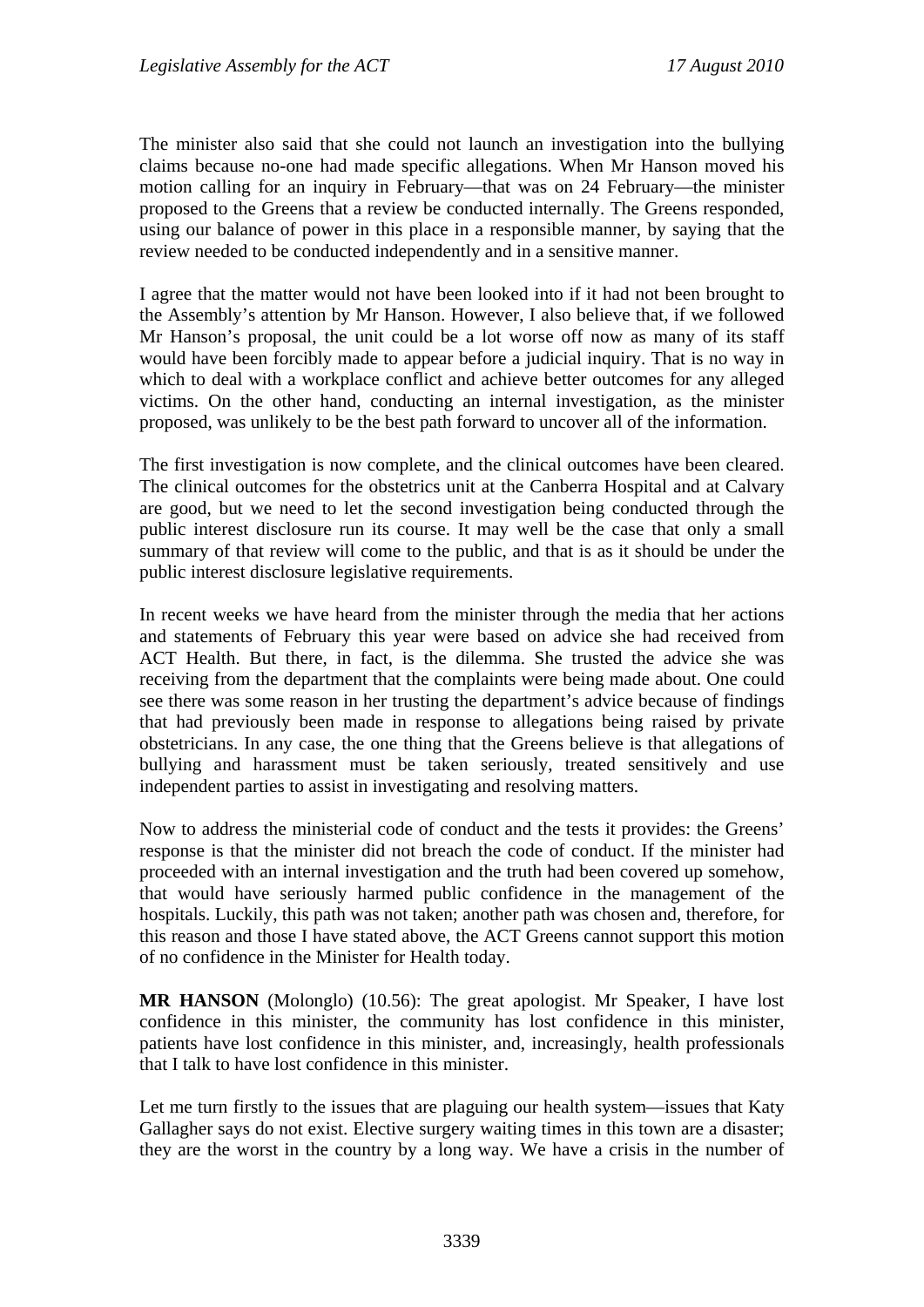The minister also said that she could not launch an investigation into the bullying claims because no-one had made specific allegations. When Mr Hanson moved his motion calling for an inquiry in February—that was on 24 February—the minister proposed to the Greens that a review be conducted internally. The Greens responded, using our balance of power in this place in a responsible manner, by saying that the review needed to be conducted independently and in a sensitive manner.

I agree that the matter would not have been looked into if it had not been brought to the Assembly's attention by Mr Hanson. However, I also believe that, if we followed Mr Hanson's proposal, the unit could be a lot worse off now as many of its staff would have been forcibly made to appear before a judicial inquiry. That is no way in which to deal with a workplace conflict and achieve better outcomes for any alleged victims. On the other hand, conducting an internal investigation, as the minister proposed, was unlikely to be the best path forward to uncover all of the information.

The first investigation is now complete, and the clinical outcomes have been cleared. The clinical outcomes for the obstetrics unit at the Canberra Hospital and at Calvary are good, but we need to let the second investigation being conducted through the public interest disclosure run its course. It may well be the case that only a small summary of that review will come to the public, and that is as it should be under the public interest disclosure legislative requirements.

In recent weeks we have heard from the minister through the media that her actions and statements of February this year were based on advice she had received from ACT Health. But there, in fact, is the dilemma. She trusted the advice she was receiving from the department that the complaints were being made about. One could see there was some reason in her trusting the department's advice because of findings that had previously been made in response to allegations being raised by private obstetricians. In any case, the one thing that the Greens believe is that allegations of bullying and harassment must be taken seriously, treated sensitively and use independent parties to assist in investigating and resolving matters.

Now to address the ministerial code of conduct and the tests it provides: the Greens' response is that the minister did not breach the code of conduct. If the minister had proceeded with an internal investigation and the truth had been covered up somehow, that would have seriously harmed public confidence in the management of the hospitals. Luckily, this path was not taken; another path was chosen and, therefore, for this reason and those I have stated above, the ACT Greens cannot support this motion of no confidence in the Minister for Health today.

**MR HANSON** (Molonglo) (10.56): The great apologist. Mr Speaker, I have lost confidence in this minister, the community has lost confidence in this minister, patients have lost confidence in this minister, and, increasingly, health professionals that I talk to have lost confidence in this minister.

Let me turn firstly to the issues that are plaguing our health system—issues that Katy Gallagher says do not exist. Elective surgery waiting times in this town are a disaster; they are the worst in the country by a long way. We have a crisis in the number of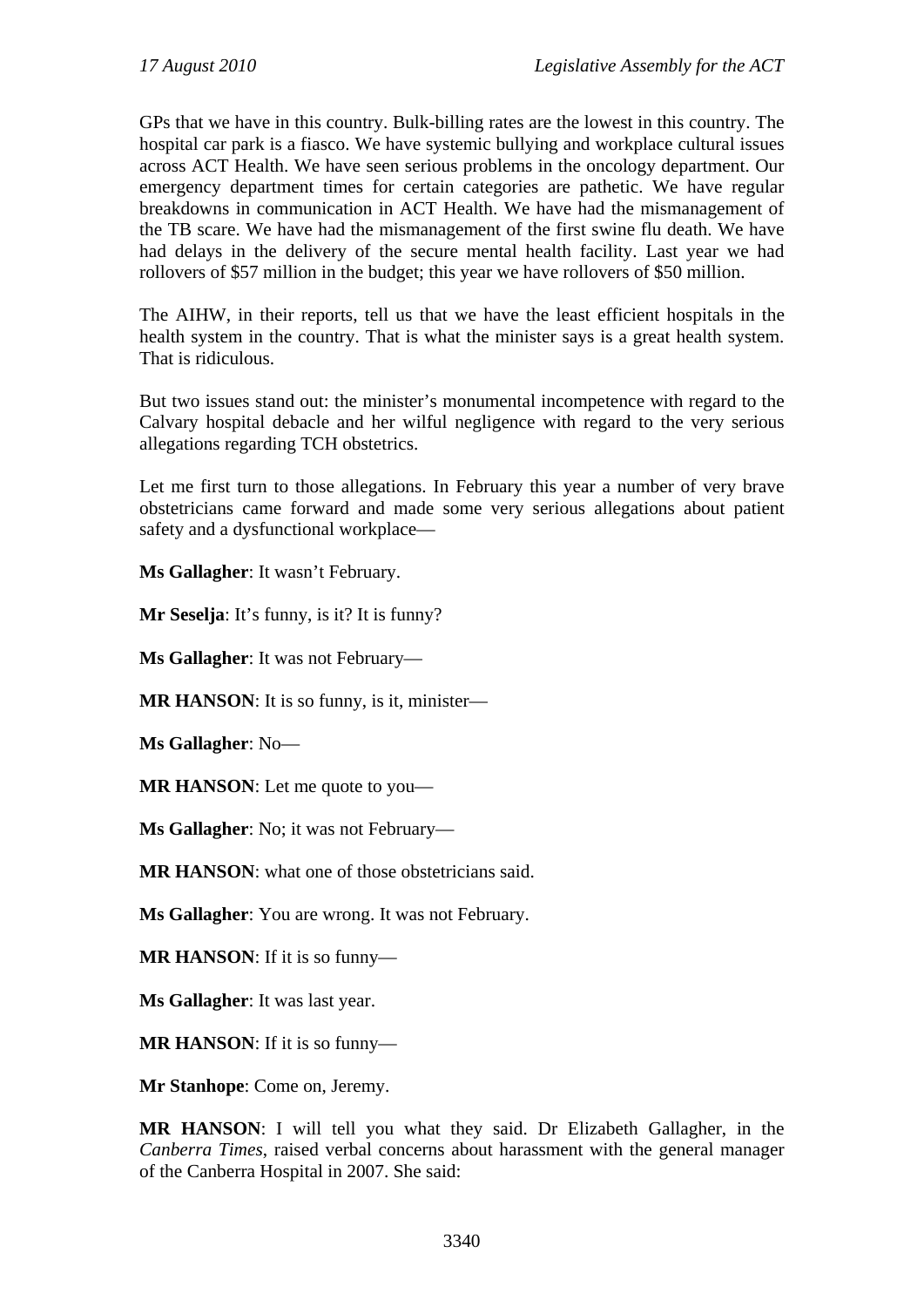GPs that we have in this country. Bulk-billing rates are the lowest in this country. The hospital car park is a fiasco. We have systemic bullying and workplace cultural issues across ACT Health. We have seen serious problems in the oncology department. Our emergency department times for certain categories are pathetic. We have regular breakdowns in communication in ACT Health. We have had the mismanagement of the TB scare. We have had the mismanagement of the first swine flu death. We have had delays in the delivery of the secure mental health facility. Last year we had rollovers of $57 million in the budget; this year we have rollovers of $50 million.

The AIHW, in their reports, tell us that we have the least efficient hospitals in the health system in the country. That is what the minister says is a great health system. That is ridiculous.

But two issues stand out: the minister's monumental incompetence with regard to the Calvary hospital debacle and her wilful negligence with regard to the very serious allegations regarding TCH obstetrics.

Let me first turn to those allegations. In February this year a number of very brave obstetricians came forward and made some very serious allegations about patient safety and a dysfunctional workplace—

**Ms Gallagher**: It wasn't February.

**Mr Seselja**: It's funny, is it? It is funny?

**Ms Gallagher**: It was not February—

**MR HANSON**: It is so funny, is it, minister—

**Ms Gallagher**: No—

**MR HANSON**: Let me quote to you—

**Ms Gallagher**: No; it was not February—

**MR HANSON**: what one of those obstetricians said.

**Ms Gallagher**: You are wrong. It was not February.

**MR HANSON**: If it is so funny—

**Ms Gallagher**: It was last year.

**MR HANSON**: If it is so funny—

**Mr Stanhope**: Come on, Jeremy.

**MR HANSON**: I will tell you what they said. Dr Elizabeth Gallagher, in the *Canberra Times*, raised verbal concerns about harassment with the general manager of the Canberra Hospital in 2007. She said: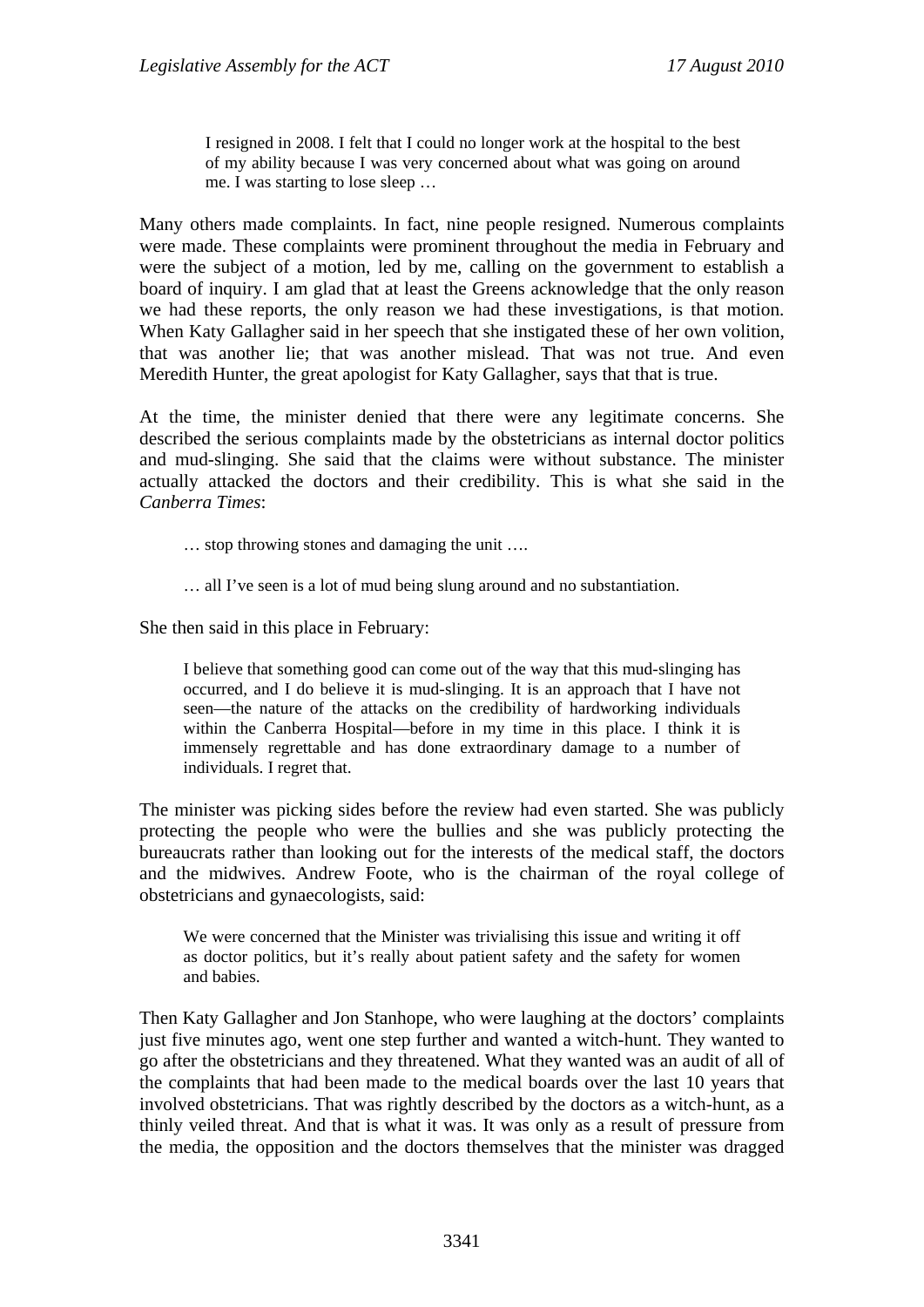> I resigned in 2008. I felt that I could no longer work at the hospital to the best of my ability because I was very concerned about what was going on around me. I was starting to lose sleep …

Many others made complaints. In fact, nine people resigned. Numerous complaints were made. These complaints were prominent throughout the media in February and were the subject of a motion, led by me, calling on the government to establish a board of inquiry. I am glad that at least the Greens acknowledge that the only reason we had these reports, the only reason we had these investigations, is that motion. When Katy Gallagher said in her speech that she instigated these of her own volition, that was another lie; that was another mislead. That was not true. And even Meredith Hunter, the great apologist for Katy Gallagher, says that that is true.

At the time, the minister denied that there were any legitimate concerns. She described the serious complaints made by the obstetricians as internal doctor politics and mud-slinging. She said that the claims were without substance. The minister actually attacked the doctors and their credibility. This is what she said in the *Canberra Times*:

> … stop throwing stones and damaging the unit ….
>
> … all I've seen is a lot of mud being slung around and no substantiation.

She then said in this place in February:

> I believe that something good can come out of the way that this mud-slinging has occurred, and I do believe it is mud-slinging. It is an approach that I have not seen—the nature of the attacks on the credibility of hardworking individuals within the Canberra Hospital—before in my time in this place. I think it is immensely regrettable and has done extraordinary damage to a number of individuals. I regret that.

The minister was picking sides before the review had even started. She was publicly protecting the people who were the bullies and she was publicly protecting the bureaucrats rather than looking out for the interests of the medical staff, the doctors and the midwives. Andrew Foote, who is the chairman of the royal college of obstetricians and gynaecologists, said:

> We were concerned that the Minister was trivialising this issue and writing it off as doctor politics, but it's really about patient safety and the safety for women and babies.

Then Katy Gallagher and Jon Stanhope, who were laughing at the doctors' complaints just five minutes ago, went one step further and wanted a witch-hunt. They wanted to go after the obstetricians and they threatened. What they wanted was an audit of all of the complaints that had been made to the medical boards over the last 10 years that involved obstetricians. That was rightly described by the doctors as a witch-hunt, as a thinly veiled threat. And that is what it was. It was only as a result of pressure from the media, the opposition and the doctors themselves that the minister was dragged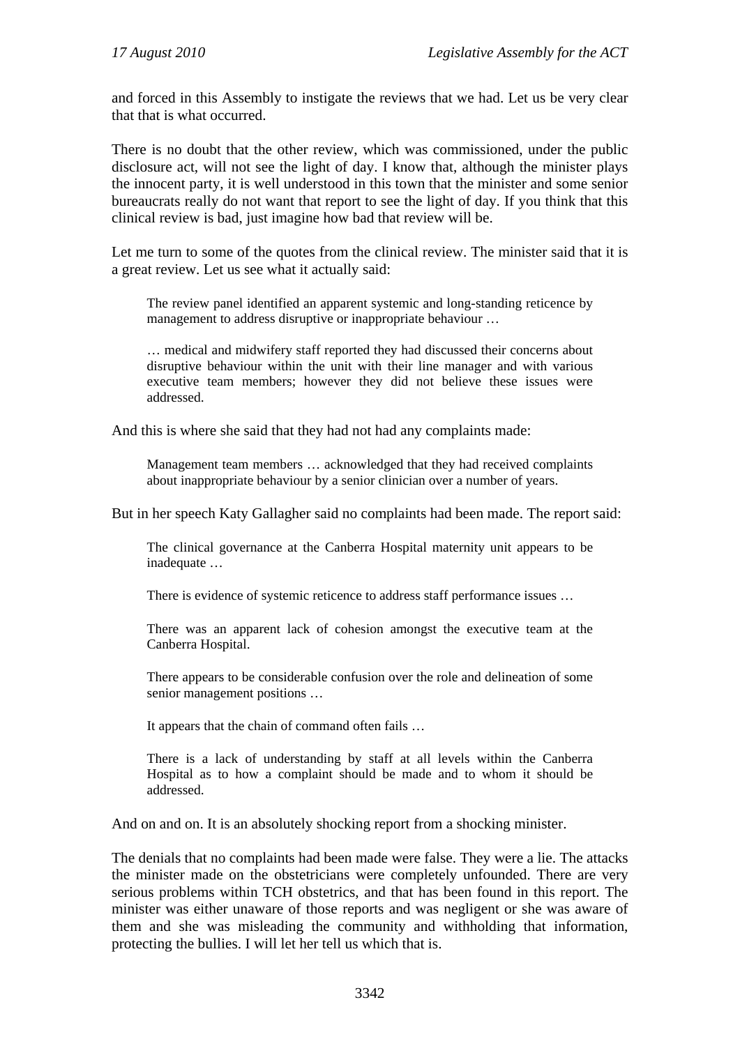and forced in this Assembly to instigate the reviews that we had. Let us be very clear that that is what occurred.

There is no doubt that the other review, which was commissioned, under the public disclosure act, will not see the light of day. I know that, although the minister plays the innocent party, it is well understood in this town that the minister and some senior bureaucrats really do not want that report to see the light of day. If you think that this clinical review is bad, just imagine how bad that review will be.

Let me turn to some of the quotes from the clinical review. The minister said that it is a great review. Let us see what it actually said:

> The review panel identified an apparent systemic and long-standing reticence by management to address disruptive or inappropriate behaviour …
>
> … medical and midwifery staff reported they had discussed their concerns about disruptive behaviour within the unit with their line manager and with various executive team members; however they did not believe these issues were addressed.

And this is where she said that they had not had any complaints made:

> Management team members … acknowledged that they had received complaints about inappropriate behaviour by a senior clinician over a number of years.

But in her speech Katy Gallagher said no complaints had been made. The report said:

> The clinical governance at the Canberra Hospital maternity unit appears to be inadequate …
>
> There is evidence of systemic reticence to address staff performance issues …
>
> There was an apparent lack of cohesion amongst the executive team at the Canberra Hospital.
>
> There appears to be considerable confusion over the role and delineation of some senior management positions …
>
> It appears that the chain of command often fails …
>
> There is a lack of understanding by staff at all levels within the Canberra Hospital as to how a complaint should be made and to whom it should be addressed.

And on and on. It is an absolutely shocking report from a shocking minister.

The denials that no complaints had been made were false. They were a lie. The attacks the minister made on the obstetricians were completely unfounded. There are very serious problems within TCH obstetrics, and that has been found in this report. The minister was either unaware of those reports and was negligent or she was aware of them and she was misleading the community and withholding that information, protecting the bullies. I will let her tell us which that is.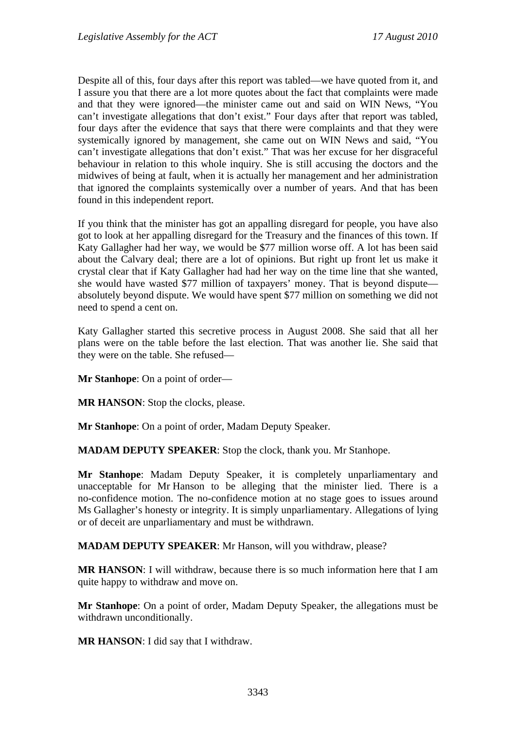Despite all of this, four days after this report was tabled—we have quoted from it, and I assure you that there are a lot more quotes about the fact that complaints were made and that they were ignored—the minister came out and said on WIN News, "You can't investigate allegations that don't exist." Four days after that report was tabled, four days after the evidence that says that there were complaints and that they were systemically ignored by management, she came out on WIN News and said, "You can't investigate allegations that don't exist." That was her excuse for her disgraceful behaviour in relation to this whole inquiry. She is still accusing the doctors and the midwives of being at fault, when it is actually her management and her administration that ignored the complaints systemically over a number of years. And that has been found in this independent report.

If you think that the minister has got an appalling disregard for people, you have also got to look at her appalling disregard for the Treasury and the finances of this town. If Katy Gallagher had her way, we would be $77 million worse off. A lot has been said about the Calvary deal; there are a lot of opinions. But right up front let us make it crystal clear that if Katy Gallagher had had her way on the time line that she wanted, she would have wasted $77 million of taxpayers' money. That is beyond dispute—absolutely beyond dispute. We would have spent $77 million on something we did not need to spend a cent on.

Katy Gallagher started this secretive process in August 2008. She said that all her plans were on the table before the last election. That was another lie. She said that they were on the table. She refused—

**Mr Stanhope**: On a point of order—

**MR HANSON**: Stop the clocks, please.

**Mr Stanhope**: On a point of order, Madam Deputy Speaker.

**MADAM DEPUTY SPEAKER**: Stop the clock, thank you. Mr Stanhope.

**Mr Stanhope**: Madam Deputy Speaker, it is completely unparliamentary and unacceptable for Mr Hanson to be alleging that the minister lied. There is a no-confidence motion. The no-confidence motion at no stage goes to issues around Ms Gallagher's honesty or integrity. It is simply unparliamentary. Allegations of lying or of deceit are unparliamentary and must be withdrawn.

**MADAM DEPUTY SPEAKER**: Mr Hanson, will you withdraw, please?

**MR HANSON**: I will withdraw, because there is so much information here that I am quite happy to withdraw and move on.

**Mr Stanhope**: On a point of order, Madam Deputy Speaker, the allegations must be withdrawn unconditionally.

**MR HANSON**: I did say that I withdraw.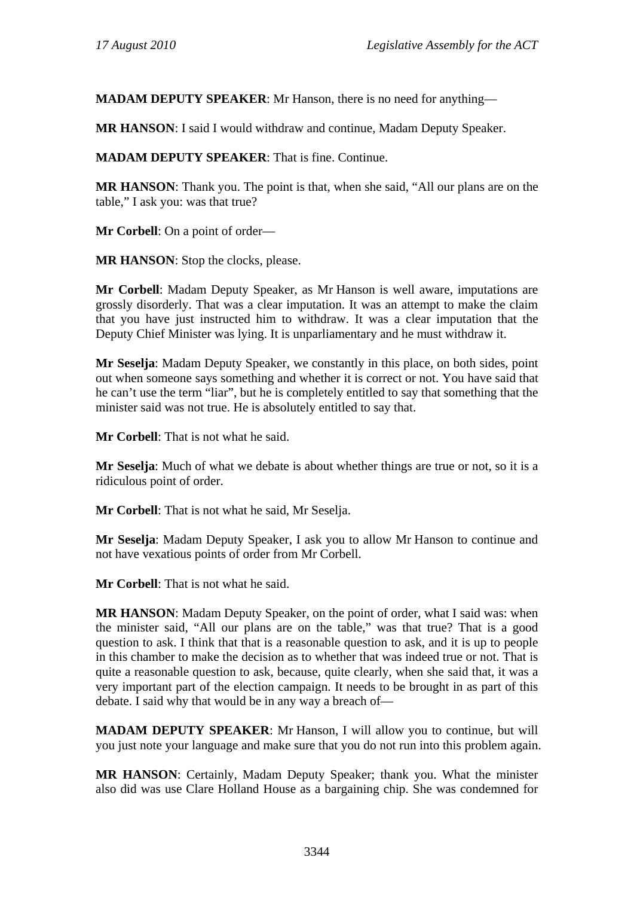**MADAM DEPUTY SPEAKER**: Mr Hanson, there is no need for anything—

**MR HANSON**: I said I would withdraw and continue, Madam Deputy Speaker.

**MADAM DEPUTY SPEAKER**: That is fine. Continue.

**MR HANSON**: Thank you. The point is that, when she said, "All our plans are on the table," I ask you: was that true?

**Mr Corbell**: On a point of order—

**MR HANSON**: Stop the clocks, please.

**Mr Corbell**: Madam Deputy Speaker, as Mr Hanson is well aware, imputations are grossly disorderly. That was a clear imputation. It was an attempt to make the claim that you have just instructed him to withdraw. It was a clear imputation that the Deputy Chief Minister was lying. It is unparliamentary and he must withdraw it.

**Mr Seselja**: Madam Deputy Speaker, we constantly in this place, on both sides, point out when someone says something and whether it is correct or not. You have said that he can't use the term "liar", but he is completely entitled to say that something that the minister said was not true. He is absolutely entitled to say that.

**Mr Corbell**: That is not what he said.

**Mr Seselja**: Much of what we debate is about whether things are true or not, so it is a ridiculous point of order.

**Mr Corbell**: That is not what he said, Mr Seselja.

**Mr Seselja**: Madam Deputy Speaker, I ask you to allow Mr Hanson to continue and not have vexatious points of order from Mr Corbell.

**Mr Corbell**: That is not what he said.

**MR HANSON**: Madam Deputy Speaker, on the point of order, what I said was: when the minister said, "All our plans are on the table," was that true? That is a good question to ask. I think that that is a reasonable question to ask, and it is up to people in this chamber to make the decision as to whether that was indeed true or not. That is quite a reasonable question to ask, because, quite clearly, when she said that, it was a very important part of the election campaign. It needs to be brought in as part of this debate. I said why that would be in any way a breach of—

**MADAM DEPUTY SPEAKER**: Mr Hanson, I will allow you to continue, but will you just note your language and make sure that you do not run into this problem again.

**MR HANSON**: Certainly, Madam Deputy Speaker; thank you. What the minister also did was use Clare Holland House as a bargaining chip. She was condemned for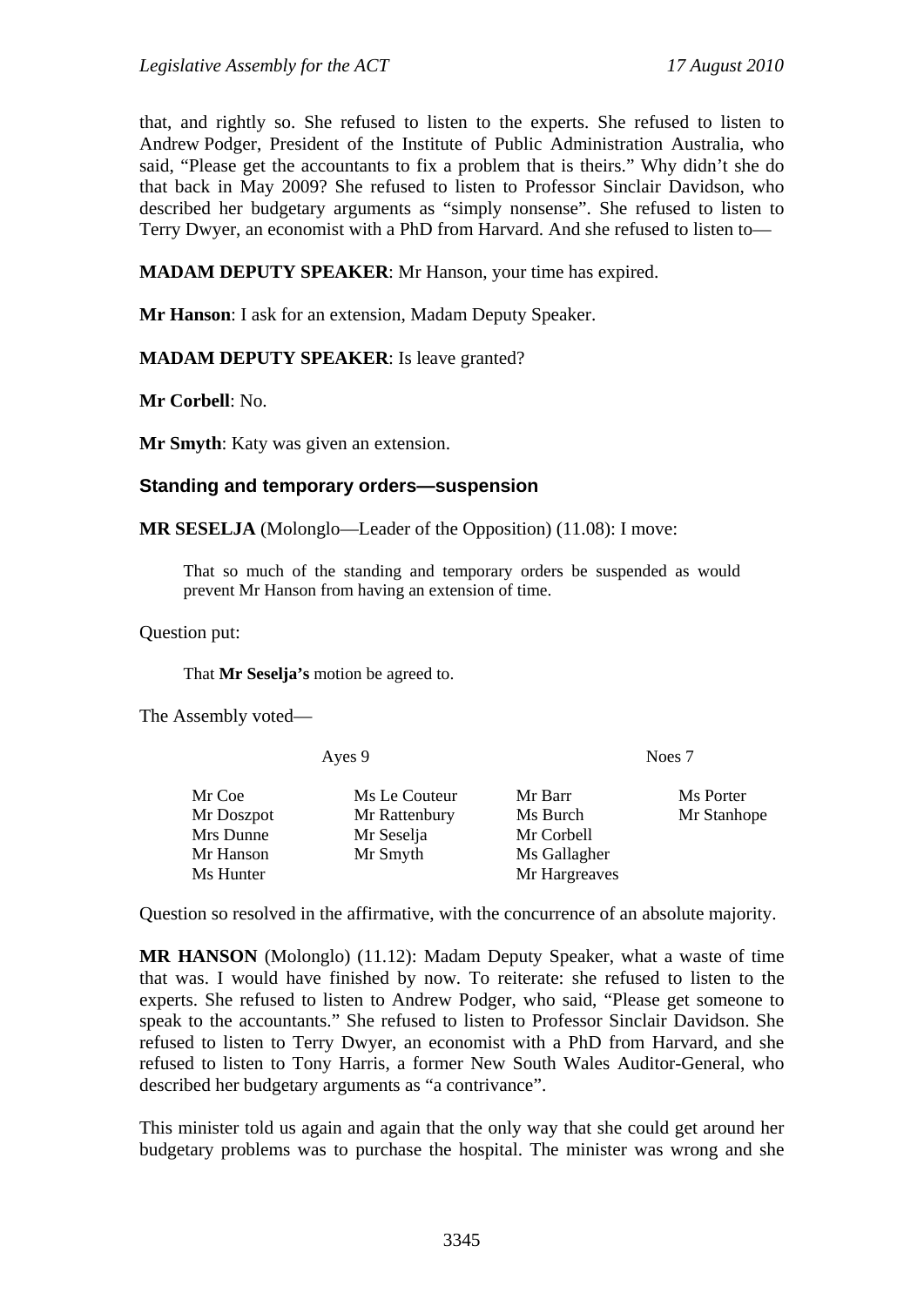that, and rightly so. She refused to listen to the experts. She refused to listen to Andrew Podger, President of the Institute of Public Administration Australia, who said, "Please get the accountants to fix a problem that is theirs." Why didn't she do that back in May 2009? She refused to listen to Professor Sinclair Davidson, who described her budgetary arguments as "simply nonsense". She refused to listen to Terry Dwyer, an economist with a PhD from Harvard. And she refused to listen to—

**MADAM DEPUTY SPEAKER**: Mr Hanson, your time has expired.

**Mr Hanson**: I ask for an extension, Madam Deputy Speaker.

**MADAM DEPUTY SPEAKER**: Is leave granted?

**Mr Corbell**: No.

**Mr Smyth**: Katy was given an extension.

### Standing and temporary orders—suspension

**MR SESELJA** (Molonglo—Leader of the Opposition) (11.08): I move:

> That so much of the standing and temporary orders be suspended as would prevent Mr Hanson from having an extension of time.

Question put:

> That **Mr Seselja's** motion be agreed to.

The Assembly voted—

| Ayes 9 | | Noes 7 | |
|---|---|---|---|
| Mr Coe | Ms Le Couteur | Mr Barr | Ms Porter |
| Mr Doszpot | Mr Rattenbury | Ms Burch | Mr Stanhope |
| Mrs Dunne | Mr Seselja | Mr Corbell | |
| Mr Hanson | Mr Smyth | Ms Gallagher | |
| Ms Hunter | | Mr Hargreaves | |

Question so resolved in the affirmative, with the concurrence of an absolute majority.

**MR HANSON** (Molonglo) (11.12): Madam Deputy Speaker, what a waste of time that was. I would have finished by now. To reiterate: she refused to listen to the experts. She refused to listen to Andrew Podger, who said, "Please get someone to speak to the accountants." She refused to listen to Professor Sinclair Davidson. She refused to listen to Terry Dwyer, an economist with a PhD from Harvard, and she refused to listen to Tony Harris, a former New South Wales Auditor-General, who described her budgetary arguments as "a contrivance".

This minister told us again and again that the only way that she could get around her budgetary problems was to purchase the hospital. The minister was wrong and she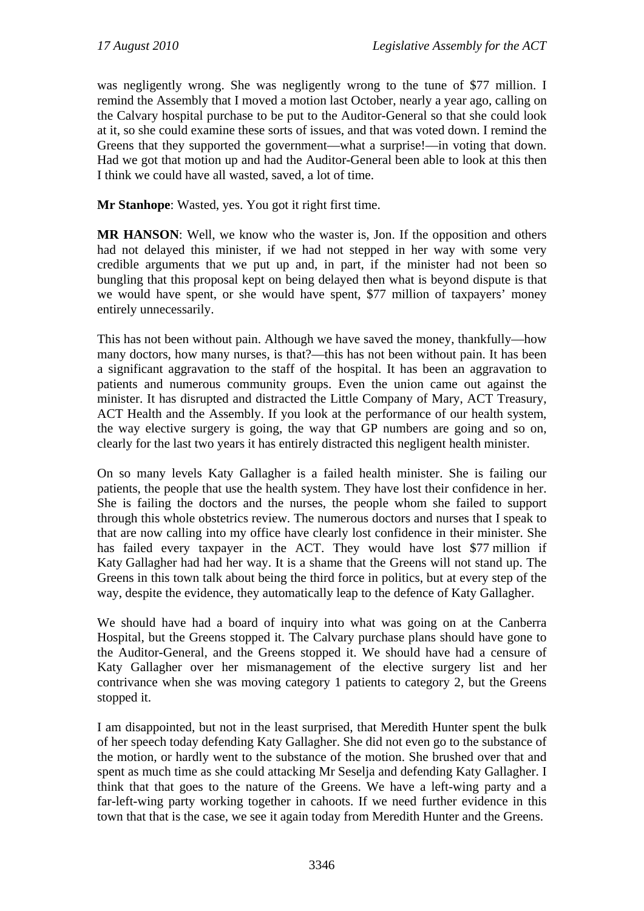was negligently wrong. She was negligently wrong to the tune of $77 million. I remind the Assembly that I moved a motion last October, nearly a year ago, calling on the Calvary hospital purchase to be put to the Auditor-General so that she could look at it, so she could examine these sorts of issues, and that was voted down. I remind the Greens that they supported the government—what a surprise!—in voting that down. Had we got that motion up and had the Auditor-General been able to look at this then I think we could have all wasted, saved, a lot of time.

**Mr Stanhope**: Wasted, yes. You got it right first time.

**MR HANSON**: Well, we know who the waster is, Jon. If the opposition and others had not delayed this minister, if we had not stepped in her way with some very credible arguments that we put up and, in part, if the minister had not been so bungling that this proposal kept on being delayed then what is beyond dispute is that we would have spent, or she would have spent, $77 million of taxpayers' money entirely unnecessarily.

This has not been without pain. Although we have saved the money, thankfully—how many doctors, how many nurses, is that?—this has not been without pain. It has been a significant aggravation to the staff of the hospital. It has been an aggravation to patients and numerous community groups. Even the union came out against the minister. It has disrupted and distracted the Little Company of Mary, ACT Treasury, ACT Health and the Assembly. If you look at the performance of our health system, the way elective surgery is going, the way that GP numbers are going and so on, clearly for the last two years it has entirely distracted this negligent health minister.

On so many levels Katy Gallagher is a failed health minister. She is failing our patients, the people that use the health system. They have lost their confidence in her. She is failing the doctors and the nurses, the people whom she failed to support through this whole obstetrics review. The numerous doctors and nurses that I speak to that are now calling into my office have clearly lost confidence in their minister. She has failed every taxpayer in the ACT. They would have lost $77 million if Katy Gallagher had had her way. It is a shame that the Greens will not stand up. The Greens in this town talk about being the third force in politics, but at every step of the way, despite the evidence, they automatically leap to the defence of Katy Gallagher.

We should have had a board of inquiry into what was going on at the Canberra Hospital, but the Greens stopped it. The Calvary purchase plans should have gone to the Auditor-General, and the Greens stopped it. We should have had a censure of Katy Gallagher over her mismanagement of the elective surgery list and her contrivance when she was moving category 1 patients to category 2, but the Greens stopped it.

I am disappointed, but not in the least surprised, that Meredith Hunter spent the bulk of her speech today defending Katy Gallagher. She did not even go to the substance of the motion, or hardly went to the substance of the motion. She brushed over that and spent as much time as she could attacking Mr Seselja and defending Katy Gallagher. I think that that goes to the nature of the Greens. We have a left-wing party and a far-left-wing party working together in cahoots. If we need further evidence in this town that that is the case, we see it again today from Meredith Hunter and the Greens.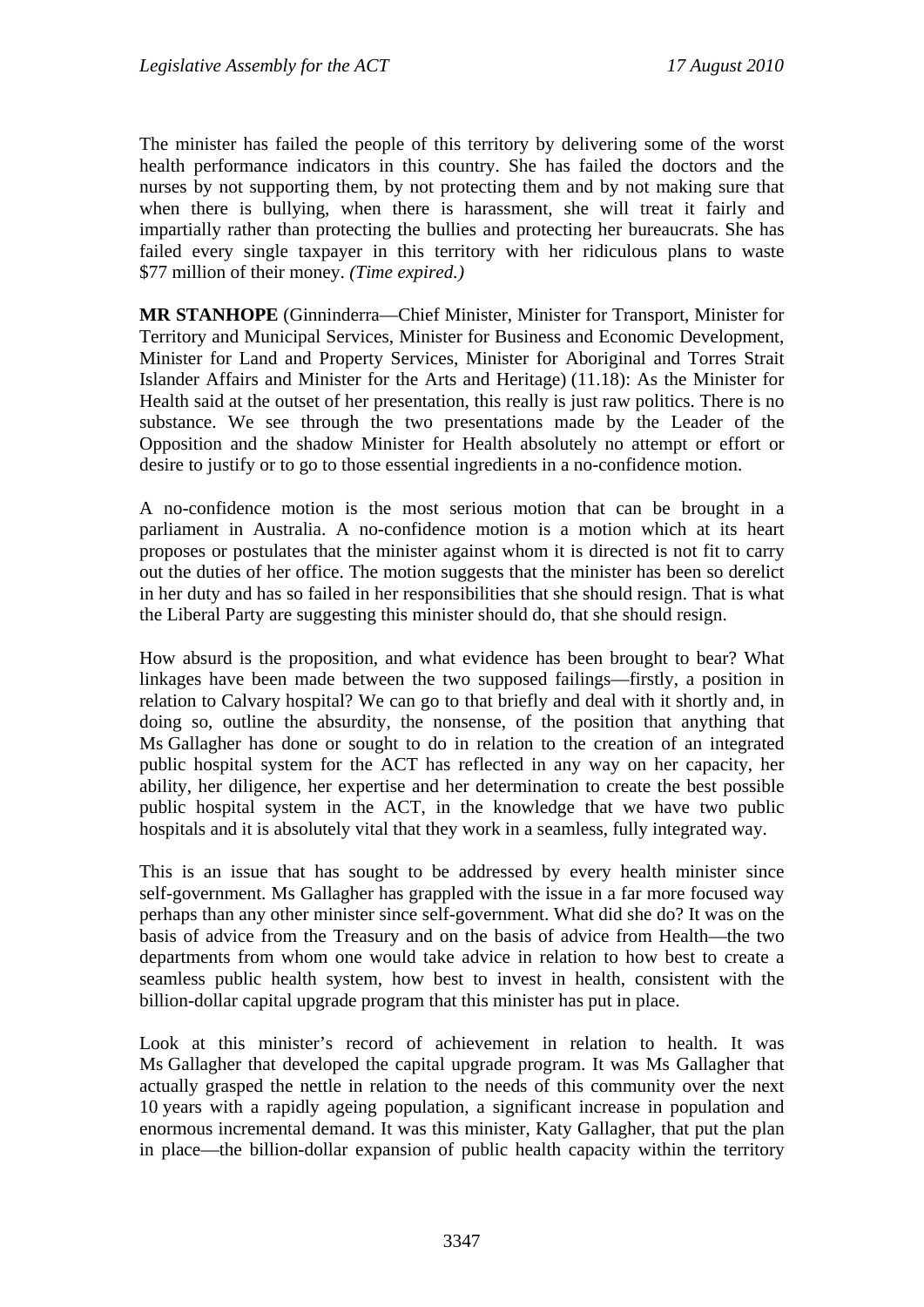The minister has failed the people of this territory by delivering some of the worst health performance indicators in this country. She has failed the doctors and the nurses by not supporting them, by not protecting them and by not making sure that when there is bullying, when there is harassment, she will treat it fairly and impartially rather than protecting the bullies and protecting her bureaucrats. She has failed every single taxpayer in this territory with her ridiculous plans to waste \$77 million of their money. *(Time expired.)*

**MR STANHOPE** (Ginninderra—Chief Minister, Minister for Transport, Minister for Territory and Municipal Services, Minister for Business and Economic Development, Minister for Land and Property Services, Minister for Aboriginal and Torres Strait Islander Affairs and Minister for the Arts and Heritage) (11.18): As the Minister for Health said at the outset of her presentation, this really is just raw politics. There is no substance. We see through the two presentations made by the Leader of the Opposition and the shadow Minister for Health absolutely no attempt or effort or desire to justify or to go to those essential ingredients in a no-confidence motion.

A no-confidence motion is the most serious motion that can be brought in a parliament in Australia. A no-confidence motion is a motion which at its heart proposes or postulates that the minister against whom it is directed is not fit to carry out the duties of her office. The motion suggests that the minister has been so derelict in her duty and has so failed in her responsibilities that she should resign. That is what the Liberal Party are suggesting this minister should do, that she should resign.

How absurd is the proposition, and what evidence has been brought to bear? What linkages have been made between the two supposed failings—firstly, a position in relation to Calvary hospital? We can go to that briefly and deal with it shortly and, in doing so, outline the absurdity, the nonsense, of the position that anything that Ms Gallagher has done or sought to do in relation to the creation of an integrated public hospital system for the ACT has reflected in any way on her capacity, her ability, her diligence, her expertise and her determination to create the best possible public hospital system in the ACT, in the knowledge that we have two public hospitals and it is absolutely vital that they work in a seamless, fully integrated way.

This is an issue that has sought to be addressed by every health minister since self-government. Ms Gallagher has grappled with the issue in a far more focused way perhaps than any other minister since self-government. What did she do? It was on the basis of advice from the Treasury and on the basis of advice from Health—the two departments from whom one would take advice in relation to how best to create a seamless public health system, how best to invest in health, consistent with the billion-dollar capital upgrade program that this minister has put in place.

Look at this minister's record of achievement in relation to health. It was Ms Gallagher that developed the capital upgrade program. It was Ms Gallagher that actually grasped the nettle in relation to the needs of this community over the next 10 years with a rapidly ageing population, a significant increase in population and enormous incremental demand. It was this minister, Katy Gallagher, that put the plan in place—the billion-dollar expansion of public health capacity within the territory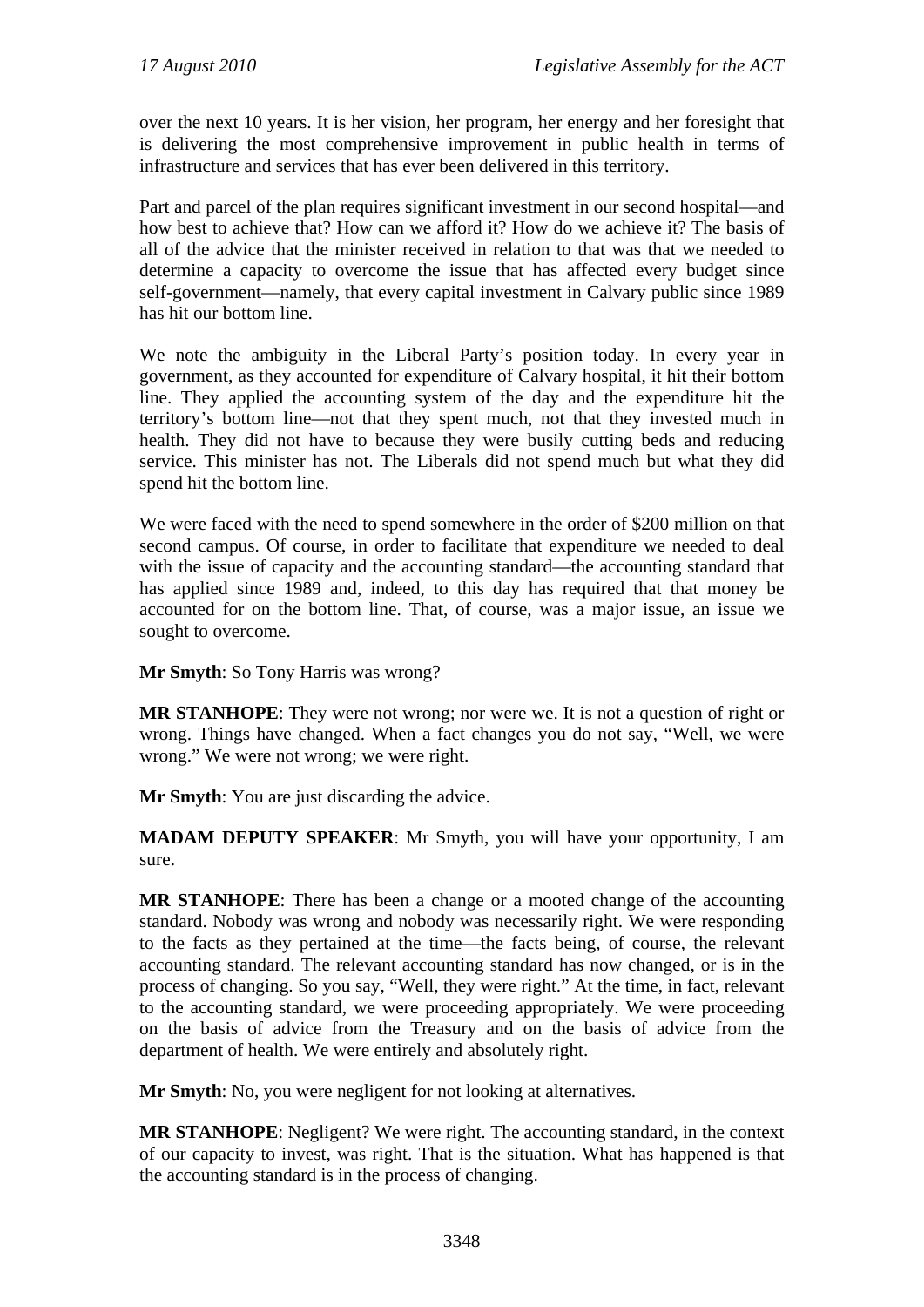over the next 10 years. It is her vision, her program, her energy and her foresight that is delivering the most comprehensive improvement in public health in terms of infrastructure and services that has ever been delivered in this territory.

Part and parcel of the plan requires significant investment in our second hospital—and how best to achieve that? How can we afford it? How do we achieve it? The basis of all of the advice that the minister received in relation to that was that we needed to determine a capacity to overcome the issue that has affected every budget since self-government—namely, that every capital investment in Calvary public since 1989 has hit our bottom line.

We note the ambiguity in the Liberal Party's position today. In every year in government, as they accounted for expenditure of Calvary hospital, it hit their bottom line. They applied the accounting system of the day and the expenditure hit the territory's bottom line—not that they spent much, not that they invested much in health. They did not have to because they were busily cutting beds and reducing service. This minister has not. The Liberals did not spend much but what they did spend hit the bottom line.

We were faced with the need to spend somewhere in the order of $200 million on that second campus. Of course, in order to facilitate that expenditure we needed to deal with the issue of capacity and the accounting standard—the accounting standard that has applied since 1989 and, indeed, to this day has required that that money be accounted for on the bottom line. That, of course, was a major issue, an issue we sought to overcome.

**Mr Smyth**: So Tony Harris was wrong?

**MR STANHOPE**: They were not wrong; nor were we. It is not a question of right or wrong. Things have changed. When a fact changes you do not say, "Well, we were wrong." We were not wrong; we were right.

**Mr Smyth**: You are just discarding the advice.

**MADAM DEPUTY SPEAKER**: Mr Smyth, you will have your opportunity, I am sure.

**MR STANHOPE**: There has been a change or a mooted change of the accounting standard. Nobody was wrong and nobody was necessarily right. We were responding to the facts as they pertained at the time—the facts being, of course, the relevant accounting standard. The relevant accounting standard has now changed, or is in the process of changing. So you say, "Well, they were right." At the time, in fact, relevant to the accounting standard, we were proceeding appropriately. We were proceeding on the basis of advice from the Treasury and on the basis of advice from the department of health. We were entirely and absolutely right.

**Mr Smyth**: No, you were negligent for not looking at alternatives.

**MR STANHOPE**: Negligent? We were right. The accounting standard, in the context of our capacity to invest, was right. That is the situation. What has happened is that the accounting standard is in the process of changing.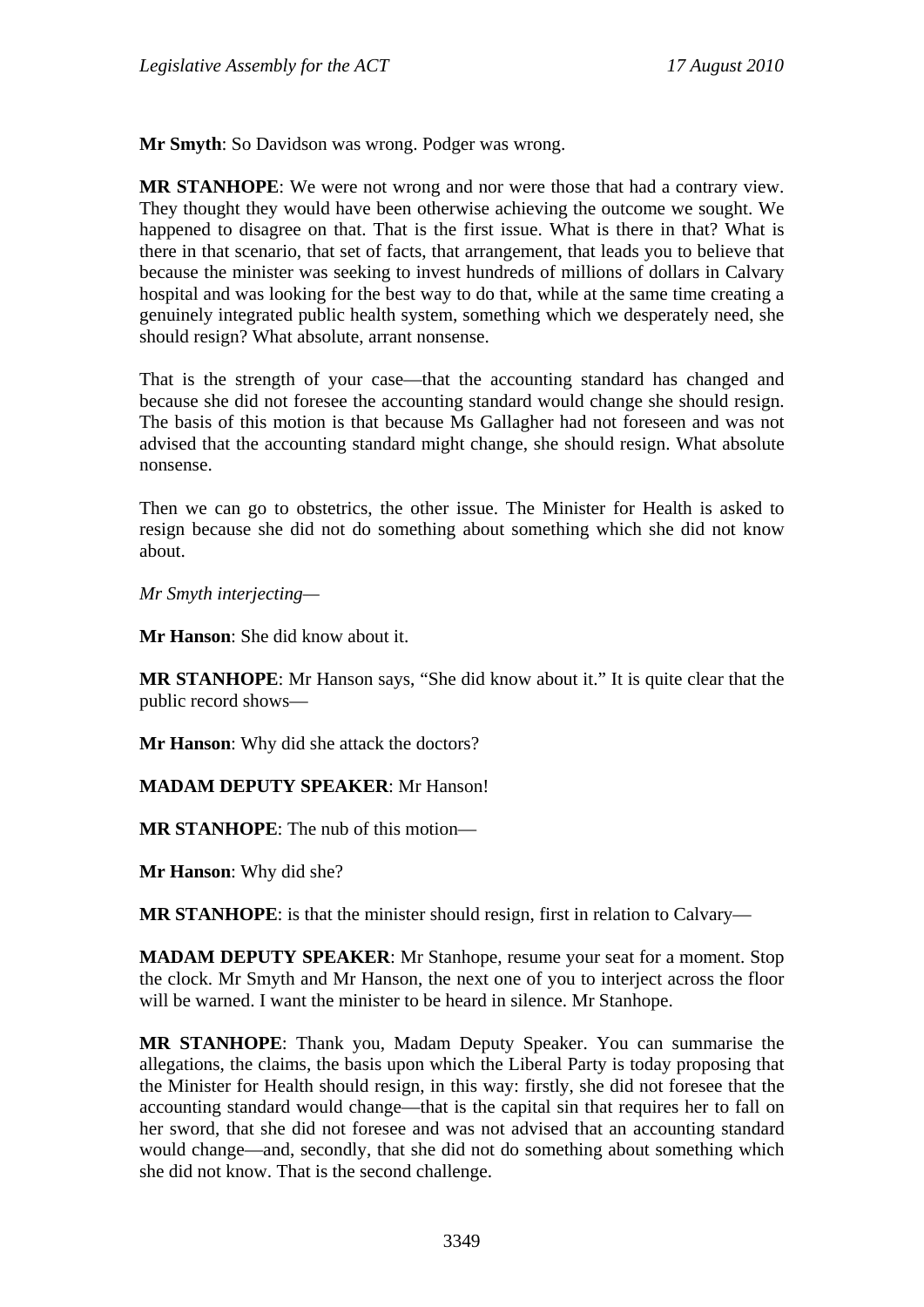**Mr Smyth**: So Davidson was wrong. Podger was wrong.

**MR STANHOPE**: We were not wrong and nor were those that had a contrary view. They thought they would have been otherwise achieving the outcome we sought. We happened to disagree on that. That is the first issue. What is there in that? What is there in that scenario, that set of facts, that arrangement, that leads you to believe that because the minister was seeking to invest hundreds of millions of dollars in Calvary hospital and was looking for the best way to do that, while at the same time creating a genuinely integrated public health system, something which we desperately need, she should resign? What absolute, arrant nonsense.

That is the strength of your case—that the accounting standard has changed and because she did not foresee the accounting standard would change she should resign. The basis of this motion is that because Ms Gallagher had not foreseen and was not advised that the accounting standard might change, she should resign. What absolute nonsense.

Then we can go to obstetrics, the other issue. The Minister for Health is asked to resign because she did not do something about something which she did not know about.

*Mr Smyth interjecting*—

**Mr Hanson**: She did know about it.

**MR STANHOPE**: Mr Hanson says, "She did know about it." It is quite clear that the public record shows—

**Mr Hanson**: Why did she attack the doctors?

**MADAM DEPUTY SPEAKER**: Mr Hanson!

**MR STANHOPE**: The nub of this motion—

**Mr Hanson**: Why did she?

**MR STANHOPE**: is that the minister should resign, first in relation to Calvary—

**MADAM DEPUTY SPEAKER**: Mr Stanhope, resume your seat for a moment. Stop the clock. Mr Smyth and Mr Hanson, the next one of you to interject across the floor will be warned. I want the minister to be heard in silence. Mr Stanhope.

**MR STANHOPE**: Thank you, Madam Deputy Speaker. You can summarise the allegations, the claims, the basis upon which the Liberal Party is today proposing that the Minister for Health should resign, in this way: firstly, she did not foresee that the accounting standard would change—that is the capital sin that requires her to fall on her sword, that she did not foresee and was not advised that an accounting standard would change—and, secondly, that she did not do something about something which she did not know. That is the second challenge.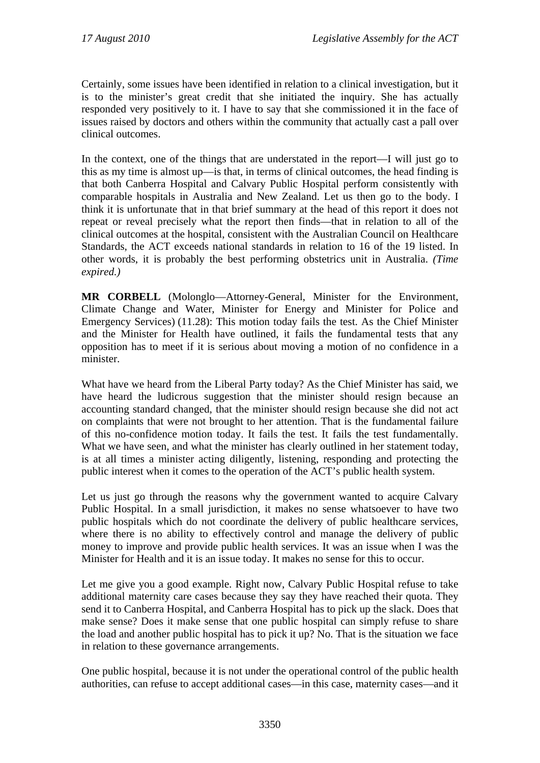Certainly, some issues have been identified in relation to a clinical investigation, but it is to the minister's great credit that she initiated the inquiry. She has actually responded very positively to it. I have to say that she commissioned it in the face of issues raised by doctors and others within the community that actually cast a pall over clinical outcomes.

In the context, one of the things that are understated in the report—I will just go to this as my time is almost up—is that, in terms of clinical outcomes, the head finding is that both Canberra Hospital and Calvary Public Hospital perform consistently with comparable hospitals in Australia and New Zealand. Let us then go to the body. I think it is unfortunate that in that brief summary at the head of this report it does not repeat or reveal precisely what the report then finds—that in relation to all of the clinical outcomes at the hospital, consistent with the Australian Council on Healthcare Standards, the ACT exceeds national standards in relation to 16 of the 19 listed. In other words, it is probably the best performing obstetrics unit in Australia. *(Time expired.)*

**MR CORBELL** (Molonglo—Attorney-General, Minister for the Environment, Climate Change and Water, Minister for Energy and Minister for Police and Emergency Services) (11.28): This motion today fails the test. As the Chief Minister and the Minister for Health have outlined, it fails the fundamental tests that any opposition has to meet if it is serious about moving a motion of no confidence in a minister.

What have we heard from the Liberal Party today? As the Chief Minister has said, we have heard the ludicrous suggestion that the minister should resign because an accounting standard changed, that the minister should resign because she did not act on complaints that were not brought to her attention. That is the fundamental failure of this no-confidence motion today. It fails the test. It fails the test fundamentally. What we have seen, and what the minister has clearly outlined in her statement today, is at all times a minister acting diligently, listening, responding and protecting the public interest when it comes to the operation of the ACT's public health system.

Let us just go through the reasons why the government wanted to acquire Calvary Public Hospital. In a small jurisdiction, it makes no sense whatsoever to have two public hospitals which do not coordinate the delivery of public healthcare services, where there is no ability to effectively control and manage the delivery of public money to improve and provide public health services. It was an issue when I was the Minister for Health and it is an issue today. It makes no sense for this to occur.

Let me give you a good example. Right now, Calvary Public Hospital refuse to take additional maternity care cases because they say they have reached their quota. They send it to Canberra Hospital, and Canberra Hospital has to pick up the slack. Does that make sense? Does it make sense that one public hospital can simply refuse to share the load and another public hospital has to pick it up? No. That is the situation we face in relation to these governance arrangements.

One public hospital, because it is not under the operational control of the public health authorities, can refuse to accept additional cases—in this case, maternity cases—and it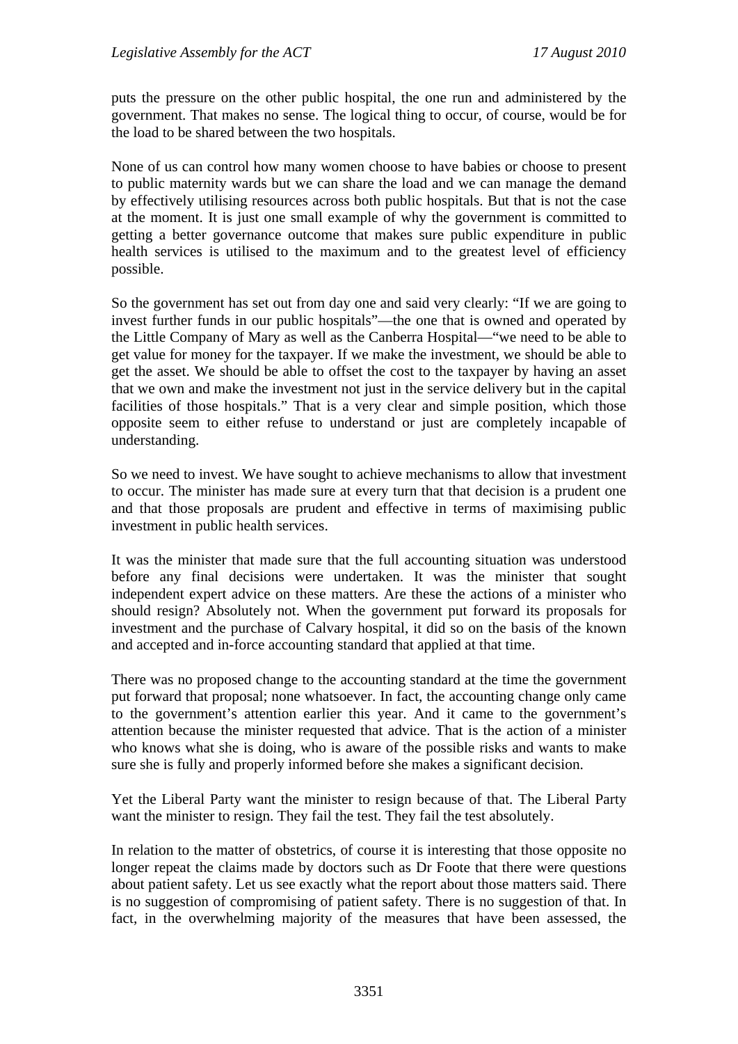puts the pressure on the other public hospital, the one run and administered by the government. That makes no sense. The logical thing to occur, of course, would be for the load to be shared between the two hospitals.

None of us can control how many women choose to have babies or choose to present to public maternity wards but we can share the load and we can manage the demand by effectively utilising resources across both public hospitals. But that is not the case at the moment. It is just one small example of why the government is committed to getting a better governance outcome that makes sure public expenditure in public health services is utilised to the maximum and to the greatest level of efficiency possible.

So the government has set out from day one and said very clearly: "If we are going to invest further funds in our public hospitals"—the one that is owned and operated by the Little Company of Mary as well as the Canberra Hospital—"we need to be able to get value for money for the taxpayer. If we make the investment, we should be able to get the asset. We should be able to offset the cost to the taxpayer by having an asset that we own and make the investment not just in the service delivery but in the capital facilities of those hospitals." That is a very clear and simple position, which those opposite seem to either refuse to understand or just are completely incapable of understanding.

So we need to invest. We have sought to achieve mechanisms to allow that investment to occur. The minister has made sure at every turn that that decision is a prudent one and that those proposals are prudent and effective in terms of maximising public investment in public health services.

It was the minister that made sure that the full accounting situation was understood before any final decisions were undertaken. It was the minister that sought independent expert advice on these matters. Are these the actions of a minister who should resign? Absolutely not. When the government put forward its proposals for investment and the purchase of Calvary hospital, it did so on the basis of the known and accepted and in-force accounting standard that applied at that time.

There was no proposed change to the accounting standard at the time the government put forward that proposal; none whatsoever. In fact, the accounting change only came to the government's attention earlier this year. And it came to the government's attention because the minister requested that advice. That is the action of a minister who knows what she is doing, who is aware of the possible risks and wants to make sure she is fully and properly informed before she makes a significant decision.

Yet the Liberal Party want the minister to resign because of that. The Liberal Party want the minister to resign. They fail the test. They fail the test absolutely.

In relation to the matter of obstetrics, of course it is interesting that those opposite no longer repeat the claims made by doctors such as Dr Foote that there were questions about patient safety. Let us see exactly what the report about those matters said. There is no suggestion of compromising of patient safety. There is no suggestion of that. In fact, in the overwhelming majority of the measures that have been assessed, the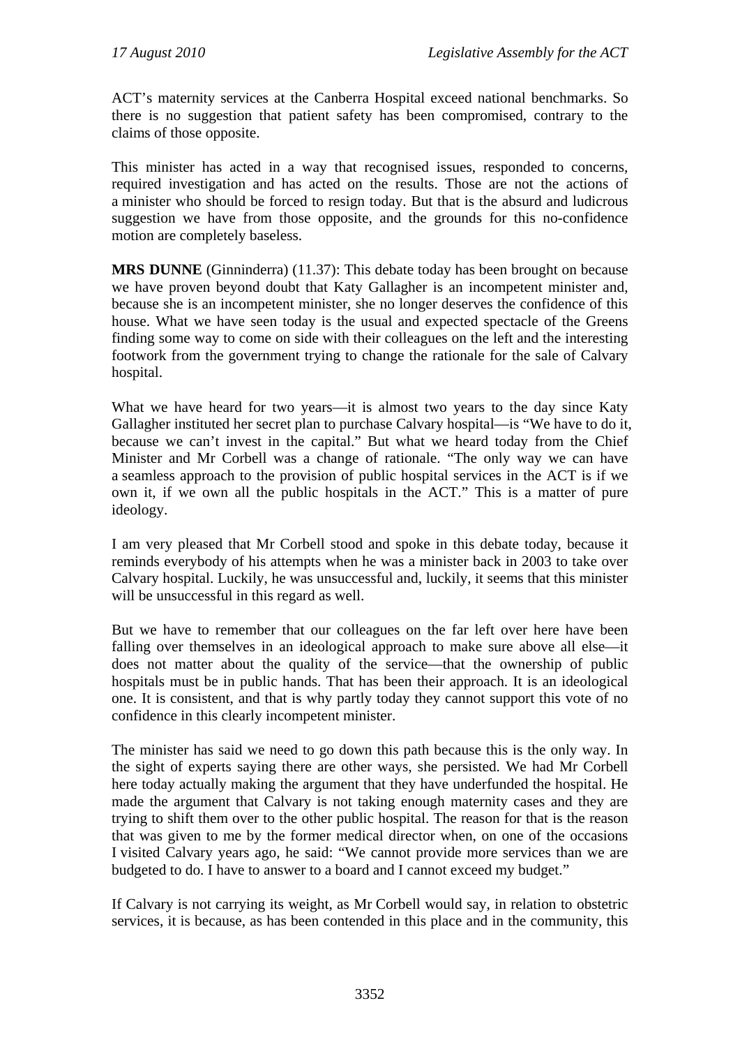ACT's maternity services at the Canberra Hospital exceed national benchmarks. So there is no suggestion that patient safety has been compromised, contrary to the claims of those opposite.

This minister has acted in a way that recognised issues, responded to concerns, required investigation and has acted on the results. Those are not the actions of a minister who should be forced to resign today. But that is the absurd and ludicrous suggestion we have from those opposite, and the grounds for this no-confidence motion are completely baseless.

**MRS DUNNE** (Ginninderra) (11.37): This debate today has been brought on because we have proven beyond doubt that Katy Gallagher is an incompetent minister and, because she is an incompetent minister, she no longer deserves the confidence of this house. What we have seen today is the usual and expected spectacle of the Greens finding some way to come on side with their colleagues on the left and the interesting footwork from the government trying to change the rationale for the sale of Calvary hospital.

What we have heard for two years—it is almost two years to the day since Katy Gallagher instituted her secret plan to purchase Calvary hospital—is "We have to do it, because we can't invest in the capital." But what we heard today from the Chief Minister and Mr Corbell was a change of rationale. "The only way we can have a seamless approach to the provision of public hospital services in the ACT is if we own it, if we own all the public hospitals in the ACT." This is a matter of pure ideology.

I am very pleased that Mr Corbell stood and spoke in this debate today, because it reminds everybody of his attempts when he was a minister back in 2003 to take over Calvary hospital. Luckily, he was unsuccessful and, luckily, it seems that this minister will be unsuccessful in this regard as well.

But we have to remember that our colleagues on the far left over here have been falling over themselves in an ideological approach to make sure above all else—it does not matter about the quality of the service—that the ownership of public hospitals must be in public hands. That has been their approach. It is an ideological one. It is consistent, and that is why partly today they cannot support this vote of no confidence in this clearly incompetent minister.

The minister has said we need to go down this path because this is the only way. In the sight of experts saying there are other ways, she persisted. We had Mr Corbell here today actually making the argument that they have underfunded the hospital. He made the argument that Calvary is not taking enough maternity cases and they are trying to shift them over to the other public hospital. The reason for that is the reason that was given to me by the former medical director when, on one of the occasions I visited Calvary years ago, he said: "We cannot provide more services than we are budgeted to do. I have to answer to a board and I cannot exceed my budget."

If Calvary is not carrying its weight, as Mr Corbell would say, in relation to obstetric services, it is because, as has been contended in this place and in the community, this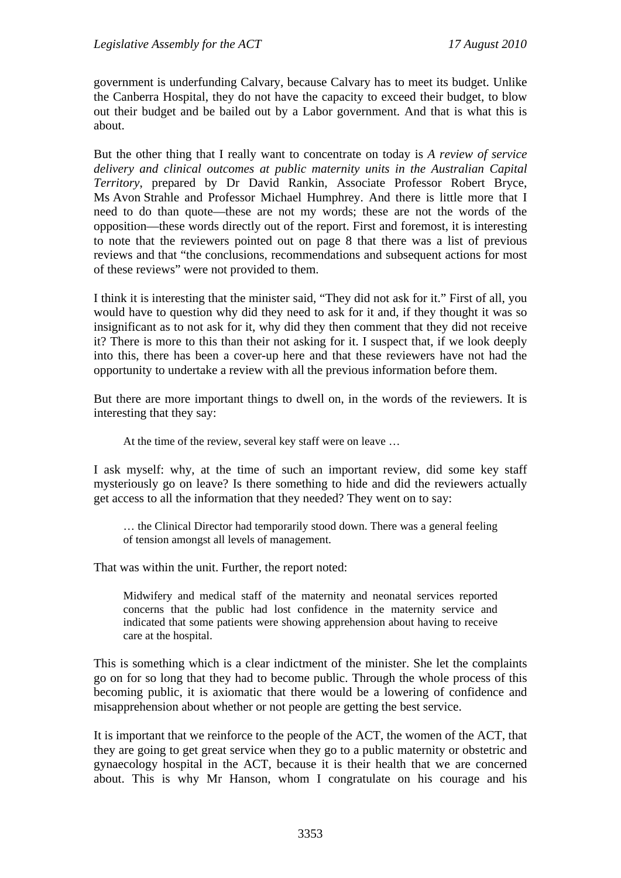government is underfunding Calvary, because Calvary has to meet its budget. Unlike the Canberra Hospital, they do not have the capacity to exceed their budget, to blow out their budget and be bailed out by a Labor government. And that is what this is about.

But the other thing that I really want to concentrate on today is *A review of service delivery and clinical outcomes at public maternity units in the Australian Capital Territory*, prepared by Dr David Rankin, Associate Professor Robert Bryce, Ms Avon Strahle and Professor Michael Humphrey. And there is little more that I need to do than quote—these are not my words; these are not the words of the opposition—these words directly out of the report. First and foremost, it is interesting to note that the reviewers pointed out on page 8 that there was a list of previous reviews and that "the conclusions, recommendations and subsequent actions for most of these reviews" were not provided to them.

I think it is interesting that the minister said, "They did not ask for it." First of all, you would have to question why did they need to ask for it and, if they thought it was so insignificant as to not ask for it, why did they then comment that they did not receive it? There is more to this than their not asking for it. I suspect that, if we look deeply into this, there has been a cover-up here and that these reviewers have not had the opportunity to undertake a review with all the previous information before them.

But there are more important things to dwell on, in the words of the reviewers. It is interesting that they say:

> At the time of the review, several key staff were on leave …

I ask myself: why, at the time of such an important review, did some key staff mysteriously go on leave? Is there something to hide and did the reviewers actually get access to all the information that they needed? They went on to say:

> … the Clinical Director had temporarily stood down. There was a general feeling of tension amongst all levels of management.

That was within the unit. Further, the report noted:

> Midwifery and medical staff of the maternity and neonatal services reported concerns that the public had lost confidence in the maternity service and indicated that some patients were showing apprehension about having to receive care at the hospital.

This is something which is a clear indictment of the minister. She let the complaints go on for so long that they had to become public. Through the whole process of this becoming public, it is axiomatic that there would be a lowering of confidence and misapprehension about whether or not people are getting the best service.

It is important that we reinforce to the people of the ACT, the women of the ACT, that they are going to get great service when they go to a public maternity or obstetric and gynaecology hospital in the ACT, because it is their health that we are concerned about. This is why Mr Hanson, whom I congratulate on his courage and his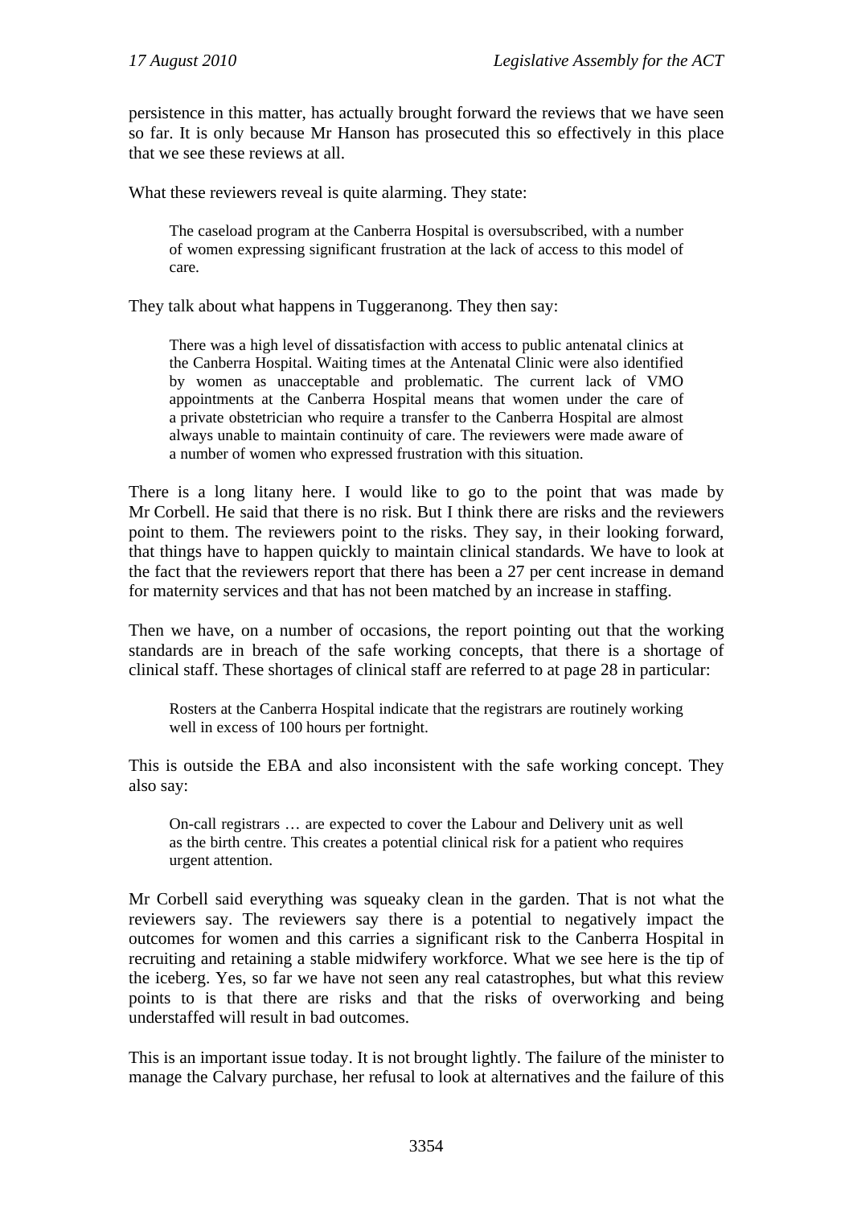persistence in this matter, has actually brought forward the reviews that we have seen so far. It is only because Mr Hanson has prosecuted this so effectively in this place that we see these reviews at all.

What these reviewers reveal is quite alarming. They state:

> The caseload program at the Canberra Hospital is oversubscribed, with a number of women expressing significant frustration at the lack of access to this model of care.

They talk about what happens in Tuggeranong. They then say:

> There was a high level of dissatisfaction with access to public antenatal clinics at the Canberra Hospital. Waiting times at the Antenatal Clinic were also identified by women as unacceptable and problematic. The current lack of VMO appointments at the Canberra Hospital means that women under the care of a private obstetrician who require a transfer to the Canberra Hospital are almost always unable to maintain continuity of care. The reviewers were made aware of a number of women who expressed frustration with this situation.

There is a long litany here. I would like to go to the point that was made by Mr Corbell. He said that there is no risk. But I think there are risks and the reviewers point to them. The reviewers point to the risks. They say, in their looking forward, that things have to happen quickly to maintain clinical standards. We have to look at the fact that the reviewers report that there has been a 27 per cent increase in demand for maternity services and that has not been matched by an increase in staffing.

Then we have, on a number of occasions, the report pointing out that the working standards are in breach of the safe working concepts, that there is a shortage of clinical staff. These shortages of clinical staff are referred to at page 28 in particular:

> Rosters at the Canberra Hospital indicate that the registrars are routinely working well in excess of 100 hours per fortnight.

This is outside the EBA and also inconsistent with the safe working concept. They also say:

> On-call registrars … are expected to cover the Labour and Delivery unit as well as the birth centre. This creates a potential clinical risk for a patient who requires urgent attention.

Mr Corbell said everything was squeaky clean in the garden. That is not what the reviewers say. The reviewers say there is a potential to negatively impact the outcomes for women and this carries a significant risk to the Canberra Hospital in recruiting and retaining a stable midwifery workforce. What we see here is the tip of the iceberg. Yes, so far we have not seen any real catastrophes, but what this review points to is that there are risks and that the risks of overworking and being understaffed will result in bad outcomes.

This is an important issue today. It is not brought lightly. The failure of the minister to manage the Calvary purchase, her refusal to look at alternatives and the failure of this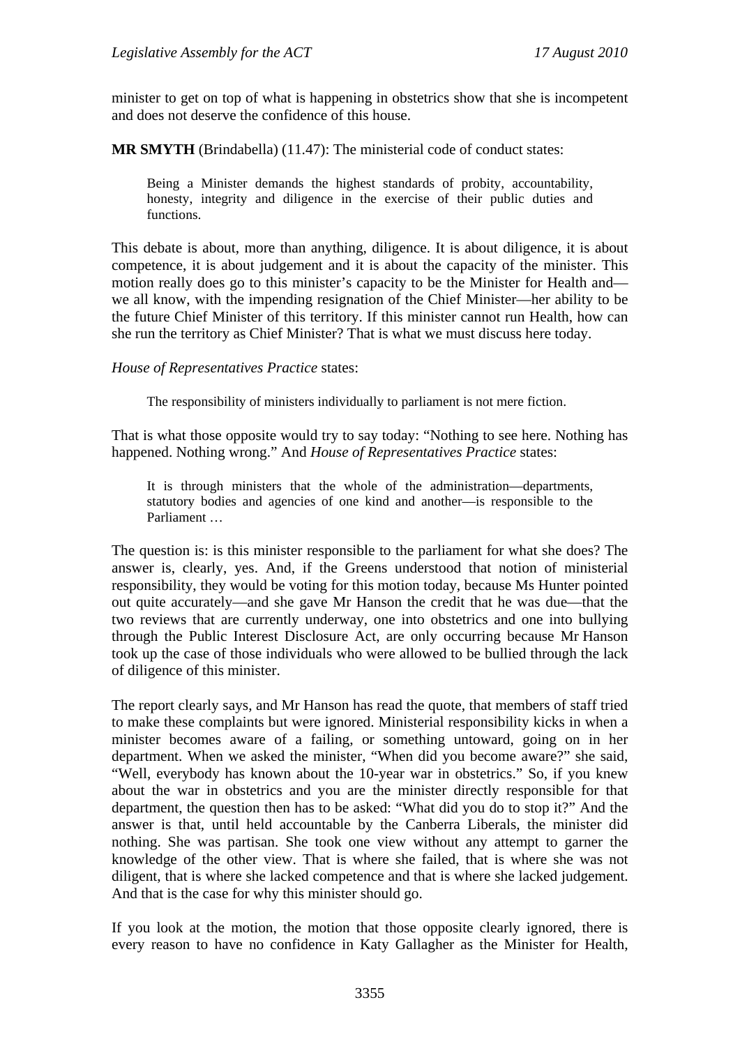minister to get on top of what is happening in obstetrics show that she is incompetent and does not deserve the confidence of this house.

**MR SMYTH** (Brindabella) (11.47): The ministerial code of conduct states:

> Being a Minister demands the highest standards of probity, accountability, honesty, integrity and diligence in the exercise of their public duties and functions.

This debate is about, more than anything, diligence. It is about diligence, it is about competence, it is about judgement and it is about the capacity of the minister. This motion really does go to this minister's capacity to be the Minister for Health and—we all know, with the impending resignation of the Chief Minister—her ability to be the future Chief Minister of this territory. If this minister cannot run Health, how can she run the territory as Chief Minister? That is what we must discuss here today.

*House of Representatives Practice* states:

> The responsibility of ministers individually to parliament is not mere fiction.

That is what those opposite would try to say today: "Nothing to see here. Nothing has happened. Nothing wrong." And *House of Representatives Practice* states:

> It is through ministers that the whole of the administration—departments, statutory bodies and agencies of one kind and another—is responsible to the Parliament …

The question is: is this minister responsible to the parliament for what she does? The answer is, clearly, yes. And, if the Greens understood that notion of ministerial responsibility, they would be voting for this motion today, because Ms Hunter pointed out quite accurately—and she gave Mr Hanson the credit that he was due—that the two reviews that are currently underway, one into obstetrics and one into bullying through the Public Interest Disclosure Act, are only occurring because Mr Hanson took up the case of those individuals who were allowed to be bullied through the lack of diligence of this minister.

The report clearly says, and Mr Hanson has read the quote, that members of staff tried to make these complaints but were ignored. Ministerial responsibility kicks in when a minister becomes aware of a failing, or something untoward, going on in her department. When we asked the minister, "When did you become aware?" she said, "Well, everybody has known about the 10-year war in obstetrics." So, if you knew about the war in obstetrics and you are the minister directly responsible for that department, the question then has to be asked: "What did you do to stop it?" And the answer is that, until held accountable by the Canberra Liberals, the minister did nothing. She was partisan. She took one view without any attempt to garner the knowledge of the other view. That is where she failed, that is where she was not diligent, that is where she lacked competence and that is where she lacked judgement. And that is the case for why this minister should go.

If you look at the motion, the motion that those opposite clearly ignored, there is every reason to have no confidence in Katy Gallagher as the Minister for Health,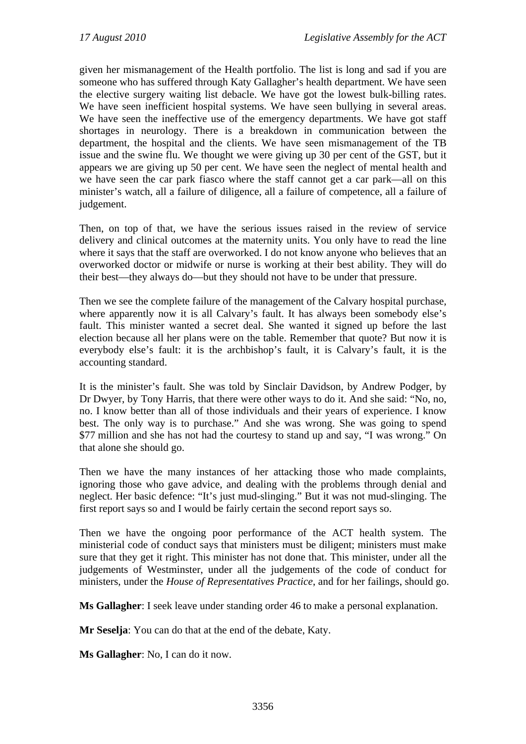given her mismanagement of the Health portfolio. The list is long and sad if you are someone who has suffered through Katy Gallagher's health department. We have seen the elective surgery waiting list debacle. We have got the lowest bulk-billing rates. We have seen inefficient hospital systems. We have seen bullying in several areas. We have seen the ineffective use of the emergency departments. We have got staff shortages in neurology. There is a breakdown in communication between the department, the hospital and the clients. We have seen mismanagement of the TB issue and the swine flu. We thought we were giving up 30 per cent of the GST, but it appears we are giving up 50 per cent. We have seen the neglect of mental health and we have seen the car park fiasco where the staff cannot get a car park—all on this minister's watch, all a failure of diligence, all a failure of competence, all a failure of judgement.

Then, on top of that, we have the serious issues raised in the review of service delivery and clinical outcomes at the maternity units. You only have to read the line where it says that the staff are overworked. I do not know anyone who believes that an overworked doctor or midwife or nurse is working at their best ability. They will do their best—they always do—but they should not have to be under that pressure.

Then we see the complete failure of the management of the Calvary hospital purchase, where apparently now it is all Calvary's fault. It has always been somebody else's fault. This minister wanted a secret deal. She wanted it signed up before the last election because all her plans were on the table. Remember that quote? But now it is everybody else's fault: it is the archbishop's fault, it is Calvary's fault, it is the accounting standard.

It is the minister's fault. She was told by Sinclair Davidson, by Andrew Podger, by Dr Dwyer, by Tony Harris, that there were other ways to do it. And she said: "No, no, no. I know better than all of those individuals and their years of experience. I know best. The only way is to purchase." And she was wrong. She was going to spend $77 million and she has not had the courtesy to stand up and say, "I was wrong." On that alone she should go.

Then we have the many instances of her attacking those who made complaints, ignoring those who gave advice, and dealing with the problems through denial and neglect. Her basic defence: "It's just mud-slinging." But it was not mud-slinging. The first report says so and I would be fairly certain the second report says so.

Then we have the ongoing poor performance of the ACT health system. The ministerial code of conduct says that ministers must be diligent; ministers must make sure that they get it right. This minister has not done that. This minister, under all the judgements of Westminster, under all the judgements of the code of conduct for ministers, under the *House of Representatives Practice*, and for her failings, should go.

**Ms Gallagher**: I seek leave under standing order 46 to make a personal explanation.

**Mr Seselja**: You can do that at the end of the debate, Katy.

**Ms Gallagher**: No, I can do it now.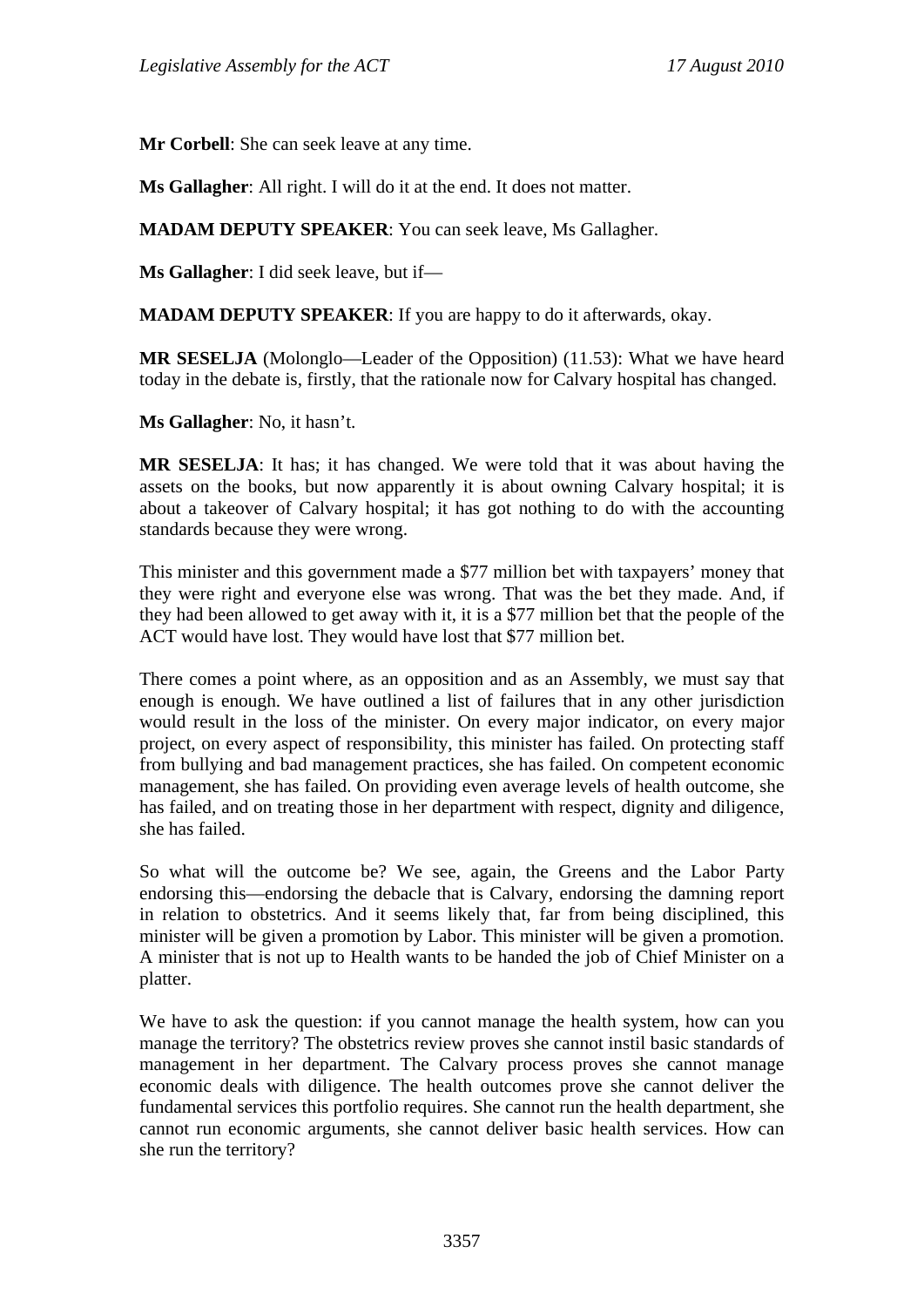**Mr Corbell**: She can seek leave at any time.

**Ms Gallagher**: All right. I will do it at the end. It does not matter.

**MADAM DEPUTY SPEAKER**: You can seek leave, Ms Gallagher.

**Ms Gallagher**: I did seek leave, but if—

**MADAM DEPUTY SPEAKER**: If you are happy to do it afterwards, okay.

**MR SESELJA** (Molonglo—Leader of the Opposition) (11.53): What we have heard today in the debate is, firstly, that the rationale now for Calvary hospital has changed.

**Ms Gallagher**: No, it hasn't.

**MR SESELJA**: It has; it has changed. We were told that it was about having the assets on the books, but now apparently it is about owning Calvary hospital; it is about a takeover of Calvary hospital; it has got nothing to do with the accounting standards because they were wrong.

This minister and this government made a $77 million bet with taxpayers' money that they were right and everyone else was wrong. That was the bet they made. And, if they had been allowed to get away with it, it is a $77 million bet that the people of the ACT would have lost. They would have lost that $77 million bet.

There comes a point where, as an opposition and as an Assembly, we must say that enough is enough. We have outlined a list of failures that in any other jurisdiction would result in the loss of the minister. On every major indicator, on every major project, on every aspect of responsibility, this minister has failed. On protecting staff from bullying and bad management practices, she has failed. On competent economic management, she has failed. On providing even average levels of health outcome, she has failed, and on treating those in her department with respect, dignity and diligence, she has failed.

So what will the outcome be? We see, again, the Greens and the Labor Party endorsing this—endorsing the debacle that is Calvary, endorsing the damning report in relation to obstetrics. And it seems likely that, far from being disciplined, this minister will be given a promotion by Labor. This minister will be given a promotion. A minister that is not up to Health wants to be handed the job of Chief Minister on a platter.

We have to ask the question: if you cannot manage the health system, how can you manage the territory? The obstetrics review proves she cannot instil basic standards of management in her department. The Calvary process proves she cannot manage economic deals with diligence. The health outcomes prove she cannot deliver the fundamental services this portfolio requires. She cannot run the health department, she cannot run economic arguments, she cannot deliver basic health services. How can she run the territory?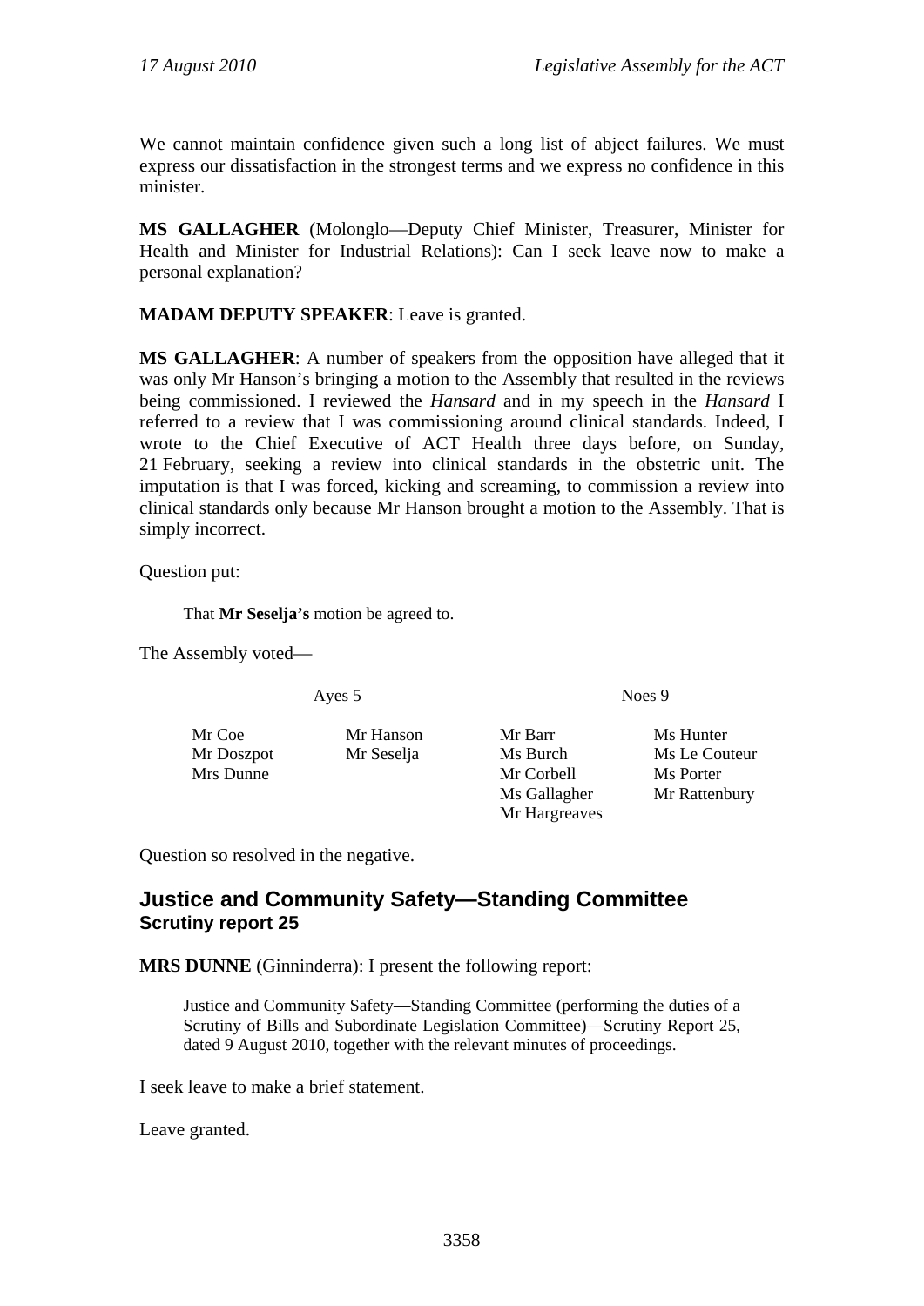We cannot maintain confidence given such a long list of abject failures. We must express our dissatisfaction in the strongest terms and we express no confidence in this minister.

**MS GALLAGHER** (Molonglo—Deputy Chief Minister, Treasurer, Minister for Health and Minister for Industrial Relations): Can I seek leave now to make a personal explanation?

**MADAM DEPUTY SPEAKER**: Leave is granted.

**MS GALLAGHER**: A number of speakers from the opposition have alleged that it was only Mr Hanson's bringing a motion to the Assembly that resulted in the reviews being commissioned. I reviewed the *Hansard* and in my speech in the *Hansard* I referred to a review that I was commissioning around clinical standards. Indeed, I wrote to the Chief Executive of ACT Health three days before, on Sunday, 21 February, seeking a review into clinical standards in the obstetric unit. The imputation is that I was forced, kicking and screaming, to commission a review into clinical standards only because Mr Hanson brought a motion to the Assembly. That is simply incorrect.

Question put:

> That **Mr Seselja's** motion be agreed to.

The Assembly voted—

| Ayes 5 | | Noes 9 | |
|---|---|---|---|
| Mr Coe | Mr Hanson | Mr Barr | Ms Hunter |
| Mr Doszpot | Mr Seselja | Ms Burch | Ms Le Couteur |
| Mrs Dunne | | Mr Corbell | Ms Porter |
| | | Ms Gallagher | Mr Rattenbury |
| | | Mr Hargreaves | |

Question so resolved in the negative.

## Justice and Community Safety—Standing Committee

### Scrutiny report 25

**MRS DUNNE** (Ginninderra): I present the following report:

> Justice and Community Safety—Standing Committee (performing the duties of a Scrutiny of Bills and Subordinate Legislation Committee)—Scrutiny Report 25, dated 9 August 2010, together with the relevant minutes of proceedings.

I seek leave to make a brief statement.

Leave granted.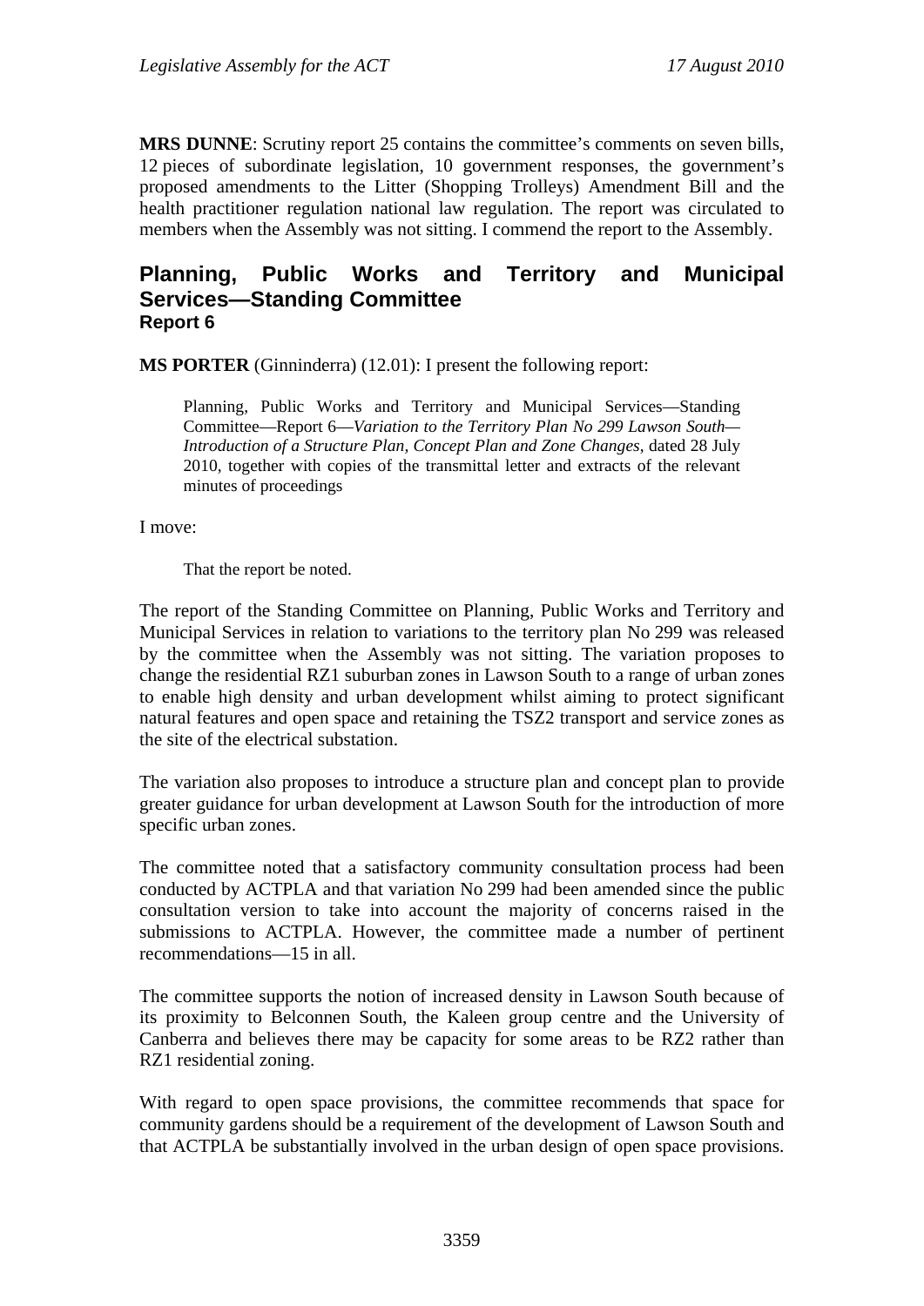**MRS DUNNE**: Scrutiny report 25 contains the committee's comments on seven bills, 12 pieces of subordinate legislation, 10 government responses, the government's proposed amendments to the Litter (Shopping Trolleys) Amendment Bill and the health practitioner regulation national law regulation. The report was circulated to members when the Assembly was not sitting. I commend the report to the Assembly.

## Planning, Public Works and Territory and Municipal Services—Standing Committee

### Report 6

**MS PORTER** (Ginninderra) (12.01): I present the following report:

> Planning, Public Works and Territory and Municipal Services—Standing Committee—Report 6—*Variation to the Territory Plan No 299 Lawson South—Introduction of a Structure Plan, Concept Plan and Zone Changes*, dated 28 July 2010, together with copies of the transmittal letter and extracts of the relevant minutes of proceedings

I move:

> That the report be noted.

The report of the Standing Committee on Planning, Public Works and Territory and Municipal Services in relation to variations to the territory plan No 299 was released by the committee when the Assembly was not sitting. The variation proposes to change the residential RZ1 suburban zones in Lawson South to a range of urban zones to enable high density and urban development whilst aiming to protect significant natural features and open space and retaining the TSZ2 transport and service zones as the site of the electrical substation.

The variation also proposes to introduce a structure plan and concept plan to provide greater guidance for urban development at Lawson South for the introduction of more specific urban zones.

The committee noted that a satisfactory community consultation process had been conducted by ACTPLA and that variation No 299 had been amended since the public consultation version to take into account the majority of concerns raised in the submissions to ACTPLA. However, the committee made a number of pertinent recommendations—15 in all.

The committee supports the notion of increased density in Lawson South because of its proximity to Belconnen South, the Kaleen group centre and the University of Canberra and believes there may be capacity for some areas to be RZ2 rather than RZ1 residential zoning.

With regard to open space provisions, the committee recommends that space for community gardens should be a requirement of the development of Lawson South and that ACTPLA be substantially involved in the urban design of open space provisions.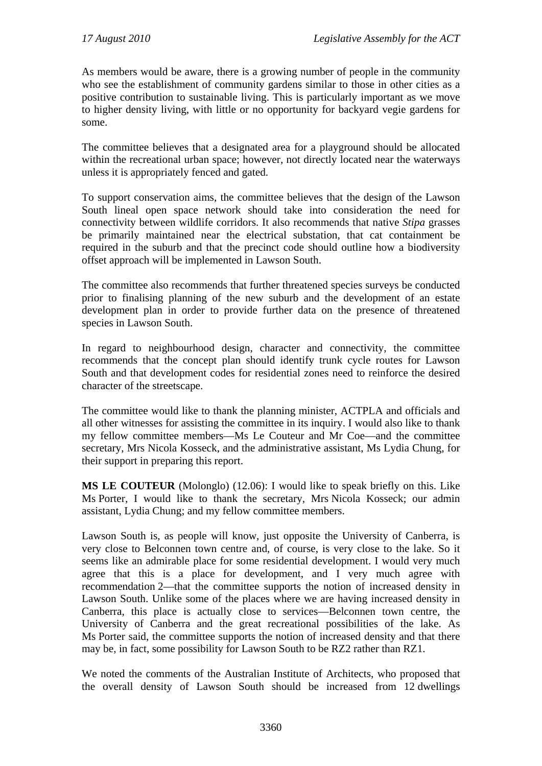As members would be aware, there is a growing number of people in the community who see the establishment of community gardens similar to those in other cities as a positive contribution to sustainable living. This is particularly important as we move to higher density living, with little or no opportunity for backyard vegie gardens for some.

The committee believes that a designated area for a playground should be allocated within the recreational urban space; however, not directly located near the waterways unless it is appropriately fenced and gated.

To support conservation aims, the committee believes that the design of the Lawson South lineal open space network should take into consideration the need for connectivity between wildlife corridors. It also recommends that native *Stipa* grasses be primarily maintained near the electrical substation, that cat containment be required in the suburb and that the precinct code should outline how a biodiversity offset approach will be implemented in Lawson South.

The committee also recommends that further threatened species surveys be conducted prior to finalising planning of the new suburb and the development of an estate development plan in order to provide further data on the presence of threatened species in Lawson South.

In regard to neighbourhood design, character and connectivity, the committee recommends that the concept plan should identify trunk cycle routes for Lawson South and that development codes for residential zones need to reinforce the desired character of the streetscape.

The committee would like to thank the planning minister, ACTPLA and officials and all other witnesses for assisting the committee in its inquiry. I would also like to thank my fellow committee members—Ms Le Couteur and Mr Coe—and the committee secretary, Mrs Nicola Kosseck, and the administrative assistant, Ms Lydia Chung, for their support in preparing this report.

**MS LE COUTEUR** (Molonglo) (12.06): I would like to speak briefly on this. Like Ms Porter, I would like to thank the secretary, Mrs Nicola Kosseck; our admin assistant, Lydia Chung; and my fellow committee members.

Lawson South is, as people will know, just opposite the University of Canberra, is very close to Belconnen town centre and, of course, is very close to the lake. So it seems like an admirable place for some residential development. I would very much agree that this is a place for development, and I very much agree with recommendation 2—that the committee supports the notion of increased density in Lawson South. Unlike some of the places where we are having increased density in Canberra, this place is actually close to services—Belconnen town centre, the University of Canberra and the great recreational possibilities of the lake. As Ms Porter said, the committee supports the notion of increased density and that there may be, in fact, some possibility for Lawson South to be RZ2 rather than RZ1.

We noted the comments of the Australian Institute of Architects, who proposed that the overall density of Lawson South should be increased from 12 dwellings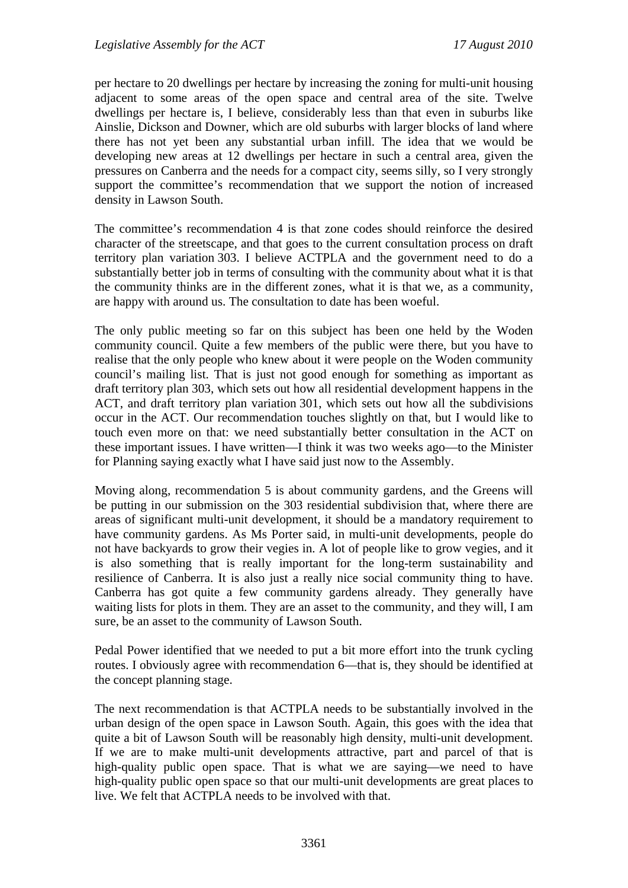per hectare to 20 dwellings per hectare by increasing the zoning for multi-unit housing adjacent to some areas of the open space and central area of the site. Twelve dwellings per hectare is, I believe, considerably less than that even in suburbs like Ainslie, Dickson and Downer, which are old suburbs with larger blocks of land where there has not yet been any substantial urban infill. The idea that we would be developing new areas at 12 dwellings per hectare in such a central area, given the pressures on Canberra and the needs for a compact city, seems silly, so I very strongly support the committee's recommendation that we support the notion of increased density in Lawson South.

The committee's recommendation 4 is that zone codes should reinforce the desired character of the streetscape, and that goes to the current consultation process on draft territory plan variation 303. I believe ACTPLA and the government need to do a substantially better job in terms of consulting with the community about what it is that the community thinks are in the different zones, what it is that we, as a community, are happy with around us. The consultation to date has been woeful.

The only public meeting so far on this subject has been one held by the Woden community council. Quite a few members of the public were there, but you have to realise that the only people who knew about it were people on the Woden community council's mailing list. That is just not good enough for something as important as draft territory plan 303, which sets out how all residential development happens in the ACT, and draft territory plan variation 301, which sets out how all the subdivisions occur in the ACT. Our recommendation touches slightly on that, but I would like to touch even more on that: we need substantially better consultation in the ACT on these important issues. I have written—I think it was two weeks ago—to the Minister for Planning saying exactly what I have said just now to the Assembly.

Moving along, recommendation 5 is about community gardens, and the Greens will be putting in our submission on the 303 residential subdivision that, where there are areas of significant multi-unit development, it should be a mandatory requirement to have community gardens. As Ms Porter said, in multi-unit developments, people do not have backyards to grow their vegies in. A lot of people like to grow vegies, and it is also something that is really important for the long-term sustainability and resilience of Canberra. It is also just a really nice social community thing to have. Canberra has got quite a few community gardens already. They generally have waiting lists for plots in them. They are an asset to the community, and they will, I am sure, be an asset to the community of Lawson South.

Pedal Power identified that we needed to put a bit more effort into the trunk cycling routes. I obviously agree with recommendation 6—that is, they should be identified at the concept planning stage.

The next recommendation is that ACTPLA needs to be substantially involved in the urban design of the open space in Lawson South. Again, this goes with the idea that quite a bit of Lawson South will be reasonably high density, multi-unit development. If we are to make multi-unit developments attractive, part and parcel of that is high-quality public open space. That is what we are saying—we need to have high-quality public open space so that our multi-unit developments are great places to live. We felt that ACTPLA needs to be involved with that.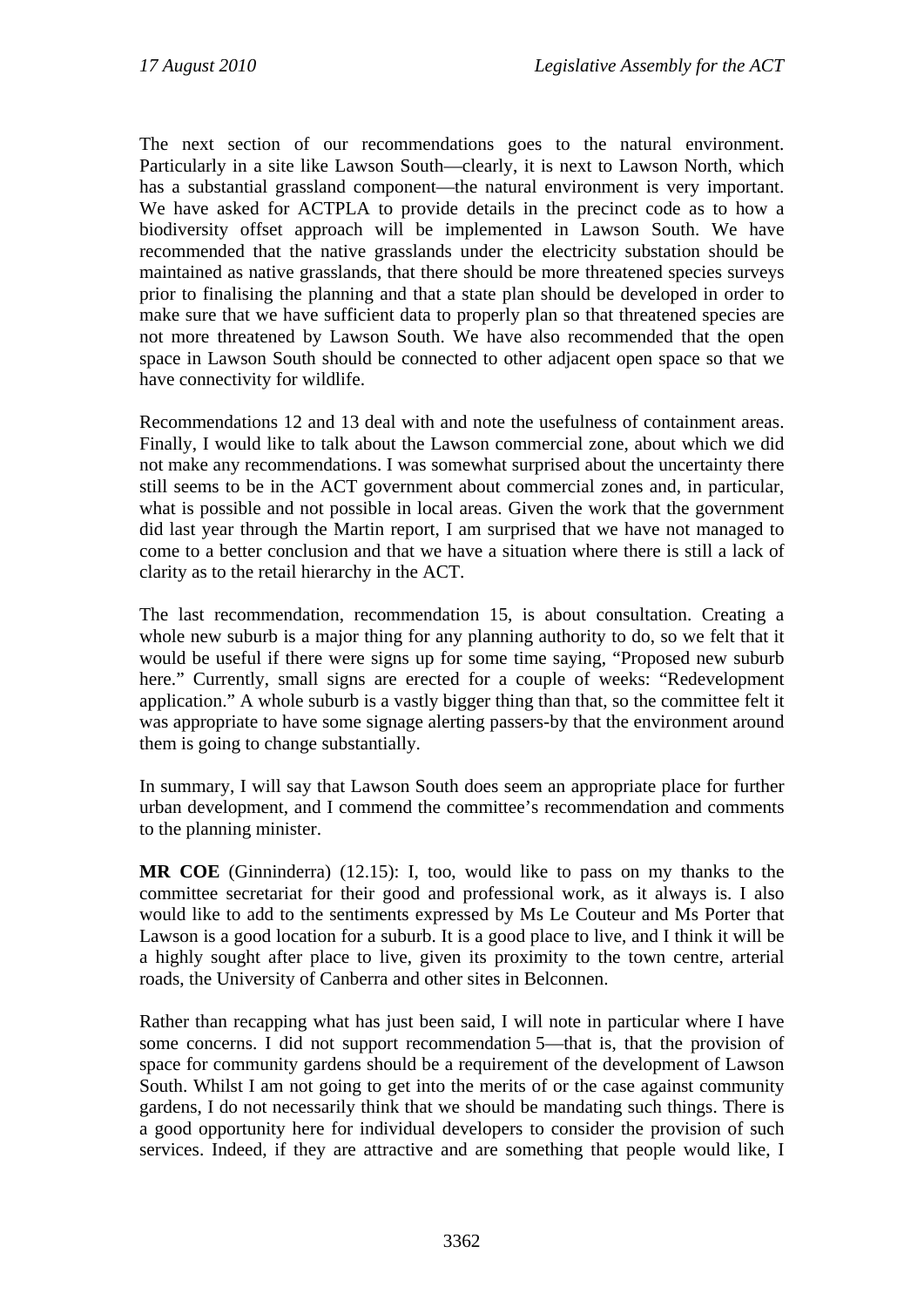The next section of our recommendations goes to the natural environment. Particularly in a site like Lawson South—clearly, it is next to Lawson North, which has a substantial grassland component—the natural environment is very important. We have asked for ACTPLA to provide details in the precinct code as to how a biodiversity offset approach will be implemented in Lawson South. We have recommended that the native grasslands under the electricity substation should be maintained as native grasslands, that there should be more threatened species surveys prior to finalising the planning and that a state plan should be developed in order to make sure that we have sufficient data to properly plan so that threatened species are not more threatened by Lawson South. We have also recommended that the open space in Lawson South should be connected to other adjacent open space so that we have connectivity for wildlife.

Recommendations 12 and 13 deal with and note the usefulness of containment areas. Finally, I would like to talk about the Lawson commercial zone, about which we did not make any recommendations. I was somewhat surprised about the uncertainty there still seems to be in the ACT government about commercial zones and, in particular, what is possible and not possible in local areas. Given the work that the government did last year through the Martin report, I am surprised that we have not managed to come to a better conclusion and that we have a situation where there is still a lack of clarity as to the retail hierarchy in the ACT.

The last recommendation, recommendation 15, is about consultation. Creating a whole new suburb is a major thing for any planning authority to do, so we felt that it would be useful if there were signs up for some time saying, "Proposed new suburb here." Currently, small signs are erected for a couple of weeks: "Redevelopment application." A whole suburb is a vastly bigger thing than that, so the committee felt it was appropriate to have some signage alerting passers-by that the environment around them is going to change substantially.

In summary, I will say that Lawson South does seem an appropriate place for further urban development, and I commend the committee's recommendation and comments to the planning minister.

**MR COE** (Ginninderra) (12.15): I, too, would like to pass on my thanks to the committee secretariat for their good and professional work, as it always is. I also would like to add to the sentiments expressed by Ms Le Couteur and Ms Porter that Lawson is a good location for a suburb. It is a good place to live, and I think it will be a highly sought after place to live, given its proximity to the town centre, arterial roads, the University of Canberra and other sites in Belconnen.

Rather than recapping what has just been said, I will note in particular where I have some concerns. I did not support recommendation 5—that is, that the provision of space for community gardens should be a requirement of the development of Lawson South. Whilst I am not going to get into the merits of or the case against community gardens, I do not necessarily think that we should be mandating such things. There is a good opportunity here for individual developers to consider the provision of such services. Indeed, if they are attractive and are something that people would like, I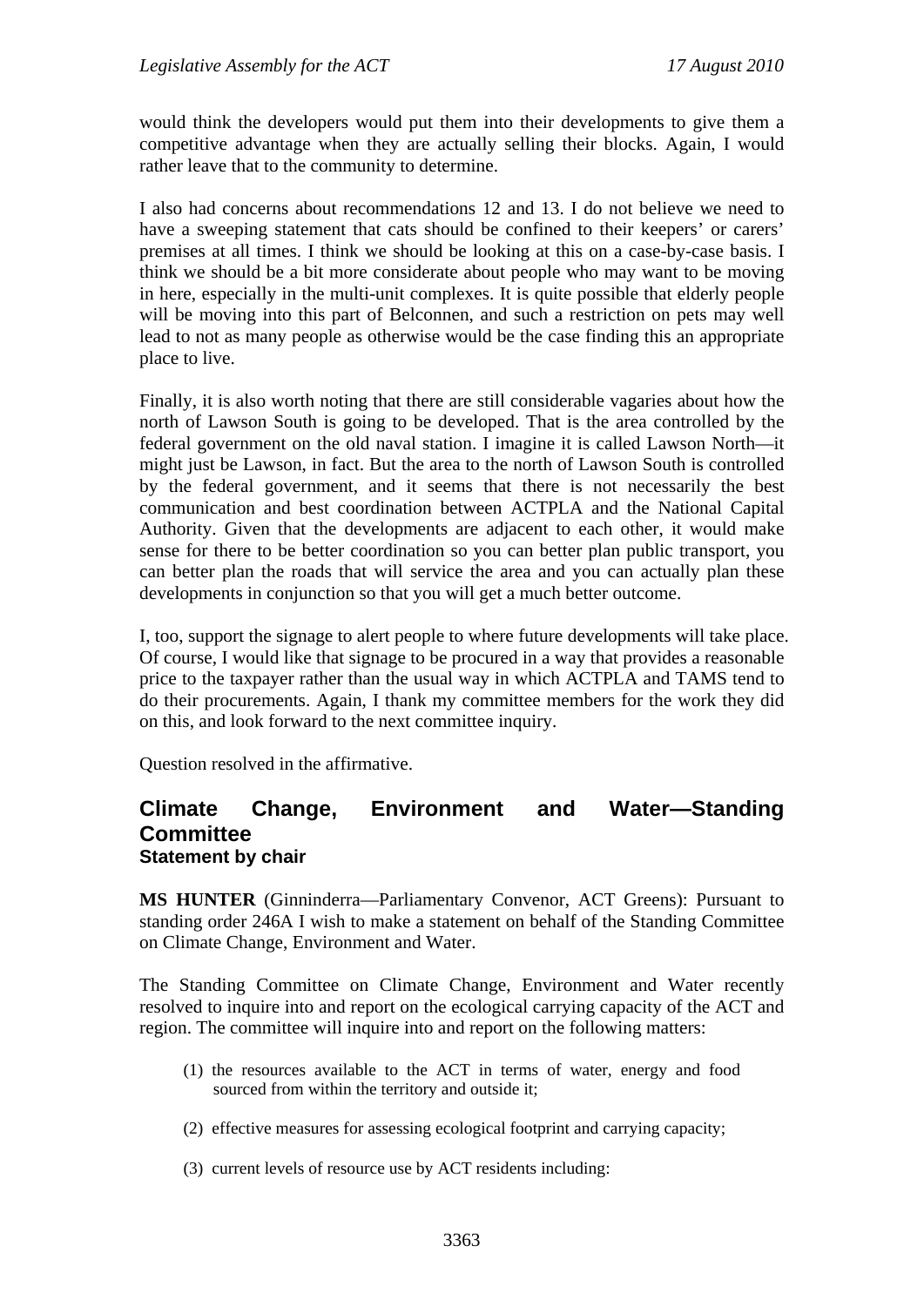would think the developers would put them into their developments to give them a competitive advantage when they are actually selling their blocks. Again, I would rather leave that to the community to determine.

I also had concerns about recommendations 12 and 13. I do not believe we need to have a sweeping statement that cats should be confined to their keepers' or carers' premises at all times. I think we should be looking at this on a case-by-case basis. I think we should be a bit more considerate about people who may want to be moving in here, especially in the multi-unit complexes. It is quite possible that elderly people will be moving into this part of Belconnen, and such a restriction on pets may well lead to not as many people as otherwise would be the case finding this an appropriate place to live.

Finally, it is also worth noting that there are still considerable vagaries about how the north of Lawson South is going to be developed. That is the area controlled by the federal government on the old naval station. I imagine it is called Lawson North—it might just be Lawson, in fact. But the area to the north of Lawson South is controlled by the federal government, and it seems that there is not necessarily the best communication and best coordination between ACTPLA and the National Capital Authority. Given that the developments are adjacent to each other, it would make sense for there to be better coordination so you can better plan public transport, you can better plan the roads that will service the area and you can actually plan these developments in conjunction so that you will get a much better outcome.

I, too, support the signage to alert people to where future developments will take place. Of course, I would like that signage to be procured in a way that provides a reasonable price to the taxpayer rather than the usual way in which ACTPLA and TAMS tend to do their procurements. Again, I thank my committee members for the work they did on this, and look forward to the next committee inquiry.

Question resolved in the affirmative.

## Climate Change, Environment and Water—Standing Committee

### Statement by chair

**MS HUNTER** (Ginninderra—Parliamentary Convenor, ACT Greens): Pursuant to standing order 246A I wish to make a statement on behalf of the Standing Committee on Climate Change, Environment and Water.

The Standing Committee on Climate Change, Environment and Water recently resolved to inquire into and report on the ecological carrying capacity of the ACT and region. The committee will inquire into and report on the following matters:

(1) the resources available to the ACT in terms of water, energy and food sourced from within the territory and outside it;

(2) effective measures for assessing ecological footprint and carrying capacity;

(3) current levels of resource use by ACT residents including: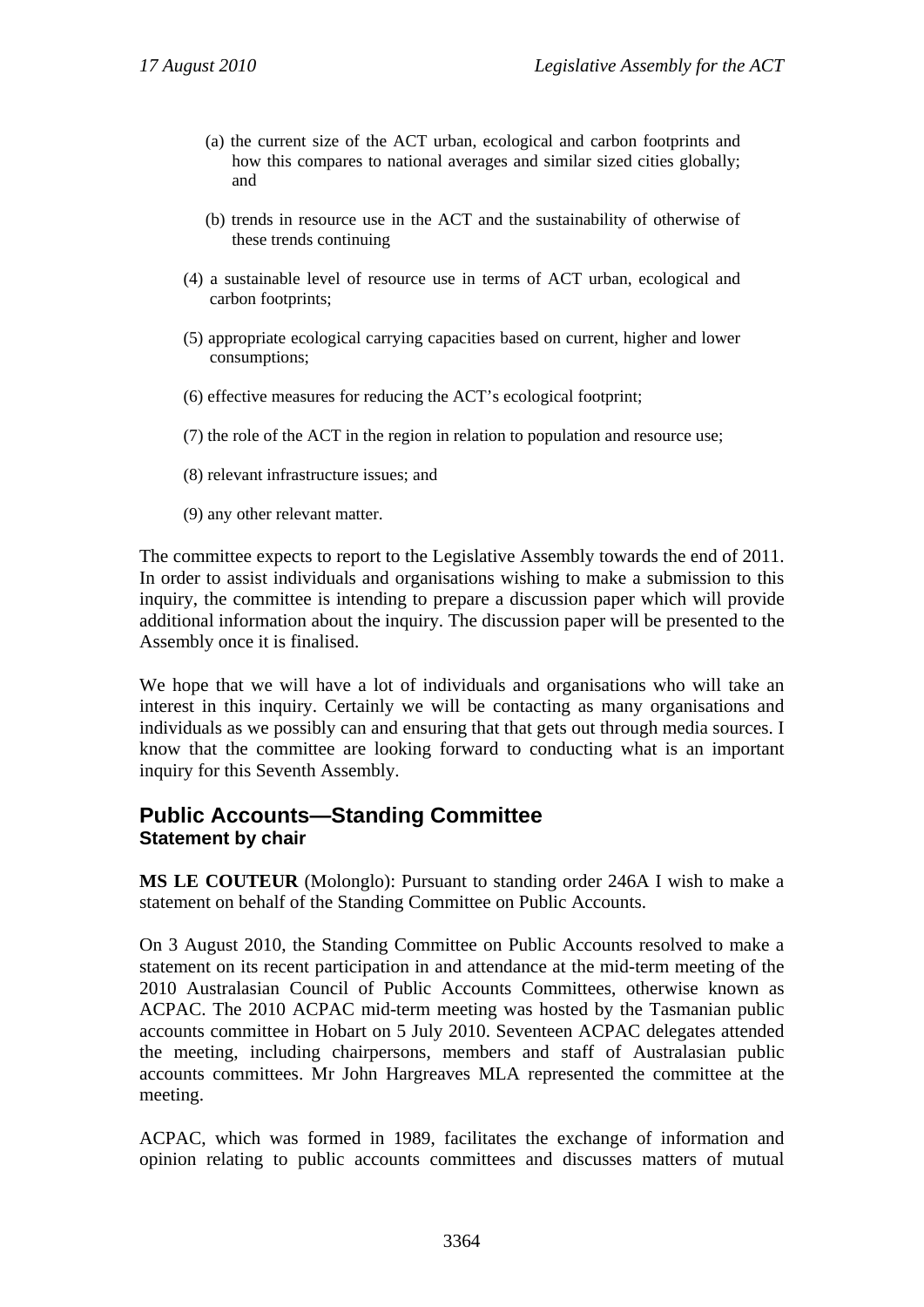(a) the current size of the ACT urban, ecological and carbon footprints and how this compares to national averages and similar sized cities globally; and

(b) trends in resource use in the ACT and the sustainability of otherwise of these trends continuing

(4) a sustainable level of resource use in terms of ACT urban, ecological and carbon footprints;

(5) appropriate ecological carrying capacities based on current, higher and lower consumptions;

(6) effective measures for reducing the ACT's ecological footprint;

(7) the role of the ACT in the region in relation to population and resource use;

(8) relevant infrastructure issues; and

(9) any other relevant matter.

The committee expects to report to the Legislative Assembly towards the end of 2011. In order to assist individuals and organisations wishing to make a submission to this inquiry, the committee is intending to prepare a discussion paper which will provide additional information about the inquiry. The discussion paper will be presented to the Assembly once it is finalised.

We hope that we will have a lot of individuals and organisations who will take an interest in this inquiry. Certainly we will be contacting as many organisations and individuals as we possibly can and ensuring that that gets out through media sources. I know that the committee are looking forward to conducting what is an important inquiry for this Seventh Assembly.

## Public Accounts—Standing Committee
### Statement by chair

**MS LE COUTEUR** (Molonglo): Pursuant to standing order 246A I wish to make a statement on behalf of the Standing Committee on Public Accounts.

On 3 August 2010, the Standing Committee on Public Accounts resolved to make a statement on its recent participation in and attendance at the mid-term meeting of the 2010 Australasian Council of Public Accounts Committees, otherwise known as ACPAC. The 2010 ACPAC mid-term meeting was hosted by the Tasmanian public accounts committee in Hobart on 5 July 2010. Seventeen ACPAC delegates attended the meeting, including chairpersons, members and staff of Australasian public accounts committees. Mr John Hargreaves MLA represented the committee at the meeting.

ACPAC, which was formed in 1989, facilitates the exchange of information and opinion relating to public accounts committees and discusses matters of mutual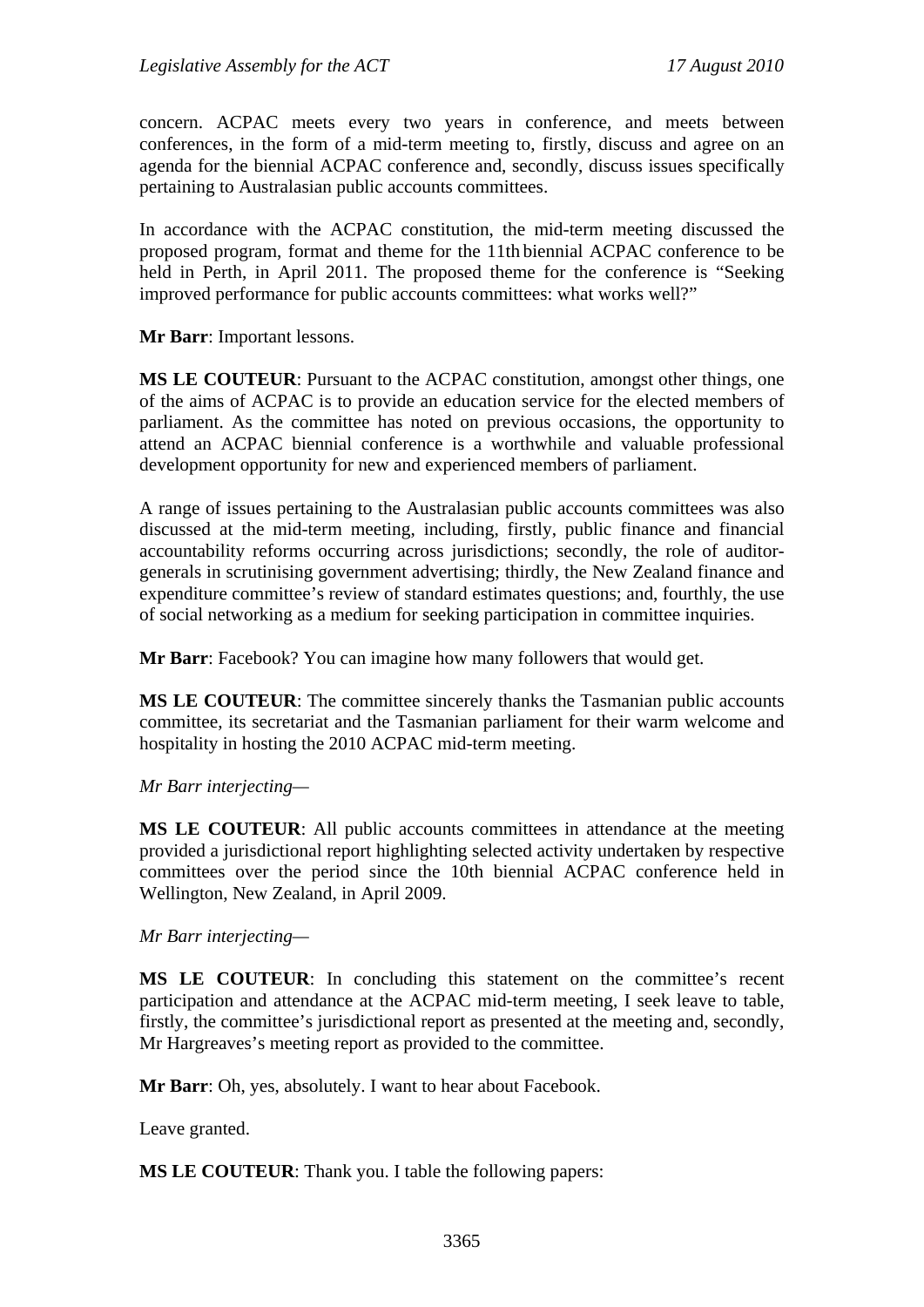concern. ACPAC meets every two years in conference, and meets between conferences, in the form of a mid-term meeting to, firstly, discuss and agree on an agenda for the biennial ACPAC conference and, secondly, discuss issues specifically pertaining to Australasian public accounts committees.

In accordance with the ACPAC constitution, the mid-term meeting discussed the proposed program, format and theme for the 11th biennial ACPAC conference to be held in Perth, in April 2011. The proposed theme for the conference is "Seeking improved performance for public accounts committees: what works well?"

**Mr Barr**: Important lessons.

**MS LE COUTEUR**: Pursuant to the ACPAC constitution, amongst other things, one of the aims of ACPAC is to provide an education service for the elected members of parliament. As the committee has noted on previous occasions, the opportunity to attend an ACPAC biennial conference is a worthwhile and valuable professional development opportunity for new and experienced members of parliament.

A range of issues pertaining to the Australasian public accounts committees was also discussed at the mid-term meeting, including, firstly, public finance and financial accountability reforms occurring across jurisdictions; secondly, the role of auditor-generals in scrutinising government advertising; thirdly, the New Zealand finance and expenditure committee's review of standard estimates questions; and, fourthly, the use of social networking as a medium for seeking participation in committee inquiries.

**Mr Barr**: Facebook? You can imagine how many followers that would get.

**MS LE COUTEUR**: The committee sincerely thanks the Tasmanian public accounts committee, its secretariat and the Tasmanian parliament for their warm welcome and hospitality in hosting the 2010 ACPAC mid-term meeting.

*Mr Barr interjecting*—

**MS LE COUTEUR**: All public accounts committees in attendance at the meeting provided a jurisdictional report highlighting selected activity undertaken by respective committees over the period since the 10th biennial ACPAC conference held in Wellington, New Zealand, in April 2009.

*Mr Barr interjecting*—

**MS LE COUTEUR**: In concluding this statement on the committee's recent participation and attendance at the ACPAC mid-term meeting, I seek leave to table, firstly, the committee's jurisdictional report as presented at the meeting and, secondly, Mr Hargreaves's meeting report as provided to the committee.

**Mr Barr**: Oh, yes, absolutely. I want to hear about Facebook.

Leave granted.

**MS LE COUTEUR**: Thank you. I table the following papers: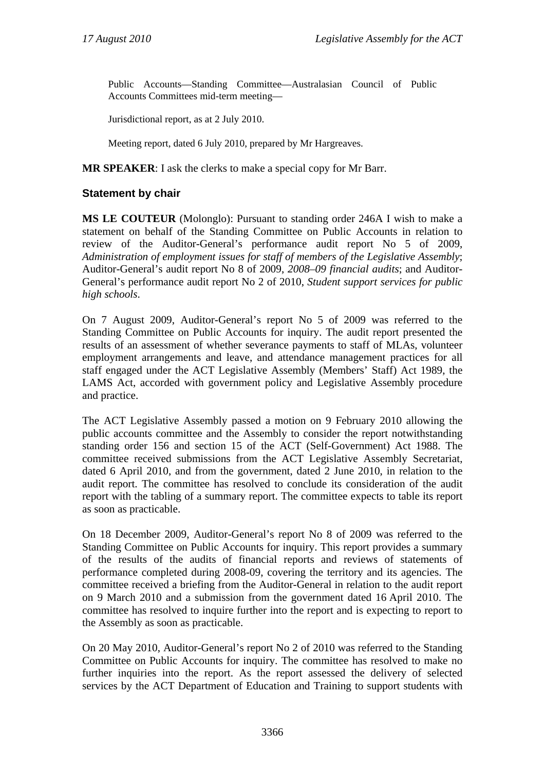Public Accounts—Standing Committee—Australasian Council of Public Accounts Committees mid-term meeting—

Jurisdictional report, as at 2 July 2010.

Meeting report, dated 6 July 2010, prepared by Mr Hargreaves.

**MR SPEAKER**: I ask the clerks to make a special copy for Mr Barr.

## Statement by chair

**MS LE COUTEUR** (Molonglo): Pursuant to standing order 246A I wish to make a statement on behalf of the Standing Committee on Public Accounts in relation to review of the Auditor-General's performance audit report No 5 of 2009, *Administration of employment issues for staff of members of the Legislative Assembly*; Auditor-General's audit report No 8 of 2009, *2008–09 financial audits*; and Auditor-General's performance audit report No 2 of 2010, *Student support services for public high schools*.

On 7 August 2009, Auditor-General's report No 5 of 2009 was referred to the Standing Committee on Public Accounts for inquiry. The audit report presented the results of an assessment of whether severance payments to staff of MLAs, volunteer employment arrangements and leave, and attendance management practices for all staff engaged under the ACT Legislative Assembly (Members' Staff) Act 1989, the LAMS Act, accorded with government policy and Legislative Assembly procedure and practice.

The ACT Legislative Assembly passed a motion on 9 February 2010 allowing the public accounts committee and the Assembly to consider the report notwithstanding standing order 156 and section 15 of the ACT (Self-Government) Act 1988. The committee received submissions from the ACT Legislative Assembly Secretariat, dated 6 April 2010, and from the government, dated 2 June 2010, in relation to the audit report. The committee has resolved to conclude its consideration of the audit report with the tabling of a summary report. The committee expects to table its report as soon as practicable.

On 18 December 2009, Auditor-General's report No 8 of 2009 was referred to the Standing Committee on Public Accounts for inquiry. This report provides a summary of the results of the audits of financial reports and reviews of statements of performance completed during 2008-09, covering the territory and its agencies. The committee received a briefing from the Auditor-General in relation to the audit report on 9 March 2010 and a submission from the government dated 16 April 2010. The committee has resolved to inquire further into the report and is expecting to report to the Assembly as soon as practicable.

On 20 May 2010, Auditor-General's report No 2 of 2010 was referred to the Standing Committee on Public Accounts for inquiry. The committee has resolved to make no further inquiries into the report. As the report assessed the delivery of selected services by the ACT Department of Education and Training to support students with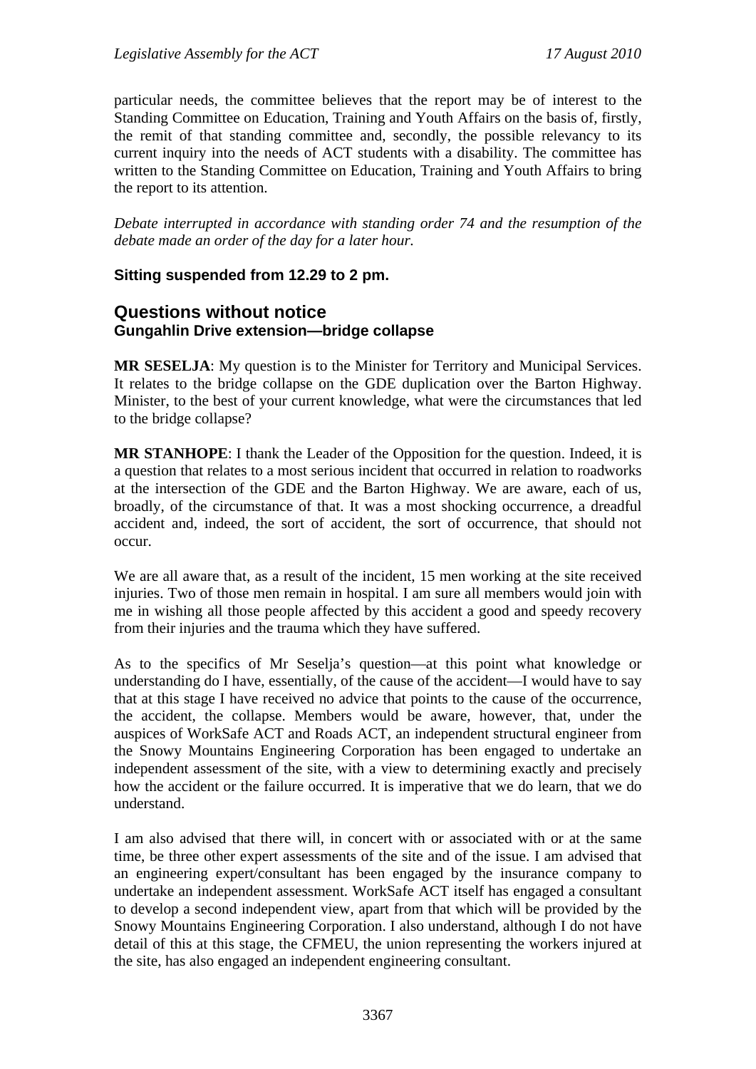particular needs, the committee believes that the report may be of interest to the Standing Committee on Education, Training and Youth Affairs on the basis of, firstly, the remit of that standing committee and, secondly, the possible relevancy to its current inquiry into the needs of ACT students with a disability. The committee has written to the Standing Committee on Education, Training and Youth Affairs to bring the report to its attention.

*Debate interrupted in accordance with standing order 74 and the resumption of the debate made an order of the day for a later hour.*

**Sitting suspended from 12.29 to 2 pm.**

## Questions without notice

### Gungahlin Drive extension—bridge collapse

**MR SESELJA**: My question is to the Minister for Territory and Municipal Services. It relates to the bridge collapse on the GDE duplication over the Barton Highway. Minister, to the best of your current knowledge, what were the circumstances that led to the bridge collapse?

**MR STANHOPE**: I thank the Leader of the Opposition for the question. Indeed, it is a question that relates to a most serious incident that occurred in relation to roadworks at the intersection of the GDE and the Barton Highway. We are aware, each of us, broadly, of the circumstance of that. It was a most shocking occurrence, a dreadful accident and, indeed, the sort of accident, the sort of occurrence, that should not occur.

We are all aware that, as a result of the incident, 15 men working at the site received injuries. Two of those men remain in hospital. I am sure all members would join with me in wishing all those people affected by this accident a good and speedy recovery from their injuries and the trauma which they have suffered.

As to the specifics of Mr Seselja's question—at this point what knowledge or understanding do I have, essentially, of the cause of the accident—I would have to say that at this stage I have received no advice that points to the cause of the occurrence, the accident, the collapse. Members would be aware, however, that, under the auspices of WorkSafe ACT and Roads ACT, an independent structural engineer from the Snowy Mountains Engineering Corporation has been engaged to undertake an independent assessment of the site, with a view to determining exactly and precisely how the accident or the failure occurred. It is imperative that we do learn, that we do understand.

I am also advised that there will, in concert with or associated with or at the same time, be three other expert assessments of the site and of the issue. I am advised that an engineering expert/consultant has been engaged by the insurance company to undertake an independent assessment. WorkSafe ACT itself has engaged a consultant to develop a second independent view, apart from that which will be provided by the Snowy Mountains Engineering Corporation. I also understand, although I do not have detail of this at this stage, the CFMEU, the union representing the workers injured at the site, has also engaged an independent engineering consultant.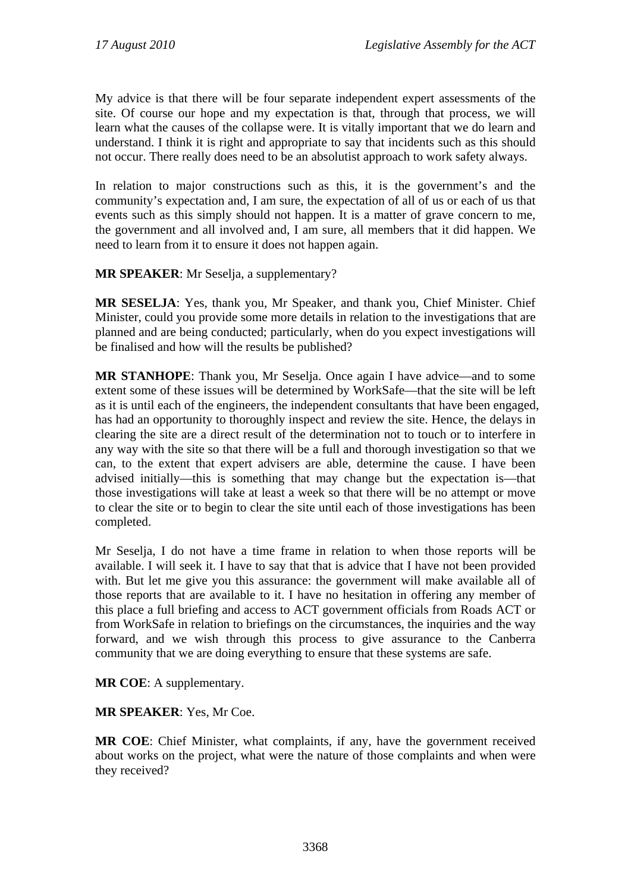My advice is that there will be four separate independent expert assessments of the site. Of course our hope and my expectation is that, through that process, we will learn what the causes of the collapse were. It is vitally important that we do learn and understand. I think it is right and appropriate to say that incidents such as this should not occur. There really does need to be an absolutist approach to work safety always.

In relation to major constructions such as this, it is the government's and the community's expectation and, I am sure, the expectation of all of us or each of us that events such as this simply should not happen. It is a matter of grave concern to me, the government and all involved and, I am sure, all members that it did happen. We need to learn from it to ensure it does not happen again.

**MR SPEAKER**: Mr Seselja, a supplementary?

**MR SESELJA**: Yes, thank you, Mr Speaker, and thank you, Chief Minister. Chief Minister, could you provide some more details in relation to the investigations that are planned and are being conducted; particularly, when do you expect investigations will be finalised and how will the results be published?

**MR STANHOPE**: Thank you, Mr Seselja. Once again I have advice—and to some extent some of these issues will be determined by WorkSafe—that the site will be left as it is until each of the engineers, the independent consultants that have been engaged, has had an opportunity to thoroughly inspect and review the site. Hence, the delays in clearing the site are a direct result of the determination not to touch or to interfere in any way with the site so that there will be a full and thorough investigation so that we can, to the extent that expert advisers are able, determine the cause. I have been advised initially—this is something that may change but the expectation is—that those investigations will take at least a week so that there will be no attempt or move to clear the site or to begin to clear the site until each of those investigations has been completed.

Mr Seselja, I do not have a time frame in relation to when those reports will be available. I will seek it. I have to say that that is advice that I have not been provided with. But let me give you this assurance: the government will make available all of those reports that are available to it. I have no hesitation in offering any member of this place a full briefing and access to ACT government officials from Roads ACT or from WorkSafe in relation to briefings on the circumstances, the inquiries and the way forward, and we wish through this process to give assurance to the Canberra community that we are doing everything to ensure that these systems are safe.

**MR COE**: A supplementary.

**MR SPEAKER**: Yes, Mr Coe.

**MR COE**: Chief Minister, what complaints, if any, have the government received about works on the project, what were the nature of those complaints and when were they received?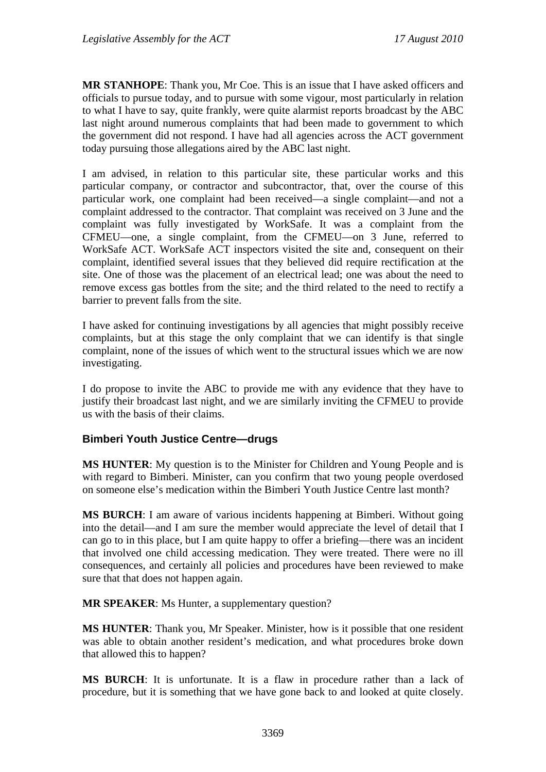**MR STANHOPE**: Thank you, Mr Coe. This is an issue that I have asked officers and officials to pursue today, and to pursue with some vigour, most particularly in relation to what I have to say, quite frankly, were quite alarmist reports broadcast by the ABC last night around numerous complaints that had been made to government to which the government did not respond. I have had all agencies across the ACT government today pursuing those allegations aired by the ABC last night.

I am advised, in relation to this particular site, these particular works and this particular company, or contractor and subcontractor, that, over the course of this particular work, one complaint had been received—a single complaint—and not a complaint addressed to the contractor. That complaint was received on 3 June and the complaint was fully investigated by WorkSafe. It was a complaint from the CFMEU—one, a single complaint, from the CFMEU—on 3 June, referred to WorkSafe ACT. WorkSafe ACT inspectors visited the site and, consequent on their complaint, identified several issues that they believed did require rectification at the site. One of those was the placement of an electrical lead; one was about the need to remove excess gas bottles from the site; and the third related to the need to rectify a barrier to prevent falls from the site.

I have asked for continuing investigations by all agencies that might possibly receive complaints, but at this stage the only complaint that we can identify is that single complaint, none of the issues of which went to the structural issues which we are now investigating.

I do propose to invite the ABC to provide me with any evidence that they have to justify their broadcast last night, and we are similarly inviting the CFMEU to provide us with the basis of their claims.

### Bimberi Youth Justice Centre—drugs

**MS HUNTER**: My question is to the Minister for Children and Young People and is with regard to Bimberi. Minister, can you confirm that two young people overdosed on someone else's medication within the Bimberi Youth Justice Centre last month?

**MS BURCH**: I am aware of various incidents happening at Bimberi. Without going into the detail—and I am sure the member would appreciate the level of detail that I can go to in this place, but I am quite happy to offer a briefing—there was an incident that involved one child accessing medication. They were treated. There were no ill consequences, and certainly all policies and procedures have been reviewed to make sure that that does not happen again.

**MR SPEAKER**: Ms Hunter, a supplementary question?

**MS HUNTER**: Thank you, Mr Speaker. Minister, how is it possible that one resident was able to obtain another resident's medication, and what procedures broke down that allowed this to happen?

**MS BURCH**: It is unfortunate. It is a flaw in procedure rather than a lack of procedure, but it is something that we have gone back to and looked at quite closely.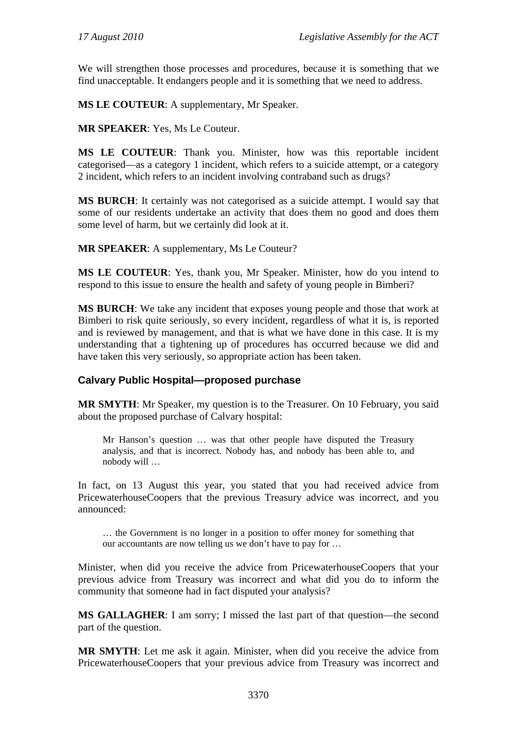We will strengthen those processes and procedures, because it is something that we find unacceptable. It endangers people and it is something that we need to address.

**MS LE COUTEUR**: A supplementary, Mr Speaker.

**MR SPEAKER**: Yes, Ms Le Couteur.

**MS LE COUTEUR**: Thank you. Minister, how was this reportable incident categorised—as a category 1 incident, which refers to a suicide attempt, or a category 2 incident, which refers to an incident involving contraband such as drugs?

**MS BURCH**: It certainly was not categorised as a suicide attempt. I would say that some of our residents undertake an activity that does them no good and does them some level of harm, but we certainly did look at it.

**MR SPEAKER**: A supplementary, Ms Le Couteur?

**MS LE COUTEUR**: Yes, thank you, Mr Speaker. Minister, how do you intend to respond to this issue to ensure the health and safety of young people in Bimberi?

**MS BURCH**: We take any incident that exposes young people and those that work at Bimberi to risk quite seriously, so every incident, regardless of what it is, is reported and is reviewed by management, and that is what we have done in this case. It is my understanding that a tightening up of procedures has occurred because we did and have taken this very seriously, so appropriate action has been taken.

### Calvary Public Hospital—proposed purchase

**MR SMYTH**: Mr Speaker, my question is to the Treasurer. On 10 February, you said about the proposed purchase of Calvary hospital:

> Mr Hanson's question … was that other people have disputed the Treasury analysis, and that is incorrect. Nobody has, and nobody has been able to, and nobody will …

In fact, on 13 August this year, you stated that you had received advice from PricewaterhouseCoopers that the previous Treasury advice was incorrect, and you announced:

> … the Government is no longer in a position to offer money for something that our accountants are now telling us we don't have to pay for …

Minister, when did you receive the advice from PricewaterhouseCoopers that your previous advice from Treasury was incorrect and what did you do to inform the community that someone had in fact disputed your analysis?

**MS GALLAGHER**: I am sorry; I missed the last part of that question—the second part of the question.

**MR SMYTH**: Let me ask it again. Minister, when did you receive the advice from PricewaterhouseCoopers that your previous advice from Treasury was incorrect and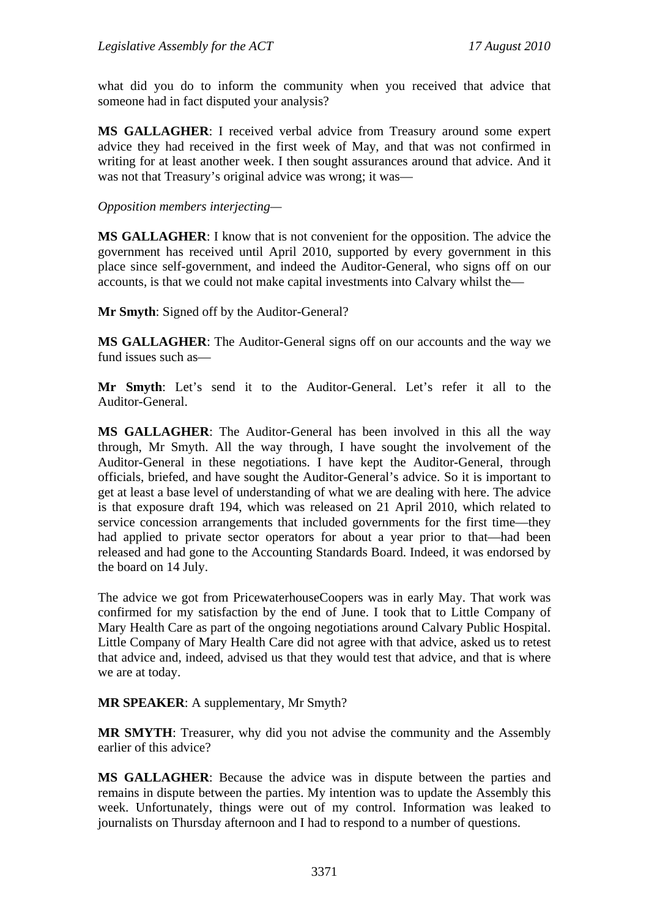what did you do to inform the community when you received that advice that someone had in fact disputed your analysis?

**MS GALLAGHER**: I received verbal advice from Treasury around some expert advice they had received in the first week of May, and that was not confirmed in writing for at least another week. I then sought assurances around that advice. And it was not that Treasury's original advice was wrong; it was—

*Opposition members interjecting—*

**MS GALLAGHER**: I know that is not convenient for the opposition. The advice the government has received until April 2010, supported by every government in this place since self-government, and indeed the Auditor-General, who signs off on our accounts, is that we could not make capital investments into Calvary whilst the—

**Mr Smyth**: Signed off by the Auditor-General?

**MS GALLAGHER**: The Auditor-General signs off on our accounts and the way we fund issues such as—

**Mr Smyth**: Let's send it to the Auditor-General. Let's refer it all to the Auditor-General.

**MS GALLAGHER**: The Auditor-General has been involved in this all the way through, Mr Smyth. All the way through, I have sought the involvement of the Auditor-General in these negotiations. I have kept the Auditor-General, through officials, briefed, and have sought the Auditor-General's advice. So it is important to get at least a base level of understanding of what we are dealing with here. The advice is that exposure draft 194, which was released on 21 April 2010, which related to service concession arrangements that included governments for the first time—they had applied to private sector operators for about a year prior to that—had been released and had gone to the Accounting Standards Board. Indeed, it was endorsed by the board on 14 July.

The advice we got from PricewaterhouseCoopers was in early May. That work was confirmed for my satisfaction by the end of June. I took that to Little Company of Mary Health Care as part of the ongoing negotiations around Calvary Public Hospital. Little Company of Mary Health Care did not agree with that advice, asked us to retest that advice and, indeed, advised us that they would test that advice, and that is where we are at today.

**MR SPEAKER**: A supplementary, Mr Smyth?

**MR SMYTH**: Treasurer, why did you not advise the community and the Assembly earlier of this advice?

**MS GALLAGHER**: Because the advice was in dispute between the parties and remains in dispute between the parties. My intention was to update the Assembly this week. Unfortunately, things were out of my control. Information was leaked to journalists on Thursday afternoon and I had to respond to a number of questions.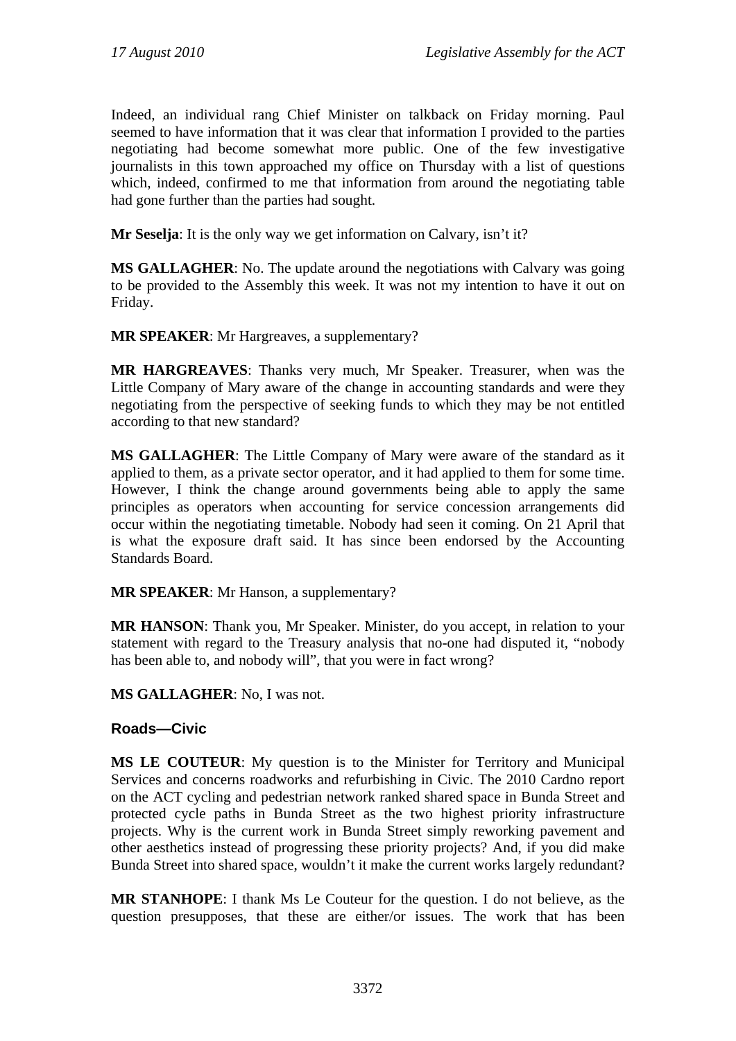Indeed, an individual rang Chief Minister on talkback on Friday morning. Paul seemed to have information that it was clear that information I provided to the parties negotiating had become somewhat more public. One of the few investigative journalists in this town approached my office on Thursday with a list of questions which, indeed, confirmed to me that information from around the negotiating table had gone further than the parties had sought.

**Mr Seselja**: It is the only way we get information on Calvary, isn't it?

**MS GALLAGHER**: No. The update around the negotiations with Calvary was going to be provided to the Assembly this week. It was not my intention to have it out on Friday.

**MR SPEAKER**: Mr Hargreaves, a supplementary?

**MR HARGREAVES**: Thanks very much, Mr Speaker. Treasurer, when was the Little Company of Mary aware of the change in accounting standards and were they negotiating from the perspective of seeking funds to which they may be not entitled according to that new standard?

**MS GALLAGHER**: The Little Company of Mary were aware of the standard as it applied to them, as a private sector operator, and it had applied to them for some time. However, I think the change around governments being able to apply the same principles as operators when accounting for service concession arrangements did occur within the negotiating timetable. Nobody had seen it coming. On 21 April that is what the exposure draft said. It has since been endorsed by the Accounting Standards Board.

**MR SPEAKER**: Mr Hanson, a supplementary?

**MR HANSON**: Thank you, Mr Speaker. Minister, do you accept, in relation to your statement with regard to the Treasury analysis that no-one had disputed it, "nobody has been able to, and nobody will", that you were in fact wrong?

**MS GALLAGHER**: No, I was not.

## Roads—Civic

**MS LE COUTEUR**: My question is to the Minister for Territory and Municipal Services and concerns roadworks and refurbishing in Civic. The 2010 Cardno report on the ACT cycling and pedestrian network ranked shared space in Bunda Street and protected cycle paths in Bunda Street as the two highest priority infrastructure projects. Why is the current work in Bunda Street simply reworking pavement and other aesthetics instead of progressing these priority projects? And, if you did make Bunda Street into shared space, wouldn't it make the current works largely redundant?

**MR STANHOPE**: I thank Ms Le Couteur for the question. I do not believe, as the question presupposes, that these are either/or issues. The work that has been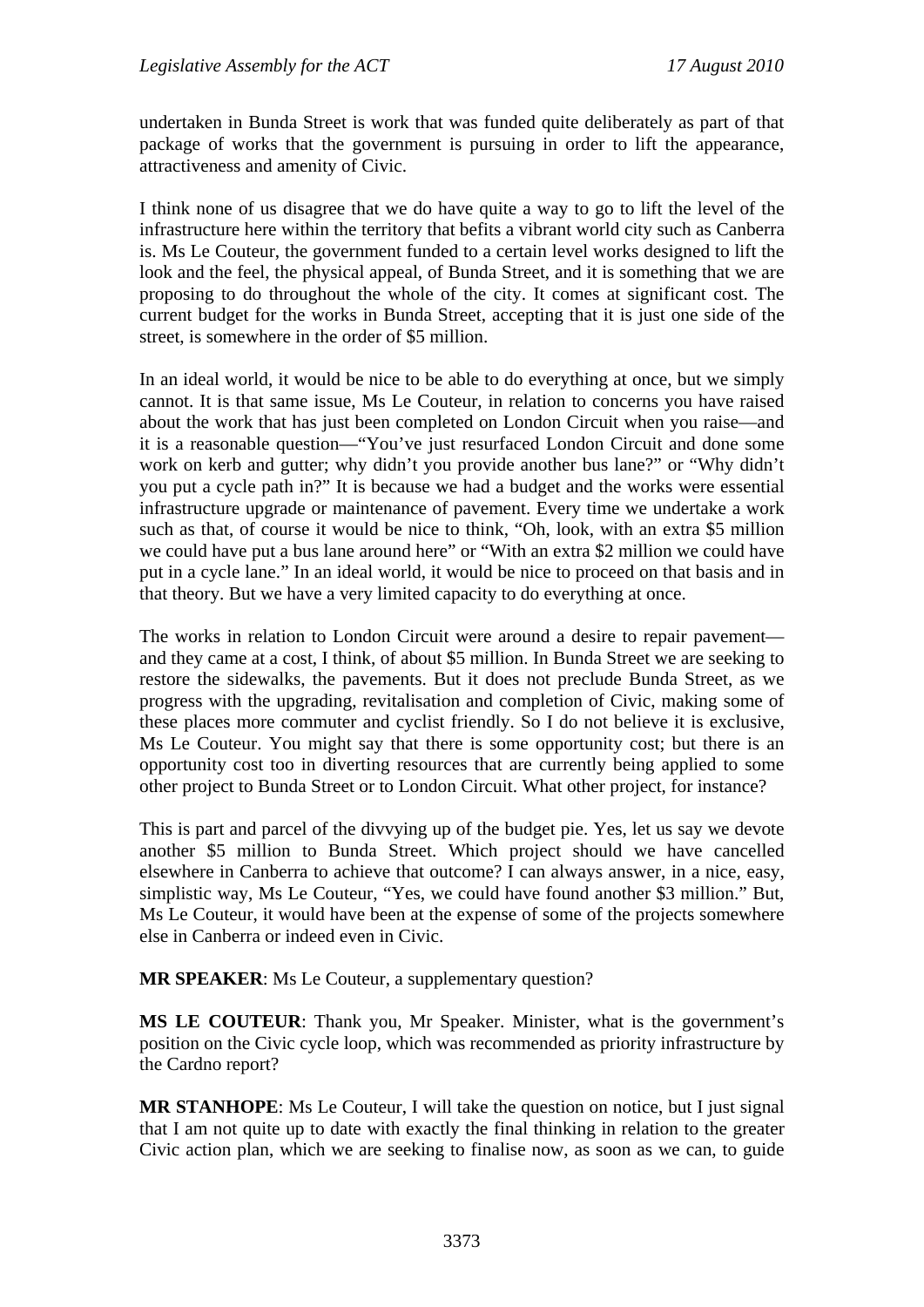undertaken in Bunda Street is work that was funded quite deliberately as part of that package of works that the government is pursuing in order to lift the appearance, attractiveness and amenity of Civic.

I think none of us disagree that we do have quite a way to go to lift the level of the infrastructure here within the territory that befits a vibrant world city such as Canberra is. Ms Le Couteur, the government funded to a certain level works designed to lift the look and the feel, the physical appeal, of Bunda Street, and it is something that we are proposing to do throughout the whole of the city. It comes at significant cost. The current budget for the works in Bunda Street, accepting that it is just one side of the street, is somewhere in the order of $5 million.

In an ideal world, it would be nice to be able to do everything at once, but we simply cannot. It is that same issue, Ms Le Couteur, in relation to concerns you have raised about the work that has just been completed on London Circuit when you raise—and it is a reasonable question—"You've just resurfaced London Circuit and done some work on kerb and gutter; why didn't you provide another bus lane?" or "Why didn't you put a cycle path in?" It is because we had a budget and the works were essential infrastructure upgrade or maintenance of pavement. Every time we undertake a work such as that, of course it would be nice to think, "Oh, look, with an extra $5 million we could have put a bus lane around here" or "With an extra $2 million we could have put in a cycle lane." In an ideal world, it would be nice to proceed on that basis and in that theory. But we have a very limited capacity to do everything at once.

The works in relation to London Circuit were around a desire to repair pavement—and they came at a cost, I think, of about $5 million. In Bunda Street we are seeking to restore the sidewalks, the pavements. But it does not preclude Bunda Street, as we progress with the upgrading, revitalisation and completion of Civic, making some of these places more commuter and cyclist friendly. So I do not believe it is exclusive, Ms Le Couteur. You might say that there is some opportunity cost; but there is an opportunity cost too in diverting resources that are currently being applied to some other project to Bunda Street or to London Circuit. What other project, for instance?

This is part and parcel of the divvying up of the budget pie. Yes, let us say we devote another $5 million to Bunda Street. Which project should we have cancelled elsewhere in Canberra to achieve that outcome? I can always answer, in a nice, easy, simplistic way, Ms Le Couteur, "Yes, we could have found another $3 million." But, Ms Le Couteur, it would have been at the expense of some of the projects somewhere else in Canberra or indeed even in Civic.

**MR SPEAKER**: Ms Le Couteur, a supplementary question?

**MS LE COUTEUR**: Thank you, Mr Speaker. Minister, what is the government's position on the Civic cycle loop, which was recommended as priority infrastructure by the Cardno report?

**MR STANHOPE**: Ms Le Couteur, I will take the question on notice, but I just signal that I am not quite up to date with exactly the final thinking in relation to the greater Civic action plan, which we are seeking to finalise now, as soon as we can, to guide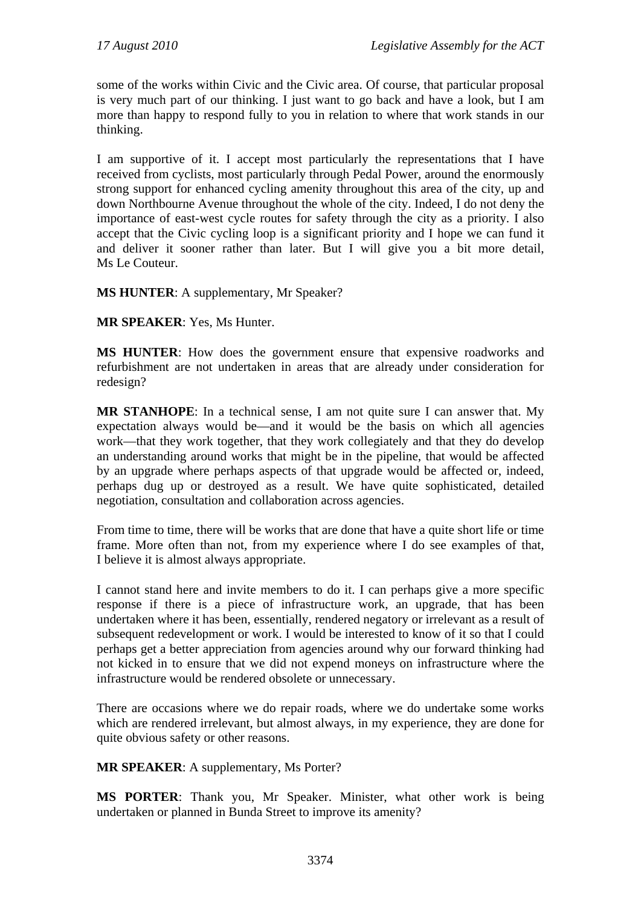some of the works within Civic and the Civic area. Of course, that particular proposal is very much part of our thinking. I just want to go back and have a look, but I am more than happy to respond fully to you in relation to where that work stands in our thinking.

I am supportive of it. I accept most particularly the representations that I have received from cyclists, most particularly through Pedal Power, around the enormously strong support for enhanced cycling amenity throughout this area of the city, up and down Northbourne Avenue throughout the whole of the city. Indeed, I do not deny the importance of east-west cycle routes for safety through the city as a priority. I also accept that the Civic cycling loop is a significant priority and I hope we can fund it and deliver it sooner rather than later. But I will give you a bit more detail, Ms Le Couteur.

**MS HUNTER**: A supplementary, Mr Speaker?

**MR SPEAKER**: Yes, Ms Hunter.

**MS HUNTER**: How does the government ensure that expensive roadworks and refurbishment are not undertaken in areas that are already under consideration for redesign?

**MR STANHOPE**: In a technical sense, I am not quite sure I can answer that. My expectation always would be—and it would be the basis on which all agencies work—that they work together, that they work collegiately and that they do develop an understanding around works that might be in the pipeline, that would be affected by an upgrade where perhaps aspects of that upgrade would be affected or, indeed, perhaps dug up or destroyed as a result. We have quite sophisticated, detailed negotiation, consultation and collaboration across agencies.

From time to time, there will be works that are done that have a quite short life or time frame. More often than not, from my experience where I do see examples of that, I believe it is almost always appropriate.

I cannot stand here and invite members to do it. I can perhaps give a more specific response if there is a piece of infrastructure work, an upgrade, that has been undertaken where it has been, essentially, rendered negatory or irrelevant as a result of subsequent redevelopment or work. I would be interested to know of it so that I could perhaps get a better appreciation from agencies around why our forward thinking had not kicked in to ensure that we did not expend moneys on infrastructure where the infrastructure would be rendered obsolete or unnecessary.

There are occasions where we do repair roads, where we do undertake some works which are rendered irrelevant, but almost always, in my experience, they are done for quite obvious safety or other reasons.

**MR SPEAKER**: A supplementary, Ms Porter?

**MS PORTER**: Thank you, Mr Speaker. Minister, what other work is being undertaken or planned in Bunda Street to improve its amenity?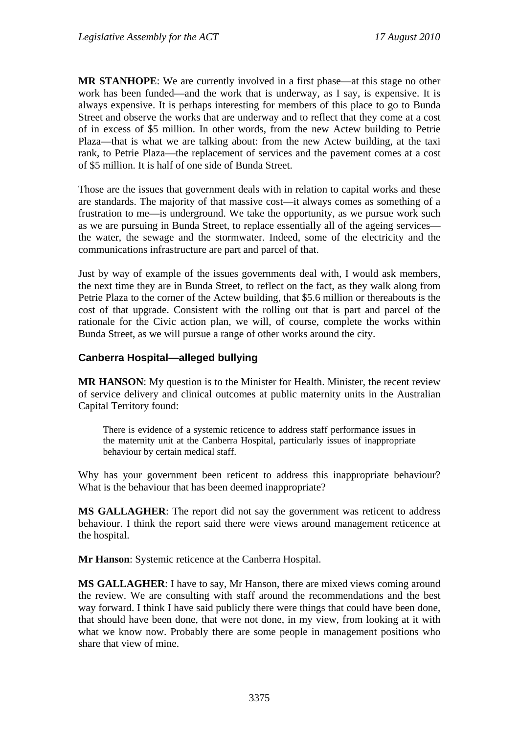**MR STANHOPE**: We are currently involved in a first phase—at this stage no other work has been funded—and the work that is underway, as I say, is expensive. It is always expensive. It is perhaps interesting for members of this place to go to Bunda Street and observe the works that are underway and to reflect that they come at a cost of in excess of $5 million. In other words, from the new Actew building to Petrie Plaza—that is what we are talking about: from the new Actew building, at the taxi rank, to Petrie Plaza—the replacement of services and the pavement comes at a cost of $5 million. It is half of one side of Bunda Street.

Those are the issues that government deals with in relation to capital works and these are standards. The majority of that massive cost—it always comes as something of a frustration to me—is underground. We take the opportunity, as we pursue work such as we are pursuing in Bunda Street, to replace essentially all of the ageing services—the water, the sewage and the stormwater. Indeed, some of the electricity and the communications infrastructure are part and parcel of that.

Just by way of example of the issues governments deal with, I would ask members, the next time they are in Bunda Street, to reflect on the fact, as they walk along from Petrie Plaza to the corner of the Actew building, that $5.6 million or thereabouts is the cost of that upgrade. Consistent with the rolling out that is part and parcel of the rationale for the Civic action plan, we will, of course, complete the works within Bunda Street, as we will pursue a range of other works around the city.

### Canberra Hospital—alleged bullying

**MR HANSON**: My question is to the Minister for Health. Minister, the recent review of service delivery and clinical outcomes at public maternity units in the Australian Capital Territory found:

> There is evidence of a systemic reticence to address staff performance issues in the maternity unit at the Canberra Hospital, particularly issues of inappropriate behaviour by certain medical staff.

Why has your government been reticent to address this inappropriate behaviour? What is the behaviour that has been deemed inappropriate?

**MS GALLAGHER**: The report did not say the government was reticent to address behaviour. I think the report said there were views around management reticence at the hospital.

**Mr Hanson**: Systemic reticence at the Canberra Hospital.

**MS GALLAGHER**: I have to say, Mr Hanson, there are mixed views coming around the review. We are consulting with staff around the recommendations and the best way forward. I think I have said publicly there were things that could have been done, that should have been done, that were not done, in my view, from looking at it with what we know now. Probably there are some people in management positions who share that view of mine.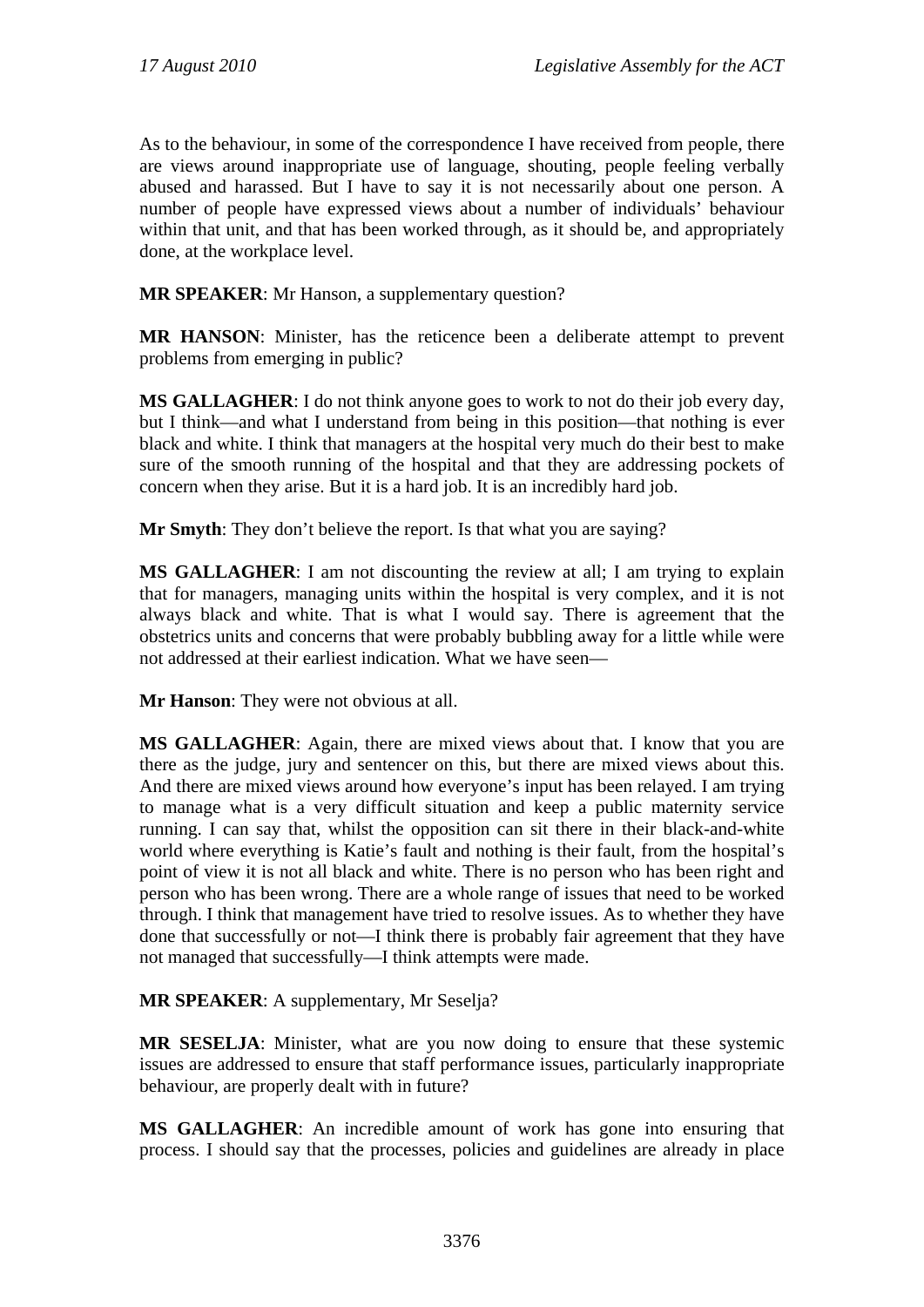As to the behaviour, in some of the correspondence I have received from people, there are views around inappropriate use of language, shouting, people feeling verbally abused and harassed. But I have to say it is not necessarily about one person. A number of people have expressed views about a number of individuals' behaviour within that unit, and that has been worked through, as it should be, and appropriately done, at the workplace level.

**MR SPEAKER**: Mr Hanson, a supplementary question?

**MR HANSON**: Minister, has the reticence been a deliberate attempt to prevent problems from emerging in public?

**MS GALLAGHER**: I do not think anyone goes to work to not do their job every day, but I think—and what I understand from being in this position—that nothing is ever black and white. I think that managers at the hospital very much do their best to make sure of the smooth running of the hospital and that they are addressing pockets of concern when they arise. But it is a hard job. It is an incredibly hard job.

**Mr Smyth**: They don't believe the report. Is that what you are saying?

**MS GALLAGHER**: I am not discounting the review at all; I am trying to explain that for managers, managing units within the hospital is very complex, and it is not always black and white. That is what I would say. There is agreement that the obstetrics units and concerns that were probably bubbling away for a little while were not addressed at their earliest indication. What we have seen—

**Mr Hanson**: They were not obvious at all.

**MS GALLAGHER**: Again, there are mixed views about that. I know that you are there as the judge, jury and sentencer on this, but there are mixed views about this. And there are mixed views around how everyone's input has been relayed. I am trying to manage what is a very difficult situation and keep a public maternity service running. I can say that, whilst the opposition can sit there in their black-and-white world where everything is Katie's fault and nothing is their fault, from the hospital's point of view it is not all black and white. There is no person who has been right and person who has been wrong. There are a whole range of issues that need to be worked through. I think that management have tried to resolve issues. As to whether they have done that successfully or not—I think there is probably fair agreement that they have not managed that successfully—I think attempts were made.

**MR SPEAKER**: A supplementary, Mr Seselja?

**MR SESELJA**: Minister, what are you now doing to ensure that these systemic issues are addressed to ensure that staff performance issues, particularly inappropriate behaviour, are properly dealt with in future?

**MS GALLAGHER**: An incredible amount of work has gone into ensuring that process. I should say that the processes, policies and guidelines are already in place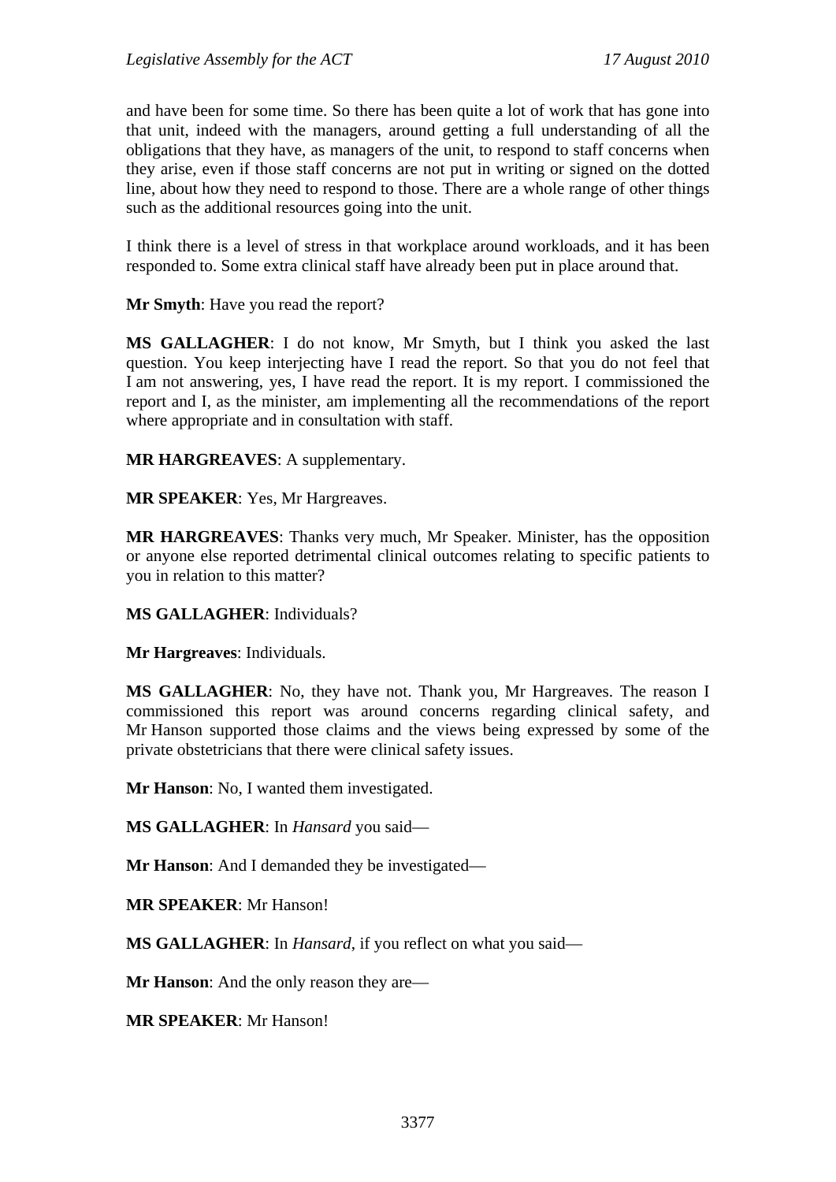and have been for some time. So there has been quite a lot of work that has gone into that unit, indeed with the managers, around getting a full understanding of all the obligations that they have, as managers of the unit, to respond to staff concerns when they arise, even if those staff concerns are not put in writing or signed on the dotted line, about how they need to respond to those. There are a whole range of other things such as the additional resources going into the unit.

I think there is a level of stress in that workplace around workloads, and it has been responded to. Some extra clinical staff have already been put in place around that.

**Mr Smyth**: Have you read the report?

**MS GALLAGHER**: I do not know, Mr Smyth, but I think you asked the last question. You keep interjecting have I read the report. So that you do not feel that I am not answering, yes, I have read the report. It is my report. I commissioned the report and I, as the minister, am implementing all the recommendations of the report where appropriate and in consultation with staff.

**MR HARGREAVES**: A supplementary.

**MR SPEAKER**: Yes, Mr Hargreaves.

**MR HARGREAVES**: Thanks very much, Mr Speaker. Minister, has the opposition or anyone else reported detrimental clinical outcomes relating to specific patients to you in relation to this matter?

**MS GALLAGHER**: Individuals?

**Mr Hargreaves**: Individuals.

**MS GALLAGHER**: No, they have not. Thank you, Mr Hargreaves. The reason I commissioned this report was around concerns regarding clinical safety, and Mr Hanson supported those claims and the views being expressed by some of the private obstetricians that there were clinical safety issues.

**Mr Hanson**: No, I wanted them investigated.

**MS GALLAGHER**: In *Hansard* you said—

**Mr Hanson**: And I demanded they be investigated—

**MR SPEAKER**: Mr Hanson!

**MS GALLAGHER**: In *Hansard*, if you reflect on what you said—

**Mr Hanson**: And the only reason they are—

**MR SPEAKER**: Mr Hanson!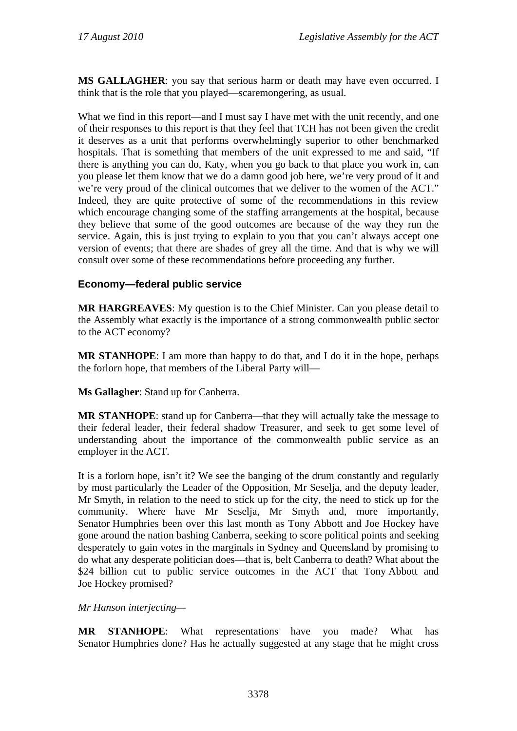**MS GALLAGHER**: you say that serious harm or death may have even occurred. I think that is the role that you played—scaremongering, as usual.

What we find in this report—and I must say I have met with the unit recently, and one of their responses to this report is that they feel that TCH has not been given the credit it deserves as a unit that performs overwhelmingly superior to other benchmarked hospitals. That is something that members of the unit expressed to me and said, "If there is anything you can do, Katy, when you go back to that place you work in, can you please let them know that we do a damn good job here, we're very proud of it and we're very proud of the clinical outcomes that we deliver to the women of the ACT." Indeed, they are quite protective of some of the recommendations in this review which encourage changing some of the staffing arrangements at the hospital, because they believe that some of the good outcomes are because of the way they run the service. Again, this is just trying to explain to you that you can't always accept one version of events; that there are shades of grey all the time. And that is why we will consult over some of these recommendations before proceeding any further.

### Economy—federal public service

**MR HARGREAVES**: My question is to the Chief Minister. Can you please detail to the Assembly what exactly is the importance of a strong commonwealth public sector to the ACT economy?

**MR STANHOPE**: I am more than happy to do that, and I do it in the hope, perhaps the forlorn hope, that members of the Liberal Party will—

**Ms Gallagher**: Stand up for Canberra.

**MR STANHOPE**: stand up for Canberra—that they will actually take the message to their federal leader, their federal shadow Treasurer, and seek to get some level of understanding about the importance of the commonwealth public service as an employer in the ACT.

It is a forlorn hope, isn't it? We see the banging of the drum constantly and regularly by most particularly the Leader of the Opposition, Mr Seselja, and the deputy leader, Mr Smyth, in relation to the need to stick up for the city, the need to stick up for the community. Where have Mr Seselja, Mr Smyth and, more importantly, Senator Humphries been over this last month as Tony Abbott and Joe Hockey have gone around the nation bashing Canberra, seeking to score political points and seeking desperately to gain votes in the marginals in Sydney and Queensland by promising to do what any desperate politician does—that is, belt Canberra to death? What about the $24 billion cut to public service outcomes in the ACT that Tony Abbott and Joe Hockey promised?

*Mr Hanson interjecting*—

**MR STANHOPE**: What representations have you made? What has Senator Humphries done? Has he actually suggested at any stage that he might cross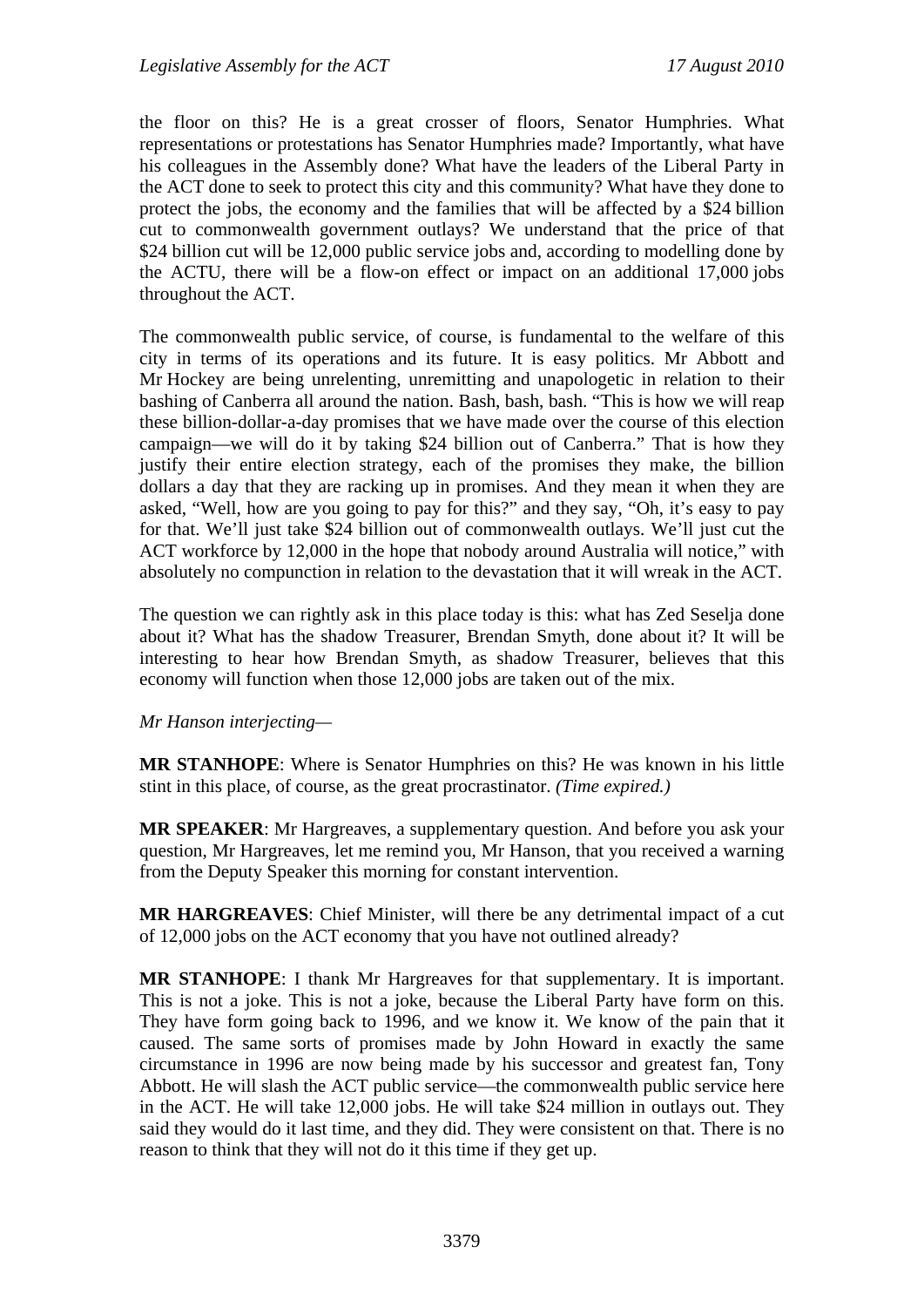the floor on this? He is a great crosser of floors, Senator Humphries. What representations or protestations has Senator Humphries made? Importantly, what have his colleagues in the Assembly done? What have the leaders of the Liberal Party in the ACT done to seek to protect this city and this community? What have they done to protect the jobs, the economy and the families that will be affected by a $24 billion cut to commonwealth government outlays? We understand that the price of that $24 billion cut will be 12,000 public service jobs and, according to modelling done by the ACTU, there will be a flow-on effect or impact on an additional 17,000 jobs throughout the ACT.

The commonwealth public service, of course, is fundamental to the welfare of this city in terms of its operations and its future. It is easy politics. Mr Abbott and Mr Hockey are being unrelenting, unremitting and unapologetic in relation to their bashing of Canberra all around the nation. Bash, bash, bash. "This is how we will reap these billion-dollar-a-day promises that we have made over the course of this election campaign—we will do it by taking $24 billion out of Canberra." That is how they justify their entire election strategy, each of the promises they make, the billion dollars a day that they are racking up in promises. And they mean it when they are asked, "Well, how are you going to pay for this?" and they say, "Oh, it's easy to pay for that. We'll just take $24 billion out of commonwealth outlays. We'll just cut the ACT workforce by 12,000 in the hope that nobody around Australia will notice," with absolutely no compunction in relation to the devastation that it will wreak in the ACT.

The question we can rightly ask in this place today is this: what has Zed Seselja done about it? What has the shadow Treasurer, Brendan Smyth, done about it? It will be interesting to hear how Brendan Smyth, as shadow Treasurer, believes that this economy will function when those 12,000 jobs are taken out of the mix.

*Mr Hanson interjecting—*

**MR STANHOPE**: Where is Senator Humphries on this? He was known in his little stint in this place, of course, as the great procrastinator. *(Time expired.)*

**MR SPEAKER**: Mr Hargreaves, a supplementary question. And before you ask your question, Mr Hargreaves, let me remind you, Mr Hanson, that you received a warning from the Deputy Speaker this morning for constant intervention.

**MR HARGREAVES**: Chief Minister, will there be any detrimental impact of a cut of 12,000 jobs on the ACT economy that you have not outlined already?

**MR STANHOPE**: I thank Mr Hargreaves for that supplementary. It is important. This is not a joke. This is not a joke, because the Liberal Party have form on this. They have form going back to 1996, and we know it. We know of the pain that it caused. The same sorts of promises made by John Howard in exactly the same circumstance in 1996 are now being made by his successor and greatest fan, Tony Abbott. He will slash the ACT public service—the commonwealth public service here in the ACT. He will take 12,000 jobs. He will take $24 million in outlays out. They said they would do it last time, and they did. They were consistent on that. There is no reason to think that they will not do it this time if they get up.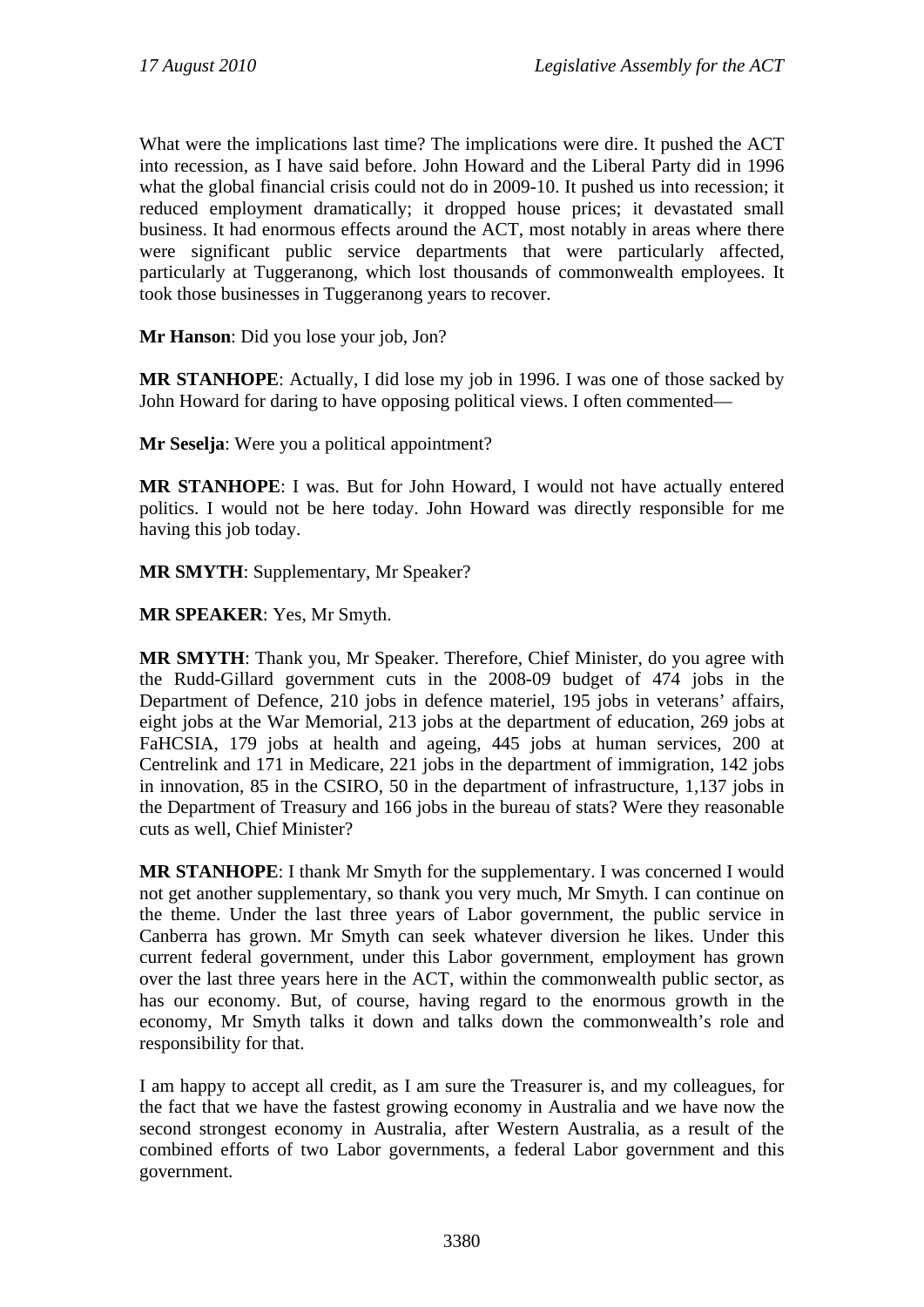What were the implications last time? The implications were dire. It pushed the ACT into recession, as I have said before. John Howard and the Liberal Party did in 1996 what the global financial crisis could not do in 2009-10. It pushed us into recession; it reduced employment dramatically; it dropped house prices; it devastated small business. It had enormous effects around the ACT, most notably in areas where there were significant public service departments that were particularly affected, particularly at Tuggeranong, which lost thousands of commonwealth employees. It took those businesses in Tuggeranong years to recover.

**Mr Hanson**: Did you lose your job, Jon?

**MR STANHOPE**: Actually, I did lose my job in 1996. I was one of those sacked by John Howard for daring to have opposing political views. I often commented—

**Mr Seselja**: Were you a political appointment?

**MR STANHOPE**: I was. But for John Howard, I would not have actually entered politics. I would not be here today. John Howard was directly responsible for me having this job today.

**MR SMYTH**: Supplementary, Mr Speaker?

**MR SPEAKER**: Yes, Mr Smyth.

**MR SMYTH**: Thank you, Mr Speaker. Therefore, Chief Minister, do you agree with the Rudd-Gillard government cuts in the 2008-09 budget of 474 jobs in the Department of Defence, 210 jobs in defence materiel, 195 jobs in veterans' affairs, eight jobs at the War Memorial, 213 jobs at the department of education, 269 jobs at FaHCSIA, 179 jobs at health and ageing, 445 jobs at human services, 200 at Centrelink and 171 in Medicare, 221 jobs in the department of immigration, 142 jobs in innovation, 85 in the CSIRO, 50 in the department of infrastructure, 1,137 jobs in the Department of Treasury and 166 jobs in the bureau of stats? Were they reasonable cuts as well, Chief Minister?

**MR STANHOPE**: I thank Mr Smyth for the supplementary. I was concerned I would not get another supplementary, so thank you very much, Mr Smyth. I can continue on the theme. Under the last three years of Labor government, the public service in Canberra has grown. Mr Smyth can seek whatever diversion he likes. Under this current federal government, under this Labor government, employment has grown over the last three years here in the ACT, within the commonwealth public sector, as has our economy. But, of course, having regard to the enormous growth in the economy, Mr Smyth talks it down and talks down the commonwealth's role and responsibility for that.

I am happy to accept all credit, as I am sure the Treasurer is, and my colleagues, for the fact that we have the fastest growing economy in Australia and we have now the second strongest economy in Australia, after Western Australia, as a result of the combined efforts of two Labor governments, a federal Labor government and this government.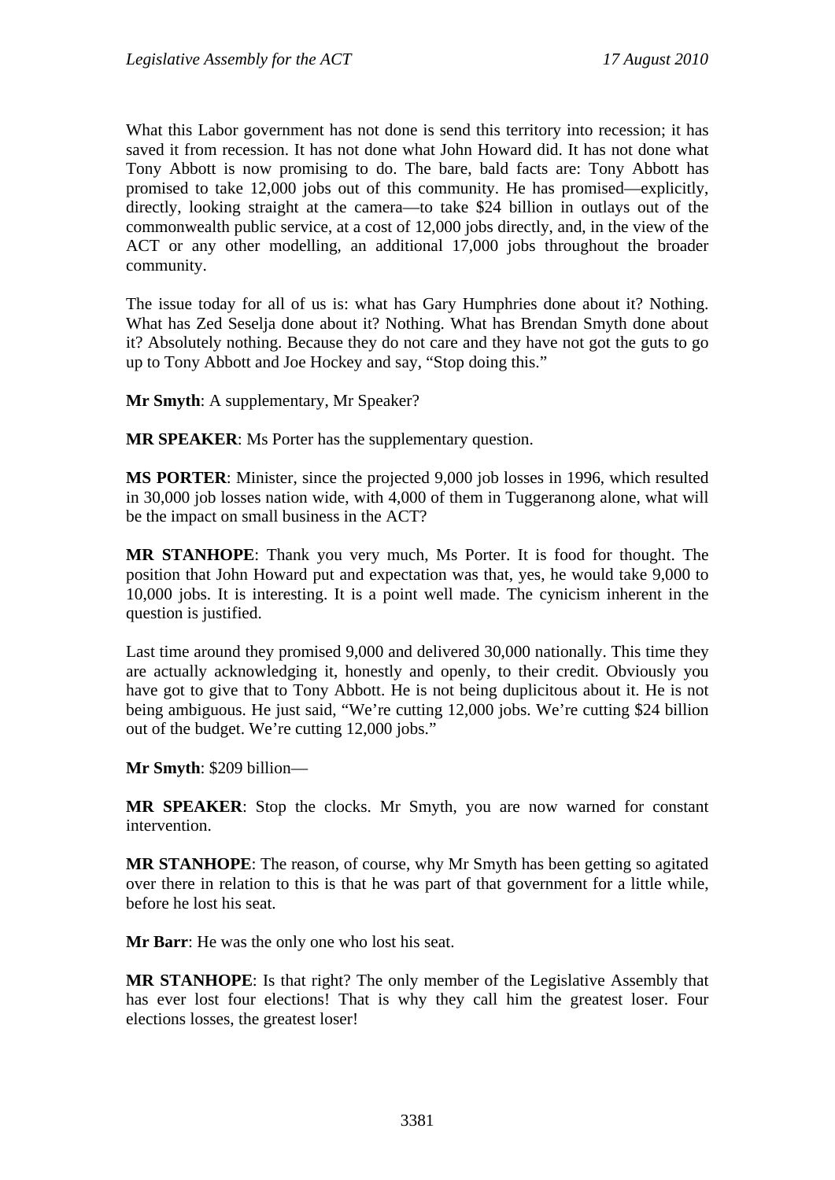What this Labor government has not done is send this territory into recession; it has saved it from recession. It has not done what John Howard did. It has not done what Tony Abbott is now promising to do. The bare, bald facts are: Tony Abbott has promised to take 12,000 jobs out of this community. He has promised—explicitly, directly, looking straight at the camera—to take $24 billion in outlays out of the commonwealth public service, at a cost of 12,000 jobs directly, and, in the view of the ACT or any other modelling, an additional 17,000 jobs throughout the broader community.

The issue today for all of us is: what has Gary Humphries done about it? Nothing. What has Zed Seselja done about it? Nothing. What has Brendan Smyth done about it? Absolutely nothing. Because they do not care and they have not got the guts to go up to Tony Abbott and Joe Hockey and say, "Stop doing this."

**Mr Smyth**: A supplementary, Mr Speaker?

**MR SPEAKER**: Ms Porter has the supplementary question.

**MS PORTER**: Minister, since the projected 9,000 job losses in 1996, which resulted in 30,000 job losses nation wide, with 4,000 of them in Tuggeranong alone, what will be the impact on small business in the ACT?

**MR STANHOPE**: Thank you very much, Ms Porter. It is food for thought. The position that John Howard put and expectation was that, yes, he would take 9,000 to 10,000 jobs. It is interesting. It is a point well made. The cynicism inherent in the question is justified.

Last time around they promised 9,000 and delivered 30,000 nationally. This time they are actually acknowledging it, honestly and openly, to their credit. Obviously you have got to give that to Tony Abbott. He is not being duplicitous about it. He is not being ambiguous. He just said, "We're cutting 12,000 jobs. We're cutting $24 billion out of the budget. We're cutting 12,000 jobs."

**Mr Smyth**: $209 billion—

**MR SPEAKER**: Stop the clocks. Mr Smyth, you are now warned for constant intervention.

**MR STANHOPE**: The reason, of course, why Mr Smyth has been getting so agitated over there in relation to this is that he was part of that government for a little while, before he lost his seat.

**Mr Barr**: He was the only one who lost his seat.

**MR STANHOPE**: Is that right? The only member of the Legislative Assembly that has ever lost four elections! That is why they call him the greatest loser. Four elections losses, the greatest loser!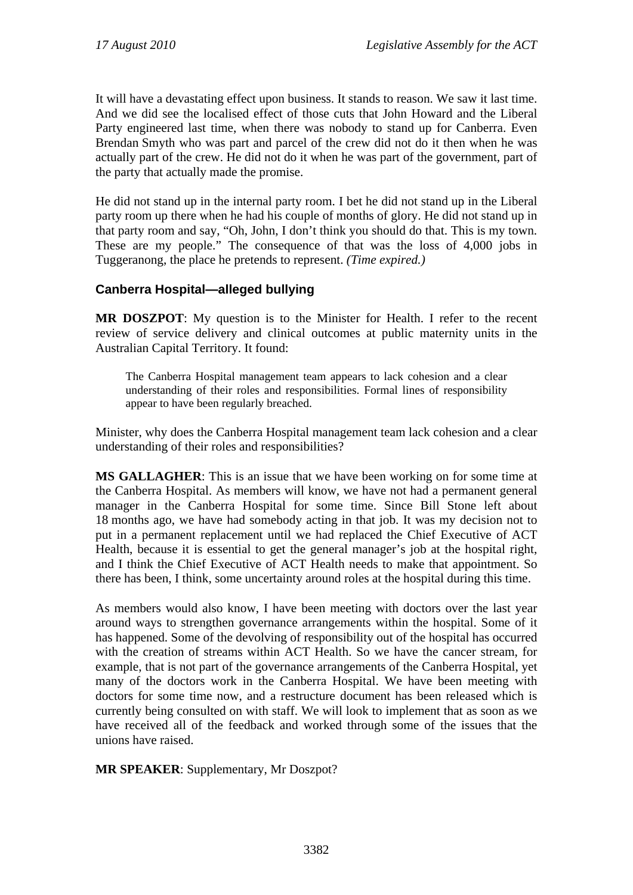It will have a devastating effect upon business. It stands to reason. We saw it last time. And we did see the localised effect of those cuts that John Howard and the Liberal Party engineered last time, when there was nobody to stand up for Canberra. Even Brendan Smyth who was part and parcel of the crew did not do it then when he was actually part of the crew. He did not do it when he was part of the government, part of the party that actually made the promise.

He did not stand up in the internal party room. I bet he did not stand up in the Liberal party room up there when he had his couple of months of glory. He did not stand up in that party room and say, "Oh, John, I don't think you should do that. This is my town. These are my people." The consequence of that was the loss of 4,000 jobs in Tuggeranong, the place he pretends to represent. *(Time expired.)*

### Canberra Hospital—alleged bullying

**MR DOSZPOT**: My question is to the Minister for Health. I refer to the recent review of service delivery and clinical outcomes at public maternity units in the Australian Capital Territory. It found:

> The Canberra Hospital management team appears to lack cohesion and a clear understanding of their roles and responsibilities. Formal lines of responsibility appear to have been regularly breached.

Minister, why does the Canberra Hospital management team lack cohesion and a clear understanding of their roles and responsibilities?

**MS GALLAGHER**: This is an issue that we have been working on for some time at the Canberra Hospital. As members will know, we have not had a permanent general manager in the Canberra Hospital for some time. Since Bill Stone left about 18 months ago, we have had somebody acting in that job. It was my decision not to put in a permanent replacement until we had replaced the Chief Executive of ACT Health, because it is essential to get the general manager's job at the hospital right, and I think the Chief Executive of ACT Health needs to make that appointment. So there has been, I think, some uncertainty around roles at the hospital during this time.

As members would also know, I have been meeting with doctors over the last year around ways to strengthen governance arrangements within the hospital. Some of it has happened. Some of the devolving of responsibility out of the hospital has occurred with the creation of streams within ACT Health. So we have the cancer stream, for example, that is not part of the governance arrangements of the Canberra Hospital, yet many of the doctors work in the Canberra Hospital. We have been meeting with doctors for some time now, and a restructure document has been released which is currently being consulted on with staff. We will look to implement that as soon as we have received all of the feedback and worked through some of the issues that the unions have raised.

**MR SPEAKER**: Supplementary, Mr Doszpot?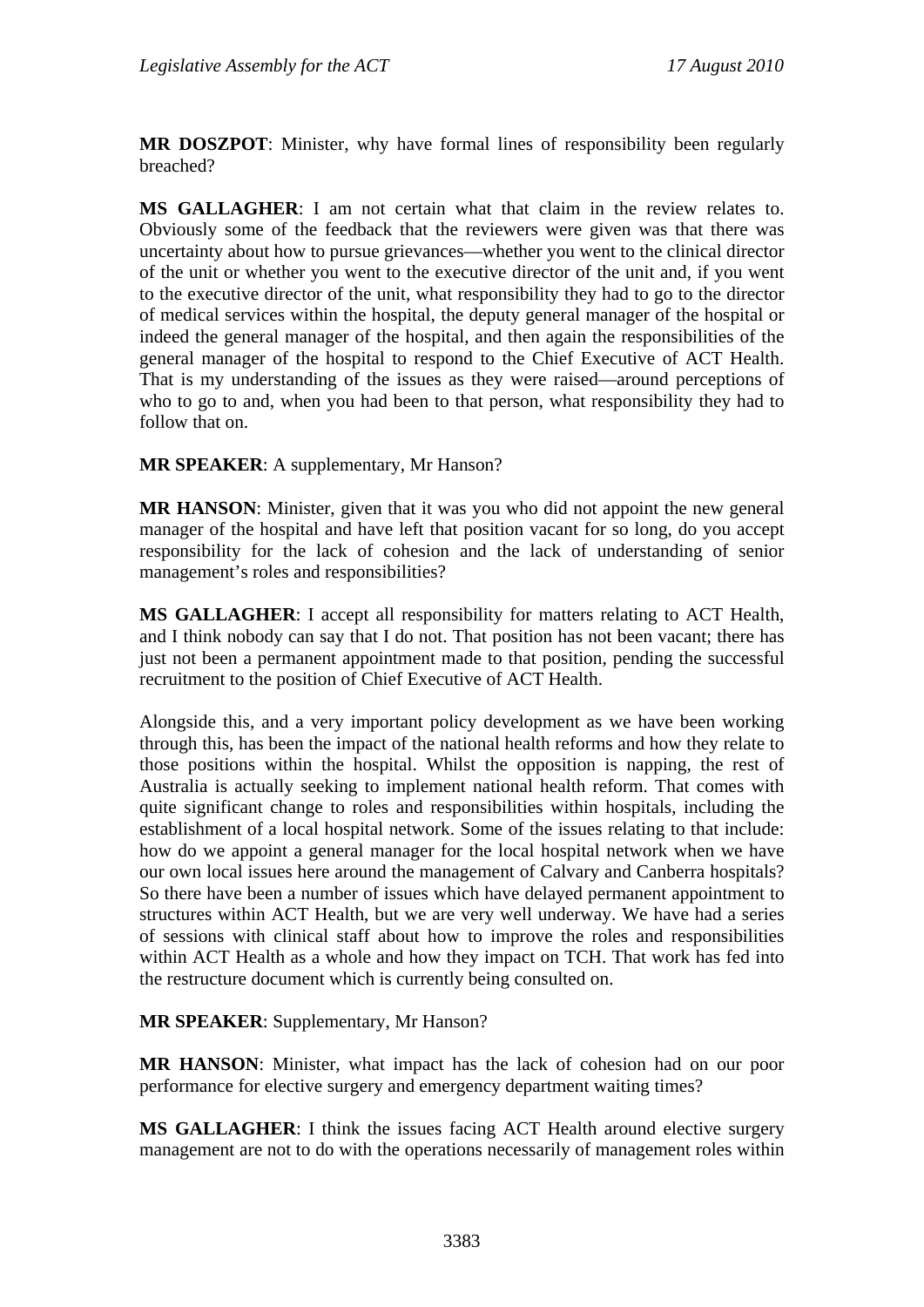**MR DOSZPOT**: Minister, why have formal lines of responsibility been regularly breached?

**MS GALLAGHER**: I am not certain what that claim in the review relates to. Obviously some of the feedback that the reviewers were given was that there was uncertainty about how to pursue grievances—whether you went to the clinical director of the unit or whether you went to the executive director of the unit and, if you went to the executive director of the unit, what responsibility they had to go to the director of medical services within the hospital, the deputy general manager of the hospital or indeed the general manager of the hospital, and then again the responsibilities of the general manager of the hospital to respond to the Chief Executive of ACT Health. That is my understanding of the issues as they were raised—around perceptions of who to go to and, when you had been to that person, what responsibility they had to follow that on.

**MR SPEAKER**: A supplementary, Mr Hanson?

**MR HANSON**: Minister, given that it was you who did not appoint the new general manager of the hospital and have left that position vacant for so long, do you accept responsibility for the lack of cohesion and the lack of understanding of senior management's roles and responsibilities?

**MS GALLAGHER**: I accept all responsibility for matters relating to ACT Health, and I think nobody can say that I do not. That position has not been vacant; there has just not been a permanent appointment made to that position, pending the successful recruitment to the position of Chief Executive of ACT Health.

Alongside this, and a very important policy development as we have been working through this, has been the impact of the national health reforms and how they relate to those positions within the hospital. Whilst the opposition is napping, the rest of Australia is actually seeking to implement national health reform. That comes with quite significant change to roles and responsibilities within hospitals, including the establishment of a local hospital network. Some of the issues relating to that include: how do we appoint a general manager for the local hospital network when we have our own local issues here around the management of Calvary and Canberra hospitals? So there have been a number of issues which have delayed permanent appointment to structures within ACT Health, but we are very well underway. We have had a series of sessions with clinical staff about how to improve the roles and responsibilities within ACT Health as a whole and how they impact on TCH. That work has fed into the restructure document which is currently being consulted on.

**MR SPEAKER**: Supplementary, Mr Hanson?

**MR HANSON**: Minister, what impact has the lack of cohesion had on our poor performance for elective surgery and emergency department waiting times?

**MS GALLAGHER**: I think the issues facing ACT Health around elective surgery management are not to do with the operations necessarily of management roles within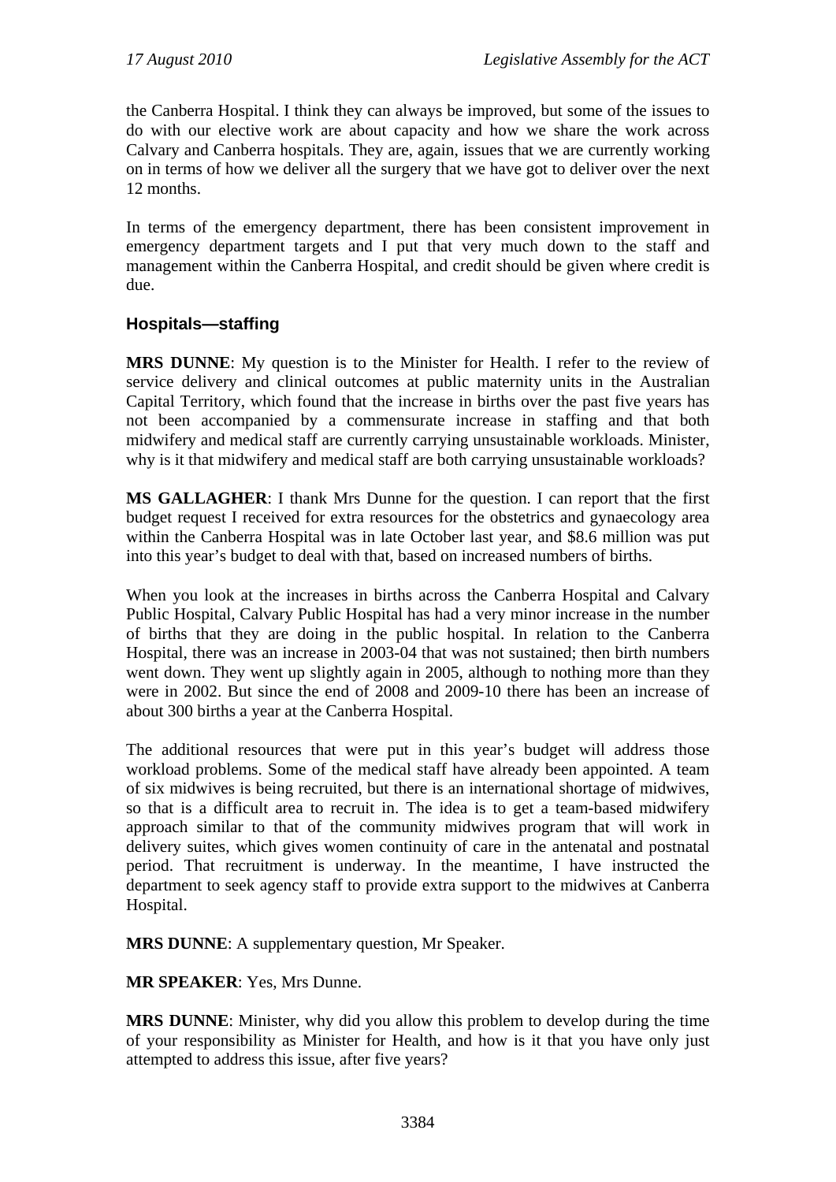the Canberra Hospital. I think they can always be improved, but some of the issues to do with our elective work are about capacity and how we share the work across Calvary and Canberra hospitals. They are, again, issues that we are currently working on in terms of how we deliver all the surgery that we have got to deliver over the next 12 months.

In terms of the emergency department, there has been consistent improvement in emergency department targets and I put that very much down to the staff and management within the Canberra Hospital, and credit should be given where credit is due.

### Hospitals—staffing

**MRS DUNNE**: My question is to the Minister for Health. I refer to the review of service delivery and clinical outcomes at public maternity units in the Australian Capital Territory, which found that the increase in births over the past five years has not been accompanied by a commensurate increase in staffing and that both midwifery and medical staff are currently carrying unsustainable workloads. Minister, why is it that midwifery and medical staff are both carrying unsustainable workloads?

**MS GALLAGHER**: I thank Mrs Dunne for the question. I can report that the first budget request I received for extra resources for the obstetrics and gynaecology area within the Canberra Hospital was in late October last year, and $8.6 million was put into this year's budget to deal with that, based on increased numbers of births.

When you look at the increases in births across the Canberra Hospital and Calvary Public Hospital, Calvary Public Hospital has had a very minor increase in the number of births that they are doing in the public hospital. In relation to the Canberra Hospital, there was an increase in 2003-04 that was not sustained; then birth numbers went down. They went up slightly again in 2005, although to nothing more than they were in 2002. But since the end of 2008 and 2009-10 there has been an increase of about 300 births a year at the Canberra Hospital.

The additional resources that were put in this year's budget will address those workload problems. Some of the medical staff have already been appointed. A team of six midwives is being recruited, but there is an international shortage of midwives, so that is a difficult area to recruit in. The idea is to get a team-based midwifery approach similar to that of the community midwives program that will work in delivery suites, which gives women continuity of care in the antenatal and postnatal period. That recruitment is underway. In the meantime, I have instructed the department to seek agency staff to provide extra support to the midwives at Canberra Hospital.

**MRS DUNNE**: A supplementary question, Mr Speaker.

**MR SPEAKER**: Yes, Mrs Dunne.

**MRS DUNNE**: Minister, why did you allow this problem to develop during the time of your responsibility as Minister for Health, and how is it that you have only just attempted to address this issue, after five years?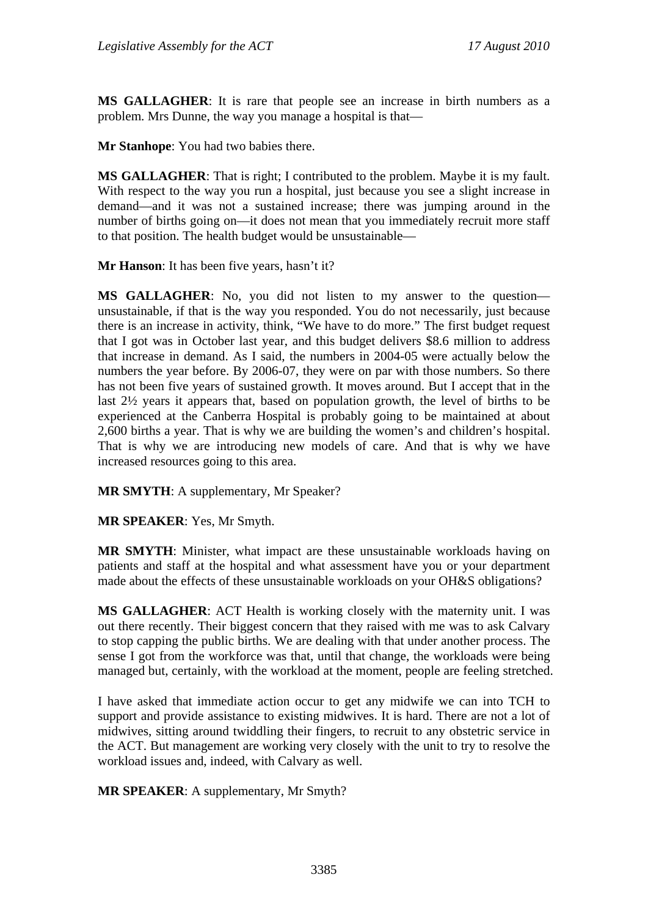**MS GALLAGHER**: It is rare that people see an increase in birth numbers as a problem. Mrs Dunne, the way you manage a hospital is that—

**Mr Stanhope**: You had two babies there.

**MS GALLAGHER**: That is right; I contributed to the problem. Maybe it is my fault. With respect to the way you run a hospital, just because you see a slight increase in demand—and it was not a sustained increase; there was jumping around in the number of births going on—it does not mean that you immediately recruit more staff to that position. The health budget would be unsustainable—

**Mr Hanson**: It has been five years, hasn't it?

**MS GALLAGHER**: No, you did not listen to my answer to the question—unsustainable, if that is the way you responded. You do not necessarily, just because there is an increase in activity, think, "We have to do more." The first budget request that I got was in October last year, and this budget delivers $8.6 million to address that increase in demand. As I said, the numbers in 2004-05 were actually below the numbers the year before. By 2006-07, they were on par with those numbers. So there has not been five years of sustained growth. It moves around. But I accept that in the last 2½ years it appears that, based on population growth, the level of births to be experienced at the Canberra Hospital is probably going to be maintained at about 2,600 births a year. That is why we are building the women's and children's hospital. That is why we are introducing new models of care. And that is why we have increased resources going to this area.

**MR SMYTH**: A supplementary, Mr Speaker?

**MR SPEAKER**: Yes, Mr Smyth.

**MR SMYTH**: Minister, what impact are these unsustainable workloads having on patients and staff at the hospital and what assessment have you or your department made about the effects of these unsustainable workloads on your OH&S obligations?

**MS GALLAGHER**: ACT Health is working closely with the maternity unit. I was out there recently. Their biggest concern that they raised with me was to ask Calvary to stop capping the public births. We are dealing with that under another process. The sense I got from the workforce was that, until that change, the workloads were being managed but, certainly, with the workload at the moment, people are feeling stretched.

I have asked that immediate action occur to get any midwife we can into TCH to support and provide assistance to existing midwives. It is hard. There are not a lot of midwives, sitting around twiddling their fingers, to recruit to any obstetric service in the ACT. But management are working very closely with the unit to try to resolve the workload issues and, indeed, with Calvary as well.

**MR SPEAKER**: A supplementary, Mr Smyth?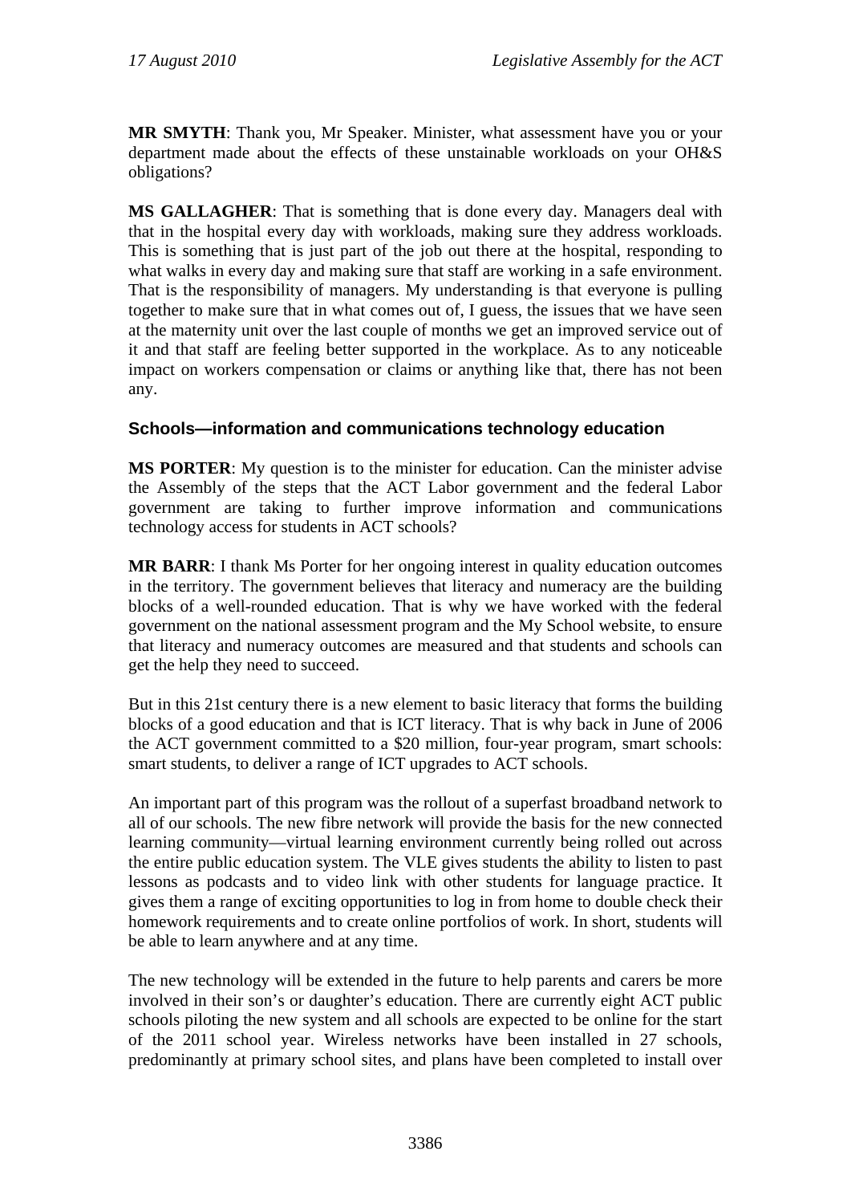**MR SMYTH**: Thank you, Mr Speaker. Minister, what assessment have you or your department made about the effects of these unstainable workloads on your OH&S obligations?

**MS GALLAGHER**: That is something that is done every day. Managers deal with that in the hospital every day with workloads, making sure they address workloads. This is something that is just part of the job out there at the hospital, responding to what walks in every day and making sure that staff are working in a safe environment. That is the responsibility of managers. My understanding is that everyone is pulling together to make sure that in what comes out of, I guess, the issues that we have seen at the maternity unit over the last couple of months we get an improved service out of it and that staff are feeling better supported in the workplace. As to any noticeable impact on workers compensation or claims or anything like that, there has not been any.

### Schools—information and communications technology education

**MS PORTER**: My question is to the minister for education. Can the minister advise the Assembly of the steps that the ACT Labor government and the federal Labor government are taking to further improve information and communications technology access for students in ACT schools?

**MR BARR**: I thank Ms Porter for her ongoing interest in quality education outcomes in the territory. The government believes that literacy and numeracy are the building blocks of a well-rounded education. That is why we have worked with the federal government on the national assessment program and the My School website, to ensure that literacy and numeracy outcomes are measured and that students and schools can get the help they need to succeed.

But in this 21st century there is a new element to basic literacy that forms the building blocks of a good education and that is ICT literacy. That is why back in June of 2006 the ACT government committed to a $20 million, four-year program, smart schools: smart students, to deliver a range of ICT upgrades to ACT schools.

An important part of this program was the rollout of a superfast broadband network to all of our schools. The new fibre network will provide the basis for the new connected learning community—virtual learning environment currently being rolled out across the entire public education system. The VLE gives students the ability to listen to past lessons as podcasts and to video link with other students for language practice. It gives them a range of exciting opportunities to log in from home to double check their homework requirements and to create online portfolios of work. In short, students will be able to learn anywhere and at any time.

The new technology will be extended in the future to help parents and carers be more involved in their son's or daughter's education. There are currently eight ACT public schools piloting the new system and all schools are expected to be online for the start of the 2011 school year. Wireless networks have been installed in 27 schools, predominantly at primary school sites, and plans have been completed to install over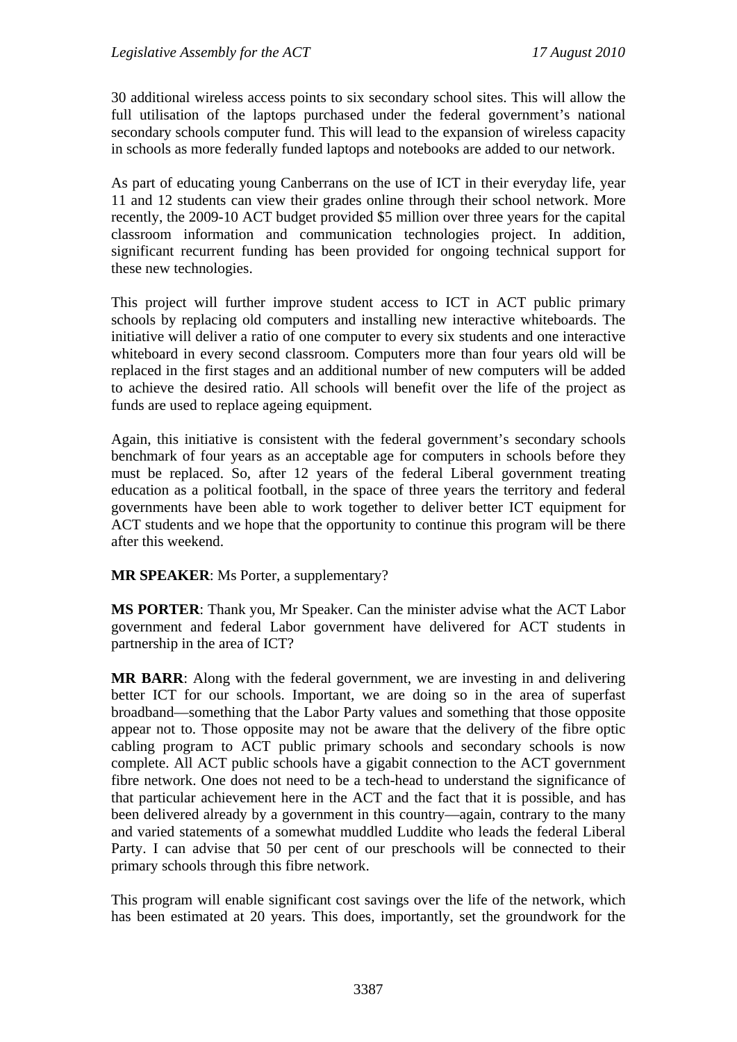30 additional wireless access points to six secondary school sites. This will allow the full utilisation of the laptops purchased under the federal government's national secondary schools computer fund. This will lead to the expansion of wireless capacity in schools as more federally funded laptops and notebooks are added to our network.

As part of educating young Canberrans on the use of ICT in their everyday life, year 11 and 12 students can view their grades online through their school network. More recently, the 2009-10 ACT budget provided $5 million over three years for the capital classroom information and communication technologies project. In addition, significant recurrent funding has been provided for ongoing technical support for these new technologies.

This project will further improve student access to ICT in ACT public primary schools by replacing old computers and installing new interactive whiteboards. The initiative will deliver a ratio of one computer to every six students and one interactive whiteboard in every second classroom. Computers more than four years old will be replaced in the first stages and an additional number of new computers will be added to achieve the desired ratio. All schools will benefit over the life of the project as funds are used to replace ageing equipment.

Again, this initiative is consistent with the federal government's secondary schools benchmark of four years as an acceptable age for computers in schools before they must be replaced. So, after 12 years of the federal Liberal government treating education as a political football, in the space of three years the territory and federal governments have been able to work together to deliver better ICT equipment for ACT students and we hope that the opportunity to continue this program will be there after this weekend.

**MR SPEAKER**: Ms Porter, a supplementary?

**MS PORTER**: Thank you, Mr Speaker. Can the minister advise what the ACT Labor government and federal Labor government have delivered for ACT students in partnership in the area of ICT?

**MR BARR**: Along with the federal government, we are investing in and delivering better ICT for our schools. Important, we are doing so in the area of superfast broadband—something that the Labor Party values and something that those opposite appear not to. Those opposite may not be aware that the delivery of the fibre optic cabling program to ACT public primary schools and secondary schools is now complete. All ACT public schools have a gigabit connection to the ACT government fibre network. One does not need to be a tech-head to understand the significance of that particular achievement here in the ACT and the fact that it is possible, and has been delivered already by a government in this country—again, contrary to the many and varied statements of a somewhat muddled Luddite who leads the federal Liberal Party. I can advise that 50 per cent of our preschools will be connected to their primary schools through this fibre network.

This program will enable significant cost savings over the life of the network, which has been estimated at 20 years. This does, importantly, set the groundwork for the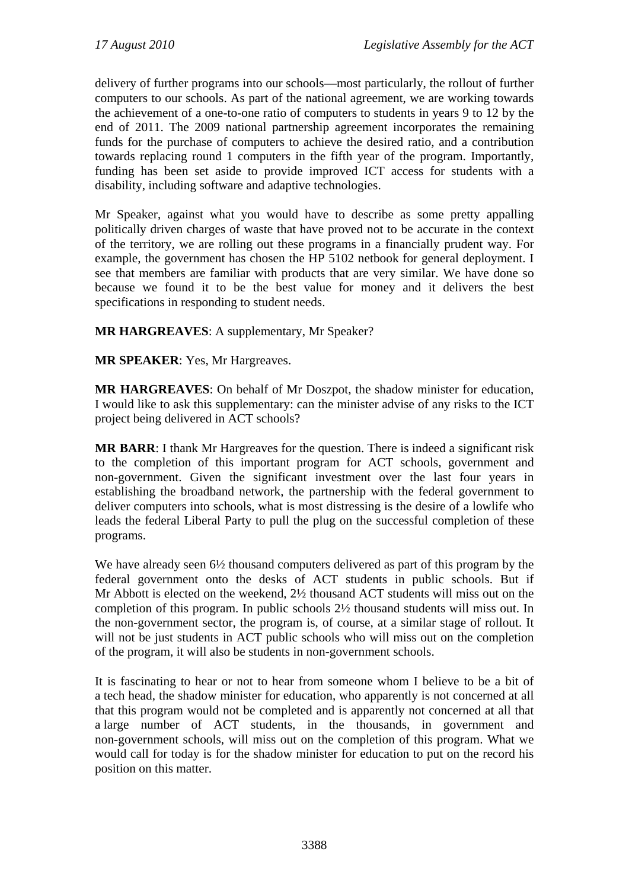delivery of further programs into our schools—most particularly, the rollout of further computers to our schools. As part of the national agreement, we are working towards the achievement of a one-to-one ratio of computers to students in years 9 to 12 by the end of 2011. The 2009 national partnership agreement incorporates the remaining funds for the purchase of computers to achieve the desired ratio, and a contribution towards replacing round 1 computers in the fifth year of the program. Importantly, funding has been set aside to provide improved ICT access for students with a disability, including software and adaptive technologies.

Mr Speaker, against what you would have to describe as some pretty appalling politically driven charges of waste that have proved not to be accurate in the context of the territory, we are rolling out these programs in a financially prudent way. For example, the government has chosen the HP 5102 netbook for general deployment. I see that members are familiar with products that are very similar. We have done so because we found it to be the best value for money and it delivers the best specifications in responding to student needs.

**MR HARGREAVES**: A supplementary, Mr Speaker?

**MR SPEAKER**: Yes, Mr Hargreaves.

**MR HARGREAVES**: On behalf of Mr Doszpot, the shadow minister for education, I would like to ask this supplementary: can the minister advise of any risks to the ICT project being delivered in ACT schools?

**MR BARR**: I thank Mr Hargreaves for the question. There is indeed a significant risk to the completion of this important program for ACT schools, government and non-government. Given the significant investment over the last four years in establishing the broadband network, the partnership with the federal government to deliver computers into schools, what is most distressing is the desire of a lowlife who leads the federal Liberal Party to pull the plug on the successful completion of these programs.

We have already seen 6½ thousand computers delivered as part of this program by the federal government onto the desks of ACT students in public schools. But if Mr Abbott is elected on the weekend, 2½ thousand ACT students will miss out on the completion of this program. In public schools 2½ thousand students will miss out. In the non-government sector, the program is, of course, at a similar stage of rollout. It will not be just students in ACT public schools who will miss out on the completion of the program, it will also be students in non-government schools.

It is fascinating to hear or not to hear from someone whom I believe to be a bit of a tech head, the shadow minister for education, who apparently is not concerned at all that this program would not be completed and is apparently not concerned at all that a large number of ACT students, in the thousands, in government and non-government schools, will miss out on the completion of this program. What we would call for today is for the shadow minister for education to put on the record his position on this matter.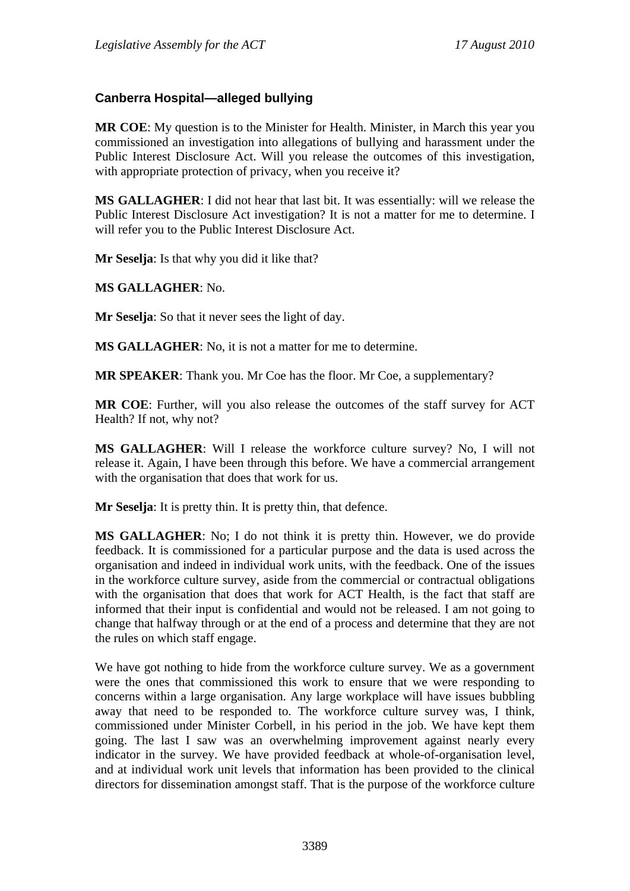### Canberra Hospital—alleged bullying

**MR COE**: My question is to the Minister for Health. Minister, in March this year you commissioned an investigation into allegations of bullying and harassment under the Public Interest Disclosure Act. Will you release the outcomes of this investigation, with appropriate protection of privacy, when you receive it?

**MS GALLAGHER**: I did not hear that last bit. It was essentially: will we release the Public Interest Disclosure Act investigation? It is not a matter for me to determine. I will refer you to the Public Interest Disclosure Act.

**Mr Seselja**: Is that why you did it like that?

**MS GALLAGHER**: No.

**Mr Seselja**: So that it never sees the light of day.

**MS GALLAGHER**: No, it is not a matter for me to determine.

**MR SPEAKER**: Thank you. Mr Coe has the floor. Mr Coe, a supplementary?

**MR COE**: Further, will you also release the outcomes of the staff survey for ACT Health? If not, why not?

**MS GALLAGHER**: Will I release the workforce culture survey? No, I will not release it. Again, I have been through this before. We have a commercial arrangement with the organisation that does that work for us.

**Mr Seselja**: It is pretty thin. It is pretty thin, that defence.

**MS GALLAGHER**: No; I do not think it is pretty thin. However, we do provide feedback. It is commissioned for a particular purpose and the data is used across the organisation and indeed in individual work units, with the feedback. One of the issues in the workforce culture survey, aside from the commercial or contractual obligations with the organisation that does that work for ACT Health, is the fact that staff are informed that their input is confidential and would not be released. I am not going to change that halfway through or at the end of a process and determine that they are not the rules on which staff engage.

We have got nothing to hide from the workforce culture survey. We as a government were the ones that commissioned this work to ensure that we were responding to concerns within a large organisation. Any large workplace will have issues bubbling away that need to be responded to. The workforce culture survey was, I think, commissioned under Minister Corbell, in his period in the job. We have kept them going. The last I saw was an overwhelming improvement against nearly every indicator in the survey. We have provided feedback at whole-of-organisation level, and at individual work unit levels that information has been provided to the clinical directors for dissemination amongst staff. That is the purpose of the workforce culture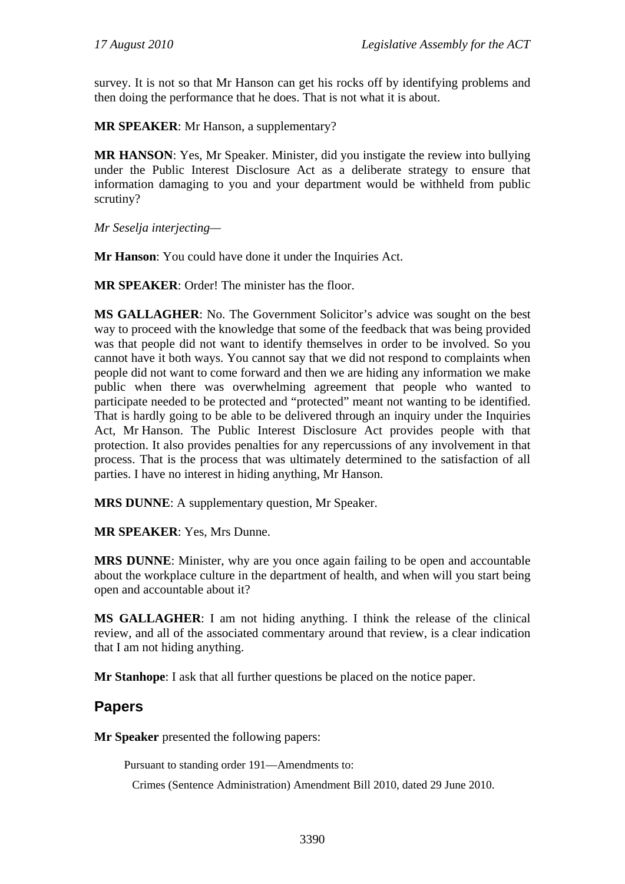survey. It is not so that Mr Hanson can get his rocks off by identifying problems and then doing the performance that he does. That is not what it is about.

**MR SPEAKER**: Mr Hanson, a supplementary?

**MR HANSON**: Yes, Mr Speaker. Minister, did you instigate the review into bullying under the Public Interest Disclosure Act as a deliberate strategy to ensure that information damaging to you and your department would be withheld from public scrutiny?

*Mr Seselja interjecting*—

**Mr Hanson**: You could have done it under the Inquiries Act.

**MR SPEAKER**: Order! The minister has the floor.

**MS GALLAGHER**: No. The Government Solicitor's advice was sought on the best way to proceed with the knowledge that some of the feedback that was being provided was that people did not want to identify themselves in order to be involved. So you cannot have it both ways. You cannot say that we did not respond to complaints when people did not want to come forward and then we are hiding any information we make public when there was overwhelming agreement that people who wanted to participate needed to be protected and "protected" meant not wanting to be identified. That is hardly going to be able to be delivered through an inquiry under the Inquiries Act, Mr Hanson. The Public Interest Disclosure Act provides people with that protection. It also provides penalties for any repercussions of any involvement in that process. That is the process that was ultimately determined to the satisfaction of all parties. I have no interest in hiding anything, Mr Hanson.

**MRS DUNNE**: A supplementary question, Mr Speaker.

**MR SPEAKER**: Yes, Mrs Dunne.

**MRS DUNNE**: Minister, why are you once again failing to be open and accountable about the workplace culture in the department of health, and when will you start being open and accountable about it?

**MS GALLAGHER**: I am not hiding anything. I think the release of the clinical review, and all of the associated commentary around that review, is a clear indication that I am not hiding anything.

**Mr Stanhope**: I ask that all further questions be placed on the notice paper.

## Papers

**Mr Speaker** presented the following papers:

Pursuant to standing order 191—Amendments to:

Crimes (Sentence Administration) Amendment Bill 2010, dated 29 June 2010.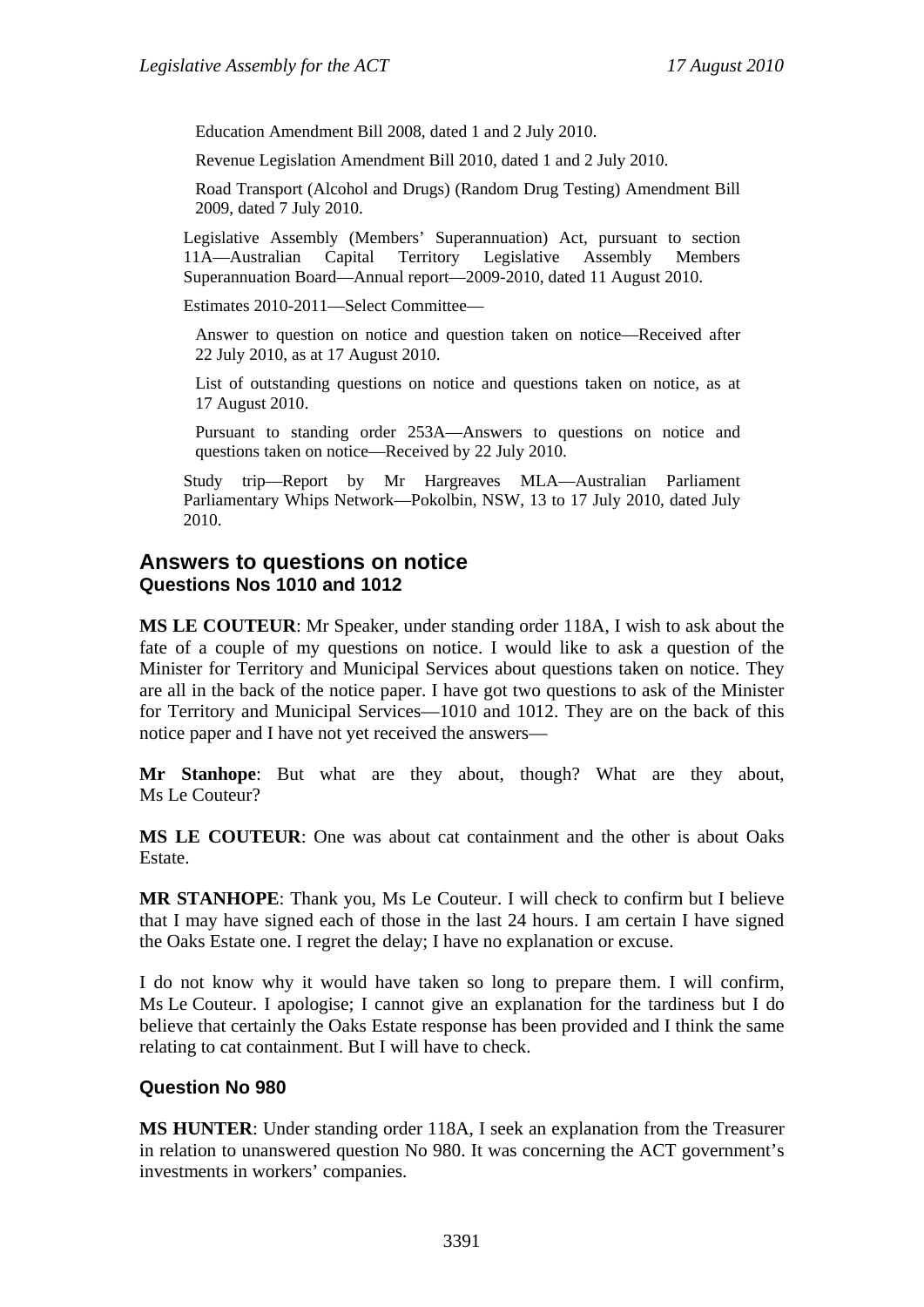Education Amendment Bill 2008, dated 1 and 2 July 2010.

Revenue Legislation Amendment Bill 2010, dated 1 and 2 July 2010.

Road Transport (Alcohol and Drugs) (Random Drug Testing) Amendment Bill 2009, dated 7 July 2010.

Legislative Assembly (Members' Superannuation) Act, pursuant to section 11A—Australian Capital Territory Legislative Assembly Members Superannuation Board—Annual report—2009-2010, dated 11 August 2010.

Estimates 2010-2011—Select Committee—

Answer to question on notice and question taken on notice—Received after 22 July 2010, as at 17 August 2010.

List of outstanding questions on notice and questions taken on notice, as at 17 August 2010.

Pursuant to standing order 253A—Answers to questions on notice and questions taken on notice—Received by 22 July 2010.

Study trip—Report by Mr Hargreaves MLA—Australian Parliament Parliamentary Whips Network—Pokolbin, NSW, 13 to 17 July 2010, dated July 2010.

## Answers to questions on notice

### Questions Nos 1010 and 1012

**MS LE COUTEUR**: Mr Speaker, under standing order 118A, I wish to ask about the fate of a couple of my questions on notice. I would like to ask a question of the Minister for Territory and Municipal Services about questions taken on notice. They are all in the back of the notice paper. I have got two questions to ask of the Minister for Territory and Municipal Services—1010 and 1012. They are on the back of this notice paper and I have not yet received the answers—

**Mr Stanhope**: But what are they about, though? What are they about, Ms Le Couteur?

**MS LE COUTEUR**: One was about cat containment and the other is about Oaks Estate.

**MR STANHOPE**: Thank you, Ms Le Couteur. I will check to confirm but I believe that I may have signed each of those in the last 24 hours. I am certain I have signed the Oaks Estate one. I regret the delay; I have no explanation or excuse.

I do not know why it would have taken so long to prepare them. I will confirm, Ms Le Couteur. I apologise; I cannot give an explanation for the tardiness but I do believe that certainly the Oaks Estate response has been provided and I think the same relating to cat containment. But I will have to check.

### Question No 980

**MS HUNTER**: Under standing order 118A, I seek an explanation from the Treasurer in relation to unanswered question No 980. It was concerning the ACT government's investments in workers' companies.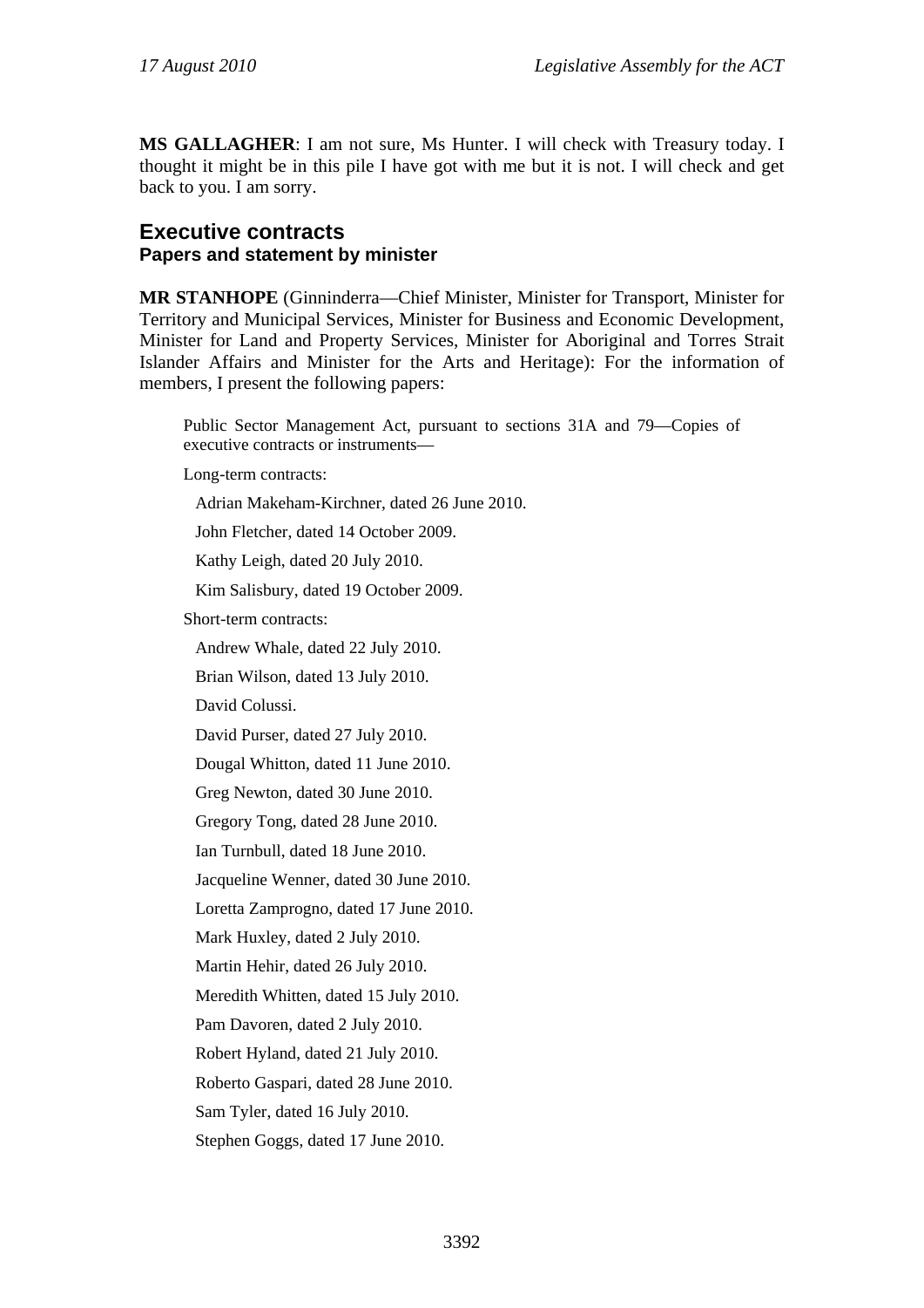**MS GALLAGHER**: I am not sure, Ms Hunter. I will check with Treasury today. I thought it might be in this pile I have got with me but it is not. I will check and get back to you. I am sorry.

## Executive contracts

### Papers and statement by minister

**MR STANHOPE** (Ginninderra—Chief Minister, Minister for Transport, Minister for Territory and Municipal Services, Minister for Business and Economic Development, Minister for Land and Property Services, Minister for Aboriginal and Torres Strait Islander Affairs and Minister for the Arts and Heritage): For the information of members, I present the following papers:

> Public Sector Management Act, pursuant to sections 31A and 79—Copies of executive contracts or instruments—
>
> Long-term contracts:
>
> Adrian Makeham-Kirchner, dated 26 June 2010.
>
> John Fletcher, dated 14 October 2009.
>
> Kathy Leigh, dated 20 July 2010.
>
> Kim Salisbury, dated 19 October 2009.
>
> Short-term contracts:
>
> Andrew Whale, dated 22 July 2010.
>
> Brian Wilson, dated 13 July 2010.
>
> David Colussi.
>
> David Purser, dated 27 July 2010.
>
> Dougal Whitton, dated 11 June 2010.
>
> Greg Newton, dated 30 June 2010.
>
> Gregory Tong, dated 28 June 2010.
>
> Ian Turnbull, dated 18 June 2010.
>
> Jacqueline Wenner, dated 30 June 2010.
>
> Loretta Zamprogno, dated 17 June 2010.
>
> Mark Huxley, dated 2 July 2010.
>
> Martin Hehir, dated 26 July 2010.
>
> Meredith Whitten, dated 15 July 2010.
>
> Pam Davoren, dated 2 July 2010.
>
> Robert Hyland, dated 21 July 2010.
>
> Roberto Gaspari, dated 28 June 2010.
>
> Sam Tyler, dated 16 July 2010.
>
> Stephen Goggs, dated 17 June 2010.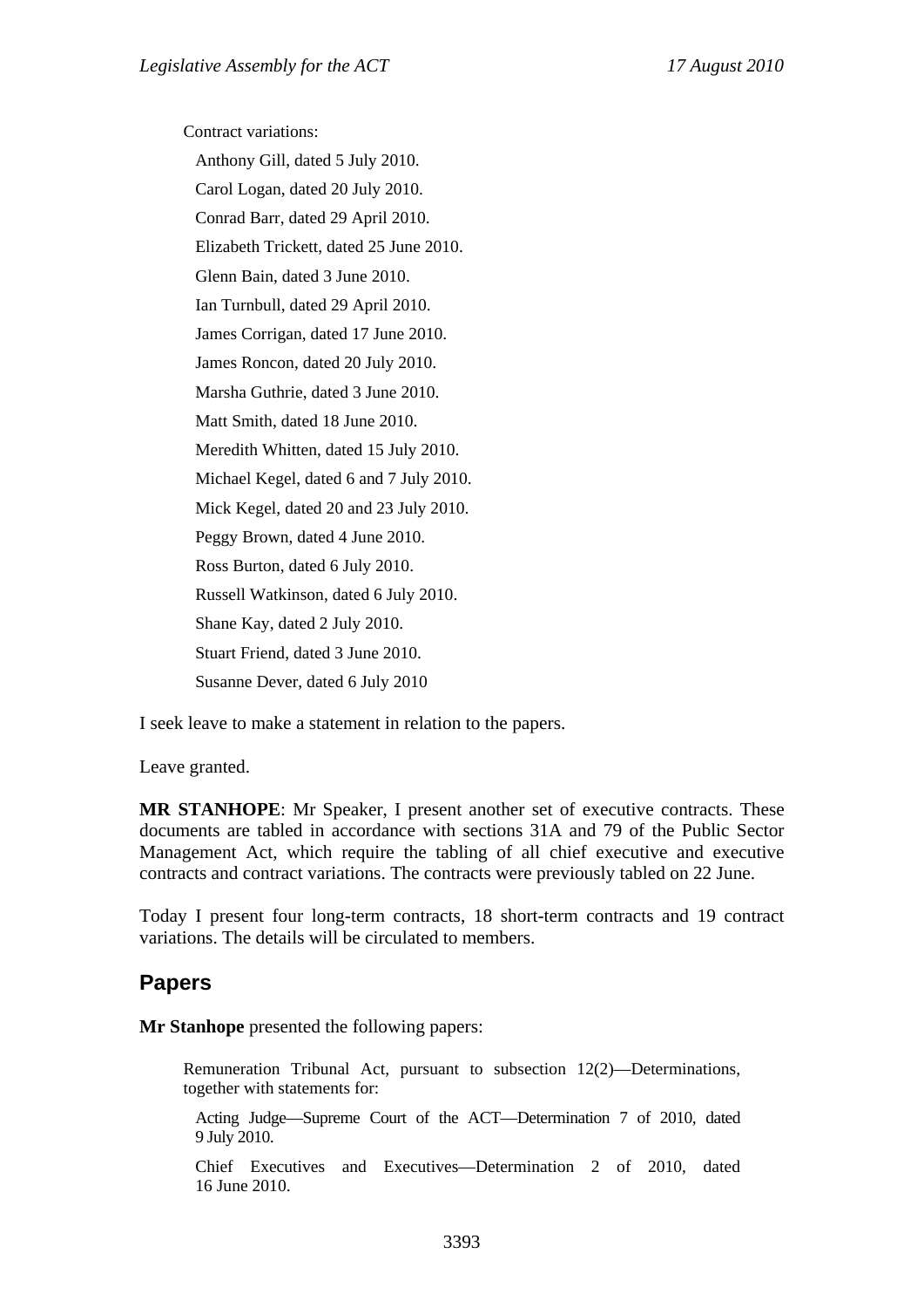Contract variations:

Anthony Gill, dated 5 July 2010.

Carol Logan, dated 20 July 2010.

Conrad Barr, dated 29 April 2010.

Elizabeth Trickett, dated 25 June 2010.

Glenn Bain, dated 3 June 2010.

Ian Turnbull, dated 29 April 2010.

James Corrigan, dated 17 June 2010.

James Roncon, dated 20 July 2010.

Marsha Guthrie, dated 3 June 2010.

Matt Smith, dated 18 June 2010.

Meredith Whitten, dated 15 July 2010.

Michael Kegel, dated 6 and 7 July 2010.

Mick Kegel, dated 20 and 23 July 2010.

Peggy Brown, dated 4 June 2010.

Ross Burton, dated 6 July 2010.

Russell Watkinson, dated 6 July 2010.

Shane Kay, dated 2 July 2010.

Stuart Friend, dated 3 June 2010.

Susanne Dever, dated 6 July 2010

I seek leave to make a statement in relation to the papers.

Leave granted.

**MR STANHOPE**: Mr Speaker, I present another set of executive contracts. These documents are tabled in accordance with sections 31A and 79 of the Public Sector Management Act, which require the tabling of all chief executive and executive contracts and contract variations. The contracts were previously tabled on 22 June.

Today I present four long-term contracts, 18 short-term contracts and 19 contract variations. The details will be circulated to members.

## Papers

**Mr Stanhope** presented the following papers:

Remuneration Tribunal Act, pursuant to subsection 12(2)—Determinations, together with statements for:

Acting Judge—Supreme Court of the ACT—Determination 7 of 2010, dated 9 July 2010.

Chief Executives and Executives—Determination 2 of 2010, dated 16 June 2010.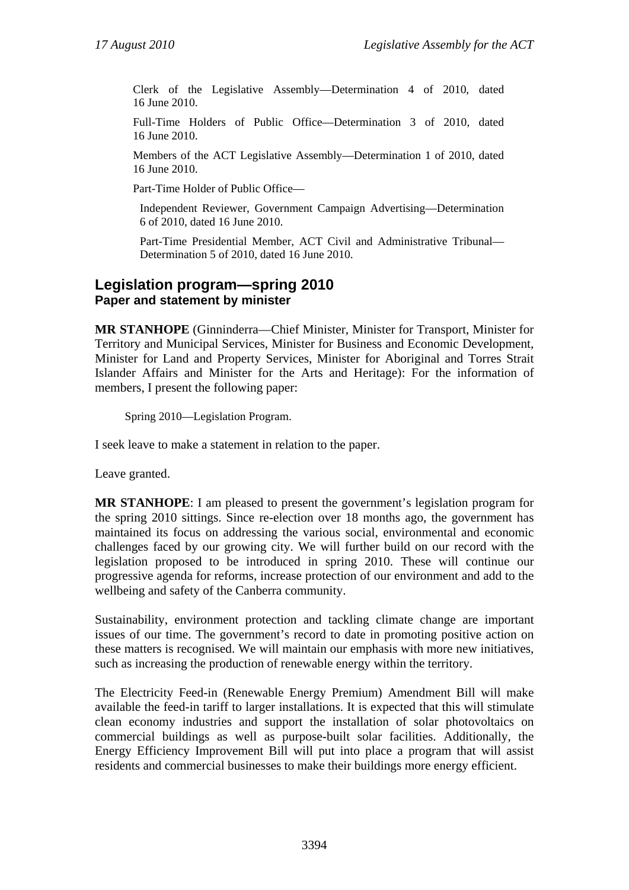Clerk of the Legislative Assembly—Determination 4 of 2010, dated 16 June 2010.

Full-Time Holders of Public Office—Determination 3 of 2010, dated 16 June 2010.

Members of the ACT Legislative Assembly—Determination 1 of 2010, dated 16 June 2010.

Part-Time Holder of Public Office—

Independent Reviewer, Government Campaign Advertising—Determination 6 of 2010, dated 16 June 2010.

Part-Time Presidential Member, ACT Civil and Administrative Tribunal—Determination 5 of 2010, dated 16 June 2010.

## Legislation program—spring 2010
### Paper and statement by minister

**MR STANHOPE** (Ginninderra—Chief Minister, Minister for Transport, Minister for Territory and Municipal Services, Minister for Business and Economic Development, Minister for Land and Property Services, Minister for Aboriginal and Torres Strait Islander Affairs and Minister for the Arts and Heritage): For the information of members, I present the following paper:

Spring 2010—Legislation Program.

I seek leave to make a statement in relation to the paper.

Leave granted.

**MR STANHOPE**: I am pleased to present the government's legislation program for the spring 2010 sittings. Since re-election over 18 months ago, the government has maintained its focus on addressing the various social, environmental and economic challenges faced by our growing city. We will further build on our record with the legislation proposed to be introduced in spring 2010. These will continue our progressive agenda for reforms, increase protection of our environment and add to the wellbeing and safety of the Canberra community.

Sustainability, environment protection and tackling climate change are important issues of our time. The government's record to date in promoting positive action on these matters is recognised. We will maintain our emphasis with more new initiatives, such as increasing the production of renewable energy within the territory.

The Electricity Feed-in (Renewable Energy Premium) Amendment Bill will make available the feed-in tariff to larger installations. It is expected that this will stimulate clean economy industries and support the installation of solar photovoltaics on commercial buildings as well as purpose-built solar facilities. Additionally, the Energy Efficiency Improvement Bill will put into place a program that will assist residents and commercial businesses to make their buildings more energy efficient.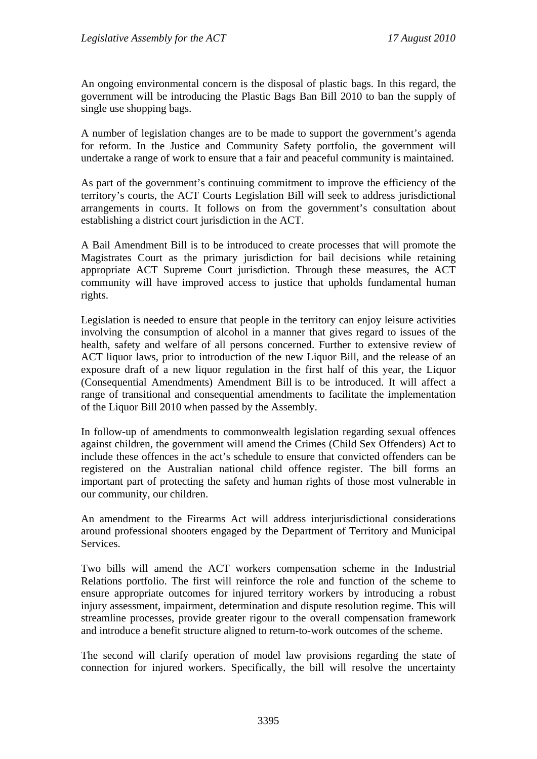An ongoing environmental concern is the disposal of plastic bags. In this regard, the government will be introducing the Plastic Bags Ban Bill 2010 to ban the supply of single use shopping bags.

A number of legislation changes are to be made to support the government's agenda for reform. In the Justice and Community Safety portfolio, the government will undertake a range of work to ensure that a fair and peaceful community is maintained.

As part of the government's continuing commitment to improve the efficiency of the territory's courts, the ACT Courts Legislation Bill will seek to address jurisdictional arrangements in courts. It follows on from the government's consultation about establishing a district court jurisdiction in the ACT.

A Bail Amendment Bill is to be introduced to create processes that will promote the Magistrates Court as the primary jurisdiction for bail decisions while retaining appropriate ACT Supreme Court jurisdiction. Through these measures, the ACT community will have improved access to justice that upholds fundamental human rights.

Legislation is needed to ensure that people in the territory can enjoy leisure activities involving the consumption of alcohol in a manner that gives regard to issues of the health, safety and welfare of all persons concerned. Further to extensive review of ACT liquor laws, prior to introduction of the new Liquor Bill, and the release of an exposure draft of a new liquor regulation in the first half of this year, the Liquor (Consequential Amendments) Amendment Bill is to be introduced. It will affect a range of transitional and consequential amendments to facilitate the implementation of the Liquor Bill 2010 when passed by the Assembly.

In follow-up of amendments to commonwealth legislation regarding sexual offences against children, the government will amend the Crimes (Child Sex Offenders) Act to include these offences in the act's schedule to ensure that convicted offenders can be registered on the Australian national child offence register. The bill forms an important part of protecting the safety and human rights of those most vulnerable in our community, our children.

An amendment to the Firearms Act will address interjurisdictional considerations around professional shooters engaged by the Department of Territory and Municipal Services.

Two bills will amend the ACT workers compensation scheme in the Industrial Relations portfolio. The first will reinforce the role and function of the scheme to ensure appropriate outcomes for injured territory workers by introducing a robust injury assessment, impairment, determination and dispute resolution regime. This will streamline processes, provide greater rigour to the overall compensation framework and introduce a benefit structure aligned to return-to-work outcomes of the scheme.

The second will clarify operation of model law provisions regarding the state of connection for injured workers. Specifically, the bill will resolve the uncertainty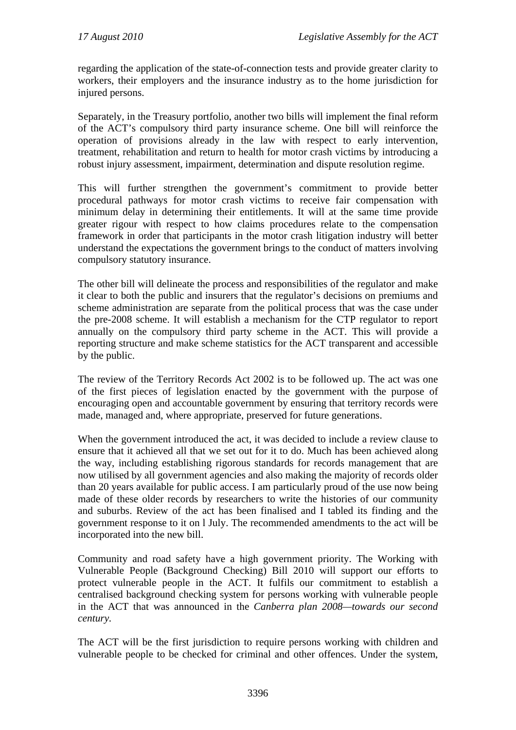regarding the application of the state-of-connection tests and provide greater clarity to workers, their employers and the insurance industry as to the home jurisdiction for injured persons.

Separately, in the Treasury portfolio, another two bills will implement the final reform of the ACT's compulsory third party insurance scheme. One bill will reinforce the operation of provisions already in the law with respect to early intervention, treatment, rehabilitation and return to health for motor crash victims by introducing a robust injury assessment, impairment, determination and dispute resolution regime.

This will further strengthen the government's commitment to provide better procedural pathways for motor crash victims to receive fair compensation with minimum delay in determining their entitlements. It will at the same time provide greater rigour with respect to how claims procedures relate to the compensation framework in order that participants in the motor crash litigation industry will better understand the expectations the government brings to the conduct of matters involving compulsory statutory insurance.

The other bill will delineate the process and responsibilities of the regulator and make it clear to both the public and insurers that the regulator's decisions on premiums and scheme administration are separate from the political process that was the case under the pre-2008 scheme. It will establish a mechanism for the CTP regulator to report annually on the compulsory third party scheme in the ACT. This will provide a reporting structure and make scheme statistics for the ACT transparent and accessible by the public.

The review of the Territory Records Act 2002 is to be followed up. The act was one of the first pieces of legislation enacted by the government with the purpose of encouraging open and accountable government by ensuring that territory records were made, managed and, where appropriate, preserved for future generations.

When the government introduced the act, it was decided to include a review clause to ensure that it achieved all that we set out for it to do. Much has been achieved along the way, including establishing rigorous standards for records management that are now utilised by all government agencies and also making the majority of records older than 20 years available for public access. I am particularly proud of the use now being made of these older records by researchers to write the histories of our community and suburbs. Review of the act has been finalised and I tabled its finding and the government response to it on l July. The recommended amendments to the act will be incorporated into the new bill.

Community and road safety have a high government priority. The Working with Vulnerable People (Background Checking) Bill 2010 will support our efforts to protect vulnerable people in the ACT. It fulfils our commitment to establish a centralised background checking system for persons working with vulnerable people in the ACT that was announced in the *Canberra plan 2008—towards our second century*.

The ACT will be the first jurisdiction to require persons working with children and vulnerable people to be checked for criminal and other offences. Under the system,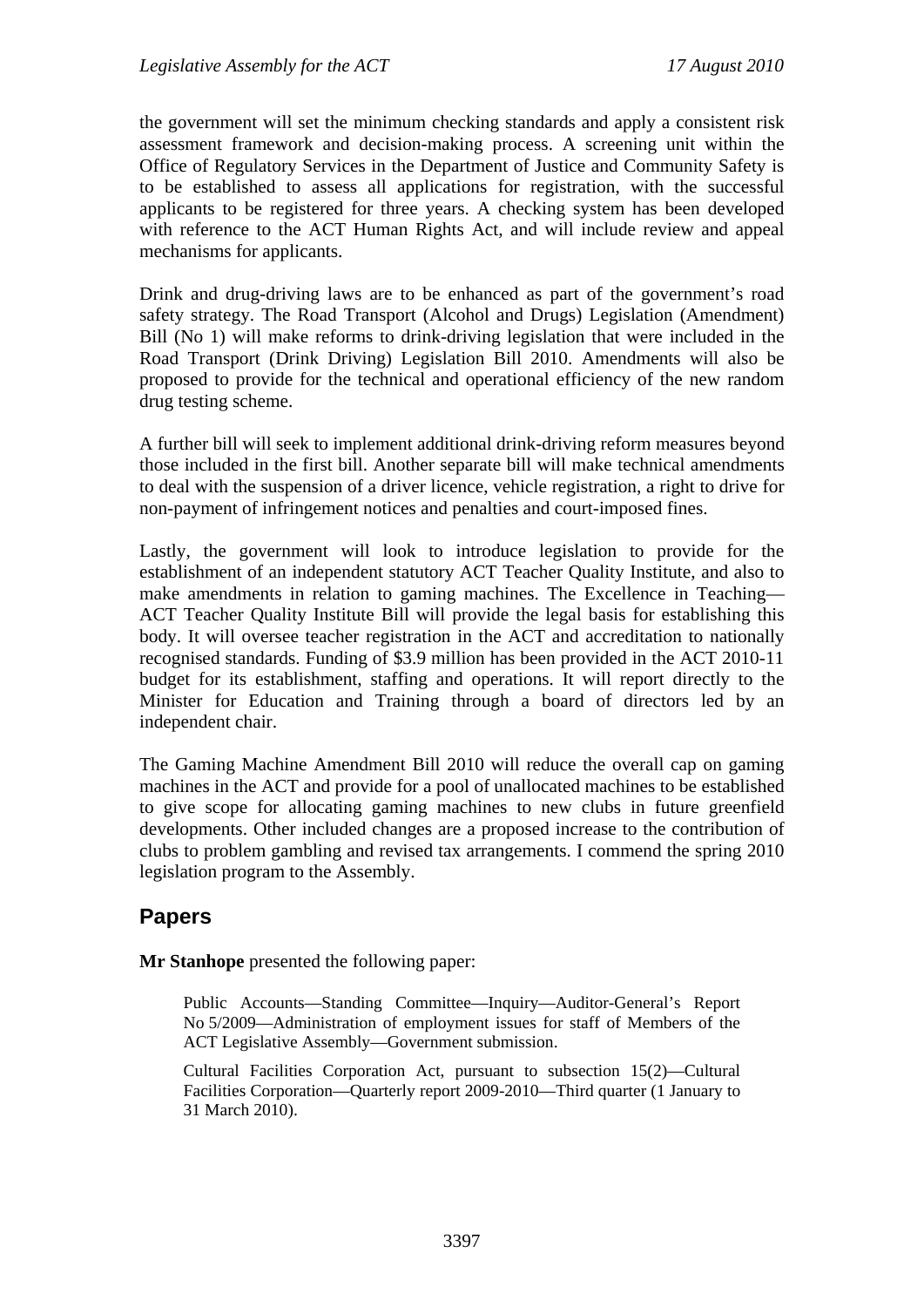the government will set the minimum checking standards and apply a consistent risk assessment framework and decision-making process. A screening unit within the Office of Regulatory Services in the Department of Justice and Community Safety is to be established to assess all applications for registration, with the successful applicants to be registered for three years. A checking system has been developed with reference to the ACT Human Rights Act, and will include review and appeal mechanisms for applicants.

Drink and drug-driving laws are to be enhanced as part of the government's road safety strategy. The Road Transport (Alcohol and Drugs) Legislation (Amendment) Bill (No 1) will make reforms to drink-driving legislation that were included in the Road Transport (Drink Driving) Legislation Bill 2010. Amendments will also be proposed to provide for the technical and operational efficiency of the new random drug testing scheme.

A further bill will seek to implement additional drink-driving reform measures beyond those included in the first bill. Another separate bill will make technical amendments to deal with the suspension of a driver licence, vehicle registration, a right to drive for non-payment of infringement notices and penalties and court-imposed fines.

Lastly, the government will look to introduce legislation to provide for the establishment of an independent statutory ACT Teacher Quality Institute, and also to make amendments in relation to gaming machines. The Excellence in Teaching—ACT Teacher Quality Institute Bill will provide the legal basis for establishing this body. It will oversee teacher registration in the ACT and accreditation to nationally recognised standards. Funding of $3.9 million has been provided in the ACT 2010-11 budget for its establishment, staffing and operations. It will report directly to the Minister for Education and Training through a board of directors led by an independent chair.

The Gaming Machine Amendment Bill 2010 will reduce the overall cap on gaming machines in the ACT and provide for a pool of unallocated machines to be established to give scope for allocating gaming machines to new clubs in future greenfield developments. Other included changes are a proposed increase to the contribution of clubs to problem gambling and revised tax arrangements. I commend the spring 2010 legislation program to the Assembly.

## Papers

**Mr Stanhope** presented the following paper:

> Public Accounts—Standing Committee—Inquiry—Auditor-General's Report No 5/2009—Administration of employment issues for staff of Members of the ACT Legislative Assembly—Government submission.
>
> Cultural Facilities Corporation Act, pursuant to subsection 15(2)—Cultural Facilities Corporation—Quarterly report 2009-2010—Third quarter (1 January to 31 March 2010).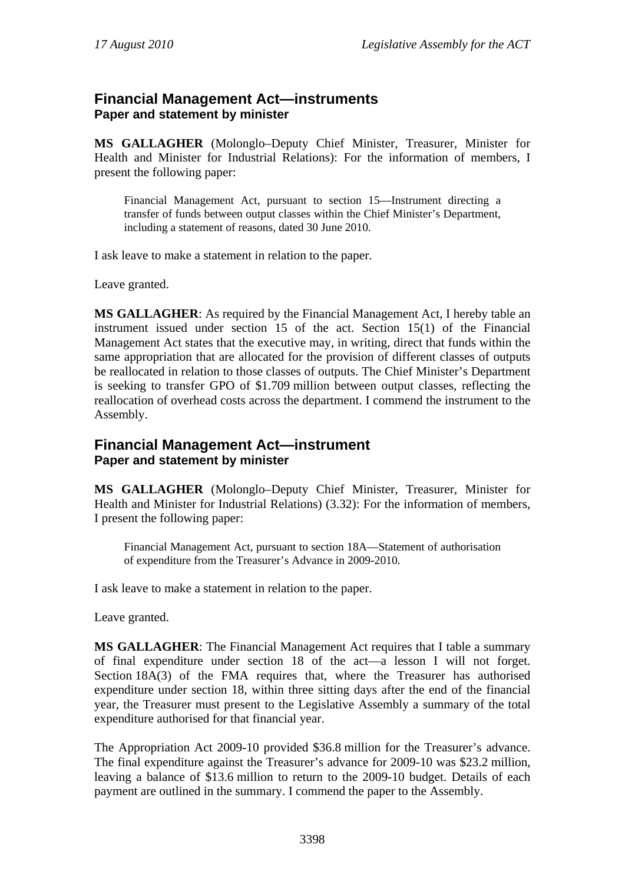## Financial Management Act—instruments

### Paper and statement by minister

**MS GALLAGHER** (Molonglo–Deputy Chief Minister, Treasurer, Minister for Health and Minister for Industrial Relations): For the information of members, I present the following paper:

> Financial Management Act, pursuant to section 15—Instrument directing a transfer of funds between output classes within the Chief Minister's Department, including a statement of reasons, dated 30 June 2010.

I ask leave to make a statement in relation to the paper.

Leave granted.

**MS GALLAGHER**: As required by the Financial Management Act, I hereby table an instrument issued under section 15 of the act. Section 15(1) of the Financial Management Act states that the executive may, in writing, direct that funds within the same appropriation that are allocated for the provision of different classes of outputs be reallocated in relation to those classes of outputs. The Chief Minister's Department is seeking to transfer GPO of $1.709 million between output classes, reflecting the reallocation of overhead costs across the department. I commend the instrument to the Assembly.

## Financial Management Act—instrument

### Paper and statement by minister

**MS GALLAGHER** (Molonglo–Deputy Chief Minister, Treasurer, Minister for Health and Minister for Industrial Relations) (3.32): For the information of members, I present the following paper:

> Financial Management Act, pursuant to section 18A—Statement of authorisation of expenditure from the Treasurer's Advance in 2009-2010.

I ask leave to make a statement in relation to the paper.

Leave granted.

**MS GALLAGHER**: The Financial Management Act requires that I table a summary of final expenditure under section 18 of the act—a lesson I will not forget. Section 18A(3) of the FMA requires that, where the Treasurer has authorised expenditure under section 18, within three sitting days after the end of the financial year, the Treasurer must present to the Legislative Assembly a summary of the total expenditure authorised for that financial year.

The Appropriation Act 2009-10 provided $36.8 million for the Treasurer's advance. The final expenditure against the Treasurer's advance for 2009-10 was $23.2 million, leaving a balance of $13.6 million to return to the 2009-10 budget. Details of each payment are outlined in the summary. I commend the paper to the Assembly.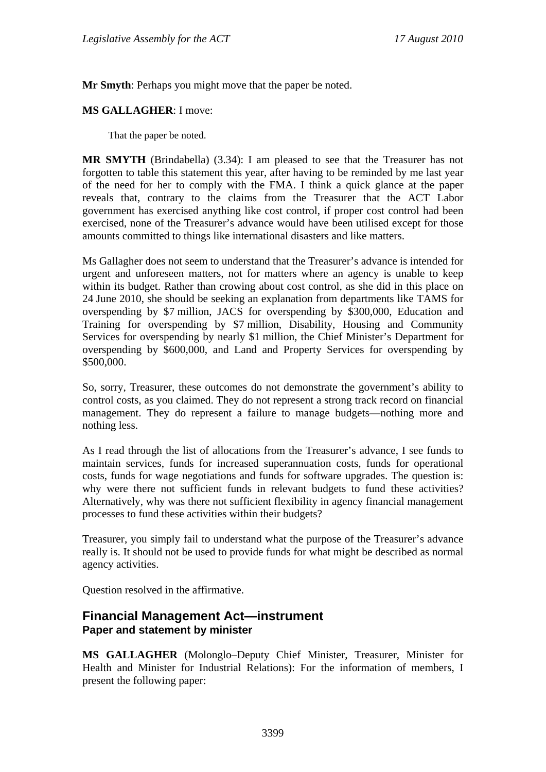**Mr Smyth**: Perhaps you might move that the paper be noted.

**MS GALLAGHER**: I move:

> That the paper be noted.

**MR SMYTH** (Brindabella) (3.34): I am pleased to see that the Treasurer has not forgotten to table this statement this year, after having to be reminded by me last year of the need for her to comply with the FMA. I think a quick glance at the paper reveals that, contrary to the claims from the Treasurer that the ACT Labor government has exercised anything like cost control, if proper cost control had been exercised, none of the Treasurer's advance would have been utilised except for those amounts committed to things like international disasters and like matters.

Ms Gallagher does not seem to understand that the Treasurer's advance is intended for urgent and unforeseen matters, not for matters where an agency is unable to keep within its budget. Rather than crowing about cost control, as she did in this place on 24 June 2010, she should be seeking an explanation from departments like TAMS for overspending by $7 million, JACS for overspending by $300,000, Education and Training for overspending by $7 million, Disability, Housing and Community Services for overspending by nearly $1 million, the Chief Minister's Department for overspending by $600,000, and Land and Property Services for overspending by $500,000.

So, sorry, Treasurer, these outcomes do not demonstrate the government's ability to control costs, as you claimed. They do not represent a strong track record on financial management. They do represent a failure to manage budgets—nothing more and nothing less.

As I read through the list of allocations from the Treasurer's advance, I see funds to maintain services, funds for increased superannuation costs, funds for operational costs, funds for wage negotiations and funds for software upgrades. The question is: why were there not sufficient funds in relevant budgets to fund these activities? Alternatively, why was there not sufficient flexibility in agency financial management processes to fund these activities within their budgets?

Treasurer, you simply fail to understand what the purpose of the Treasurer's advance really is. It should not be used to provide funds for what might be described as normal agency activities.

Question resolved in the affirmative.

## Financial Management Act—instrument
### Paper and statement by minister

**MS GALLAGHER** (Molonglo–Deputy Chief Minister, Treasurer, Minister for Health and Minister for Industrial Relations): For the information of members, I present the following paper: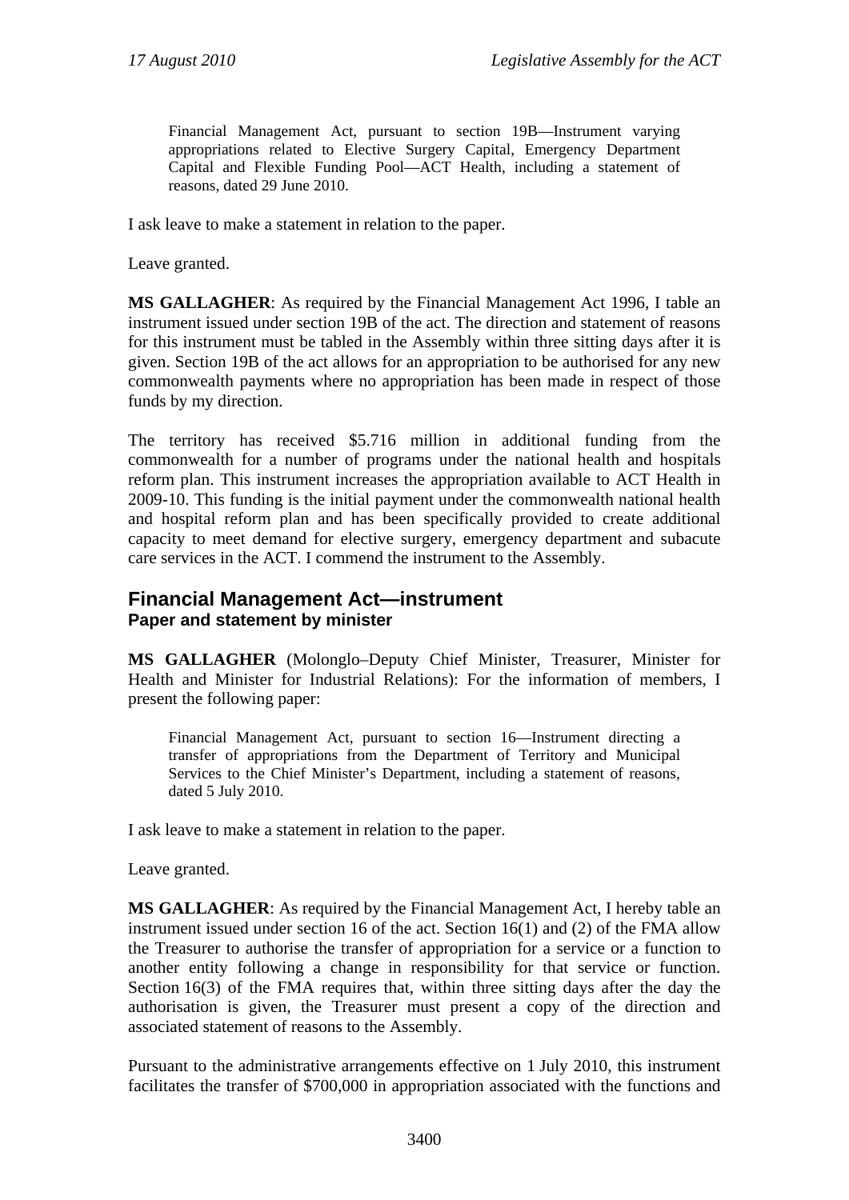> Financial Management Act, pursuant to section 19B—Instrument varying appropriations related to Elective Surgery Capital, Emergency Department Capital and Flexible Funding Pool—ACT Health, including a statement of reasons, dated 29 June 2010.

I ask leave to make a statement in relation to the paper.

Leave granted.

**MS GALLAGHER**: As required by the Financial Management Act 1996, I table an instrument issued under section 19B of the act. The direction and statement of reasons for this instrument must be tabled in the Assembly within three sitting days after it is given. Section 19B of the act allows for an appropriation to be authorised for any new commonwealth payments where no appropriation has been made in respect of those funds by my direction.

The territory has received $5.716 million in additional funding from the commonwealth for a number of programs under the national health and hospitals reform plan. This instrument increases the appropriation available to ACT Health in 2009-10. This funding is the initial payment under the commonwealth national health and hospital reform plan and has been specifically provided to create additional capacity to meet demand for elective surgery, emergency department and subacute care services in the ACT. I commend the instrument to the Assembly.

## Financial Management Act—instrument
### Paper and statement by minister

**MS GALLAGHER** (Molonglo–Deputy Chief Minister, Treasurer, Minister for Health and Minister for Industrial Relations): For the information of members, I present the following paper:

> Financial Management Act, pursuant to section 16—Instrument directing a transfer of appropriations from the Department of Territory and Municipal Services to the Chief Minister's Department, including a statement of reasons, dated 5 July 2010.

I ask leave to make a statement in relation to the paper.

Leave granted.

**MS GALLAGHER**: As required by the Financial Management Act, I hereby table an instrument issued under section 16 of the act. Section 16(1) and (2) of the FMA allow the Treasurer to authorise the transfer of appropriation for a service or a function to another entity following a change in responsibility for that service or function. Section 16(3) of the FMA requires that, within three sitting days after the day the authorisation is given, the Treasurer must present a copy of the direction and associated statement of reasons to the Assembly.

Pursuant to the administrative arrangements effective on 1 July 2010, this instrument facilitates the transfer of $700,000 in appropriation associated with the functions and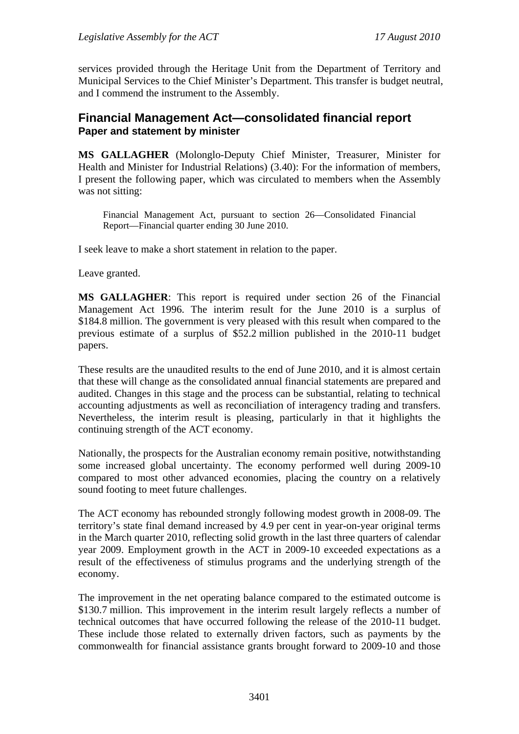services provided through the Heritage Unit from the Department of Territory and Municipal Services to the Chief Minister's Department. This transfer is budget neutral, and I commend the instrument to the Assembly.

## Financial Management Act—consolidated financial report

### Paper and statement by minister

**MS GALLAGHER** (Molonglo-Deputy Chief Minister, Treasurer, Minister for Health and Minister for Industrial Relations) (3.40): For the information of members, I present the following paper, which was circulated to members when the Assembly was not sitting:

> Financial Management Act, pursuant to section 26—Consolidated Financial Report—Financial quarter ending 30 June 2010.

I seek leave to make a short statement in relation to the paper.

Leave granted.

**MS GALLAGHER**: This report is required under section 26 of the Financial Management Act 1996. The interim result for the June 2010 is a surplus of $184.8 million. The government is very pleased with this result when compared to the previous estimate of a surplus of $52.2 million published in the 2010-11 budget papers.

These results are the unaudited results to the end of June 2010, and it is almost certain that these will change as the consolidated annual financial statements are prepared and audited. Changes in this stage and the process can be substantial, relating to technical accounting adjustments as well as reconciliation of interagency trading and transfers. Nevertheless, the interim result is pleasing, particularly in that it highlights the continuing strength of the ACT economy.

Nationally, the prospects for the Australian economy remain positive, notwithstanding some increased global uncertainty. The economy performed well during 2009-10 compared to most other advanced economies, placing the country on a relatively sound footing to meet future challenges.

The ACT economy has rebounded strongly following modest growth in 2008-09. The territory's state final demand increased by 4.9 per cent in year-on-year original terms in the March quarter 2010, reflecting solid growth in the last three quarters of calendar year 2009. Employment growth in the ACT in 2009-10 exceeded expectations as a result of the effectiveness of stimulus programs and the underlying strength of the economy.

The improvement in the net operating balance compared to the estimated outcome is $130.7 million. This improvement in the interim result largely reflects a number of technical outcomes that have occurred following the release of the 2010-11 budget. These include those related to externally driven factors, such as payments by the commonwealth for financial assistance grants brought forward to 2009-10 and those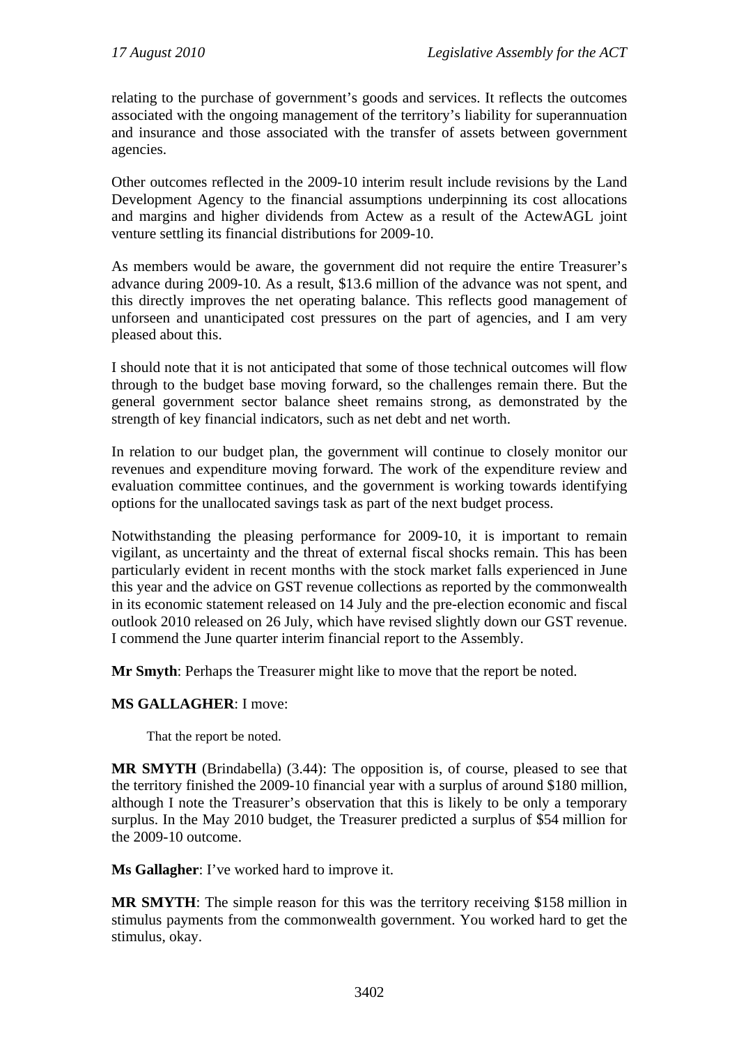relating to the purchase of government's goods and services. It reflects the outcomes associated with the ongoing management of the territory's liability for superannuation and insurance and those associated with the transfer of assets between government agencies.

Other outcomes reflected in the 2009-10 interim result include revisions by the Land Development Agency to the financial assumptions underpinning its cost allocations and margins and higher dividends from Actew as a result of the ActewAGL joint venture settling its financial distributions for 2009-10.

As members would be aware, the government did not require the entire Treasurer's advance during 2009-10. As a result, \$13.6 million of the advance was not spent, and this directly improves the net operating balance. This reflects good management of unforseen and unanticipated cost pressures on the part of agencies, and I am very pleased about this.

I should note that it is not anticipated that some of those technical outcomes will flow through to the budget base moving forward, so the challenges remain there. But the general government sector balance sheet remains strong, as demonstrated by the strength of key financial indicators, such as net debt and net worth.

In relation to our budget plan, the government will continue to closely monitor our revenues and expenditure moving forward. The work of the expenditure review and evaluation committee continues, and the government is working towards identifying options for the unallocated savings task as part of the next budget process.

Notwithstanding the pleasing performance for 2009-10, it is important to remain vigilant, as uncertainty and the threat of external fiscal shocks remain. This has been particularly evident in recent months with the stock market falls experienced in June this year and the advice on GST revenue collections as reported by the commonwealth in its economic statement released on 14 July and the pre-election economic and fiscal outlook 2010 released on 26 July, which have revised slightly down our GST revenue. I commend the June quarter interim financial report to the Assembly.

**Mr Smyth**: Perhaps the Treasurer might like to move that the report be noted.

**MS GALLAGHER**: I move:

> That the report be noted.

**MR SMYTH** (Brindabella) (3.44): The opposition is, of course, pleased to see that the territory finished the 2009-10 financial year with a surplus of around \$180 million, although I note the Treasurer's observation that this is likely to be only a temporary surplus. In the May 2010 budget, the Treasurer predicted a surplus of \$54 million for the 2009-10 outcome.

**Ms Gallagher**: I've worked hard to improve it.

**MR SMYTH**: The simple reason for this was the territory receiving \$158 million in stimulus payments from the commonwealth government. You worked hard to get the stimulus, okay.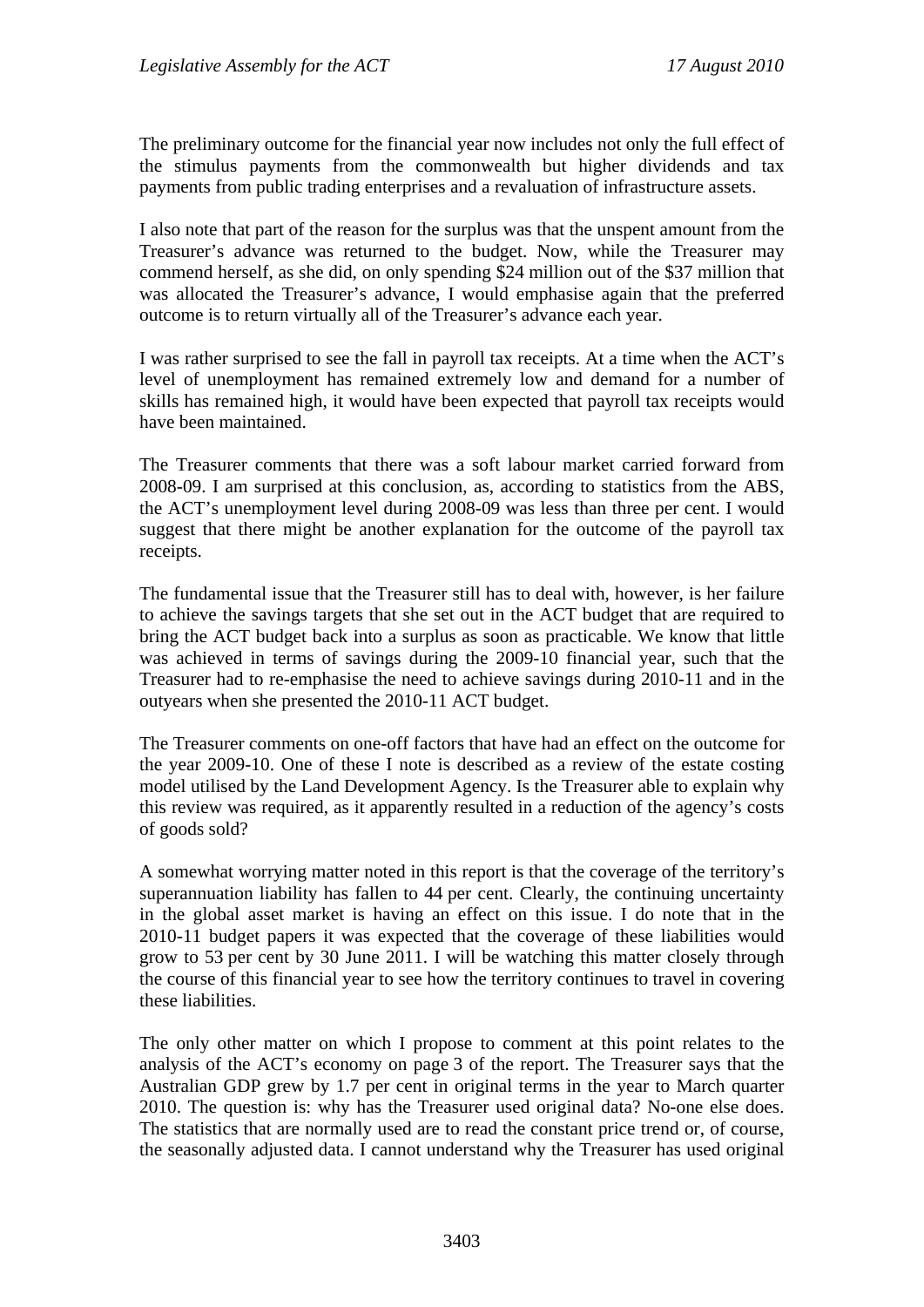The preliminary outcome for the financial year now includes not only the full effect of the stimulus payments from the commonwealth but higher dividends and tax payments from public trading enterprises and a revaluation of infrastructure assets.

I also note that part of the reason for the surplus was that the unspent amount from the Treasurer's advance was returned to the budget. Now, while the Treasurer may commend herself, as she did, on only spending $24 million out of the $37 million that was allocated the Treasurer's advance, I would emphasise again that the preferred outcome is to return virtually all of the Treasurer's advance each year.

I was rather surprised to see the fall in payroll tax receipts. At a time when the ACT's level of unemployment has remained extremely low and demand for a number of skills has remained high, it would have been expected that payroll tax receipts would have been maintained.

The Treasurer comments that there was a soft labour market carried forward from 2008-09. I am surprised at this conclusion, as, according to statistics from the ABS, the ACT's unemployment level during 2008-09 was less than three per cent. I would suggest that there might be another explanation for the outcome of the payroll tax receipts.

The fundamental issue that the Treasurer still has to deal with, however, is her failure to achieve the savings targets that she set out in the ACT budget that are required to bring the ACT budget back into a surplus as soon as practicable. We know that little was achieved in terms of savings during the 2009-10 financial year, such that the Treasurer had to re-emphasise the need to achieve savings during 2010-11 and in the outyears when she presented the 2010-11 ACT budget.

The Treasurer comments on one-off factors that have had an effect on the outcome for the year 2009-10. One of these I note is described as a review of the estate costing model utilised by the Land Development Agency. Is the Treasurer able to explain why this review was required, as it apparently resulted in a reduction of the agency's costs of goods sold?

A somewhat worrying matter noted in this report is that the coverage of the territory's superannuation liability has fallen to 44 per cent. Clearly, the continuing uncertainty in the global asset market is having an effect on this issue. I do note that in the 2010-11 budget papers it was expected that the coverage of these liabilities would grow to 53 per cent by 30 June 2011. I will be watching this matter closely through the course of this financial year to see how the territory continues to travel in covering these liabilities.

The only other matter on which I propose to comment at this point relates to the analysis of the ACT's economy on page 3 of the report. The Treasurer says that the Australian GDP grew by 1.7 per cent in original terms in the year to March quarter 2010. The question is: why has the Treasurer used original data? No-one else does. The statistics that are normally used are to read the constant price trend or, of course, the seasonally adjusted data. I cannot understand why the Treasurer has used original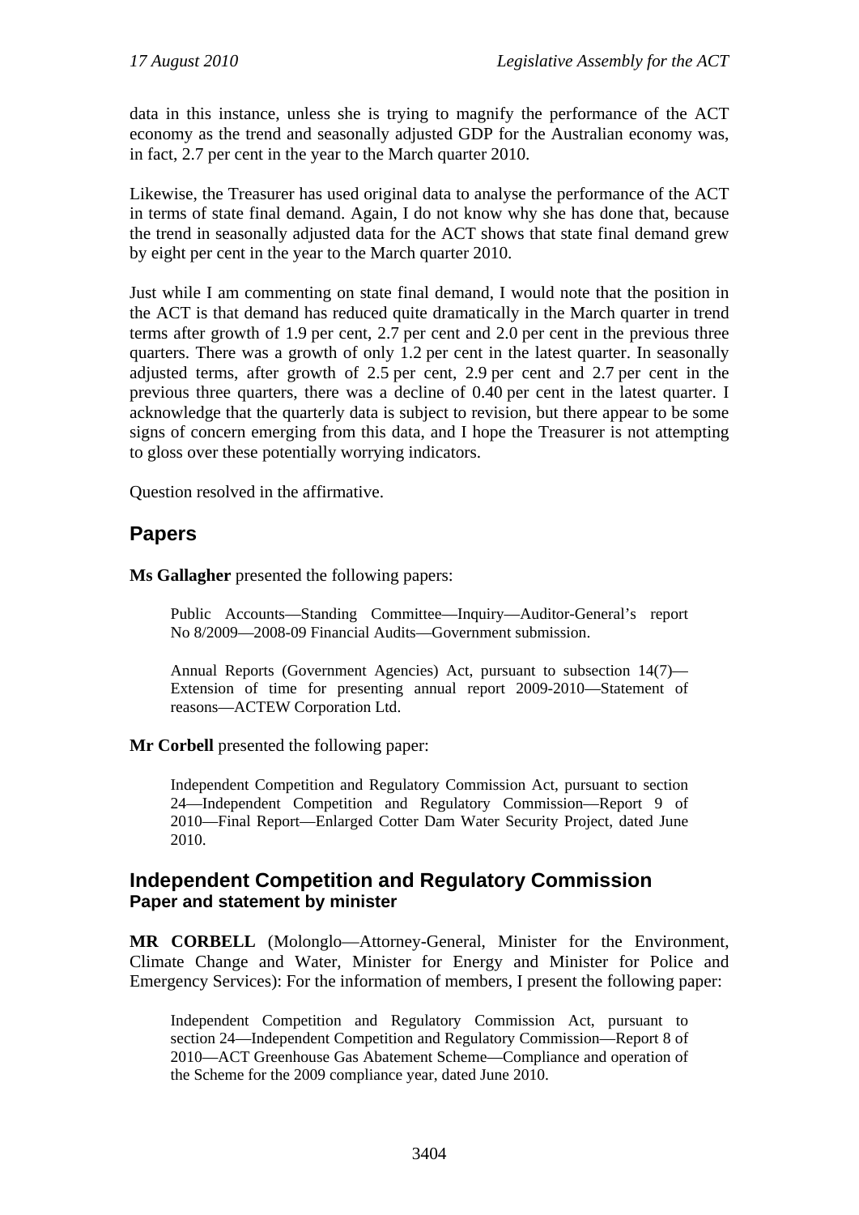data in this instance, unless she is trying to magnify the performance of the ACT economy as the trend and seasonally adjusted GDP for the Australian economy was, in fact, 2.7 per cent in the year to the March quarter 2010.

Likewise, the Treasurer has used original data to analyse the performance of the ACT in terms of state final demand. Again, I do not know why she has done that, because the trend in seasonally adjusted data for the ACT shows that state final demand grew by eight per cent in the year to the March quarter 2010.

Just while I am commenting on state final demand, I would note that the position in the ACT is that demand has reduced quite dramatically in the March quarter in trend terms after growth of 1.9 per cent, 2.7 per cent and 2.0 per cent in the previous three quarters. There was a growth of only 1.2 per cent in the latest quarter. In seasonally adjusted terms, after growth of 2.5 per cent, 2.9 per cent and 2.7 per cent in the previous three quarters, there was a decline of 0.40 per cent in the latest quarter. I acknowledge that the quarterly data is subject to revision, but there appear to be some signs of concern emerging from this data, and I hope the Treasurer is not attempting to gloss over these potentially worrying indicators.

Question resolved in the affirmative.

## Papers

**Ms Gallagher** presented the following papers:

> Public Accounts—Standing Committee—Inquiry—Auditor-General's report No 8/2009—2008-09 Financial Audits—Government submission.
>
> Annual Reports (Government Agencies) Act, pursuant to subsection 14(7)—Extension of time for presenting annual report 2009-2010—Statement of reasons—ACTEW Corporation Ltd.

**Mr Corbell** presented the following paper:

> Independent Competition and Regulatory Commission Act, pursuant to section 24—Independent Competition and Regulatory Commission—Report 9 of 2010—Final Report—Enlarged Cotter Dam Water Security Project, dated June 2010.

## Independent Competition and Regulatory Commission
### Paper and statement by minister

**MR CORBELL** (Molonglo—Attorney-General, Minister for the Environment, Climate Change and Water, Minister for Energy and Minister for Police and Emergency Services): For the information of members, I present the following paper:

> Independent Competition and Regulatory Commission Act, pursuant to section 24—Independent Competition and Regulatory Commission—Report 8 of 2010—ACT Greenhouse Gas Abatement Scheme—Compliance and operation of the Scheme for the 2009 compliance year, dated June 2010.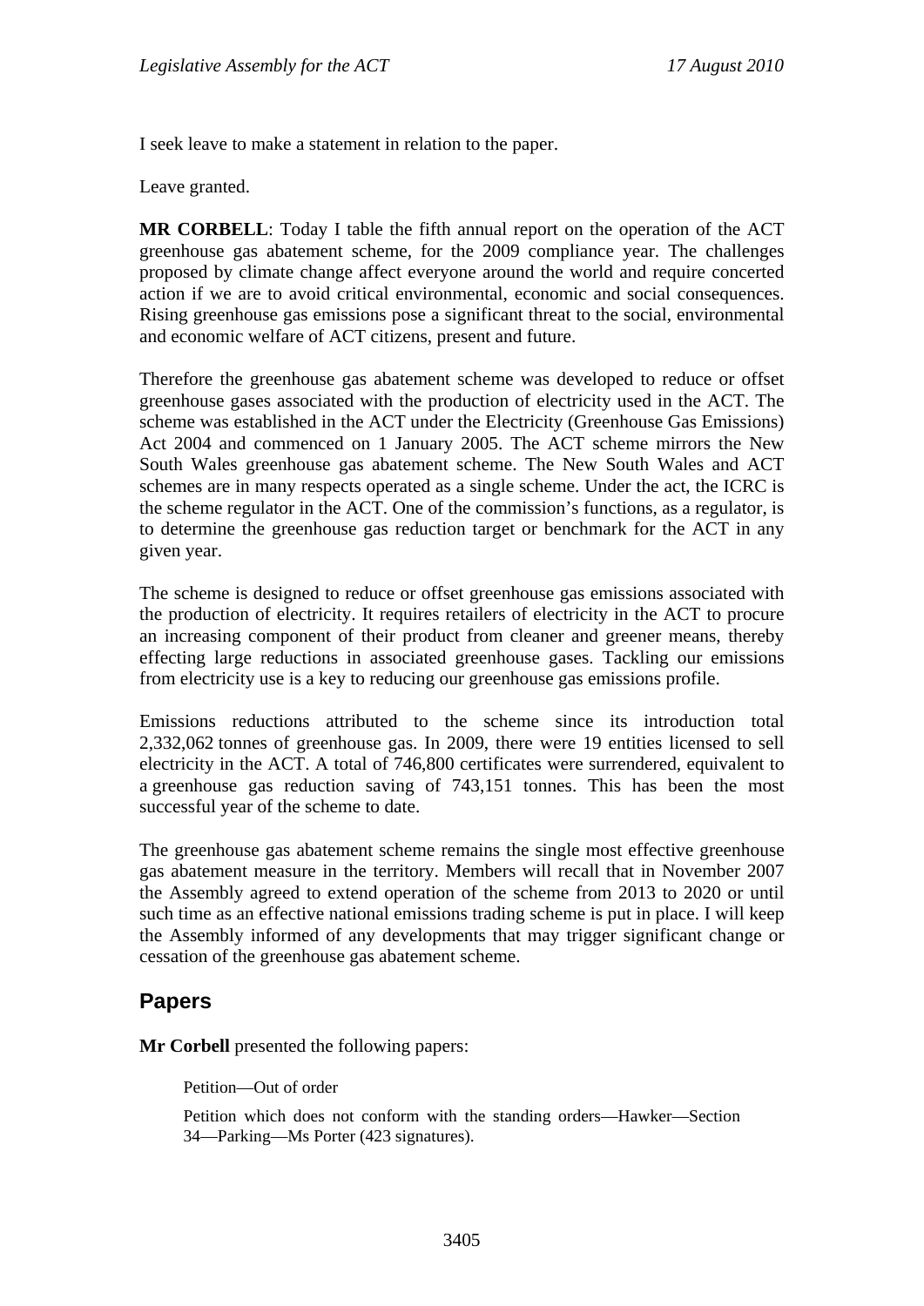I seek leave to make a statement in relation to the paper.

Leave granted.

**MR CORBELL**: Today I table the fifth annual report on the operation of the ACT greenhouse gas abatement scheme, for the 2009 compliance year. The challenges proposed by climate change affect everyone around the world and require concerted action if we are to avoid critical environmental, economic and social consequences. Rising greenhouse gas emissions pose a significant threat to the social, environmental and economic welfare of ACT citizens, present and future.

Therefore the greenhouse gas abatement scheme was developed to reduce or offset greenhouse gases associated with the production of electricity used in the ACT. The scheme was established in the ACT under the Electricity (Greenhouse Gas Emissions) Act 2004 and commenced on 1 January 2005. The ACT scheme mirrors the New South Wales greenhouse gas abatement scheme. The New South Wales and ACT schemes are in many respects operated as a single scheme. Under the act, the ICRC is the scheme regulator in the ACT. One of the commission's functions, as a regulator, is to determine the greenhouse gas reduction target or benchmark for the ACT in any given year.

The scheme is designed to reduce or offset greenhouse gas emissions associated with the production of electricity. It requires retailers of electricity in the ACT to procure an increasing component of their product from cleaner and greener means, thereby effecting large reductions in associated greenhouse gases. Tackling our emissions from electricity use is a key to reducing our greenhouse gas emissions profile.

Emissions reductions attributed to the scheme since its introduction total 2,332,062 tonnes of greenhouse gas. In 2009, there were 19 entities licensed to sell electricity in the ACT. A total of 746,800 certificates were surrendered, equivalent to a greenhouse gas reduction saving of 743,151 tonnes. This has been the most successful year of the scheme to date.

The greenhouse gas abatement scheme remains the single most effective greenhouse gas abatement measure in the territory. Members will recall that in November 2007 the Assembly agreed to extend operation of the scheme from 2013 to 2020 or until such time as an effective national emissions trading scheme is put in place. I will keep the Assembly informed of any developments that may trigger significant change or cessation of the greenhouse gas abatement scheme.

## Papers

**Mr Corbell** presented the following papers:

> Petition—Out of order
>
> Petition which does not conform with the standing orders—Hawker—Section 34—Parking—Ms Porter (423 signatures).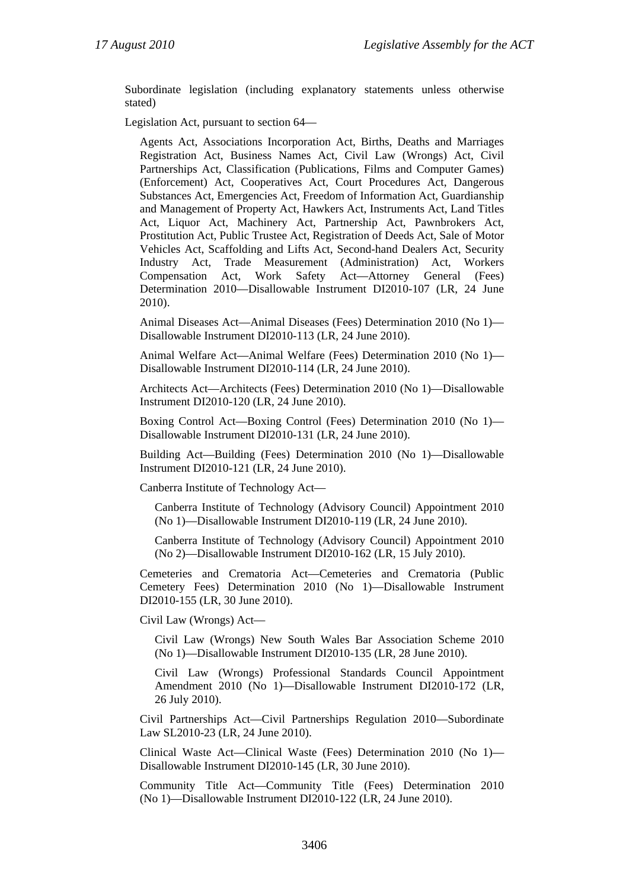Subordinate legislation (including explanatory statements unless otherwise stated)

Legislation Act, pursuant to section 64—

> Agents Act, Associations Incorporation Act, Births, Deaths and Marriages Registration Act, Business Names Act, Civil Law (Wrongs) Act, Civil Partnerships Act, Classification (Publications, Films and Computer Games) (Enforcement) Act, Cooperatives Act, Court Procedures Act, Dangerous Substances Act, Emergencies Act, Freedom of Information Act, Guardianship and Management of Property Act, Hawkers Act, Instruments Act, Land Titles Act, Liquor Act, Machinery Act, Partnership Act, Pawnbrokers Act, Prostitution Act, Public Trustee Act, Registration of Deeds Act, Sale of Motor Vehicles Act, Scaffolding and Lifts Act, Second-hand Dealers Act, Security Industry Act, Trade Measurement (Administration) Act, Workers Compensation Act, Work Safety Act—Attorney General (Fees) Determination 2010—Disallowable Instrument DI2010-107 (LR, 24 June 2010).
>
> Animal Diseases Act—Animal Diseases (Fees) Determination 2010 (No 1)—Disallowable Instrument DI2010-113 (LR, 24 June 2010).
>
> Animal Welfare Act—Animal Welfare (Fees) Determination 2010 (No 1)—Disallowable Instrument DI2010-114 (LR, 24 June 2010).
>
> Architects Act—Architects (Fees) Determination 2010 (No 1)—Disallowable Instrument DI2010-120 (LR, 24 June 2010).
>
> Boxing Control Act—Boxing Control (Fees) Determination 2010 (No 1)—Disallowable Instrument DI2010-131 (LR, 24 June 2010).
>
> Building Act—Building (Fees) Determination 2010 (No 1)—Disallowable Instrument DI2010-121 (LR, 24 June 2010).
>
> Canberra Institute of Technology Act—
>
> > Canberra Institute of Technology (Advisory Council) Appointment 2010 (No 1)—Disallowable Instrument DI2010-119 (LR, 24 June 2010).
> >
> > Canberra Institute of Technology (Advisory Council) Appointment 2010 (No 2)—Disallowable Instrument DI2010-162 (LR, 15 July 2010).
>
> Cemeteries and Crematoria Act—Cemeteries and Crematoria (Public Cemetery Fees) Determination 2010 (No 1)—Disallowable Instrument DI2010-155 (LR, 30 June 2010).
>
> Civil Law (Wrongs) Act—
>
> > Civil Law (Wrongs) New South Wales Bar Association Scheme 2010 (No 1)—Disallowable Instrument DI2010-135 (LR, 28 June 2010).
> >
> > Civil Law (Wrongs) Professional Standards Council Appointment Amendment 2010 (No 1)—Disallowable Instrument DI2010-172 (LR, 26 July 2010).
>
> Civil Partnerships Act—Civil Partnerships Regulation 2010—Subordinate Law SL2010-23 (LR, 24 June 2010).
>
> Clinical Waste Act—Clinical Waste (Fees) Determination 2010 (No 1)—Disallowable Instrument DI2010-145 (LR, 30 June 2010).
>
> Community Title Act—Community Title (Fees) Determination 2010 (No 1)—Disallowable Instrument DI2010-122 (LR, 24 June 2010).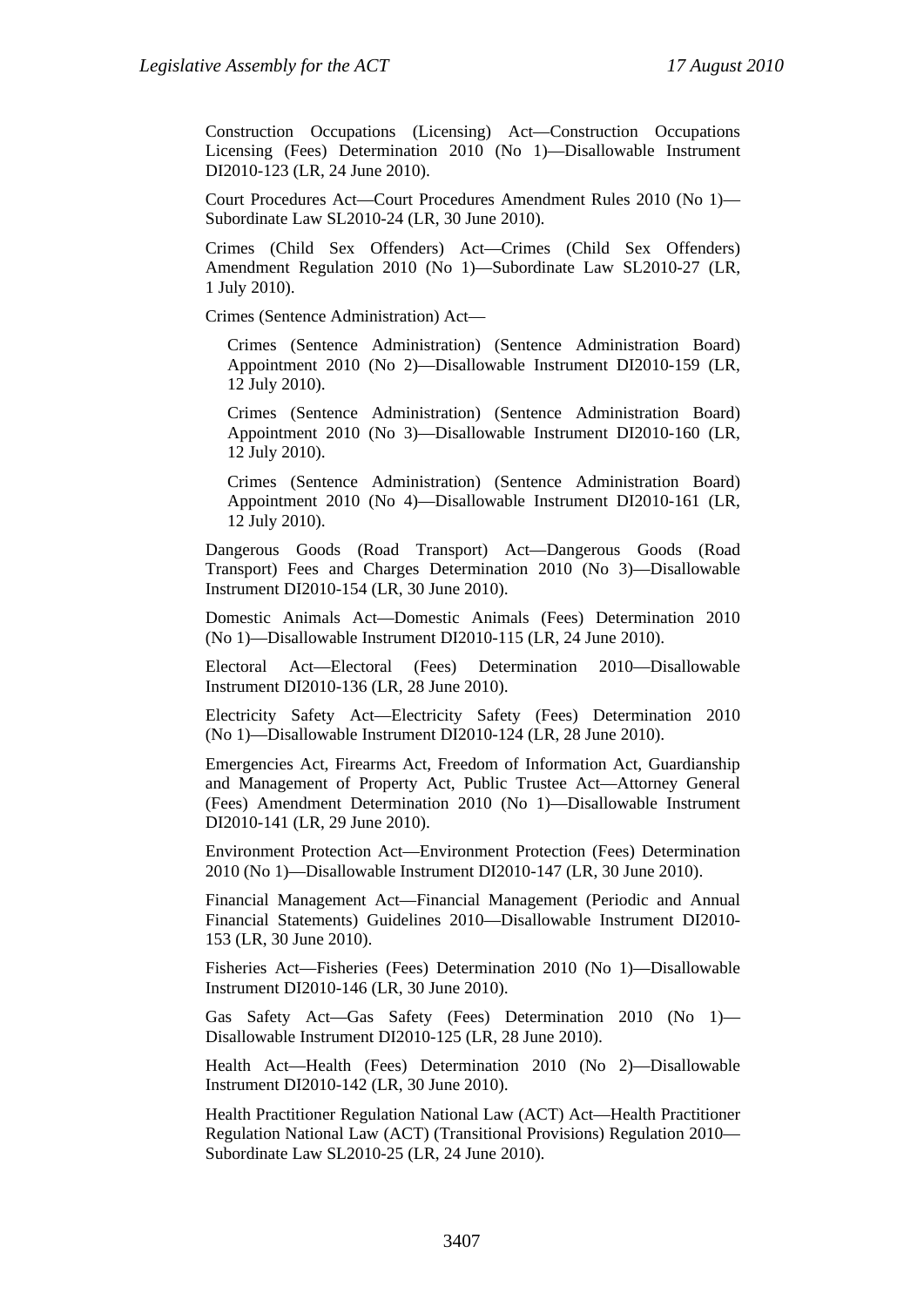Construction Occupations (Licensing) Act—Construction Occupations Licensing (Fees) Determination 2010 (No 1)—Disallowable Instrument DI2010-123 (LR, 24 June 2010).

Court Procedures Act—Court Procedures Amendment Rules 2010 (No 1)—Subordinate Law SL2010-24 (LR, 30 June 2010).

Crimes (Child Sex Offenders) Act—Crimes (Child Sex Offenders) Amendment Regulation 2010 (No 1)—Subordinate Law SL2010-27 (LR, 1 July 2010).

Crimes (Sentence Administration) Act—

> Crimes (Sentence Administration) (Sentence Administration Board) Appointment 2010 (No 2)—Disallowable Instrument DI2010-159 (LR, 12 July 2010).
>
> Crimes (Sentence Administration) (Sentence Administration Board) Appointment 2010 (No 3)—Disallowable Instrument DI2010-160 (LR, 12 July 2010).
>
> Crimes (Sentence Administration) (Sentence Administration Board) Appointment 2010 (No 4)—Disallowable Instrument DI2010-161 (LR, 12 July 2010).

Dangerous Goods (Road Transport) Act—Dangerous Goods (Road Transport) Fees and Charges Determination 2010 (No 3)—Disallowable Instrument DI2010-154 (LR, 30 June 2010).

Domestic Animals Act—Domestic Animals (Fees) Determination 2010 (No 1)—Disallowable Instrument DI2010-115 (LR, 24 June 2010).

Electoral Act—Electoral (Fees) Determination 2010—Disallowable Instrument DI2010-136 (LR, 28 June 2010).

Electricity Safety Act—Electricity Safety (Fees) Determination 2010 (No 1)—Disallowable Instrument DI2010-124 (LR, 28 June 2010).

Emergencies Act, Firearms Act, Freedom of Information Act, Guardianship and Management of Property Act, Public Trustee Act—Attorney General (Fees) Amendment Determination 2010 (No 1)—Disallowable Instrument DI2010-141 (LR, 29 June 2010).

Environment Protection Act—Environment Protection (Fees) Determination 2010 (No 1)—Disallowable Instrument DI2010-147 (LR, 30 June 2010).

Financial Management Act—Financial Management (Periodic and Annual Financial Statements) Guidelines 2010—Disallowable Instrument DI2010-153 (LR, 30 June 2010).

Fisheries Act—Fisheries (Fees) Determination 2010 (No 1)—Disallowable Instrument DI2010-146 (LR, 30 June 2010).

Gas Safety Act—Gas Safety (Fees) Determination 2010 (No 1)—Disallowable Instrument DI2010-125 (LR, 28 June 2010).

Health Act—Health (Fees) Determination 2010 (No 2)—Disallowable Instrument DI2010-142 (LR, 30 June 2010).

Health Practitioner Regulation National Law (ACT) Act—Health Practitioner Regulation National Law (ACT) (Transitional Provisions) Regulation 2010—Subordinate Law SL2010-25 (LR, 24 June 2010).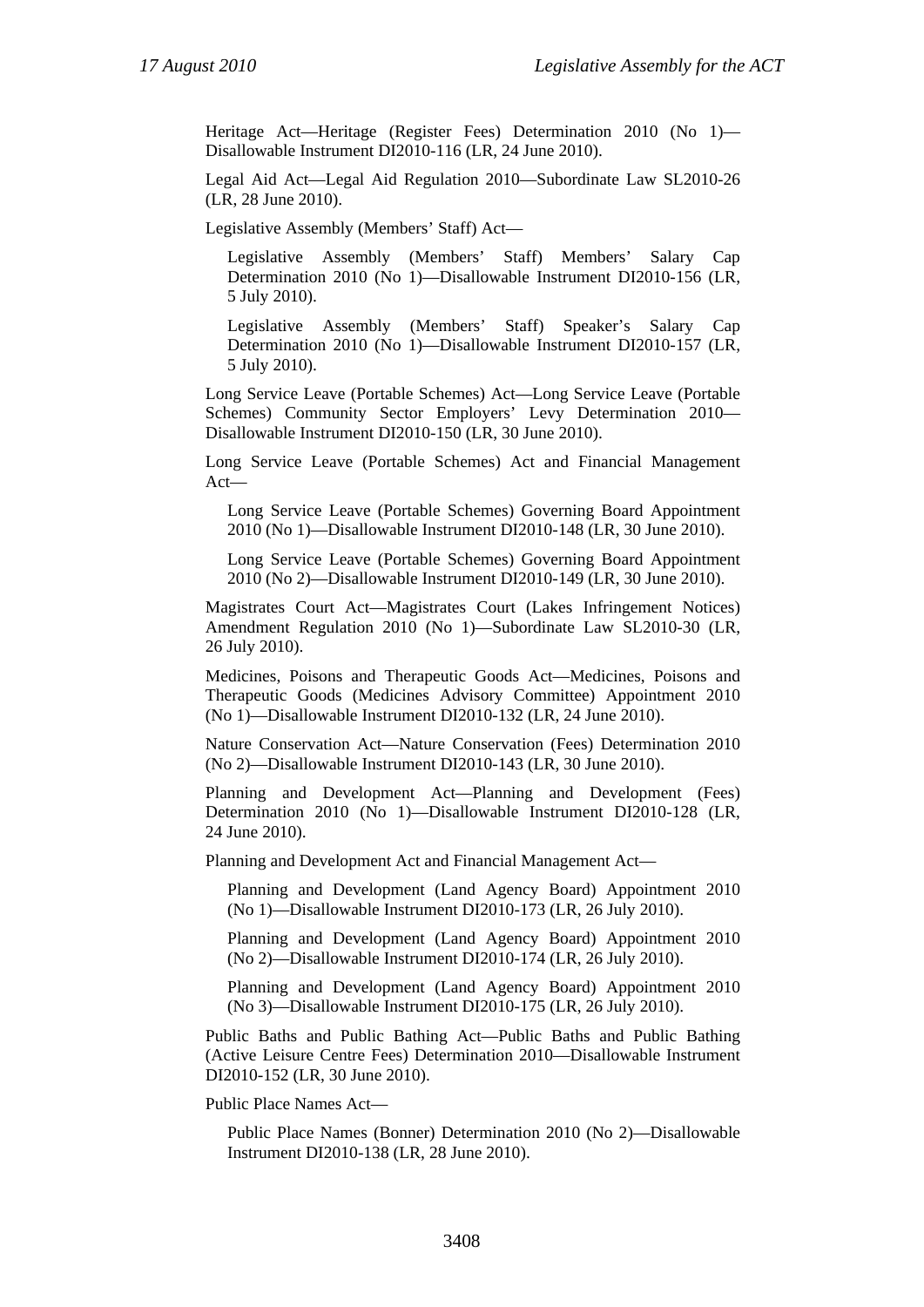Heritage Act—Heritage (Register Fees) Determination 2010 (No 1)—Disallowable Instrument DI2010-116 (LR, 24 June 2010).

Legal Aid Act—Legal Aid Regulation 2010—Subordinate Law SL2010-26 (LR, 28 June 2010).

Legislative Assembly (Members' Staff) Act—

> Legislative Assembly (Members' Staff) Members' Salary Cap Determination 2010 (No 1)—Disallowable Instrument DI2010-156 (LR, 5 July 2010).
>
> Legislative Assembly (Members' Staff) Speaker's Salary Cap Determination 2010 (No 1)—Disallowable Instrument DI2010-157 (LR, 5 July 2010).

Long Service Leave (Portable Schemes) Act—Long Service Leave (Portable Schemes) Community Sector Employers' Levy Determination 2010—Disallowable Instrument DI2010-150 (LR, 30 June 2010).

Long Service Leave (Portable Schemes) Act and Financial Management Act—

> Long Service Leave (Portable Schemes) Governing Board Appointment 2010 (No 1)—Disallowable Instrument DI2010-148 (LR, 30 June 2010).
>
> Long Service Leave (Portable Schemes) Governing Board Appointment 2010 (No 2)—Disallowable Instrument DI2010-149 (LR, 30 June 2010).

Magistrates Court Act—Magistrates Court (Lakes Infringement Notices) Amendment Regulation 2010 (No 1)—Subordinate Law SL2010-30 (LR, 26 July 2010).

Medicines, Poisons and Therapeutic Goods Act—Medicines, Poisons and Therapeutic Goods (Medicines Advisory Committee) Appointment 2010 (No 1)—Disallowable Instrument DI2010-132 (LR, 24 June 2010).

Nature Conservation Act—Nature Conservation (Fees) Determination 2010 (No 2)—Disallowable Instrument DI2010-143 (LR, 30 June 2010).

Planning and Development Act—Planning and Development (Fees) Determination 2010 (No 1)—Disallowable Instrument DI2010-128 (LR, 24 June 2010).

Planning and Development Act and Financial Management Act—

> Planning and Development (Land Agency Board) Appointment 2010 (No 1)—Disallowable Instrument DI2010-173 (LR, 26 July 2010).
>
> Planning and Development (Land Agency Board) Appointment 2010 (No 2)—Disallowable Instrument DI2010-174 (LR, 26 July 2010).
>
> Planning and Development (Land Agency Board) Appointment 2010 (No 3)—Disallowable Instrument DI2010-175 (LR, 26 July 2010).

Public Baths and Public Bathing Act—Public Baths and Public Bathing (Active Leisure Centre Fees) Determination 2010—Disallowable Instrument DI2010-152 (LR, 30 June 2010).

Public Place Names Act—

> Public Place Names (Bonner) Determination 2010 (No 2)—Disallowable Instrument DI2010-138 (LR, 28 June 2010).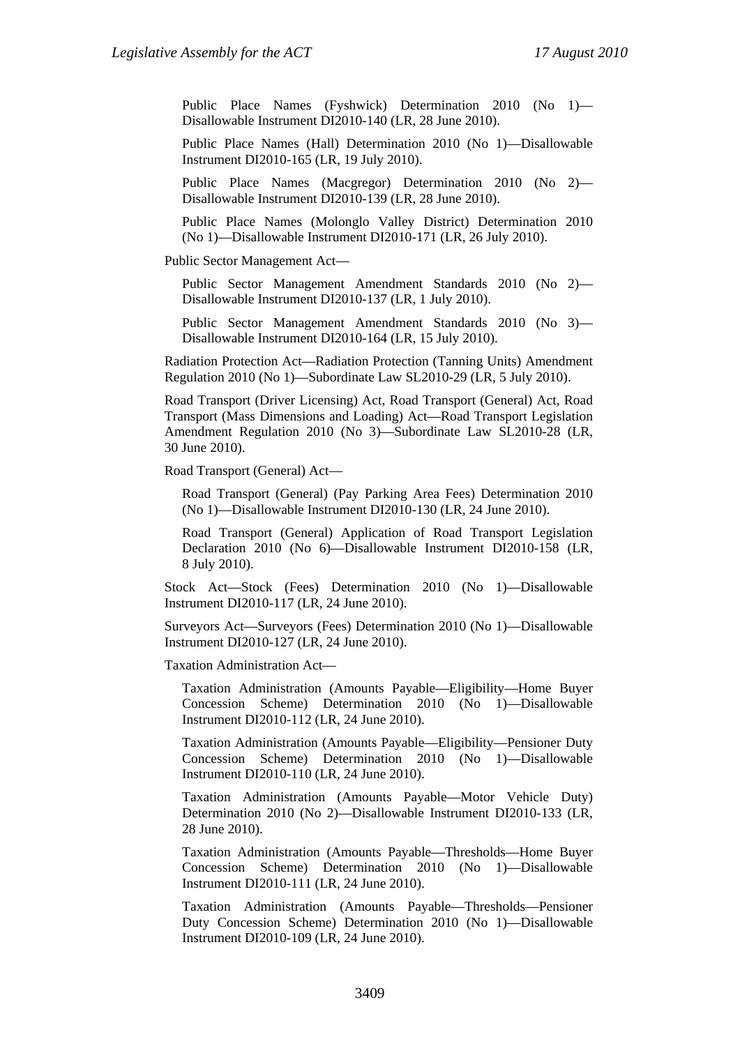Public Place Names (Fyshwick) Determination 2010 (No 1)—Disallowable Instrument DI2010-140 (LR, 28 June 2010).

Public Place Names (Hall) Determination 2010 (No 1)—Disallowable Instrument DI2010-165 (LR, 19 July 2010).

Public Place Names (Macgregor) Determination 2010 (No 2)—Disallowable Instrument DI2010-139 (LR, 28 June 2010).

Public Place Names (Molonglo Valley District) Determination 2010 (No 1)—Disallowable Instrument DI2010-171 (LR, 26 July 2010).

Public Sector Management Act—

Public Sector Management Amendment Standards 2010 (No 2)—Disallowable Instrument DI2010-137 (LR, 1 July 2010).

Public Sector Management Amendment Standards 2010 (No 3)—Disallowable Instrument DI2010-164 (LR, 15 July 2010).

Radiation Protection Act—Radiation Protection (Tanning Units) Amendment Regulation 2010 (No 1)—Subordinate Law SL2010-29 (LR, 5 July 2010).

Road Transport (Driver Licensing) Act, Road Transport (General) Act, Road Transport (Mass Dimensions and Loading) Act—Road Transport Legislation Amendment Regulation 2010 (No 3)—Subordinate Law SL2010-28 (LR, 30 June 2010).

Road Transport (General) Act—

Road Transport (General) (Pay Parking Area Fees) Determination 2010 (No 1)—Disallowable Instrument DI2010-130 (LR, 24 June 2010).

Road Transport (General) Application of Road Transport Legislation Declaration 2010 (No 6)—Disallowable Instrument DI2010-158 (LR, 8 July 2010).

Stock Act—Stock (Fees) Determination 2010 (No 1)—Disallowable Instrument DI2010-117 (LR, 24 June 2010).

Surveyors Act—Surveyors (Fees) Determination 2010 (No 1)—Disallowable Instrument DI2010-127 (LR, 24 June 2010).

Taxation Administration Act—

Taxation Administration (Amounts Payable—Eligibility—Home Buyer Concession Scheme) Determination 2010 (No 1)—Disallowable Instrument DI2010-112 (LR, 24 June 2010).

Taxation Administration (Amounts Payable—Eligibility—Pensioner Duty Concession Scheme) Determination 2010 (No 1)—Disallowable Instrument DI2010-110 (LR, 24 June 2010).

Taxation Administration (Amounts Payable—Motor Vehicle Duty) Determination 2010 (No 2)—Disallowable Instrument DI2010-133 (LR, 28 June 2010).

Taxation Administration (Amounts Payable—Thresholds—Home Buyer Concession Scheme) Determination 2010 (No 1)—Disallowable Instrument DI2010-111 (LR, 24 June 2010).

Taxation Administration (Amounts Payable—Thresholds—Pensioner Duty Concession Scheme) Determination 2010 (No 1)—Disallowable Instrument DI2010-109 (LR, 24 June 2010).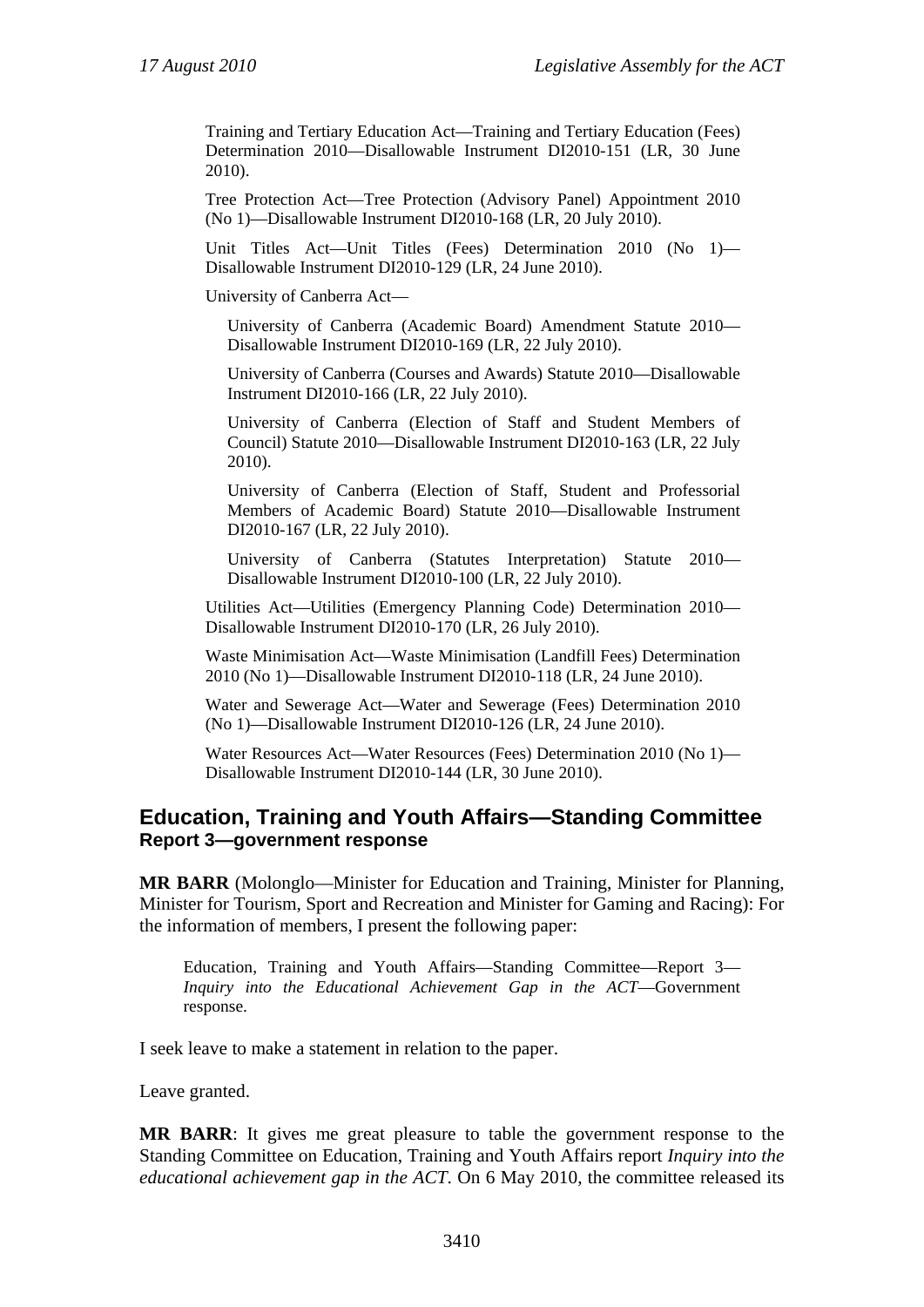Training and Tertiary Education Act—Training and Tertiary Education (Fees) Determination 2010—Disallowable Instrument DI2010-151 (LR, 30 June 2010).

Tree Protection Act—Tree Protection (Advisory Panel) Appointment 2010 (No 1)—Disallowable Instrument DI2010-168 (LR, 20 July 2010).

Unit Titles Act—Unit Titles (Fees) Determination 2010 (No 1)—Disallowable Instrument DI2010-129 (LR, 24 June 2010).

University of Canberra Act—

University of Canberra (Academic Board) Amendment Statute 2010—Disallowable Instrument DI2010-169 (LR, 22 July 2010).

University of Canberra (Courses and Awards) Statute 2010—Disallowable Instrument DI2010-166 (LR, 22 July 2010).

University of Canberra (Election of Staff and Student Members of Council) Statute 2010—Disallowable Instrument DI2010-163 (LR, 22 July 2010).

University of Canberra (Election of Staff, Student and Professorial Members of Academic Board) Statute 2010—Disallowable Instrument DI2010-167 (LR, 22 July 2010).

University of Canberra (Statutes Interpretation) Statute 2010—Disallowable Instrument DI2010-100 (LR, 22 July 2010).

Utilities Act—Utilities (Emergency Planning Code) Determination 2010—Disallowable Instrument DI2010-170 (LR, 26 July 2010).

Waste Minimisation Act—Waste Minimisation (Landfill Fees) Determination 2010 (No 1)—Disallowable Instrument DI2010-118 (LR, 24 June 2010).

Water and Sewerage Act—Water and Sewerage (Fees) Determination 2010 (No 1)—Disallowable Instrument DI2010-126 (LR, 24 June 2010).

Water Resources Act—Water Resources (Fees) Determination 2010 (No 1)—Disallowable Instrument DI2010-144 (LR, 30 June 2010).

## Education, Training and Youth Affairs—Standing Committee
### Report 3—government response

**MR BARR** (Molonglo—Minister for Education and Training, Minister for Planning, Minister for Tourism, Sport and Recreation and Minister for Gaming and Racing): For the information of members, I present the following paper:

Education, Training and Youth Affairs—Standing Committee—Report 3—*Inquiry into the Educational Achievement Gap in the ACT*—Government response.

I seek leave to make a statement in relation to the paper.

Leave granted.

**MR BARR**: It gives me great pleasure to table the government response to the Standing Committee on Education, Training and Youth Affairs report *Inquiry into the educational achievement gap in the ACT*. On 6 May 2010, the committee released its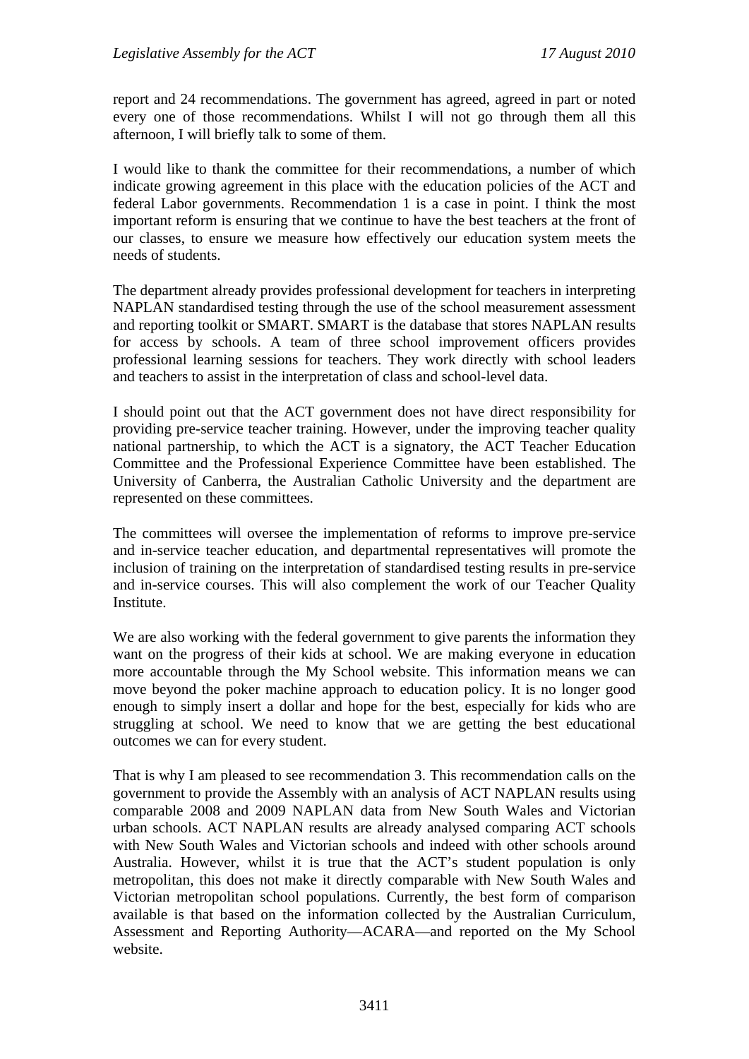report and 24 recommendations. The government has agreed, agreed in part or noted every one of those recommendations. Whilst I will not go through them all this afternoon, I will briefly talk to some of them.

I would like to thank the committee for their recommendations, a number of which indicate growing agreement in this place with the education policies of the ACT and federal Labor governments. Recommendation 1 is a case in point. I think the most important reform is ensuring that we continue to have the best teachers at the front of our classes, to ensure we measure how effectively our education system meets the needs of students.

The department already provides professional development for teachers in interpreting NAPLAN standardised testing through the use of the school measurement assessment and reporting toolkit or SMART. SMART is the database that stores NAPLAN results for access by schools. A team of three school improvement officers provides professional learning sessions for teachers. They work directly with school leaders and teachers to assist in the interpretation of class and school-level data.

I should point out that the ACT government does not have direct responsibility for providing pre-service teacher training. However, under the improving teacher quality national partnership, to which the ACT is a signatory, the ACT Teacher Education Committee and the Professional Experience Committee have been established. The University of Canberra, the Australian Catholic University and the department are represented on these committees.

The committees will oversee the implementation of reforms to improve pre-service and in-service teacher education, and departmental representatives will promote the inclusion of training on the interpretation of standardised testing results in pre-service and in-service courses. This will also complement the work of our Teacher Quality Institute.

We are also working with the federal government to give parents the information they want on the progress of their kids at school. We are making everyone in education more accountable through the My School website. This information means we can move beyond the poker machine approach to education policy. It is no longer good enough to simply insert a dollar and hope for the best, especially for kids who are struggling at school. We need to know that we are getting the best educational outcomes we can for every student.

That is why I am pleased to see recommendation 3. This recommendation calls on the government to provide the Assembly with an analysis of ACT NAPLAN results using comparable 2008 and 2009 NAPLAN data from New South Wales and Victorian urban schools. ACT NAPLAN results are already analysed comparing ACT schools with New South Wales and Victorian schools and indeed with other schools around Australia. However, whilst it is true that the ACT's student population is only metropolitan, this does not make it directly comparable with New South Wales and Victorian metropolitan school populations. Currently, the best form of comparison available is that based on the information collected by the Australian Curriculum, Assessment and Reporting Authority—ACARA—and reported on the My School website.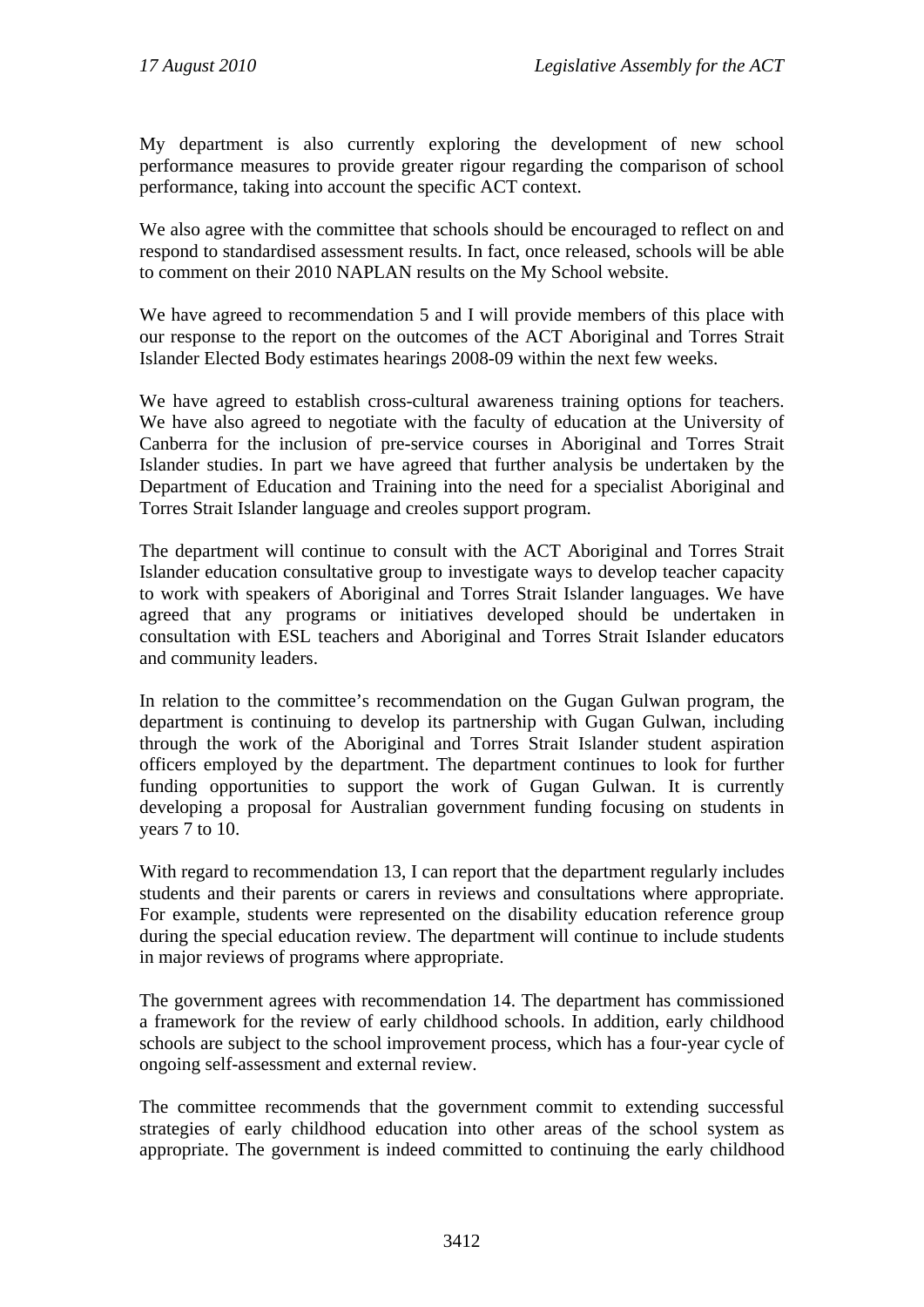My department is also currently exploring the development of new school performance measures to provide greater rigour regarding the comparison of school performance, taking into account the specific ACT context.

We also agree with the committee that schools should be encouraged to reflect on and respond to standardised assessment results. In fact, once released, schools will be able to comment on their 2010 NAPLAN results on the My School website.

We have agreed to recommendation 5 and I will provide members of this place with our response to the report on the outcomes of the ACT Aboriginal and Torres Strait Islander Elected Body estimates hearings 2008-09 within the next few weeks.

We have agreed to establish cross-cultural awareness training options for teachers. We have also agreed to negotiate with the faculty of education at the University of Canberra for the inclusion of pre-service courses in Aboriginal and Torres Strait Islander studies. In part we have agreed that further analysis be undertaken by the Department of Education and Training into the need for a specialist Aboriginal and Torres Strait Islander language and creoles support program.

The department will continue to consult with the ACT Aboriginal and Torres Strait Islander education consultative group to investigate ways to develop teacher capacity to work with speakers of Aboriginal and Torres Strait Islander languages. We have agreed that any programs or initiatives developed should be undertaken in consultation with ESL teachers and Aboriginal and Torres Strait Islander educators and community leaders.

In relation to the committee's recommendation on the Gugan Gulwan program, the department is continuing to develop its partnership with Gugan Gulwan, including through the work of the Aboriginal and Torres Strait Islander student aspiration officers employed by the department. The department continues to look for further funding opportunities to support the work of Gugan Gulwan. It is currently developing a proposal for Australian government funding focusing on students in years 7 to 10.

With regard to recommendation 13, I can report that the department regularly includes students and their parents or carers in reviews and consultations where appropriate. For example, students were represented on the disability education reference group during the special education review. The department will continue to include students in major reviews of programs where appropriate.

The government agrees with recommendation 14. The department has commissioned a framework for the review of early childhood schools. In addition, early childhood schools are subject to the school improvement process, which has a four-year cycle of ongoing self-assessment and external review.

The committee recommends that the government commit to extending successful strategies of early childhood education into other areas of the school system as appropriate. The government is indeed committed to continuing the early childhood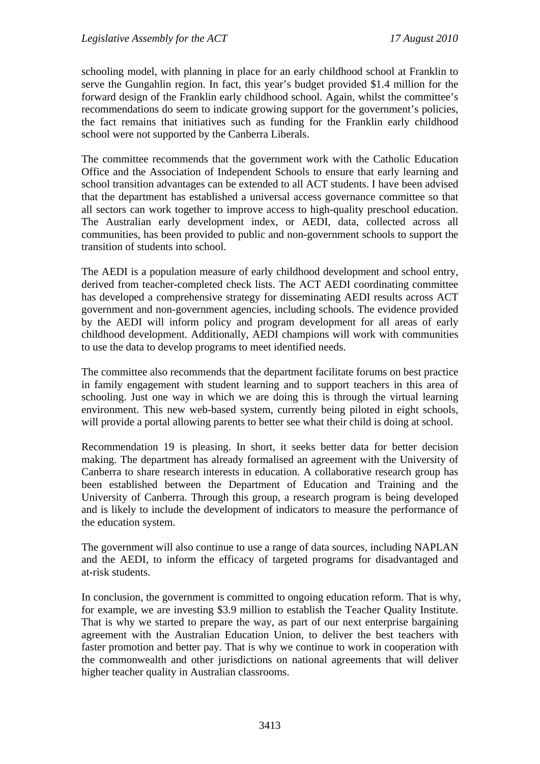schooling model, with planning in place for an early childhood school at Franklin to serve the Gungahlin region. In fact, this year's budget provided $1.4 million for the forward design of the Franklin early childhood school. Again, whilst the committee's recommendations do seem to indicate growing support for the government's policies, the fact remains that initiatives such as funding for the Franklin early childhood school were not supported by the Canberra Liberals.

The committee recommends that the government work with the Catholic Education Office and the Association of Independent Schools to ensure that early learning and school transition advantages can be extended to all ACT students. I have been advised that the department has established a universal access governance committee so that all sectors can work together to improve access to high-quality preschool education. The Australian early development index, or AEDI, data, collected across all communities, has been provided to public and non-government schools to support the transition of students into school.

The AEDI is a population measure of early childhood development and school entry, derived from teacher-completed check lists. The ACT AEDI coordinating committee has developed a comprehensive strategy for disseminating AEDI results across ACT government and non-government agencies, including schools. The evidence provided by the AEDI will inform policy and program development for all areas of early childhood development. Additionally, AEDI champions will work with communities to use the data to develop programs to meet identified needs.

The committee also recommends that the department facilitate forums on best practice in family engagement with student learning and to support teachers in this area of schooling. Just one way in which we are doing this is through the virtual learning environment. This new web-based system, currently being piloted in eight schools, will provide a portal allowing parents to better see what their child is doing at school.

Recommendation 19 is pleasing. In short, it seeks better data for better decision making. The department has already formalised an agreement with the University of Canberra to share research interests in education. A collaborative research group has been established between the Department of Education and Training and the University of Canberra. Through this group, a research program is being developed and is likely to include the development of indicators to measure the performance of the education system.

The government will also continue to use a range of data sources, including NAPLAN and the AEDI, to inform the efficacy of targeted programs for disadvantaged and at-risk students.

In conclusion, the government is committed to ongoing education reform. That is why, for example, we are investing $3.9 million to establish the Teacher Quality Institute. That is why we started to prepare the way, as part of our next enterprise bargaining agreement with the Australian Education Union, to deliver the best teachers with faster promotion and better pay. That is why we continue to work in cooperation with the commonwealth and other jurisdictions on national agreements that will deliver higher teacher quality in Australian classrooms.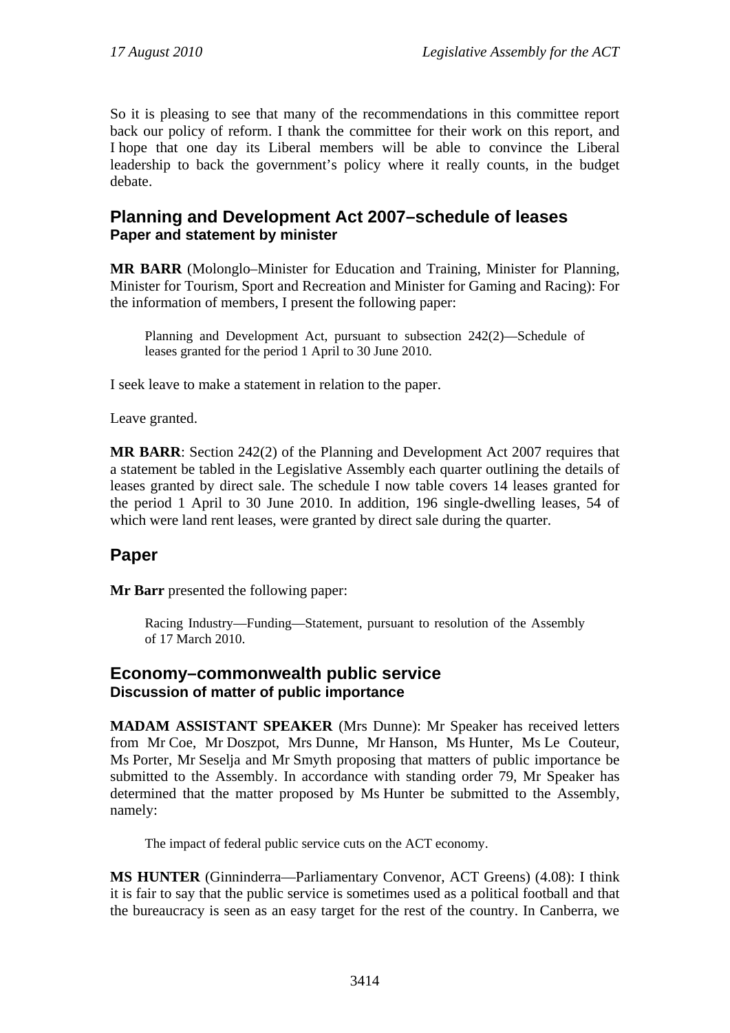So it is pleasing to see that many of the recommendations in this committee report back our policy of reform. I thank the committee for their work on this report, and I hope that one day its Liberal members will be able to convince the Liberal leadership to back the government's policy where it really counts, in the budget debate.

## Planning and Development Act 2007–schedule of leases

### Paper and statement by minister

**MR BARR** (Molonglo–Minister for Education and Training, Minister for Planning, Minister for Tourism, Sport and Recreation and Minister for Gaming and Racing): For the information of members, I present the following paper:

> Planning and Development Act, pursuant to subsection 242(2)—Schedule of leases granted for the period 1 April to 30 June 2010.

I seek leave to make a statement in relation to the paper.

Leave granted.

**MR BARR**: Section 242(2) of the Planning and Development Act 2007 requires that a statement be tabled in the Legislative Assembly each quarter outlining the details of leases granted by direct sale. The schedule I now table covers 14 leases granted for the period 1 April to 30 June 2010. In addition, 196 single-dwelling leases, 54 of which were land rent leases, were granted by direct sale during the quarter.

## Paper

**Mr Barr** presented the following paper:

> Racing Industry—Funding—Statement, pursuant to resolution of the Assembly of 17 March 2010.

## Economy–commonwealth public service

### Discussion of matter of public importance

**MADAM ASSISTANT SPEAKER** (Mrs Dunne): Mr Speaker has received letters from Mr Coe, Mr Doszpot, Mrs Dunne, Mr Hanson, Ms Hunter, Ms Le Couteur, Ms Porter, Mr Seselja and Mr Smyth proposing that matters of public importance be submitted to the Assembly. In accordance with standing order 79, Mr Speaker has determined that the matter proposed by Ms Hunter be submitted to the Assembly, namely:

> The impact of federal public service cuts on the ACT economy.

**MS HUNTER** (Ginninderra—Parliamentary Convenor, ACT Greens) (4.08): I think it is fair to say that the public service is sometimes used as a political football and that the bureaucracy is seen as an easy target for the rest of the country. In Canberra, we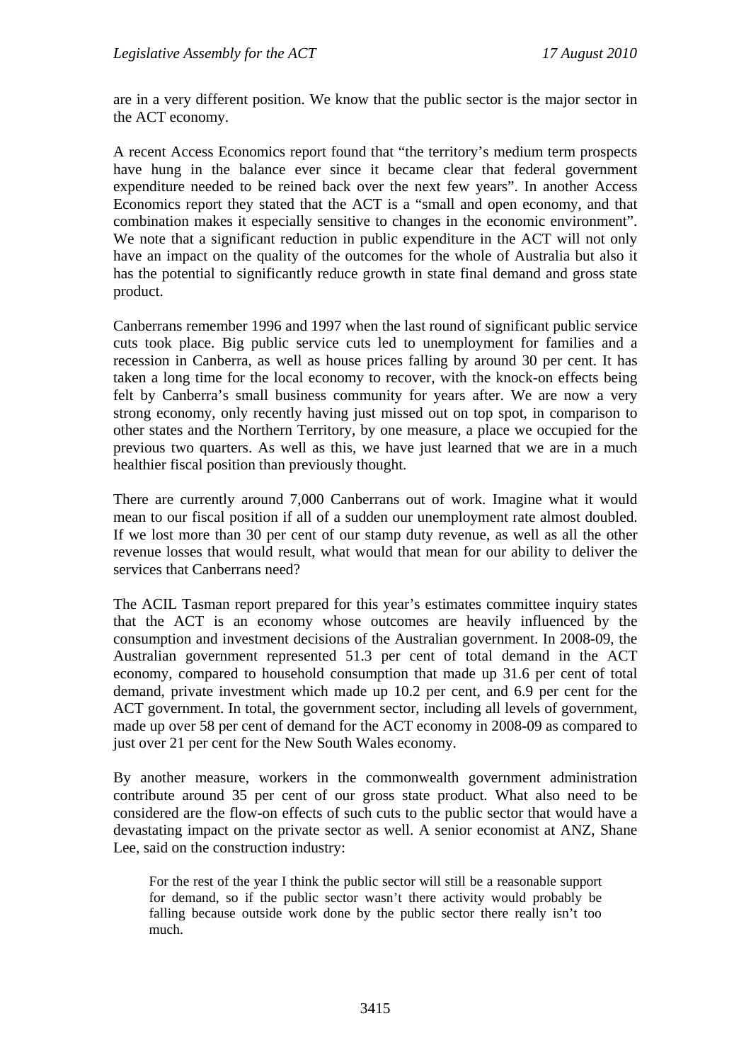are in a very different position. We know that the public sector is the major sector in the ACT economy.

A recent Access Economics report found that "the territory's medium term prospects have hung in the balance ever since it became clear that federal government expenditure needed to be reined back over the next few years". In another Access Economics report they stated that the ACT is a "small and open economy, and that combination makes it especially sensitive to changes in the economic environment". We note that a significant reduction in public expenditure in the ACT will not only have an impact on the quality of the outcomes for the whole of Australia but also it has the potential to significantly reduce growth in state final demand and gross state product.

Canberrans remember 1996 and 1997 when the last round of significant public service cuts took place. Big public service cuts led to unemployment for families and a recession in Canberra, as well as house prices falling by around 30 per cent. It has taken a long time for the local economy to recover, with the knock-on effects being felt by Canberra's small business community for years after. We are now a very strong economy, only recently having just missed out on top spot, in comparison to other states and the Northern Territory, by one measure, a place we occupied for the previous two quarters. As well as this, we have just learned that we are in a much healthier fiscal position than previously thought.

There are currently around 7,000 Canberrans out of work. Imagine what it would mean to our fiscal position if all of a sudden our unemployment rate almost doubled. If we lost more than 30 per cent of our stamp duty revenue, as well as all the other revenue losses that would result, what would that mean for our ability to deliver the services that Canberrans need?

The ACIL Tasman report prepared for this year's estimates committee inquiry states that the ACT is an economy whose outcomes are heavily influenced by the consumption and investment decisions of the Australian government. In 2008-09, the Australian government represented 51.3 per cent of total demand in the ACT economy, compared to household consumption that made up 31.6 per cent of total demand, private investment which made up 10.2 per cent, and 6.9 per cent for the ACT government. In total, the government sector, including all levels of government, made up over 58 per cent of demand for the ACT economy in 2008-09 as compared to just over 21 per cent for the New South Wales economy.

By another measure, workers in the commonwealth government administration contribute around 35 per cent of our gross state product. What also need to be considered are the flow-on effects of such cuts to the public sector that would have a devastating impact on the private sector as well. A senior economist at ANZ, Shane Lee, said on the construction industry:

> For the rest of the year I think the public sector will still be a reasonable support for demand, so if the public sector wasn't there activity would probably be falling because outside work done by the public sector there really isn't too much.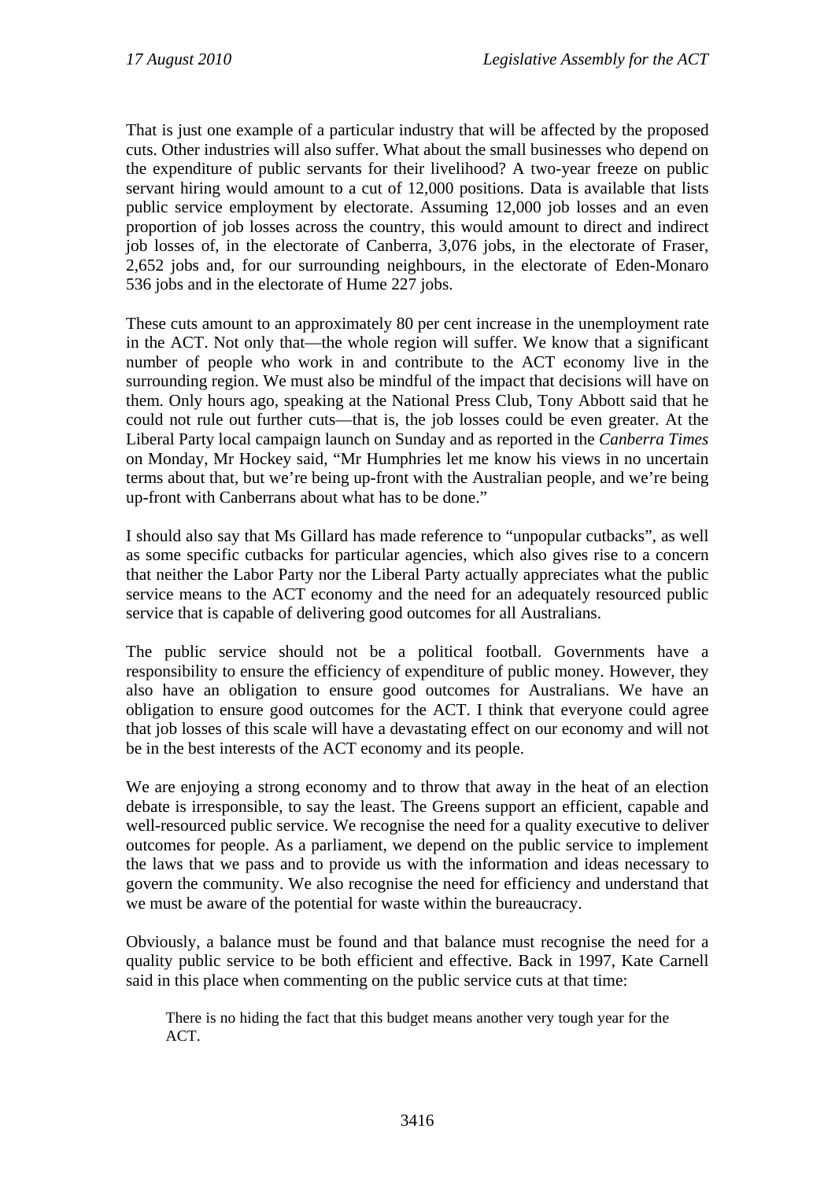That is just one example of a particular industry that will be affected by the proposed cuts. Other industries will also suffer. What about the small businesses who depend on the expenditure of public servants for their livelihood? A two-year freeze on public servant hiring would amount to a cut of 12,000 positions. Data is available that lists public service employment by electorate. Assuming 12,000 job losses and an even proportion of job losses across the country, this would amount to direct and indirect job losses of, in the electorate of Canberra, 3,076 jobs, in the electorate of Fraser, 2,652 jobs and, for our surrounding neighbours, in the electorate of Eden-Monaro 536 jobs and in the electorate of Hume 227 jobs.

These cuts amount to an approximately 80 per cent increase in the unemployment rate in the ACT. Not only that—the whole region will suffer. We know that a significant number of people who work in and contribute to the ACT economy live in the surrounding region. We must also be mindful of the impact that decisions will have on them. Only hours ago, speaking at the National Press Club, Tony Abbott said that he could not rule out further cuts—that is, the job losses could be even greater. At the Liberal Party local campaign launch on Sunday and as reported in the *Canberra Times* on Monday, Mr Hockey said, "Mr Humphries let me know his views in no uncertain terms about that, but we're being up-front with the Australian people, and we're being up-front with Canberrans about what has to be done."

I should also say that Ms Gillard has made reference to "unpopular cutbacks", as well as some specific cutbacks for particular agencies, which also gives rise to a concern that neither the Labor Party nor the Liberal Party actually appreciates what the public service means to the ACT economy and the need for an adequately resourced public service that is capable of delivering good outcomes for all Australians.

The public service should not be a political football. Governments have a responsibility to ensure the efficiency of expenditure of public money. However, they also have an obligation to ensure good outcomes for Australians. We have an obligation to ensure good outcomes for the ACT. I think that everyone could agree that job losses of this scale will have a devastating effect on our economy and will not be in the best interests of the ACT economy and its people.

We are enjoying a strong economy and to throw that away in the heat of an election debate is irresponsible, to say the least. The Greens support an efficient, capable and well-resourced public service. We recognise the need for a quality executive to deliver outcomes for people. As a parliament, we depend on the public service to implement the laws that we pass and to provide us with the information and ideas necessary to govern the community. We also recognise the need for efficiency and understand that we must be aware of the potential for waste within the bureaucracy.

Obviously, a balance must be found and that balance must recognise the need for a quality public service to be both efficient and effective. Back in 1997, Kate Carnell said in this place when commenting on the public service cuts at that time:

> There is no hiding the fact that this budget means another very tough year for the ACT.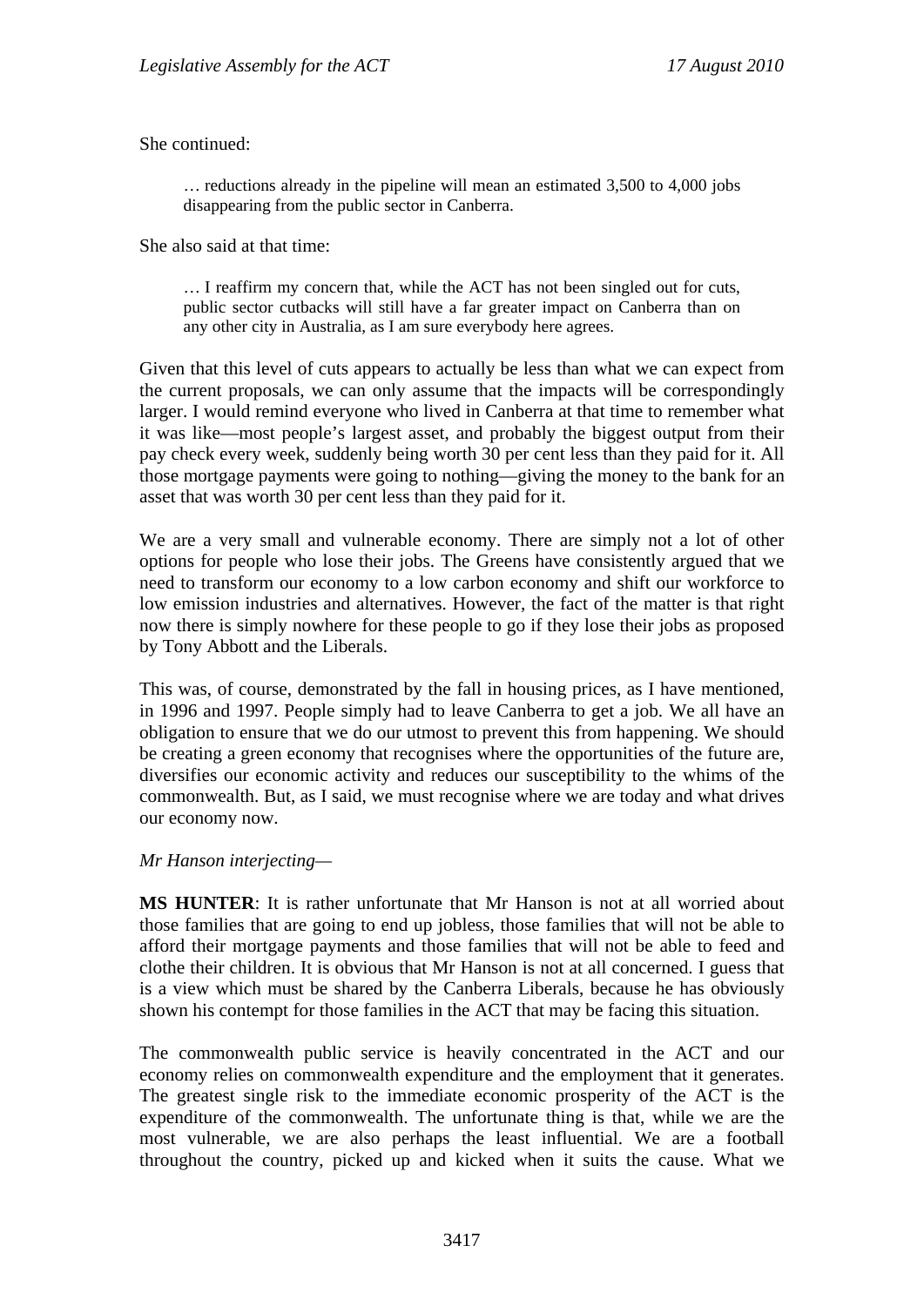She continued:

> … reductions already in the pipeline will mean an estimated 3,500 to 4,000 jobs disappearing from the public sector in Canberra.

She also said at that time:

> … I reaffirm my concern that, while the ACT has not been singled out for cuts, public sector cutbacks will still have a far greater impact on Canberra than on any other city in Australia, as I am sure everybody here agrees.

Given that this level of cuts appears to actually be less than what we can expect from the current proposals, we can only assume that the impacts will be correspondingly larger. I would remind everyone who lived in Canberra at that time to remember what it was like—most people's largest asset, and probably the biggest output from their pay check every week, suddenly being worth 30 per cent less than they paid for it. All those mortgage payments were going to nothing—giving the money to the bank for an asset that was worth 30 per cent less than they paid for it.

We are a very small and vulnerable economy. There are simply not a lot of other options for people who lose their jobs. The Greens have consistently argued that we need to transform our economy to a low carbon economy and shift our workforce to low emission industries and alternatives. However, the fact of the matter is that right now there is simply nowhere for these people to go if they lose their jobs as proposed by Tony Abbott and the Liberals.

This was, of course, demonstrated by the fall in housing prices, as I have mentioned, in 1996 and 1997. People simply had to leave Canberra to get a job. We all have an obligation to ensure that we do our utmost to prevent this from happening. We should be creating a green economy that recognises where the opportunities of the future are, diversifies our economic activity and reduces our susceptibility to the whims of the commonwealth. But, as I said, we must recognise where we are today and what drives our economy now.

*Mr Hanson interjecting*—

**MS HUNTER**: It is rather unfortunate that Mr Hanson is not at all worried about those families that are going to end up jobless, those families that will not be able to afford their mortgage payments and those families that will not be able to feed and clothe their children. It is obvious that Mr Hanson is not at all concerned. I guess that is a view which must be shared by the Canberra Liberals, because he has obviously shown his contempt for those families in the ACT that may be facing this situation.

The commonwealth public service is heavily concentrated in the ACT and our economy relies on commonwealth expenditure and the employment that it generates. The greatest single risk to the immediate economic prosperity of the ACT is the expenditure of the commonwealth. The unfortunate thing is that, while we are the most vulnerable, we are also perhaps the least influential. We are a football throughout the country, picked up and kicked when it suits the cause. What we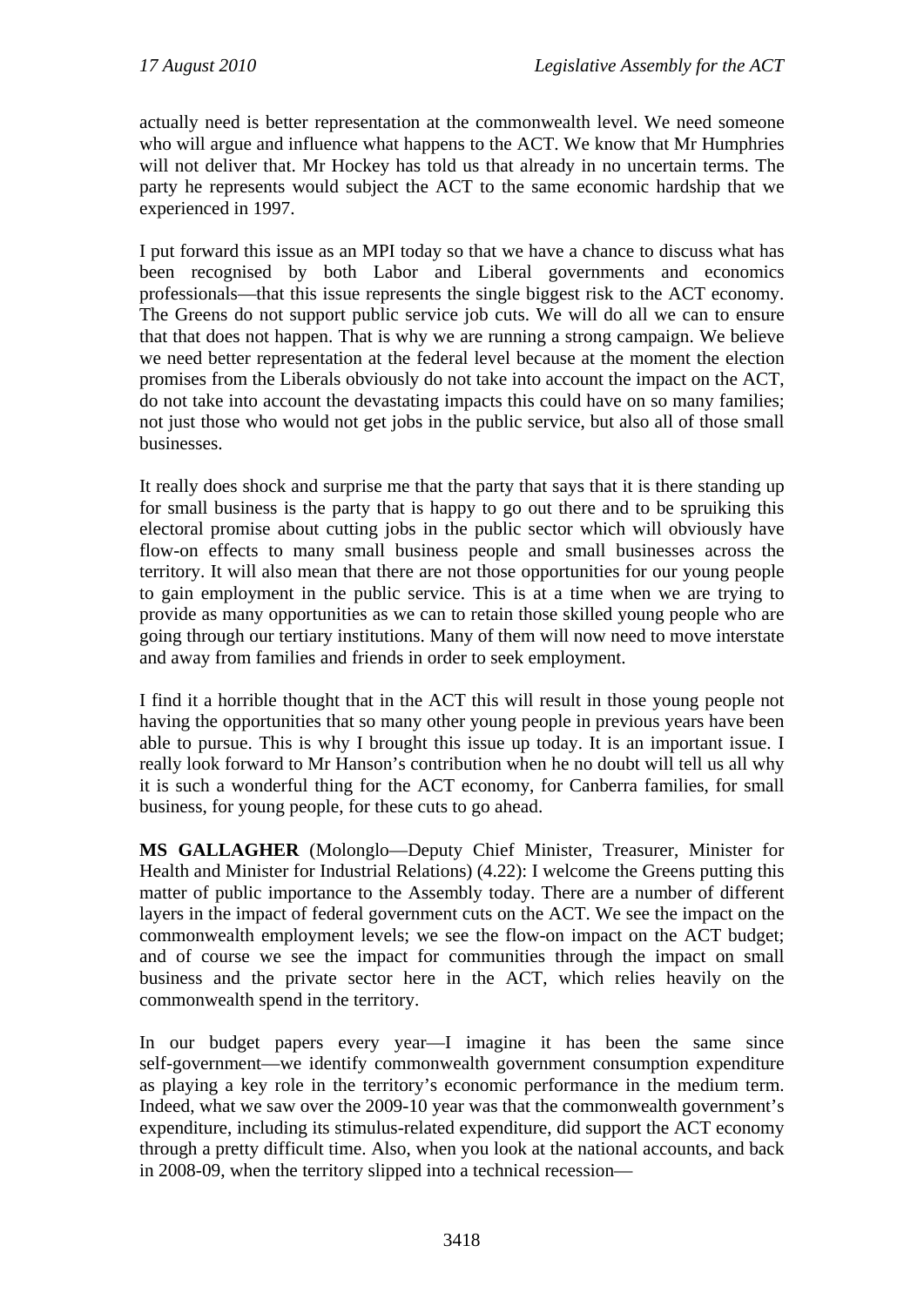actually need is better representation at the commonwealth level. We need someone who will argue and influence what happens to the ACT. We know that Mr Humphries will not deliver that. Mr Hockey has told us that already in no uncertain terms. The party he represents would subject the ACT to the same economic hardship that we experienced in 1997.

I put forward this issue as an MPI today so that we have a chance to discuss what has been recognised by both Labor and Liberal governments and economics professionals—that this issue represents the single biggest risk to the ACT economy. The Greens do not support public service job cuts. We will do all we can to ensure that that does not happen. That is why we are running a strong campaign. We believe we need better representation at the federal level because at the moment the election promises from the Liberals obviously do not take into account the impact on the ACT, do not take into account the devastating impacts this could have on so many families; not just those who would not get jobs in the public service, but also all of those small businesses.

It really does shock and surprise me that the party that says that it is there standing up for small business is the party that is happy to go out there and to be spruiking this electoral promise about cutting jobs in the public sector which will obviously have flow-on effects to many small business people and small businesses across the territory. It will also mean that there are not those opportunities for our young people to gain employment in the public service. This is at a time when we are trying to provide as many opportunities as we can to retain those skilled young people who are going through our tertiary institutions. Many of them will now need to move interstate and away from families and friends in order to seek employment.

I find it a horrible thought that in the ACT this will result in those young people not having the opportunities that so many other young people in previous years have been able to pursue. This is why I brought this issue up today. It is an important issue. I really look forward to Mr Hanson's contribution when he no doubt will tell us all why it is such a wonderful thing for the ACT economy, for Canberra families, for small business, for young people, for these cuts to go ahead.

**MS GALLAGHER** (Molonglo—Deputy Chief Minister, Treasurer, Minister for Health and Minister for Industrial Relations) (4.22): I welcome the Greens putting this matter of public importance to the Assembly today. There are a number of different layers in the impact of federal government cuts on the ACT. We see the impact on the commonwealth employment levels; we see the flow-on impact on the ACT budget; and of course we see the impact for communities through the impact on small business and the private sector here in the ACT, which relies heavily on the commonwealth spend in the territory.

In our budget papers every year—I imagine it has been the same since self-government—we identify commonwealth government consumption expenditure as playing a key role in the territory's economic performance in the medium term. Indeed, what we saw over the 2009-10 year was that the commonwealth government's expenditure, including its stimulus-related expenditure, did support the ACT economy through a pretty difficult time. Also, when you look at the national accounts, and back in 2008-09, when the territory slipped into a technical recession—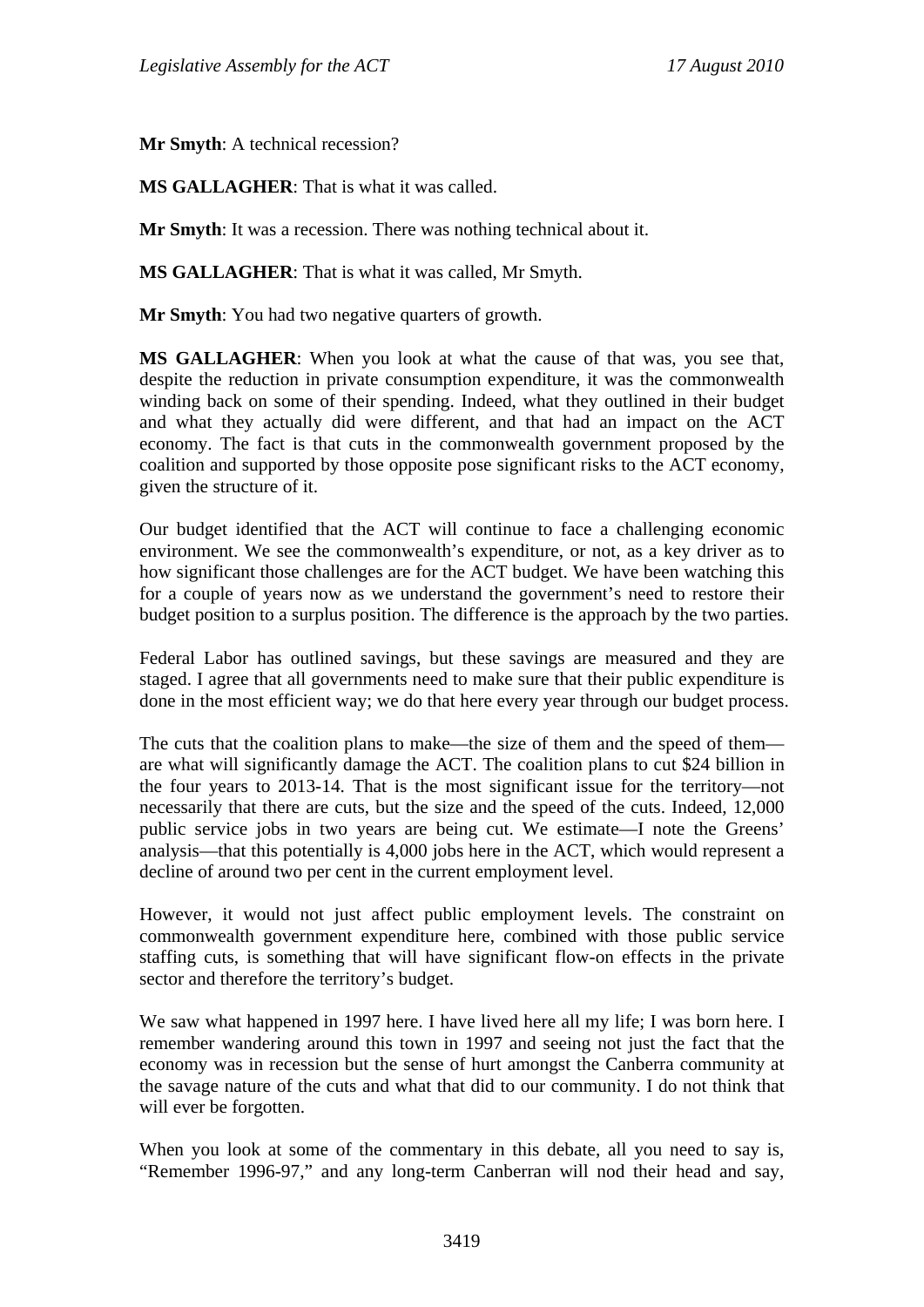**Mr Smyth**: A technical recession?

**MS GALLAGHER**: That is what it was called.

**Mr Smyth**: It was a recession. There was nothing technical about it.

**MS GALLAGHER**: That is what it was called, Mr Smyth.

**Mr Smyth**: You had two negative quarters of growth.

**MS GALLAGHER**: When you look at what the cause of that was, you see that, despite the reduction in private consumption expenditure, it was the commonwealth winding back on some of their spending. Indeed, what they outlined in their budget and what they actually did were different, and that had an impact on the ACT economy. The fact is that cuts in the commonwealth government proposed by the coalition and supported by those opposite pose significant risks to the ACT economy, given the structure of it.

Our budget identified that the ACT will continue to face a challenging economic environment. We see the commonwealth's expenditure, or not, as a key driver as to how significant those challenges are for the ACT budget. We have been watching this for a couple of years now as we understand the government's need to restore their budget position to a surplus position. The difference is the approach by the two parties.

Federal Labor has outlined savings, but these savings are measured and they are staged. I agree that all governments need to make sure that their public expenditure is done in the most efficient way; we do that here every year through our budget process.

The cuts that the coalition plans to make—the size of them and the speed of them—are what will significantly damage the ACT. The coalition plans to cut $24 billion in the four years to 2013-14. That is the most significant issue for the territory—not necessarily that there are cuts, but the size and the speed of the cuts. Indeed, 12,000 public service jobs in two years are being cut. We estimate—I note the Greens' analysis—that this potentially is 4,000 jobs here in the ACT, which would represent a decline of around two per cent in the current employment level.

However, it would not just affect public employment levels. The constraint on commonwealth government expenditure here, combined with those public service staffing cuts, is something that will have significant flow-on effects in the private sector and therefore the territory's budget.

We saw what happened in 1997 here. I have lived here all my life; I was born here. I remember wandering around this town in 1997 and seeing not just the fact that the economy was in recession but the sense of hurt amongst the Canberra community at the savage nature of the cuts and what that did to our community. I do not think that will ever be forgotten.

When you look at some of the commentary in this debate, all you need to say is, "Remember 1996-97," and any long-term Canberran will nod their head and say,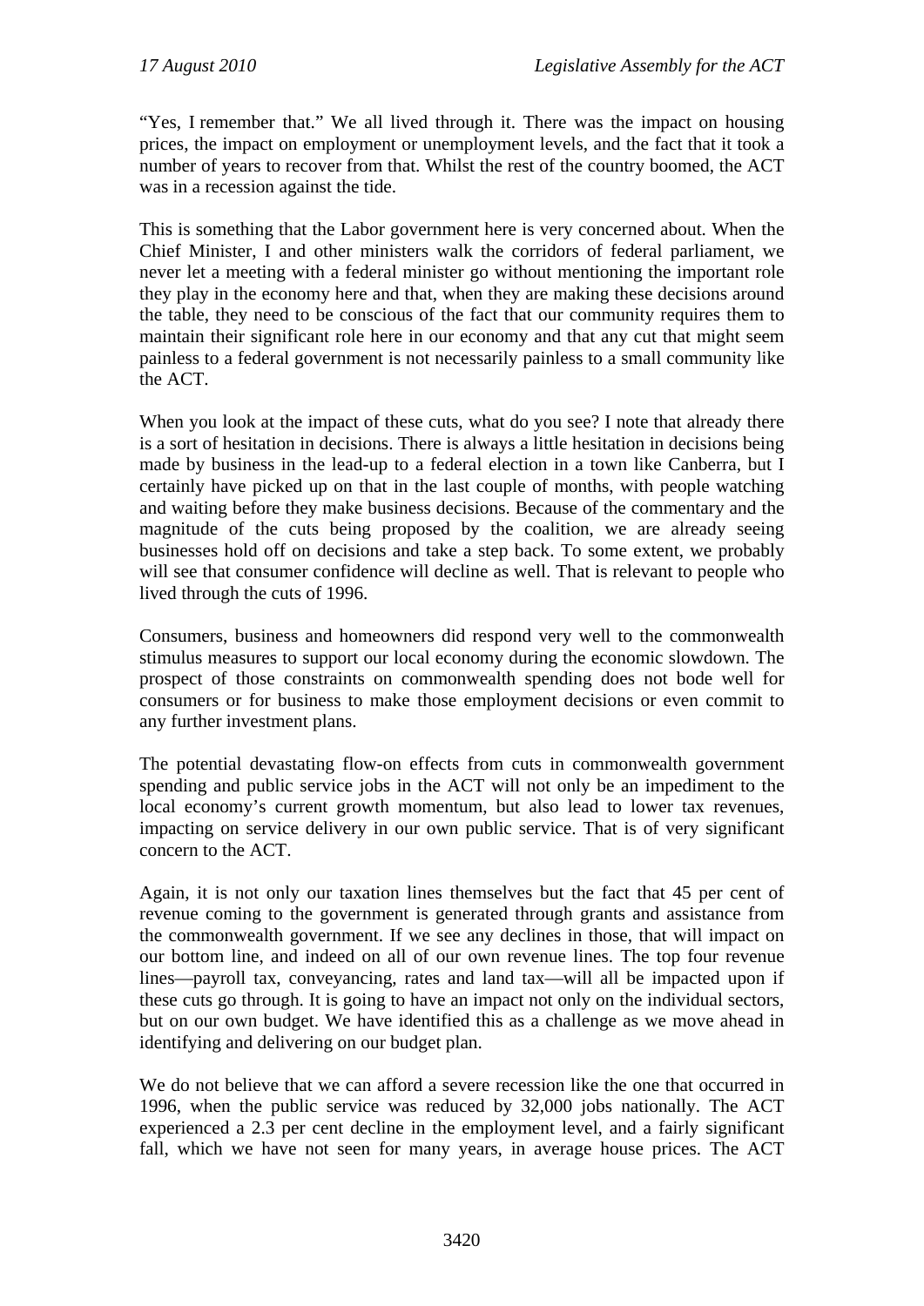"Yes, I remember that." We all lived through it. There was the impact on housing prices, the impact on employment or unemployment levels, and the fact that it took a number of years to recover from that. Whilst the rest of the country boomed, the ACT was in a recession against the tide.

This is something that the Labor government here is very concerned about. When the Chief Minister, I and other ministers walk the corridors of federal parliament, we never let a meeting with a federal minister go without mentioning the important role they play in the economy here and that, when they are making these decisions around the table, they need to be conscious of the fact that our community requires them to maintain their significant role here in our economy and that any cut that might seem painless to a federal government is not necessarily painless to a small community like the ACT.

When you look at the impact of these cuts, what do you see? I note that already there is a sort of hesitation in decisions. There is always a little hesitation in decisions being made by business in the lead-up to a federal election in a town like Canberra, but I certainly have picked up on that in the last couple of months, with people watching and waiting before they make business decisions. Because of the commentary and the magnitude of the cuts being proposed by the coalition, we are already seeing businesses hold off on decisions and take a step back. To some extent, we probably will see that consumer confidence will decline as well. That is relevant to people who lived through the cuts of 1996.

Consumers, business and homeowners did respond very well to the commonwealth stimulus measures to support our local economy during the economic slowdown. The prospect of those constraints on commonwealth spending does not bode well for consumers or for business to make those employment decisions or even commit to any further investment plans.

The potential devastating flow-on effects from cuts in commonwealth government spending and public service jobs in the ACT will not only be an impediment to the local economy's current growth momentum, but also lead to lower tax revenues, impacting on service delivery in our own public service. That is of very significant concern to the ACT.

Again, it is not only our taxation lines themselves but the fact that 45 per cent of revenue coming to the government is generated through grants and assistance from the commonwealth government. If we see any declines in those, that will impact on our bottom line, and indeed on all of our own revenue lines. The top four revenue lines—payroll tax, conveyancing, rates and land tax—will all be impacted upon if these cuts go through. It is going to have an impact not only on the individual sectors, but on our own budget. We have identified this as a challenge as we move ahead in identifying and delivering on our budget plan.

We do not believe that we can afford a severe recession like the one that occurred in 1996, when the public service was reduced by 32,000 jobs nationally. The ACT experienced a 2.3 per cent decline in the employment level, and a fairly significant fall, which we have not seen for many years, in average house prices. The ACT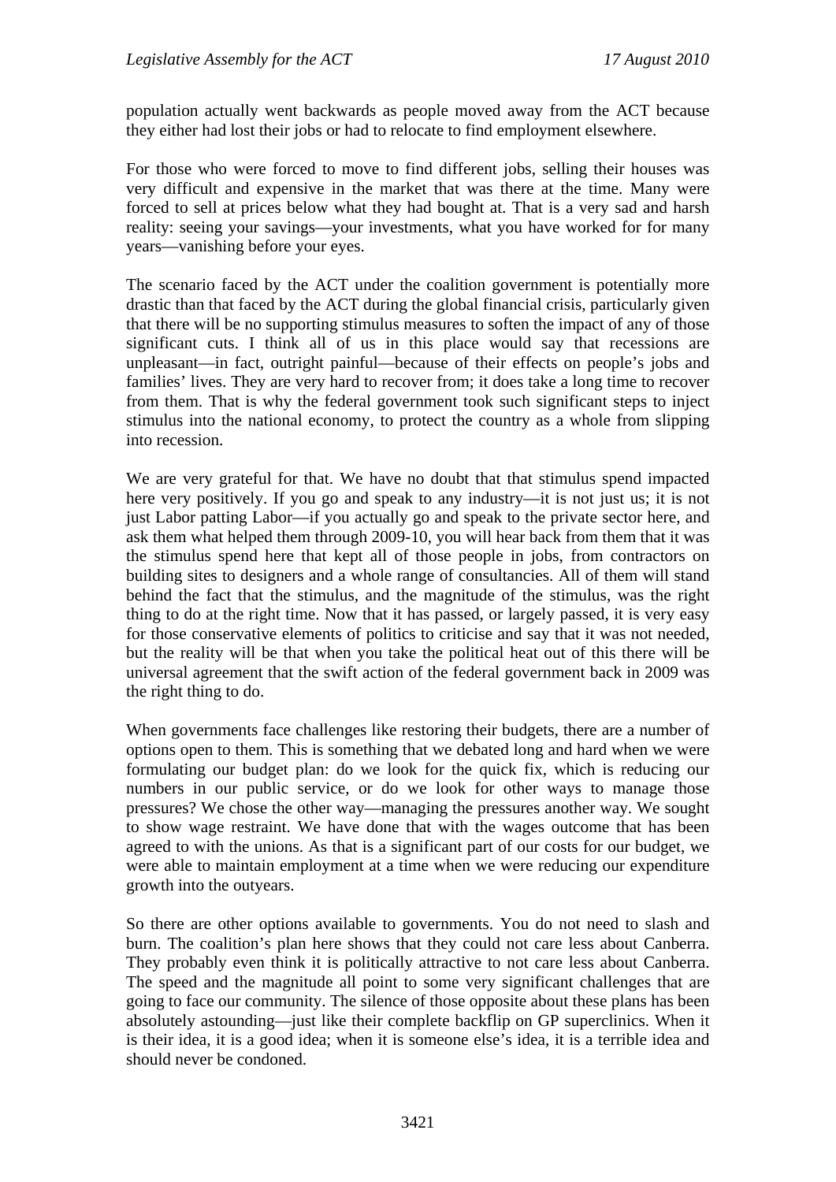population actually went backwards as people moved away from the ACT because they either had lost their jobs or had to relocate to find employment elsewhere.

For those who were forced to move to find different jobs, selling their houses was very difficult and expensive in the market that was there at the time. Many were forced to sell at prices below what they had bought at. That is a very sad and harsh reality: seeing your savings—your investments, what you have worked for for many years—vanishing before your eyes.

The scenario faced by the ACT under the coalition government is potentially more drastic than that faced by the ACT during the global financial crisis, particularly given that there will be no supporting stimulus measures to soften the impact of any of those significant cuts. I think all of us in this place would say that recessions are unpleasant—in fact, outright painful—because of their effects on people's jobs and families' lives. They are very hard to recover from; it does take a long time to recover from them. That is why the federal government took such significant steps to inject stimulus into the national economy, to protect the country as a whole from slipping into recession.

We are very grateful for that. We have no doubt that that stimulus spend impacted here very positively. If you go and speak to any industry—it is not just us; it is not just Labor patting Labor—if you actually go and speak to the private sector here, and ask them what helped them through 2009-10, you will hear back from them that it was the stimulus spend here that kept all of those people in jobs, from contractors on building sites to designers and a whole range of consultancies. All of them will stand behind the fact that the stimulus, and the magnitude of the stimulus, was the right thing to do at the right time. Now that it has passed, or largely passed, it is very easy for those conservative elements of politics to criticise and say that it was not needed, but the reality will be that when you take the political heat out of this there will be universal agreement that the swift action of the federal government back in 2009 was the right thing to do.

When governments face challenges like restoring their budgets, there are a number of options open to them. This is something that we debated long and hard when we were formulating our budget plan: do we look for the quick fix, which is reducing our numbers in our public service, or do we look for other ways to manage those pressures? We chose the other way—managing the pressures another way. We sought to show wage restraint. We have done that with the wages outcome that has been agreed to with the unions. As that is a significant part of our costs for our budget, we were able to maintain employment at a time when we were reducing our expenditure growth into the outyears.

So there are other options available to governments. You do not need to slash and burn. The coalition's plan here shows that they could not care less about Canberra. They probably even think it is politically attractive to not care less about Canberra. The speed and the magnitude all point to some very significant challenges that are going to face our community. The silence of those opposite about these plans has been absolutely astounding—just like their complete backflip on GP superclinics. When it is their idea, it is a good idea; when it is someone else's idea, it is a terrible idea and should never be condoned.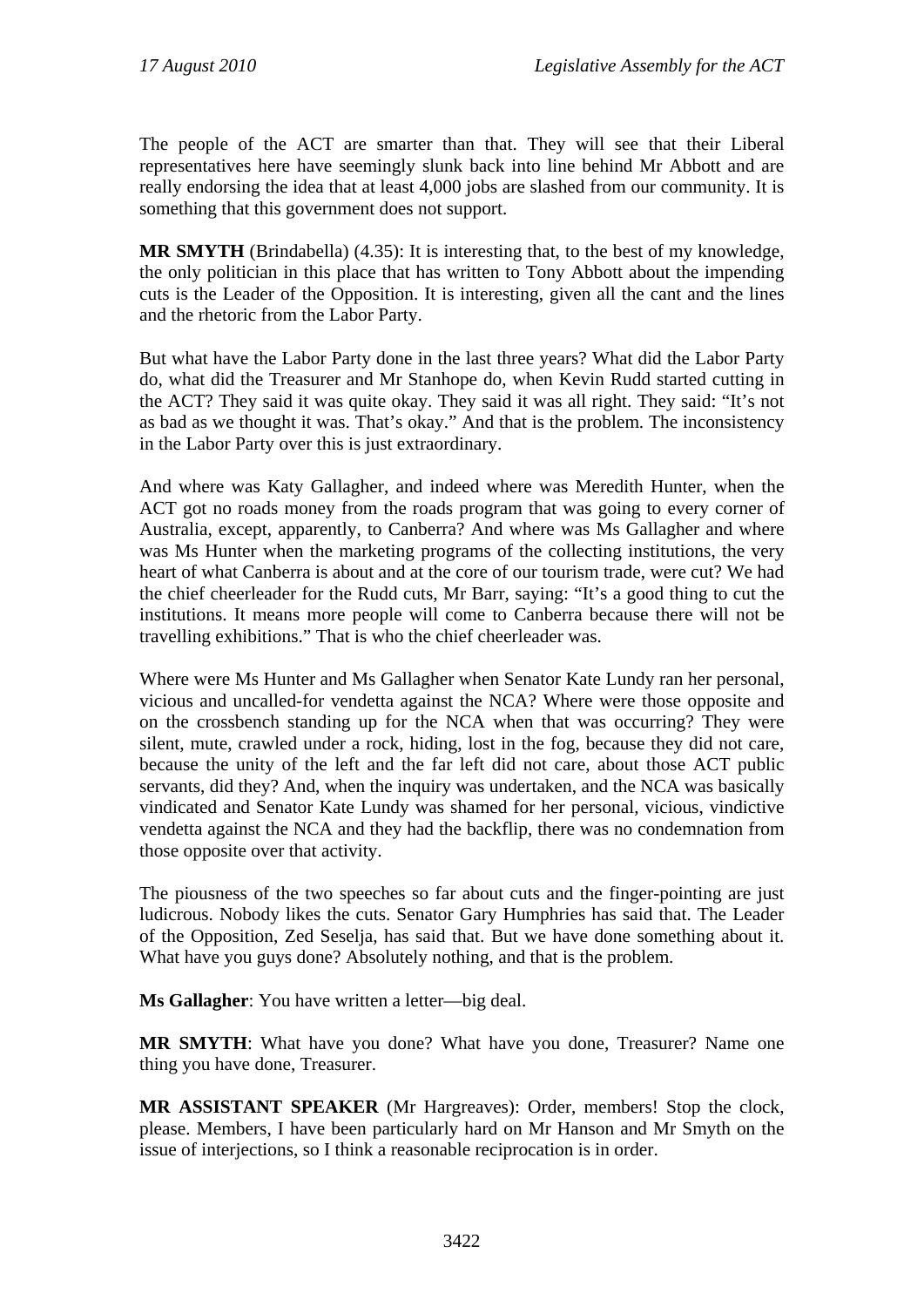The people of the ACT are smarter than that. They will see that their Liberal representatives here have seemingly slunk back into line behind Mr Abbott and are really endorsing the idea that at least 4,000 jobs are slashed from our community. It is something that this government does not support.

**MR SMYTH** (Brindabella) (4.35): It is interesting that, to the best of my knowledge, the only politician in this place that has written to Tony Abbott about the impending cuts is the Leader of the Opposition. It is interesting, given all the cant and the lines and the rhetoric from the Labor Party.

But what have the Labor Party done in the last three years? What did the Labor Party do, what did the Treasurer and Mr Stanhope do, when Kevin Rudd started cutting in the ACT? They said it was quite okay. They said it was all right. They said: "It's not as bad as we thought it was. That's okay." And that is the problem. The inconsistency in the Labor Party over this is just extraordinary.

And where was Katy Gallagher, and indeed where was Meredith Hunter, when the ACT got no roads money from the roads program that was going to every corner of Australia, except, apparently, to Canberra? And where was Ms Gallagher and where was Ms Hunter when the marketing programs of the collecting institutions, the very heart of what Canberra is about and at the core of our tourism trade, were cut? We had the chief cheerleader for the Rudd cuts, Mr Barr, saying: "It's a good thing to cut the institutions. It means more people will come to Canberra because there will not be travelling exhibitions." That is who the chief cheerleader was.

Where were Ms Hunter and Ms Gallagher when Senator Kate Lundy ran her personal, vicious and uncalled-for vendetta against the NCA? Where were those opposite and on the crossbench standing up for the NCA when that was occurring? They were silent, mute, crawled under a rock, hiding, lost in the fog, because they did not care, because the unity of the left and the far left did not care, about those ACT public servants, did they? And, when the inquiry was undertaken, and the NCA was basically vindicated and Senator Kate Lundy was shamed for her personal, vicious, vindictive vendetta against the NCA and they had the backflip, there was no condemnation from those opposite over that activity.

The piousness of the two speeches so far about cuts and the finger-pointing are just ludicrous. Nobody likes the cuts. Senator Gary Humphries has said that. The Leader of the Opposition, Zed Seselja, has said that. But we have done something about it. What have you guys done? Absolutely nothing, and that is the problem.

**Ms Gallagher**: You have written a letter—big deal.

**MR SMYTH**: What have you done? What have you done, Treasurer? Name one thing you have done, Treasurer.

**MR ASSISTANT SPEAKER** (Mr Hargreaves): Order, members! Stop the clock, please. Members, I have been particularly hard on Mr Hanson and Mr Smyth on the issue of interjections, so I think a reasonable reciprocation is in order.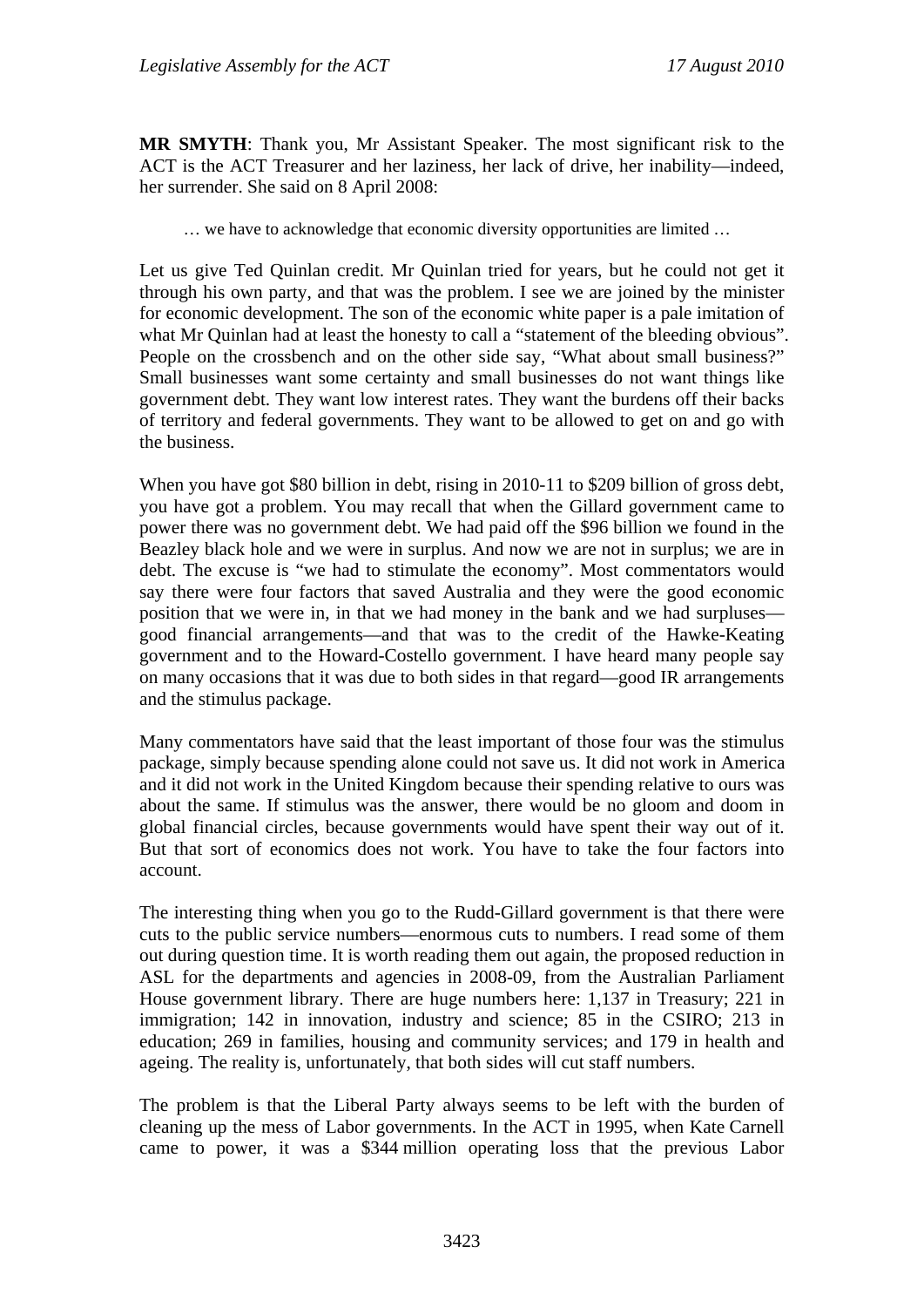**MR SMYTH**: Thank you, Mr Assistant Speaker. The most significant risk to the ACT is the ACT Treasurer and her laziness, her lack of drive, her inability—indeed, her surrender. She said on 8 April 2008:

> … we have to acknowledge that economic diversity opportunities are limited …

Let us give Ted Quinlan credit. Mr Quinlan tried for years, but he could not get it through his own party, and that was the problem. I see we are joined by the minister for economic development. The son of the economic white paper is a pale imitation of what Mr Quinlan had at least the honesty to call a "statement of the bleeding obvious". People on the crossbench and on the other side say, "What about small business?" Small businesses want some certainty and small businesses do not want things like government debt. They want low interest rates. They want the burdens off their backs of territory and federal governments. They want to be allowed to get on and go with the business.

When you have got $80 billion in debt, rising in 2010-11 to $209 billion of gross debt, you have got a problem. You may recall that when the Gillard government came to power there was no government debt. We had paid off the $96 billion we found in the Beazley black hole and we were in surplus. And now we are not in surplus; we are in debt. The excuse is "we had to stimulate the economy". Most commentators would say there were four factors that saved Australia and they were the good economic position that we were in, in that we had money in the bank and we had surpluses—good financial arrangements—and that was to the credit of the Hawke-Keating government and to the Howard-Costello government. I have heard many people say on many occasions that it was due to both sides in that regard—good IR arrangements and the stimulus package.

Many commentators have said that the least important of those four was the stimulus package, simply because spending alone could not save us. It did not work in America and it did not work in the United Kingdom because their spending relative to ours was about the same. If stimulus was the answer, there would be no gloom and doom in global financial circles, because governments would have spent their way out of it. But that sort of economics does not work. You have to take the four factors into account.

The interesting thing when you go to the Rudd-Gillard government is that there were cuts to the public service numbers—enormous cuts to numbers. I read some of them out during question time. It is worth reading them out again, the proposed reduction in ASL for the departments and agencies in 2008-09, from the Australian Parliament House government library. There are huge numbers here: 1,137 in Treasury; 221 in immigration; 142 in innovation, industry and science; 85 in the CSIRO; 213 in education; 269 in families, housing and community services; and 179 in health and ageing. The reality is, unfortunately, that both sides will cut staff numbers.

The problem is that the Liberal Party always seems to be left with the burden of cleaning up the mess of Labor governments. In the ACT in 1995, when Kate Carnell came to power, it was a $344 million operating loss that the previous Labor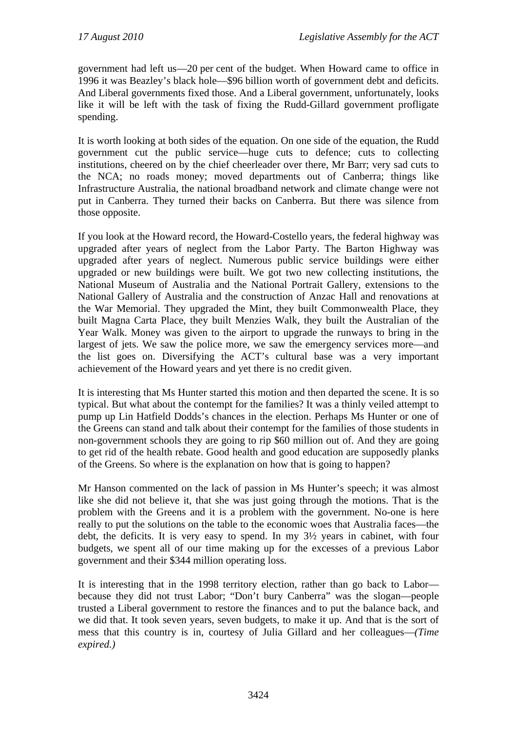government had left us—20 per cent of the budget. When Howard came to office in 1996 it was Beazley's black hole—$96 billion worth of government debt and deficits. And Liberal governments fixed those. And a Liberal government, unfortunately, looks like it will be left with the task of fixing the Rudd-Gillard government profligate spending.

It is worth looking at both sides of the equation. On one side of the equation, the Rudd government cut the public service—huge cuts to defence; cuts to collecting institutions, cheered on by the chief cheerleader over there, Mr Barr; very sad cuts to the NCA; no roads money; moved departments out of Canberra; things like Infrastructure Australia, the national broadband network and climate change were not put in Canberra. They turned their backs on Canberra. But there was silence from those opposite.

If you look at the Howard record, the Howard-Costello years, the federal highway was upgraded after years of neglect from the Labor Party. The Barton Highway was upgraded after years of neglect. Numerous public service buildings were either upgraded or new buildings were built. We got two new collecting institutions, the National Museum of Australia and the National Portrait Gallery, extensions to the National Gallery of Australia and the construction of Anzac Hall and renovations at the War Memorial. They upgraded the Mint, they built Commonwealth Place, they built Magna Carta Place, they built Menzies Walk, they built the Australian of the Year Walk. Money was given to the airport to upgrade the runways to bring in the largest of jets. We saw the police more, we saw the emergency services more—and the list goes on. Diversifying the ACT's cultural base was a very important achievement of the Howard years and yet there is no credit given.

It is interesting that Ms Hunter started this motion and then departed the scene. It is so typical. But what about the contempt for the families? It was a thinly veiled attempt to pump up Lin Hatfield Dodds's chances in the election. Perhaps Ms Hunter or one of the Greens can stand and talk about their contempt for the families of those students in non-government schools they are going to rip $60 million out of. And they are going to get rid of the health rebate. Good health and good education are supposedly planks of the Greens. So where is the explanation on how that is going to happen?

Mr Hanson commented on the lack of passion in Ms Hunter's speech; it was almost like she did not believe it, that she was just going through the motions. That is the problem with the Greens and it is a problem with the government. No-one is here really to put the solutions on the table to the economic woes that Australia faces—the debt, the deficits. It is very easy to spend. In my 3½ years in cabinet, with four budgets, we spent all of our time making up for the excesses of a previous Labor government and their $344 million operating loss.

It is interesting that in the 1998 territory election, rather than go back to Labor—because they did not trust Labor; "Don't bury Canberra" was the slogan—people trusted a Liberal government to restore the finances and to put the balance back, and we did that. It took seven years, seven budgets, to make it up. And that is the sort of mess that this country is in, courtesy of Julia Gillard and her colleagues—*(Time expired.)*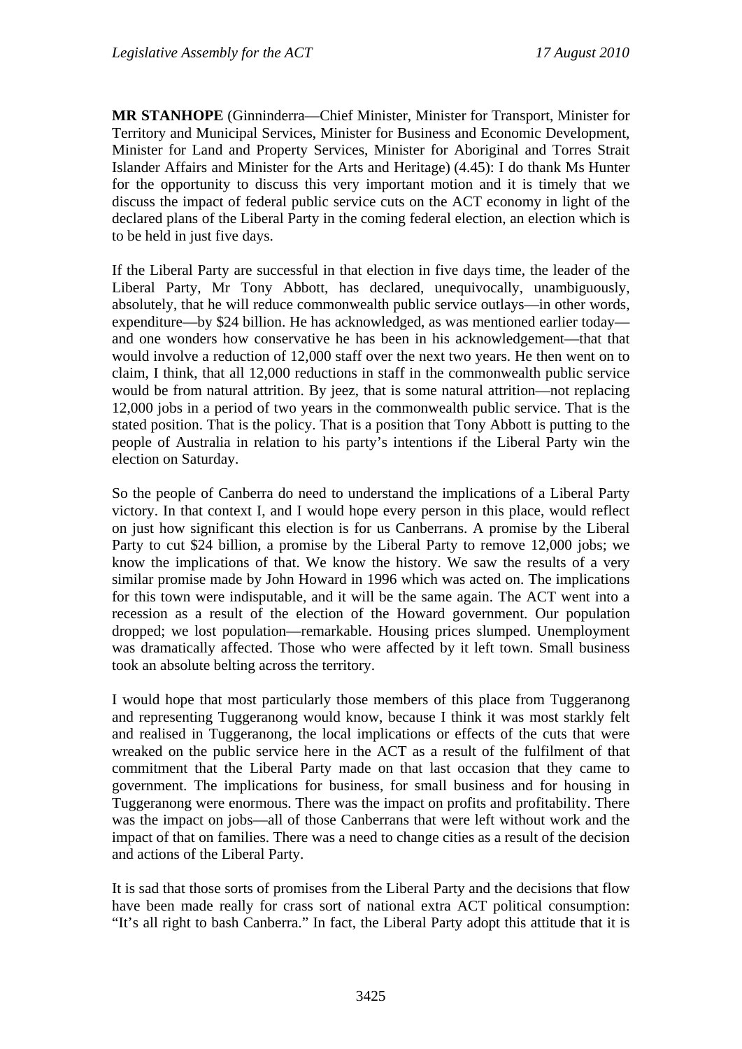**MR STANHOPE** (Ginninderra—Chief Minister, Minister for Transport, Minister for Territory and Municipal Services, Minister for Business and Economic Development, Minister for Land and Property Services, Minister for Aboriginal and Torres Strait Islander Affairs and Minister for the Arts and Heritage) (4.45): I do thank Ms Hunter for the opportunity to discuss this very important motion and it is timely that we discuss the impact of federal public service cuts on the ACT economy in light of the declared plans of the Liberal Party in the coming federal election, an election which is to be held in just five days.

If the Liberal Party are successful in that election in five days time, the leader of the Liberal Party, Mr Tony Abbott, has declared, unequivocally, unambiguously, absolutely, that he will reduce commonwealth public service outlays—in other words, expenditure—by $24 billion. He has acknowledged, as was mentioned earlier today—and one wonders how conservative he has been in his acknowledgement—that that would involve a reduction of 12,000 staff over the next two years. He then went on to claim, I think, that all 12,000 reductions in staff in the commonwealth public service would be from natural attrition. By jeez, that is some natural attrition—not replacing 12,000 jobs in a period of two years in the commonwealth public service. That is the stated position. That is the policy. That is a position that Tony Abbott is putting to the people of Australia in relation to his party's intentions if the Liberal Party win the election on Saturday.

So the people of Canberra do need to understand the implications of a Liberal Party victory. In that context I, and I would hope every person in this place, would reflect on just how significant this election is for us Canberrans. A promise by the Liberal Party to cut $24 billion, a promise by the Liberal Party to remove 12,000 jobs; we know the implications of that. We know the history. We saw the results of a very similar promise made by John Howard in 1996 which was acted on. The implications for this town were indisputable, and it will be the same again. The ACT went into a recession as a result of the election of the Howard government. Our population dropped; we lost population—remarkable. Housing prices slumped. Unemployment was dramatically affected. Those who were affected by it left town. Small business took an absolute belting across the territory.

I would hope that most particularly those members of this place from Tuggeranong and representing Tuggeranong would know, because I think it was most starkly felt and realised in Tuggeranong, the local implications or effects of the cuts that were wreaked on the public service here in the ACT as a result of the fulfilment of that commitment that the Liberal Party made on that last occasion that they came to government. The implications for business, for small business and for housing in Tuggeranong were enormous. There was the impact on profits and profitability. There was the impact on jobs—all of those Canberrans that were left without work and the impact of that on families. There was a need to change cities as a result of the decision and actions of the Liberal Party.

It is sad that those sorts of promises from the Liberal Party and the decisions that flow have been made really for crass sort of national extra ACT political consumption: "It's all right to bash Canberra." In fact, the Liberal Party adopt this attitude that it is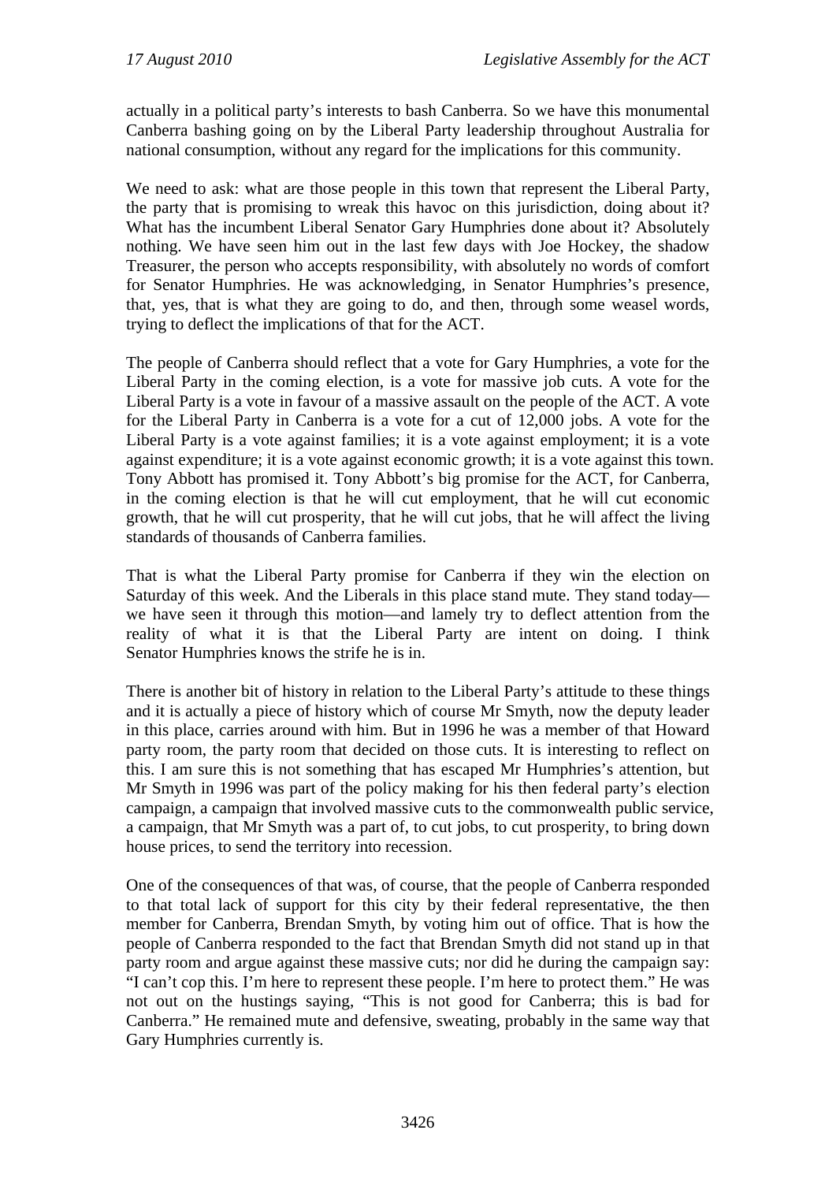actually in a political party's interests to bash Canberra. So we have this monumental Canberra bashing going on by the Liberal Party leadership throughout Australia for national consumption, without any regard for the implications for this community.

We need to ask: what are those people in this town that represent the Liberal Party, the party that is promising to wreak this havoc on this jurisdiction, doing about it? What has the incumbent Liberal Senator Gary Humphries done about it? Absolutely nothing. We have seen him out in the last few days with Joe Hockey, the shadow Treasurer, the person who accepts responsibility, with absolutely no words of comfort for Senator Humphries. He was acknowledging, in Senator Humphries's presence, that, yes, that is what they are going to do, and then, through some weasel words, trying to deflect the implications of that for the ACT.

The people of Canberra should reflect that a vote for Gary Humphries, a vote for the Liberal Party in the coming election, is a vote for massive job cuts. A vote for the Liberal Party is a vote in favour of a massive assault on the people of the ACT. A vote for the Liberal Party in Canberra is a vote for a cut of 12,000 jobs. A vote for the Liberal Party is a vote against families; it is a vote against employment; it is a vote against expenditure; it is a vote against economic growth; it is a vote against this town. Tony Abbott has promised it. Tony Abbott's big promise for the ACT, for Canberra, in the coming election is that he will cut employment, that he will cut economic growth, that he will cut prosperity, that he will cut jobs, that he will affect the living standards of thousands of Canberra families.

That is what the Liberal Party promise for Canberra if they win the election on Saturday of this week. And the Liberals in this place stand mute. They stand today—we have seen it through this motion—and lamely try to deflect attention from the reality of what it is that the Liberal Party are intent on doing. I think Senator Humphries knows the strife he is in.

There is another bit of history in relation to the Liberal Party's attitude to these things and it is actually a piece of history which of course Mr Smyth, now the deputy leader in this place, carries around with him. But in 1996 he was a member of that Howard party room, the party room that decided on those cuts. It is interesting to reflect on this. I am sure this is not something that has escaped Mr Humphries's attention, but Mr Smyth in 1996 was part of the policy making for his then federal party's election campaign, a campaign that involved massive cuts to the commonwealth public service, a campaign, that Mr Smyth was a part of, to cut jobs, to cut prosperity, to bring down house prices, to send the territory into recession.

One of the consequences of that was, of course, that the people of Canberra responded to that total lack of support for this city by their federal representative, the then member for Canberra, Brendan Smyth, by voting him out of office. That is how the people of Canberra responded to the fact that Brendan Smyth did not stand up in that party room and argue against these massive cuts; nor did he during the campaign say: "I can't cop this. I'm here to represent these people. I'm here to protect them." He was not out on the hustings saying, "This is not good for Canberra; this is bad for Canberra." He remained mute and defensive, sweating, probably in the same way that Gary Humphries currently is.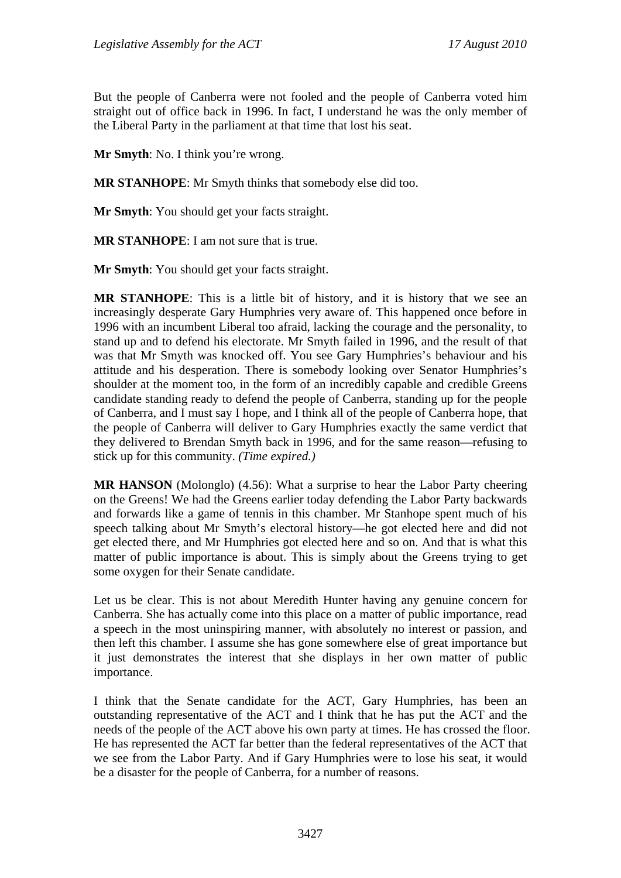But the people of Canberra were not fooled and the people of Canberra voted him straight out of office back in 1996. In fact, I understand he was the only member of the Liberal Party in the parliament at that time that lost his seat.

**Mr Smyth**: No. I think you're wrong.

**MR STANHOPE**: Mr Smyth thinks that somebody else did too.

**Mr Smyth**: You should get your facts straight.

**MR STANHOPE**: I am not sure that is true.

**Mr Smyth**: You should get your facts straight.

**MR STANHOPE**: This is a little bit of history, and it is history that we see an increasingly desperate Gary Humphries very aware of. This happened once before in 1996 with an incumbent Liberal too afraid, lacking the courage and the personality, to stand up and to defend his electorate. Mr Smyth failed in 1996, and the result of that was that Mr Smyth was knocked off. You see Gary Humphries's behaviour and his attitude and his desperation. There is somebody looking over Senator Humphries's shoulder at the moment too, in the form of an incredibly capable and credible Greens candidate standing ready to defend the people of Canberra, standing up for the people of Canberra, and I must say I hope, and I think all of the people of Canberra hope, that the people of Canberra will deliver to Gary Humphries exactly the same verdict that they delivered to Brendan Smyth back in 1996, and for the same reason—refusing to stick up for this community. *(Time expired.)*

**MR HANSON** (Molonglo) (4.56): What a surprise to hear the Labor Party cheering on the Greens! We had the Greens earlier today defending the Labor Party backwards and forwards like a game of tennis in this chamber. Mr Stanhope spent much of his speech talking about Mr Smyth's electoral history—he got elected here and did not get elected there, and Mr Humphries got elected here and so on. And that is what this matter of public importance is about. This is simply about the Greens trying to get some oxygen for their Senate candidate.

Let us be clear. This is not about Meredith Hunter having any genuine concern for Canberra. She has actually come into this place on a matter of public importance, read a speech in the most uninspiring manner, with absolutely no interest or passion, and then left this chamber. I assume she has gone somewhere else of great importance but it just demonstrates the interest that she displays in her own matter of public importance.

I think that the Senate candidate for the ACT, Gary Humphries, has been an outstanding representative of the ACT and I think that he has put the ACT and the needs of the people of the ACT above his own party at times. He has crossed the floor. He has represented the ACT far better than the federal representatives of the ACT that we see from the Labor Party. And if Gary Humphries were to lose his seat, it would be a disaster for the people of Canberra, for a number of reasons.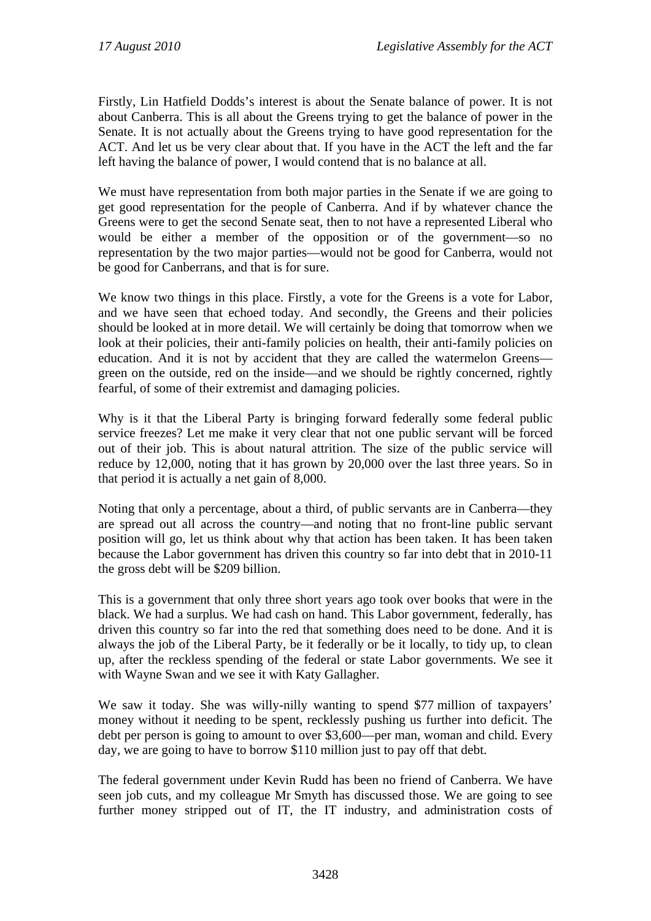Firstly, Lin Hatfield Dodds's interest is about the Senate balance of power. It is not about Canberra. This is all about the Greens trying to get the balance of power in the Senate. It is not actually about the Greens trying to have good representation for the ACT. And let us be very clear about that. If you have in the ACT the left and the far left having the balance of power, I would contend that is no balance at all.

We must have representation from both major parties in the Senate if we are going to get good representation for the people of Canberra. And if by whatever chance the Greens were to get the second Senate seat, then to not have a represented Liberal who would be either a member of the opposition or of the government—so no representation by the two major parties—would not be good for Canberra, would not be good for Canberrans, and that is for sure.

We know two things in this place. Firstly, a vote for the Greens is a vote for Labor, and we have seen that echoed today. And secondly, the Greens and their policies should be looked at in more detail. We will certainly be doing that tomorrow when we look at their policies, their anti-family policies on health, their anti-family policies on education. And it is not by accident that they are called the watermelon Greens—green on the outside, red on the inside—and we should be rightly concerned, rightly fearful, of some of their extremist and damaging policies.

Why is it that the Liberal Party is bringing forward federally some federal public service freezes? Let me make it very clear that not one public servant will be forced out of their job. This is about natural attrition. The size of the public service will reduce by 12,000, noting that it has grown by 20,000 over the last three years. So in that period it is actually a net gain of 8,000.

Noting that only a percentage, about a third, of public servants are in Canberra—they are spread out all across the country—and noting that no front-line public servant position will go, let us think about why that action has been taken. It has been taken because the Labor government has driven this country so far into debt that in 2010-11 the gross debt will be $209 billion.

This is a government that only three short years ago took over books that were in the black. We had a surplus. We had cash on hand. This Labor government, federally, has driven this country so far into the red that something does need to be done. And it is always the job of the Liberal Party, be it federally or be it locally, to tidy up, to clean up, after the reckless spending of the federal or state Labor governments. We see it with Wayne Swan and we see it with Katy Gallagher.

We saw it today. She was willy-nilly wanting to spend $77 million of taxpayers' money without it needing to be spent, recklessly pushing us further into deficit. The debt per person is going to amount to over $3,600—per man, woman and child. Every day, we are going to have to borrow $110 million just to pay off that debt.

The federal government under Kevin Rudd has been no friend of Canberra. We have seen job cuts, and my colleague Mr Smyth has discussed those. We are going to see further money stripped out of IT, the IT industry, and administration costs of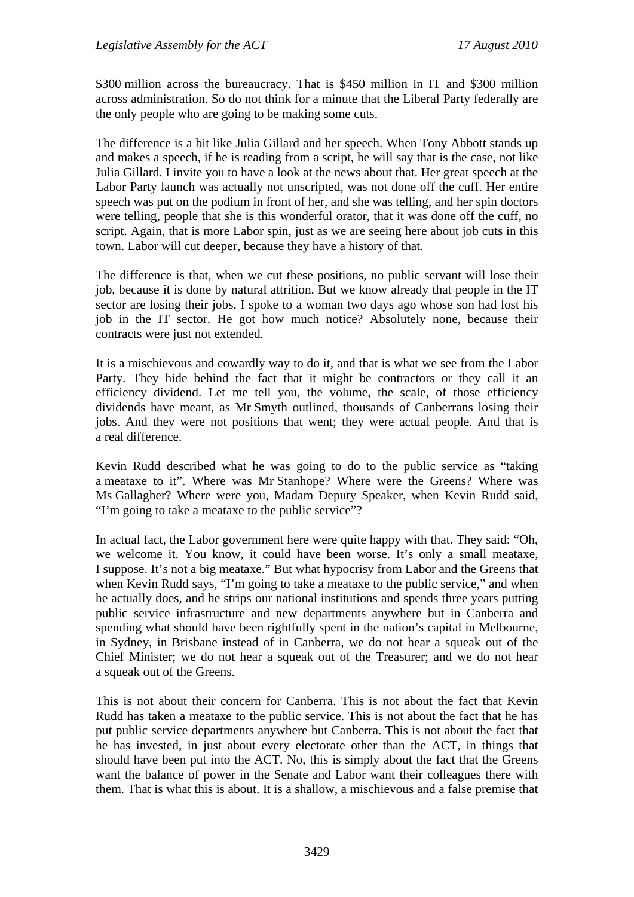$300 million across the bureaucracy. That is $450 million in IT and $300 million across administration. So do not think for a minute that the Liberal Party federally are the only people who are going to be making some cuts.

The difference is a bit like Julia Gillard and her speech. When Tony Abbott stands up and makes a speech, if he is reading from a script, he will say that is the case, not like Julia Gillard. I invite you to have a look at the news about that. Her great speech at the Labor Party launch was actually not unscripted, was not done off the cuff. Her entire speech was put on the podium in front of her, and she was telling, and her spin doctors were telling, people that she is this wonderful orator, that it was done off the cuff, no script. Again, that is more Labor spin, just as we are seeing here about job cuts in this town. Labor will cut deeper, because they have a history of that.

The difference is that, when we cut these positions, no public servant will lose their job, because it is done by natural attrition. But we know already that people in the IT sector are losing their jobs. I spoke to a woman two days ago whose son had lost his job in the IT sector. He got how much notice? Absolutely none, because their contracts were just not extended.

It is a mischievous and cowardly way to do it, and that is what we see from the Labor Party. They hide behind the fact that it might be contractors or they call it an efficiency dividend. Let me tell you, the volume, the scale, of those efficiency dividends have meant, as Mr Smyth outlined, thousands of Canberrans losing their jobs. And they were not positions that went; they were actual people. And that is a real difference.

Kevin Rudd described what he was going to do to the public service as "taking a meataxe to it". Where was Mr Stanhope? Where were the Greens? Where was Ms Gallagher? Where were you, Madam Deputy Speaker, when Kevin Rudd said, "I'm going to take a meataxe to the public service"?

In actual fact, the Labor government here were quite happy with that. They said: "Oh, we welcome it. You know, it could have been worse. It's only a small meataxe, I suppose. It's not a big meataxe." But what hypocrisy from Labor and the Greens that when Kevin Rudd says, "I'm going to take a meataxe to the public service," and when he actually does, and he strips our national institutions and spends three years putting public service infrastructure and new departments anywhere but in Canberra and spending what should have been rightfully spent in the nation's capital in Melbourne, in Sydney, in Brisbane instead of in Canberra, we do not hear a squeak out of the Chief Minister; we do not hear a squeak out of the Treasurer; and we do not hear a squeak out of the Greens.

This is not about their concern for Canberra. This is not about the fact that Kevin Rudd has taken a meataxe to the public service. This is not about the fact that he has put public service departments anywhere but Canberra. This is not about the fact that he has invested, in just about every electorate other than the ACT, in things that should have been put into the ACT. No, this is simply about the fact that the Greens want the balance of power in the Senate and Labor want their colleagues there with them. That is what this is about. It is a shallow, a mischievous and a false premise that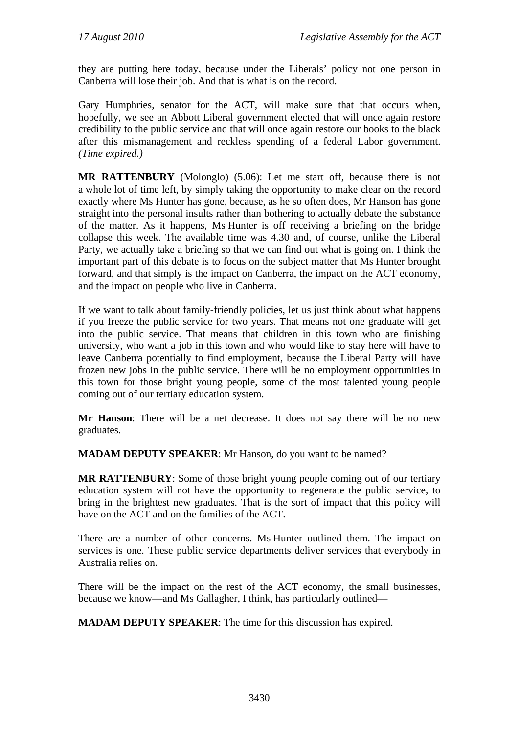they are putting here today, because under the Liberals' policy not one person in Canberra will lose their job. And that is what is on the record.

Gary Humphries, senator for the ACT, will make sure that that occurs when, hopefully, we see an Abbott Liberal government elected that will once again restore credibility to the public service and that will once again restore our books to the black after this mismanagement and reckless spending of a federal Labor government. *(Time expired.)*

**MR RATTENBURY** (Molonglo) (5.06): Let me start off, because there is not a whole lot of time left, by simply taking the opportunity to make clear on the record exactly where Ms Hunter has gone, because, as he so often does, Mr Hanson has gone straight into the personal insults rather than bothering to actually debate the substance of the matter. As it happens, Ms Hunter is off receiving a briefing on the bridge collapse this week. The available time was 4.30 and, of course, unlike the Liberal Party, we actually take a briefing so that we can find out what is going on. I think the important part of this debate is to focus on the subject matter that Ms Hunter brought forward, and that simply is the impact on Canberra, the impact on the ACT economy, and the impact on people who live in Canberra.

If we want to talk about family-friendly policies, let us just think about what happens if you freeze the public service for two years. That means not one graduate will get into the public service. That means that children in this town who are finishing university, who want a job in this town and who would like to stay here will have to leave Canberra potentially to find employment, because the Liberal Party will have frozen new jobs in the public service. There will be no employment opportunities in this town for those bright young people, some of the most talented young people coming out of our tertiary education system.

**Mr Hanson**: There will be a net decrease. It does not say there will be no new graduates.

**MADAM DEPUTY SPEAKER**: Mr Hanson, do you want to be named?

**MR RATTENBURY**: Some of those bright young people coming out of our tertiary education system will not have the opportunity to regenerate the public service, to bring in the brightest new graduates. That is the sort of impact that this policy will have on the ACT and on the families of the ACT.

There are a number of other concerns. Ms Hunter outlined them. The impact on services is one. These public service departments deliver services that everybody in Australia relies on.

There will be the impact on the rest of the ACT economy, the small businesses, because we know—and Ms Gallagher, I think, has particularly outlined—

**MADAM DEPUTY SPEAKER**: The time for this discussion has expired.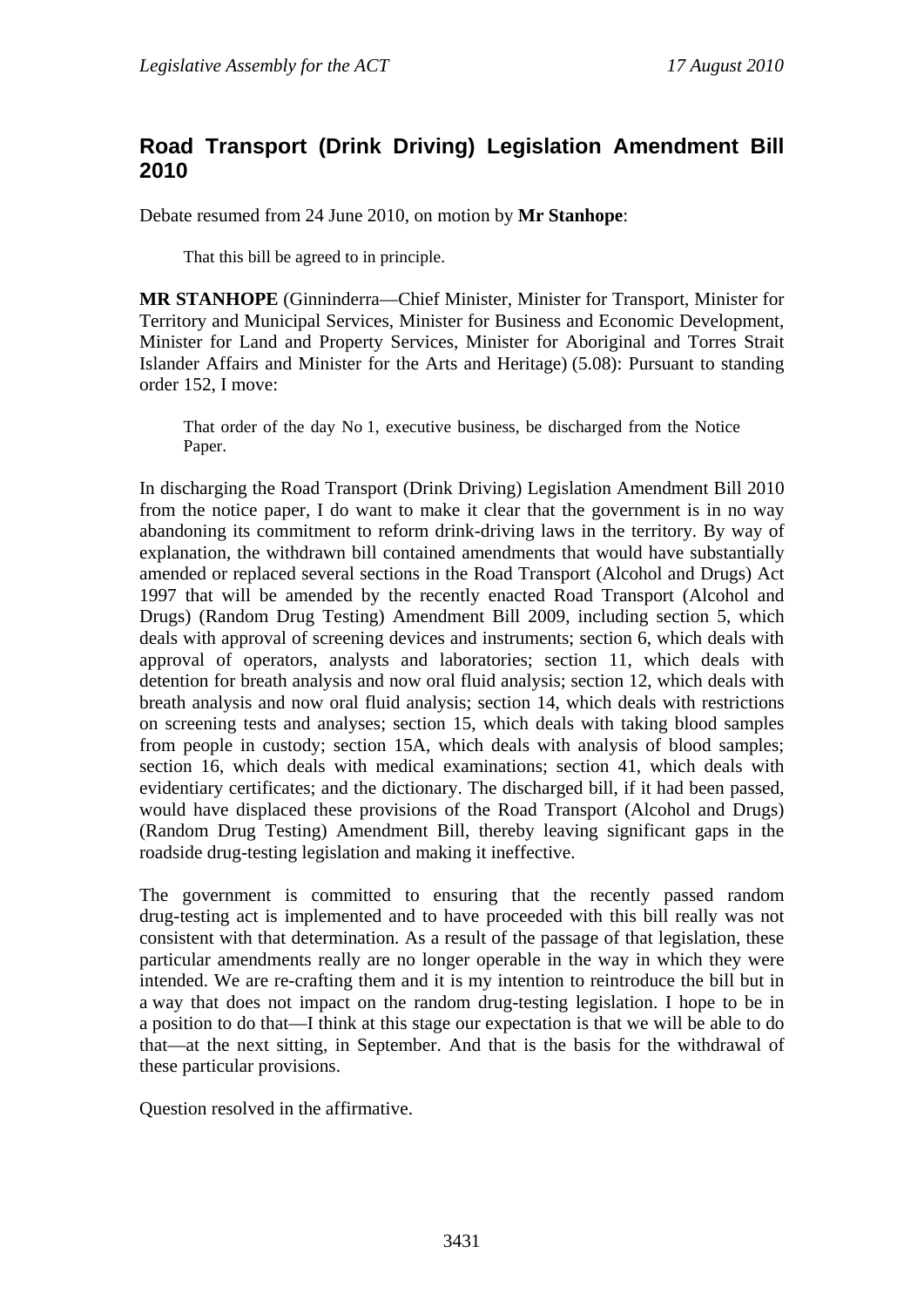## Road Transport (Drink Driving) Legislation Amendment Bill 2010

Debate resumed from 24 June 2010, on motion by **Mr Stanhope**:

> That this bill be agreed to in principle.

**MR STANHOPE** (Ginninderra—Chief Minister, Minister for Transport, Minister for Territory and Municipal Services, Minister for Business and Economic Development, Minister for Land and Property Services, Minister for Aboriginal and Torres Strait Islander Affairs and Minister for the Arts and Heritage) (5.08): Pursuant to standing order 152, I move:

> That order of the day No 1, executive business, be discharged from the Notice Paper.

In discharging the Road Transport (Drink Driving) Legislation Amendment Bill 2010 from the notice paper, I do want to make it clear that the government is in no way abandoning its commitment to reform drink-driving laws in the territory. By way of explanation, the withdrawn bill contained amendments that would have substantially amended or replaced several sections in the Road Transport (Alcohol and Drugs) Act 1997 that will be amended by the recently enacted Road Transport (Alcohol and Drugs) (Random Drug Testing) Amendment Bill 2009, including section 5, which deals with approval of screening devices and instruments; section 6, which deals with approval of operators, analysts and laboratories; section 11, which deals with detention for breath analysis and now oral fluid analysis; section 12, which deals with breath analysis and now oral fluid analysis; section 14, which deals with restrictions on screening tests and analyses; section 15, which deals with taking blood samples from people in custody; section 15A, which deals with analysis of blood samples; section 16, which deals with medical examinations; section 41, which deals with evidentiary certificates; and the dictionary. The discharged bill, if it had been passed, would have displaced these provisions of the Road Transport (Alcohol and Drugs) (Random Drug Testing) Amendment Bill, thereby leaving significant gaps in the roadside drug-testing legislation and making it ineffective.

The government is committed to ensuring that the recently passed random drug-testing act is implemented and to have proceeded with this bill really was not consistent with that determination. As a result of the passage of that legislation, these particular amendments really are no longer operable in the way in which they were intended. We are re-crafting them and it is my intention to reintroduce the bill but in a way that does not impact on the random drug-testing legislation. I hope to be in a position to do that—I think at this stage our expectation is that we will be able to do that—at the next sitting, in September. And that is the basis for the withdrawal of these particular provisions.

Question resolved in the affirmative.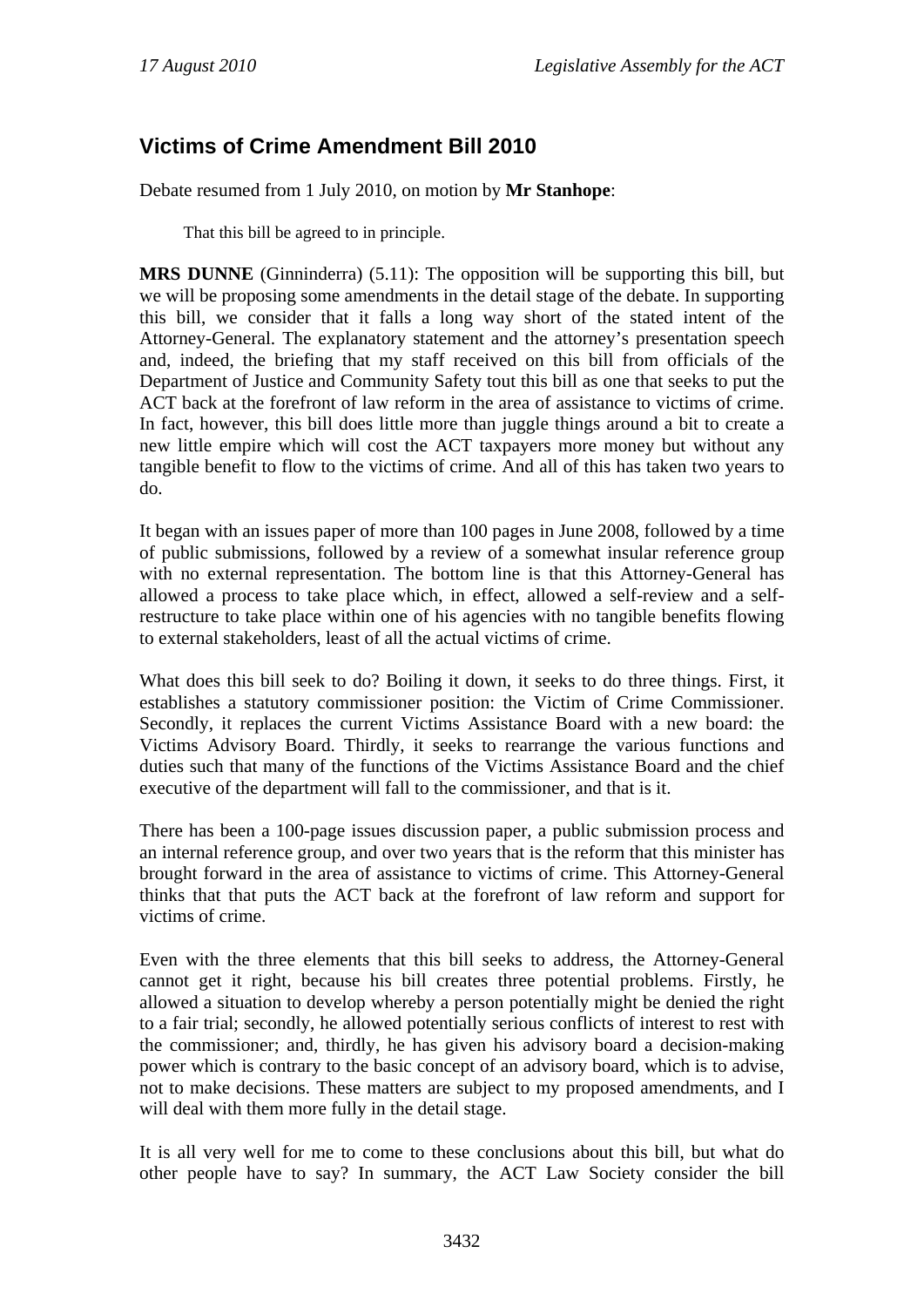## Victims of Crime Amendment Bill 2010

Debate resumed from 1 July 2010, on motion by **Mr Stanhope**:

That this bill be agreed to in principle.

**MRS DUNNE** (Ginninderra) (5.11): The opposition will be supporting this bill, but we will be proposing some amendments in the detail stage of the debate. In supporting this bill, we consider that it falls a long way short of the stated intent of the Attorney-General. The explanatory statement and the attorney's presentation speech and, indeed, the briefing that my staff received on this bill from officials of the Department of Justice and Community Safety tout this bill as one that seeks to put the ACT back at the forefront of law reform in the area of assistance to victims of crime. In fact, however, this bill does little more than juggle things around a bit to create a new little empire which will cost the ACT taxpayers more money but without any tangible benefit to flow to the victims of crime. And all of this has taken two years to do.

It began with an issues paper of more than 100 pages in June 2008, followed by a time of public submissions, followed by a review of a somewhat insular reference group with no external representation. The bottom line is that this Attorney-General has allowed a process to take place which, in effect, allowed a self-review and a self-restructure to take place within one of his agencies with no tangible benefits flowing to external stakeholders, least of all the actual victims of crime.

What does this bill seek to do? Boiling it down, it seeks to do three things. First, it establishes a statutory commissioner position: the Victim of Crime Commissioner. Secondly, it replaces the current Victims Assistance Board with a new board: the Victims Advisory Board. Thirdly, it seeks to rearrange the various functions and duties such that many of the functions of the Victims Assistance Board and the chief executive of the department will fall to the commissioner, and that is it.

There has been a 100-page issues discussion paper, a public submission process and an internal reference group, and over two years that is the reform that this minister has brought forward in the area of assistance to victims of crime. This Attorney-General thinks that that puts the ACT back at the forefront of law reform and support for victims of crime.

Even with the three elements that this bill seeks to address, the Attorney-General cannot get it right, because his bill creates three potential problems. Firstly, he allowed a situation to develop whereby a person potentially might be denied the right to a fair trial; secondly, he allowed potentially serious conflicts of interest to rest with the commissioner; and, thirdly, he has given his advisory board a decision-making power which is contrary to the basic concept of an advisory board, which is to advise, not to make decisions. These matters are subject to my proposed amendments, and I will deal with them more fully in the detail stage.

It is all very well for me to come to these conclusions about this bill, but what do other people have to say? In summary, the ACT Law Society consider the bill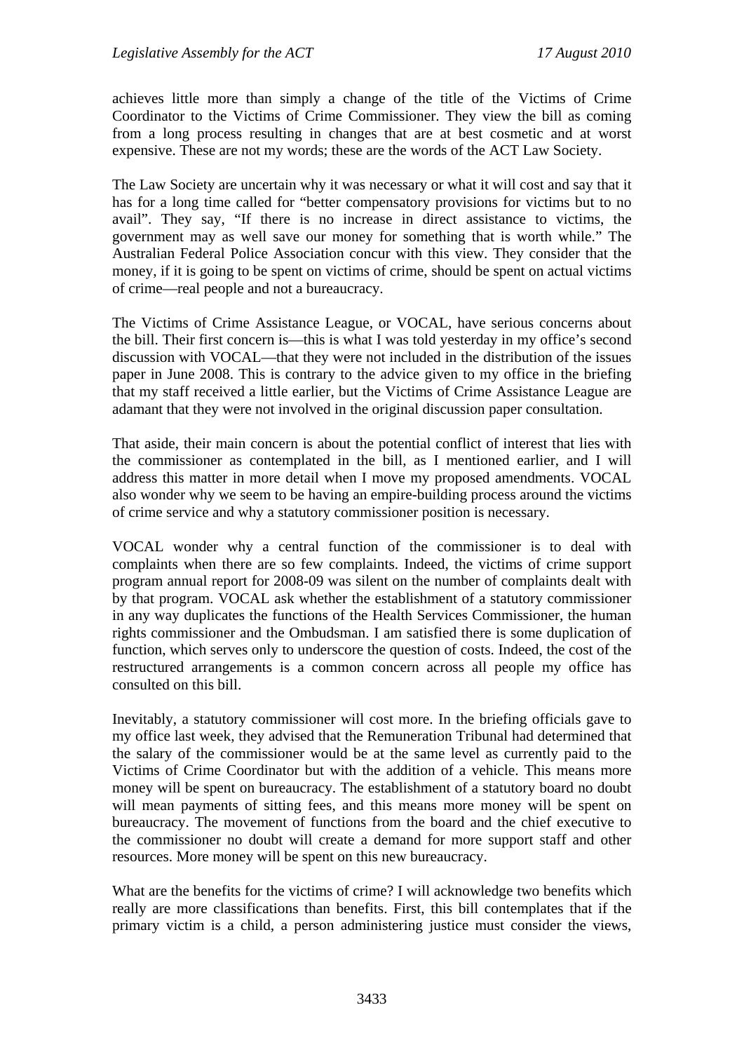achieves little more than simply a change of the title of the Victims of Crime Coordinator to the Victims of Crime Commissioner. They view the bill as coming from a long process resulting in changes that are at best cosmetic and at worst expensive. These are not my words; these are the words of the ACT Law Society.

The Law Society are uncertain why it was necessary or what it will cost and say that it has for a long time called for "better compensatory provisions for victims but to no avail". They say, "If there is no increase in direct assistance to victims, the government may as well save our money for something that is worth while." The Australian Federal Police Association concur with this view. They consider that the money, if it is going to be spent on victims of crime, should be spent on actual victims of crime—real people and not a bureaucracy.

The Victims of Crime Assistance League, or VOCAL, have serious concerns about the bill. Their first concern is—this is what I was told yesterday in my office's second discussion with VOCAL—that they were not included in the distribution of the issues paper in June 2008. This is contrary to the advice given to my office in the briefing that my staff received a little earlier, but the Victims of Crime Assistance League are adamant that they were not involved in the original discussion paper consultation.

That aside, their main concern is about the potential conflict of interest that lies with the commissioner as contemplated in the bill, as I mentioned earlier, and I will address this matter in more detail when I move my proposed amendments. VOCAL also wonder why we seem to be having an empire-building process around the victims of crime service and why a statutory commissioner position is necessary.

VOCAL wonder why a central function of the commissioner is to deal with complaints when there are so few complaints. Indeed, the victims of crime support program annual report for 2008-09 was silent on the number of complaints dealt with by that program. VOCAL ask whether the establishment of a statutory commissioner in any way duplicates the functions of the Health Services Commissioner, the human rights commissioner and the Ombudsman. I am satisfied there is some duplication of function, which serves only to underscore the question of costs. Indeed, the cost of the restructured arrangements is a common concern across all people my office has consulted on this bill.

Inevitably, a statutory commissioner will cost more. In the briefing officials gave to my office last week, they advised that the Remuneration Tribunal had determined that the salary of the commissioner would be at the same level as currently paid to the Victims of Crime Coordinator but with the addition of a vehicle. This means more money will be spent on bureaucracy. The establishment of a statutory board no doubt will mean payments of sitting fees, and this means more money will be spent on bureaucracy. The movement of functions from the board and the chief executive to the commissioner no doubt will create a demand for more support staff and other resources. More money will be spent on this new bureaucracy.

What are the benefits for the victims of crime? I will acknowledge two benefits which really are more classifications than benefits. First, this bill contemplates that if the primary victim is a child, a person administering justice must consider the views,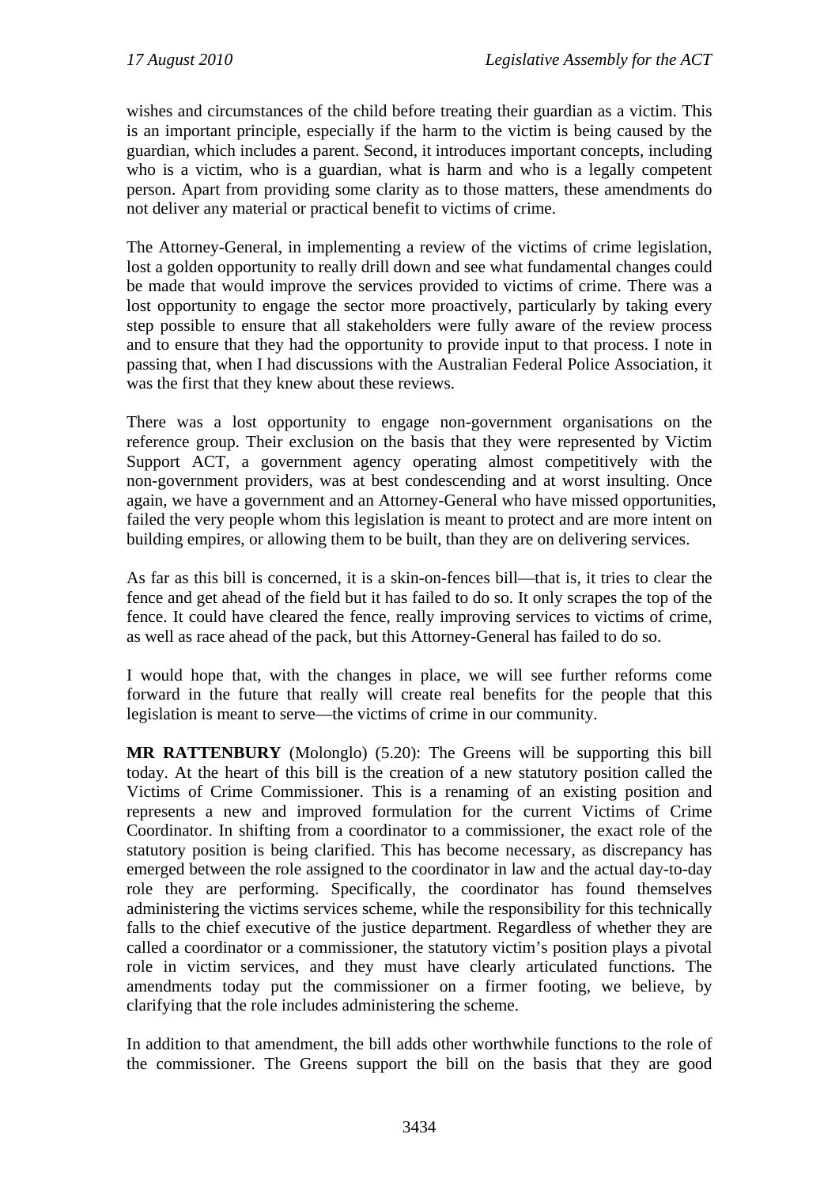wishes and circumstances of the child before treating their guardian as a victim. This is an important principle, especially if the harm to the victim is being caused by the guardian, which includes a parent. Second, it introduces important concepts, including who is a victim, who is a guardian, what is harm and who is a legally competent person. Apart from providing some clarity as to those matters, these amendments do not deliver any material or practical benefit to victims of crime.

The Attorney-General, in implementing a review of the victims of crime legislation, lost a golden opportunity to really drill down and see what fundamental changes could be made that would improve the services provided to victims of crime. There was a lost opportunity to engage the sector more proactively, particularly by taking every step possible to ensure that all stakeholders were fully aware of the review process and to ensure that they had the opportunity to provide input to that process. I note in passing that, when I had discussions with the Australian Federal Police Association, it was the first that they knew about these reviews.

There was a lost opportunity to engage non-government organisations on the reference group. Their exclusion on the basis that they were represented by Victim Support ACT, a government agency operating almost competitively with the non-government providers, was at best condescending and at worst insulting. Once again, we have a government and an Attorney-General who have missed opportunities, failed the very people whom this legislation is meant to protect and are more intent on building empires, or allowing them to be built, than they are on delivering services.

As far as this bill is concerned, it is a skin-on-fences bill—that is, it tries to clear the fence and get ahead of the field but it has failed to do so. It only scrapes the top of the fence. It could have cleared the fence, really improving services to victims of crime, as well as race ahead of the pack, but this Attorney-General has failed to do so.

I would hope that, with the changes in place, we will see further reforms come forward in the future that really will create real benefits for the people that this legislation is meant to serve—the victims of crime in our community.

**MR RATTENBURY** (Molonglo) (5.20): The Greens will be supporting this bill today. At the heart of this bill is the creation of a new statutory position called the Victims of Crime Commissioner. This is a renaming of an existing position and represents a new and improved formulation for the current Victims of Crime Coordinator. In shifting from a coordinator to a commissioner, the exact role of the statutory position is being clarified. This has become necessary, as discrepancy has emerged between the role assigned to the coordinator in law and the actual day-to-day role they are performing. Specifically, the coordinator has found themselves administering the victims services scheme, while the responsibility for this technically falls to the chief executive of the justice department. Regardless of whether they are called a coordinator or a commissioner, the statutory victim's position plays a pivotal role in victim services, and they must have clearly articulated functions. The amendments today put the commissioner on a firmer footing, we believe, by clarifying that the role includes administering the scheme.

In addition to that amendment, the bill adds other worthwhile functions to the role of the commissioner. The Greens support the bill on the basis that they are good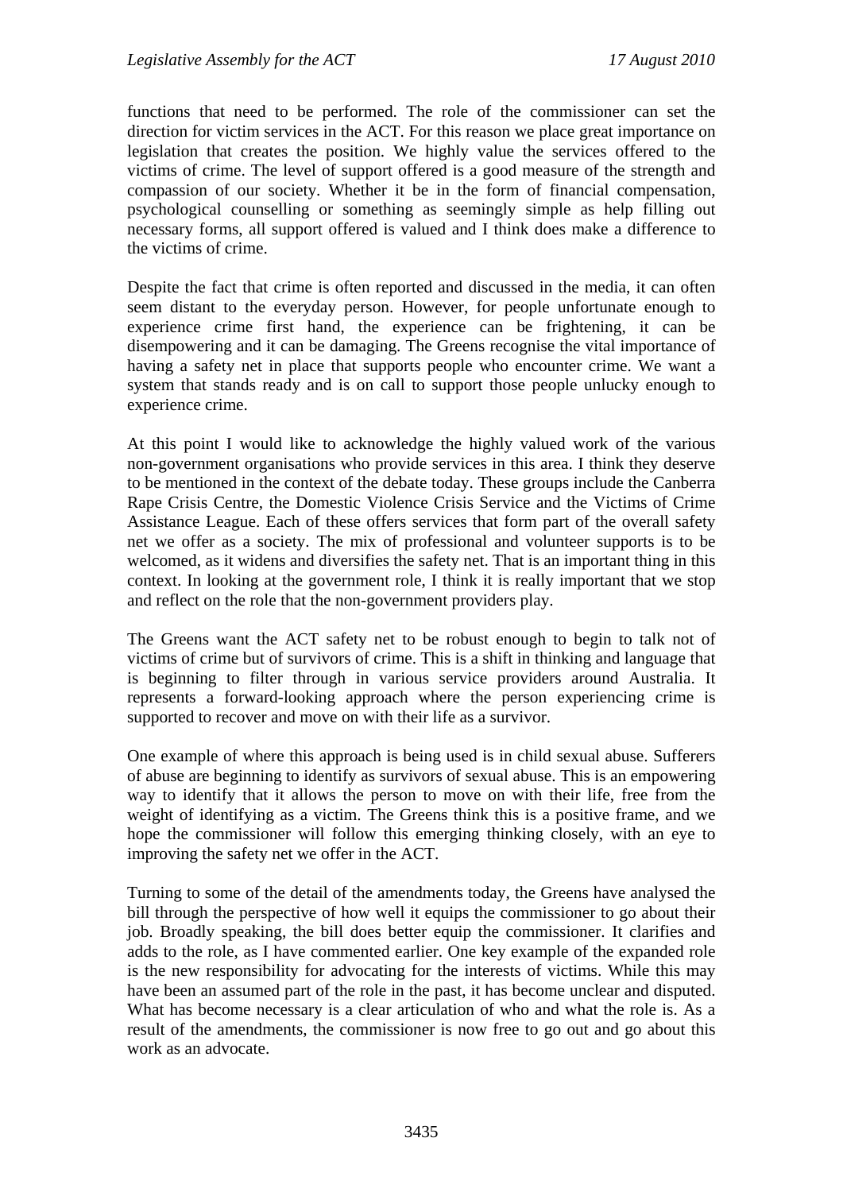functions that need to be performed. The role of the commissioner can set the direction for victim services in the ACT. For this reason we place great importance on legislation that creates the position. We highly value the services offered to the victims of crime. The level of support offered is a good measure of the strength and compassion of our society. Whether it be in the form of financial compensation, psychological counselling or something as seemingly simple as help filling out necessary forms, all support offered is valued and I think does make a difference to the victims of crime.

Despite the fact that crime is often reported and discussed in the media, it can often seem distant to the everyday person. However, for people unfortunate enough to experience crime first hand, the experience can be frightening, it can be disempowering and it can be damaging. The Greens recognise the vital importance of having a safety net in place that supports people who encounter crime. We want a system that stands ready and is on call to support those people unlucky enough to experience crime.

At this point I would like to acknowledge the highly valued work of the various non-government organisations who provide services in this area. I think they deserve to be mentioned in the context of the debate today. These groups include the Canberra Rape Crisis Centre, the Domestic Violence Crisis Service and the Victims of Crime Assistance League. Each of these offers services that form part of the overall safety net we offer as a society. The mix of professional and volunteer supports is to be welcomed, as it widens and diversifies the safety net. That is an important thing in this context. In looking at the government role, I think it is really important that we stop and reflect on the role that the non-government providers play.

The Greens want the ACT safety net to be robust enough to begin to talk not of victims of crime but of survivors of crime. This is a shift in thinking and language that is beginning to filter through in various service providers around Australia. It represents a forward-looking approach where the person experiencing crime is supported to recover and move on with their life as a survivor.

One example of where this approach is being used is in child sexual abuse. Sufferers of abuse are beginning to identify as survivors of sexual abuse. This is an empowering way to identify that it allows the person to move on with their life, free from the weight of identifying as a victim. The Greens think this is a positive frame, and we hope the commissioner will follow this emerging thinking closely, with an eye to improving the safety net we offer in the ACT.

Turning to some of the detail of the amendments today, the Greens have analysed the bill through the perspective of how well it equips the commissioner to go about their job. Broadly speaking, the bill does better equip the commissioner. It clarifies and adds to the role, as I have commented earlier. One key example of the expanded role is the new responsibility for advocating for the interests of victims. While this may have been an assumed part of the role in the past, it has become unclear and disputed. What has become necessary is a clear articulation of who and what the role is. As a result of the amendments, the commissioner is now free to go out and go about this work as an advocate.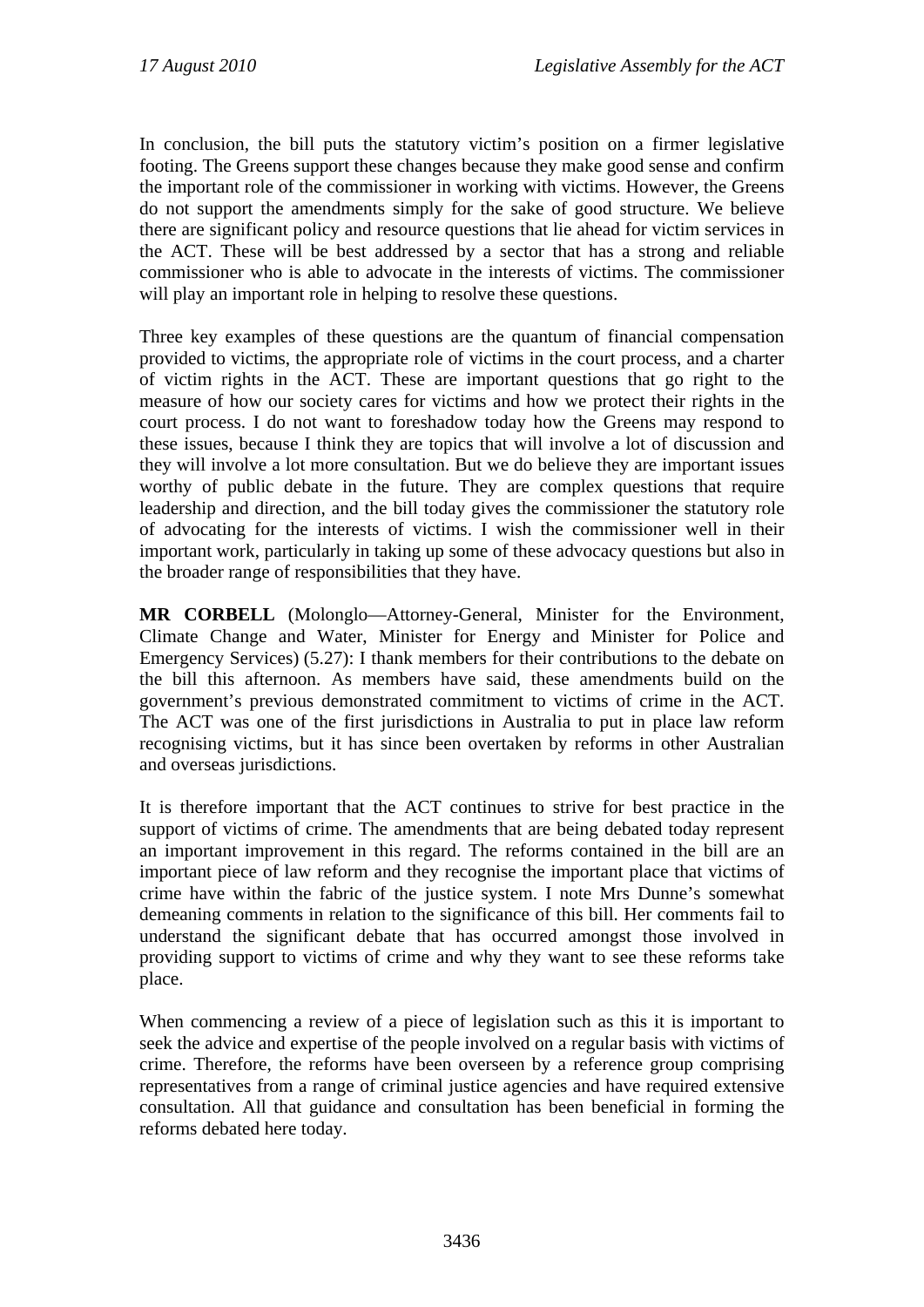In conclusion, the bill puts the statutory victim's position on a firmer legislative footing. The Greens support these changes because they make good sense and confirm the important role of the commissioner in working with victims. However, the Greens do not support the amendments simply for the sake of good structure. We believe there are significant policy and resource questions that lie ahead for victim services in the ACT. These will be best addressed by a sector that has a strong and reliable commissioner who is able to advocate in the interests of victims. The commissioner will play an important role in helping to resolve these questions.

Three key examples of these questions are the quantum of financial compensation provided to victims, the appropriate role of victims in the court process, and a charter of victim rights in the ACT. These are important questions that go right to the measure of how our society cares for victims and how we protect their rights in the court process. I do not want to foreshadow today how the Greens may respond to these issues, because I think they are topics that will involve a lot of discussion and they will involve a lot more consultation. But we do believe they are important issues worthy of public debate in the future. They are complex questions that require leadership and direction, and the bill today gives the commissioner the statutory role of advocating for the interests of victims. I wish the commissioner well in their important work, particularly in taking up some of these advocacy questions but also in the broader range of responsibilities that they have.

**MR CORBELL** (Molonglo—Attorney-General, Minister for the Environment, Climate Change and Water, Minister for Energy and Minister for Police and Emergency Services) (5.27): I thank members for their contributions to the debate on the bill this afternoon. As members have said, these amendments build on the government's previous demonstrated commitment to victims of crime in the ACT. The ACT was one of the first jurisdictions in Australia to put in place law reform recognising victims, but it has since been overtaken by reforms in other Australian and overseas jurisdictions.

It is therefore important that the ACT continues to strive for best practice in the support of victims of crime. The amendments that are being debated today represent an important improvement in this regard. The reforms contained in the bill are an important piece of law reform and they recognise the important place that victims of crime have within the fabric of the justice system. I note Mrs Dunne's somewhat demeaning comments in relation to the significance of this bill. Her comments fail to understand the significant debate that has occurred amongst those involved in providing support to victims of crime and why they want to see these reforms take place.

When commencing a review of a piece of legislation such as this it is important to seek the advice and expertise of the people involved on a regular basis with victims of crime. Therefore, the reforms have been overseen by a reference group comprising representatives from a range of criminal justice agencies and have required extensive consultation. All that guidance and consultation has been beneficial in forming the reforms debated here today.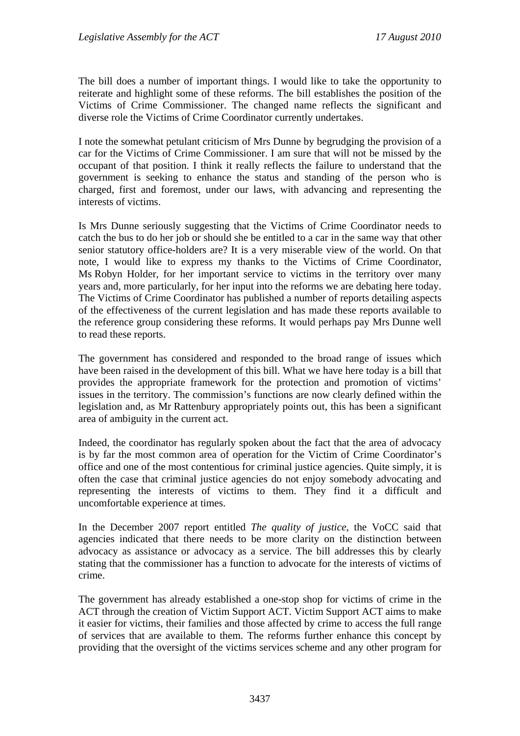The bill does a number of important things. I would like to take the opportunity to reiterate and highlight some of these reforms. The bill establishes the position of the Victims of Crime Commissioner. The changed name reflects the significant and diverse role the Victims of Crime Coordinator currently undertakes.

I note the somewhat petulant criticism of Mrs Dunne by begrudging the provision of a car for the Victims of Crime Commissioner. I am sure that will not be missed by the occupant of that position. I think it really reflects the failure to understand that the government is seeking to enhance the status and standing of the person who is charged, first and foremost, under our laws, with advancing and representing the interests of victims.

Is Mrs Dunne seriously suggesting that the Victims of Crime Coordinator needs to catch the bus to do her job or should she be entitled to a car in the same way that other senior statutory office-holders are? It is a very miserable view of the world. On that note, I would like to express my thanks to the Victims of Crime Coordinator, Ms Robyn Holder, for her important service to victims in the territory over many years and, more particularly, for her input into the reforms we are debating here today. The Victims of Crime Coordinator has published a number of reports detailing aspects of the effectiveness of the current legislation and has made these reports available to the reference group considering these reforms. It would perhaps pay Mrs Dunne well to read these reports.

The government has considered and responded to the broad range of issues which have been raised in the development of this bill. What we have here today is a bill that provides the appropriate framework for the protection and promotion of victims' issues in the territory. The commission's functions are now clearly defined within the legislation and, as Mr Rattenbury appropriately points out, this has been a significant area of ambiguity in the current act.

Indeed, the coordinator has regularly spoken about the fact that the area of advocacy is by far the most common area of operation for the Victim of Crime Coordinator's office and one of the most contentious for criminal justice agencies. Quite simply, it is often the case that criminal justice agencies do not enjoy somebody advocating and representing the interests of victims to them. They find it a difficult and uncomfortable experience at times.

In the December 2007 report entitled *The quality of justice*, the VoCC said that agencies indicated that there needs to be more clarity on the distinction between advocacy as assistance or advocacy as a service. The bill addresses this by clearly stating that the commissioner has a function to advocate for the interests of victims of crime.

The government has already established a one-stop shop for victims of crime in the ACT through the creation of Victim Support ACT. Victim Support ACT aims to make it easier for victims, their families and those affected by crime to access the full range of services that are available to them. The reforms further enhance this concept by providing that the oversight of the victims services scheme and any other program for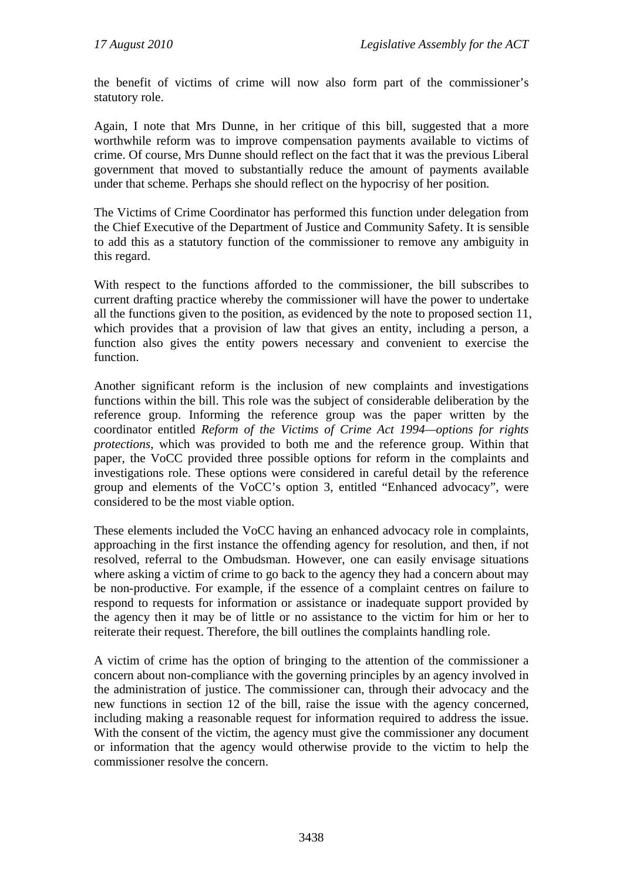the benefit of victims of crime will now also form part of the commissioner's statutory role.

Again, I note that Mrs Dunne, in her critique of this bill, suggested that a more worthwhile reform was to improve compensation payments available to victims of crime. Of course, Mrs Dunne should reflect on the fact that it was the previous Liberal government that moved to substantially reduce the amount of payments available under that scheme. Perhaps she should reflect on the hypocrisy of her position.

The Victims of Crime Coordinator has performed this function under delegation from the Chief Executive of the Department of Justice and Community Safety. It is sensible to add this as a statutory function of the commissioner to remove any ambiguity in this regard.

With respect to the functions afforded to the commissioner, the bill subscribes to current drafting practice whereby the commissioner will have the power to undertake all the functions given to the position, as evidenced by the note to proposed section 11, which provides that a provision of law that gives an entity, including a person, a function also gives the entity powers necessary and convenient to exercise the function.

Another significant reform is the inclusion of new complaints and investigations functions within the bill. This role was the subject of considerable deliberation by the reference group. Informing the reference group was the paper written by the coordinator entitled *Reform of the Victims of Crime Act 1994—options for rights protections*, which was provided to both me and the reference group. Within that paper, the VoCC provided three possible options for reform in the complaints and investigations role. These options were considered in careful detail by the reference group and elements of the VoCC's option 3, entitled "Enhanced advocacy", were considered to be the most viable option.

These elements included the VoCC having an enhanced advocacy role in complaints, approaching in the first instance the offending agency for resolution, and then, if not resolved, referral to the Ombudsman. However, one can easily envisage situations where asking a victim of crime to go back to the agency they had a concern about may be non-productive. For example, if the essence of a complaint centres on failure to respond to requests for information or assistance or inadequate support provided by the agency then it may be of little or no assistance to the victim for him or her to reiterate their request. Therefore, the bill outlines the complaints handling role.

A victim of crime has the option of bringing to the attention of the commissioner a concern about non-compliance with the governing principles by an agency involved in the administration of justice. The commissioner can, through their advocacy and the new functions in section 12 of the bill, raise the issue with the agency concerned, including making a reasonable request for information required to address the issue. With the consent of the victim, the agency must give the commissioner any document or information that the agency would otherwise provide to the victim to help the commissioner resolve the concern.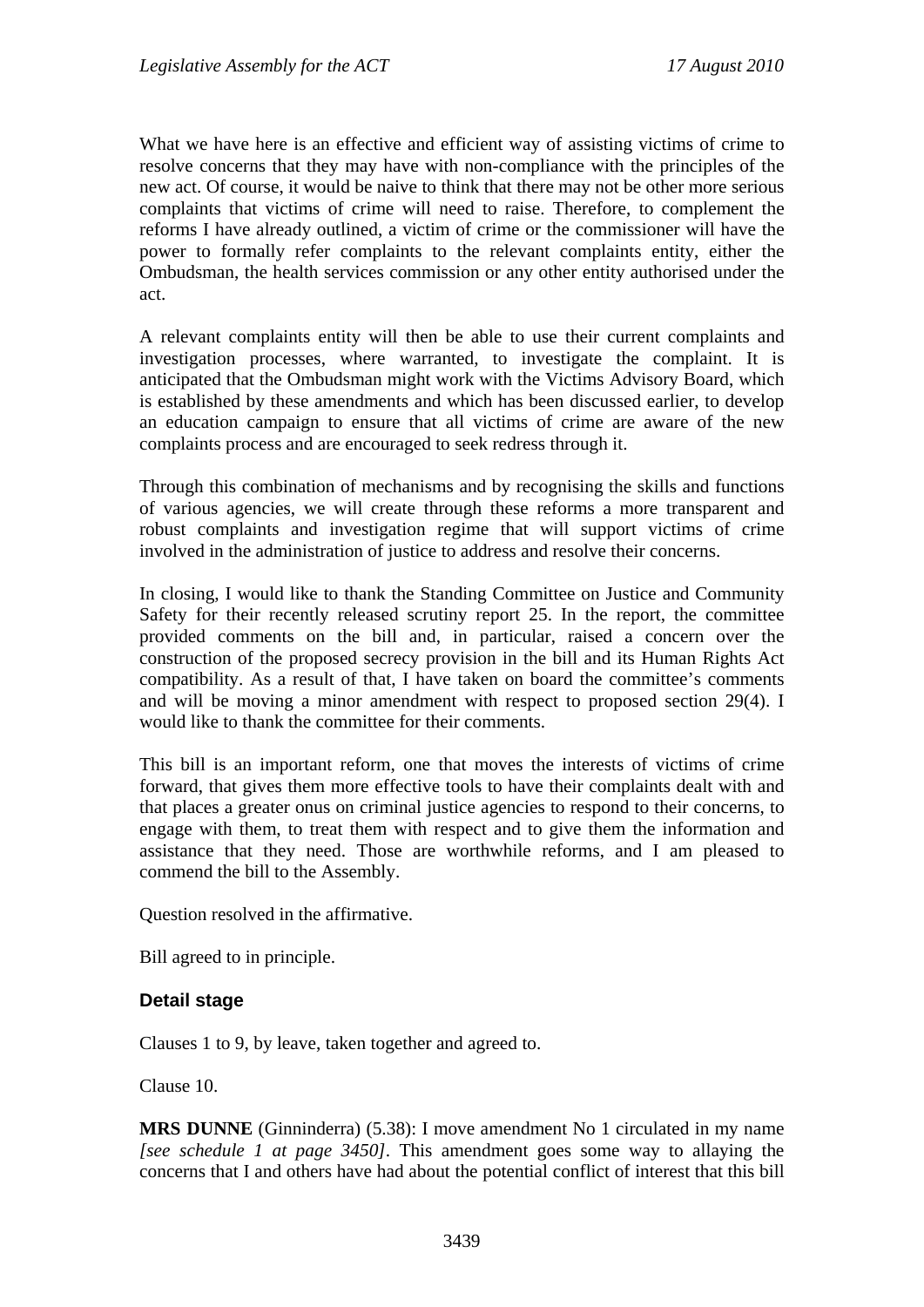What we have here is an effective and efficient way of assisting victims of crime to resolve concerns that they may have with non-compliance with the principles of the new act. Of course, it would be naive to think that there may not be other more serious complaints that victims of crime will need to raise. Therefore, to complement the reforms I have already outlined, a victim of crime or the commissioner will have the power to formally refer complaints to the relevant complaints entity, either the Ombudsman, the health services commission or any other entity authorised under the act.

A relevant complaints entity will then be able to use their current complaints and investigation processes, where warranted, to investigate the complaint. It is anticipated that the Ombudsman might work with the Victims Advisory Board, which is established by these amendments and which has been discussed earlier, to develop an education campaign to ensure that all victims of crime are aware of the new complaints process and are encouraged to seek redress through it.

Through this combination of mechanisms and by recognising the skills and functions of various agencies, we will create through these reforms a more transparent and robust complaints and investigation regime that will support victims of crime involved in the administration of justice to address and resolve their concerns.

In closing, I would like to thank the Standing Committee on Justice and Community Safety for their recently released scrutiny report 25. In the report, the committee provided comments on the bill and, in particular, raised a concern over the construction of the proposed secrecy provision in the bill and its Human Rights Act compatibility. As a result of that, I have taken on board the committee's comments and will be moving a minor amendment with respect to proposed section 29(4). I would like to thank the committee for their comments.

This bill is an important reform, one that moves the interests of victims of crime forward, that gives them more effective tools to have their complaints dealt with and that places a greater onus on criminal justice agencies to respond to their concerns, to engage with them, to treat them with respect and to give them the information and assistance that they need. Those are worthwhile reforms, and I am pleased to commend the bill to the Assembly.

Question resolved in the affirmative.

Bill agreed to in principle.

### Detail stage

Clauses 1 to 9, by leave, taken together and agreed to.

Clause 10.

**MRS DUNNE** (Ginninderra) (5.38): I move amendment No 1 circulated in my name *[see schedule 1 at page 3450]*. This amendment goes some way to allaying the concerns that I and others have had about the potential conflict of interest that this bill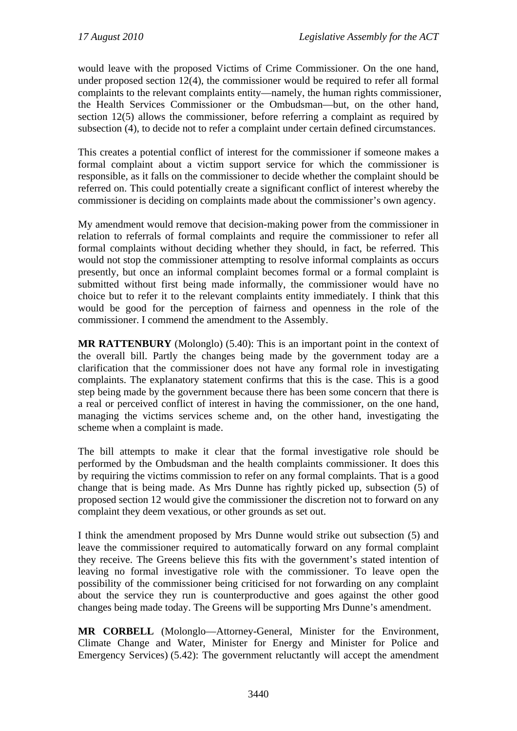would leave with the proposed Victims of Crime Commissioner. On the one hand, under proposed section 12(4), the commissioner would be required to refer all formal complaints to the relevant complaints entity—namely, the human rights commissioner, the Health Services Commissioner or the Ombudsman—but, on the other hand, section 12(5) allows the commissioner, before referring a complaint as required by subsection (4), to decide not to refer a complaint under certain defined circumstances.

This creates a potential conflict of interest for the commissioner if someone makes a formal complaint about a victim support service for which the commissioner is responsible, as it falls on the commissioner to decide whether the complaint should be referred on. This could potentially create a significant conflict of interest whereby the commissioner is deciding on complaints made about the commissioner's own agency.

My amendment would remove that decision-making power from the commissioner in relation to referrals of formal complaints and require the commissioner to refer all formal complaints without deciding whether they should, in fact, be referred. This would not stop the commissioner attempting to resolve informal complaints as occurs presently, but once an informal complaint becomes formal or a formal complaint is submitted without first being made informally, the commissioner would have no choice but to refer it to the relevant complaints entity immediately. I think that this would be good for the perception of fairness and openness in the role of the commissioner. I commend the amendment to the Assembly.

**MR RATTENBURY** (Molonglo) (5.40): This is an important point in the context of the overall bill. Partly the changes being made by the government today are a clarification that the commissioner does not have any formal role in investigating complaints. The explanatory statement confirms that this is the case. This is a good step being made by the government because there has been some concern that there is a real or perceived conflict of interest in having the commissioner, on the one hand, managing the victims services scheme and, on the other hand, investigating the scheme when a complaint is made.

The bill attempts to make it clear that the formal investigative role should be performed by the Ombudsman and the health complaints commissioner. It does this by requiring the victims commission to refer on any formal complaints. That is a good change that is being made. As Mrs Dunne has rightly picked up, subsection (5) of proposed section 12 would give the commissioner the discretion not to forward on any complaint they deem vexatious, or other grounds as set out.

I think the amendment proposed by Mrs Dunne would strike out subsection (5) and leave the commissioner required to automatically forward on any formal complaint they receive. The Greens believe this fits with the government's stated intention of leaving no formal investigative role with the commissioner. To leave open the possibility of the commissioner being criticised for not forwarding on any complaint about the service they run is counterproductive and goes against the other good changes being made today. The Greens will be supporting Mrs Dunne's amendment.

**MR CORBELL** (Molonglo—Attorney-General, Minister for the Environment, Climate Change and Water, Minister for Energy and Minister for Police and Emergency Services) (5.42): The government reluctantly will accept the amendment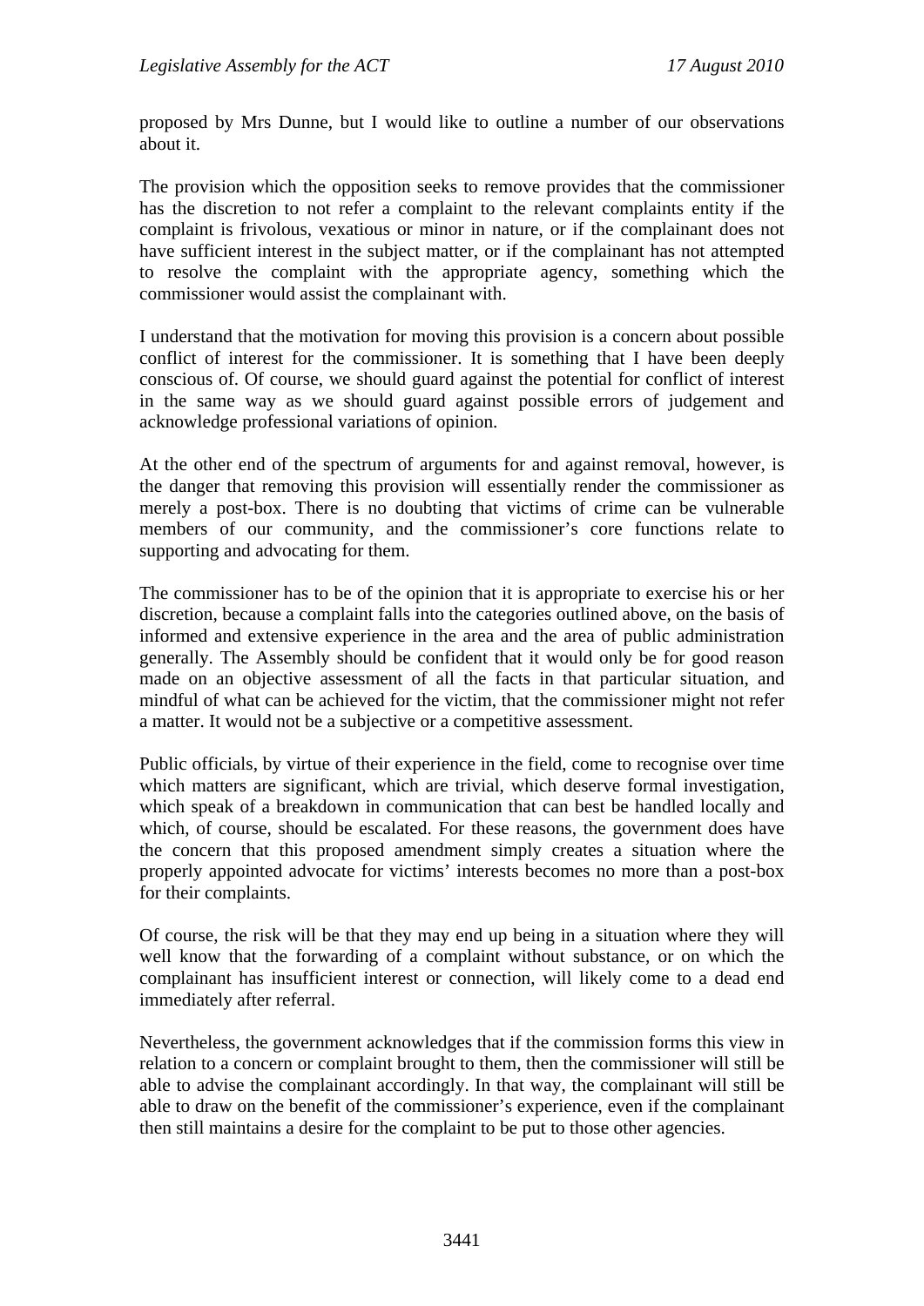proposed by Mrs Dunne, but I would like to outline a number of our observations about it.

The provision which the opposition seeks to remove provides that the commissioner has the discretion to not refer a complaint to the relevant complaints entity if the complaint is frivolous, vexatious or minor in nature, or if the complainant does not have sufficient interest in the subject matter, or if the complainant has not attempted to resolve the complaint with the appropriate agency, something which the commissioner would assist the complainant with.

I understand that the motivation for moving this provision is a concern about possible conflict of interest for the commissioner. It is something that I have been deeply conscious of. Of course, we should guard against the potential for conflict of interest in the same way as we should guard against possible errors of judgement and acknowledge professional variations of opinion.

At the other end of the spectrum of arguments for and against removal, however, is the danger that removing this provision will essentially render the commissioner as merely a post-box. There is no doubting that victims of crime can be vulnerable members of our community, and the commissioner's core functions relate to supporting and advocating for them.

The commissioner has to be of the opinion that it is appropriate to exercise his or her discretion, because a complaint falls into the categories outlined above, on the basis of informed and extensive experience in the area and the area of public administration generally. The Assembly should be confident that it would only be for good reason made on an objective assessment of all the facts in that particular situation, and mindful of what can be achieved for the victim, that the commissioner might not refer a matter. It would not be a subjective or a competitive assessment.

Public officials, by virtue of their experience in the field, come to recognise over time which matters are significant, which are trivial, which deserve formal investigation, which speak of a breakdown in communication that can best be handled locally and which, of course, should be escalated. For these reasons, the government does have the concern that this proposed amendment simply creates a situation where the properly appointed advocate for victims' interests becomes no more than a post-box for their complaints.

Of course, the risk will be that they may end up being in a situation where they will well know that the forwarding of a complaint without substance, or on which the complainant has insufficient interest or connection, will likely come to a dead end immediately after referral.

Nevertheless, the government acknowledges that if the commission forms this view in relation to a concern or complaint brought to them, then the commissioner will still be able to advise the complainant accordingly. In that way, the complainant will still be able to draw on the benefit of the commissioner's experience, even if the complainant then still maintains a desire for the complaint to be put to those other agencies.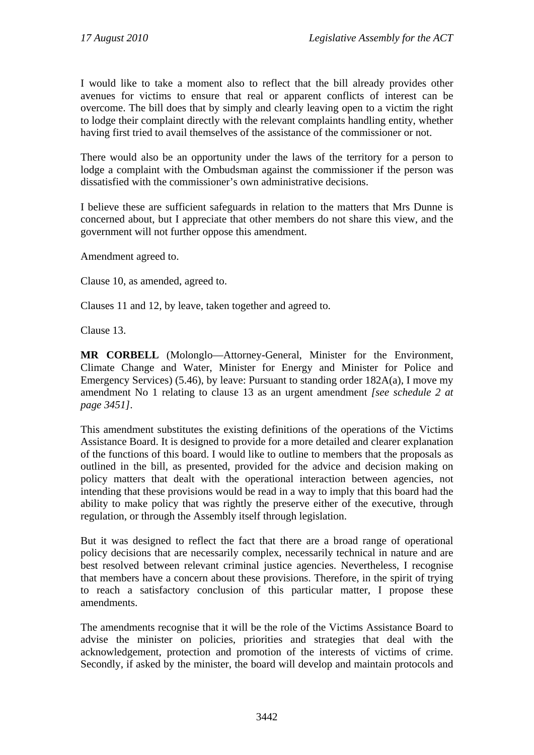I would like to take a moment also to reflect that the bill already provides other avenues for victims to ensure that real or apparent conflicts of interest can be overcome. The bill does that by simply and clearly leaving open to a victim the right to lodge their complaint directly with the relevant complaints handling entity, whether having first tried to avail themselves of the assistance of the commissioner or not.

There would also be an opportunity under the laws of the territory for a person to lodge a complaint with the Ombudsman against the commissioner if the person was dissatisfied with the commissioner's own administrative decisions.

I believe these are sufficient safeguards in relation to the matters that Mrs Dunne is concerned about, but I appreciate that other members do not share this view, and the government will not further oppose this amendment.

Amendment agreed to.

Clause 10, as amended, agreed to.

Clauses 11 and 12, by leave, taken together and agreed to.

Clause 13.

**MR CORBELL** (Molonglo—Attorney-General, Minister for the Environment, Climate Change and Water, Minister for Energy and Minister for Police and Emergency Services) (5.46), by leave: Pursuant to standing order 182A(a), I move my amendment No 1 relating to clause 13 as an urgent amendment *[see schedule 2 at page 3451]*.

This amendment substitutes the existing definitions of the operations of the Victims Assistance Board. It is designed to provide for a more detailed and clearer explanation of the functions of this board. I would like to outline to members that the proposals as outlined in the bill, as presented, provided for the advice and decision making on policy matters that dealt with the operational interaction between agencies, not intending that these provisions would be read in a way to imply that this board had the ability to make policy that was rightly the preserve either of the executive, through regulation, or through the Assembly itself through legislation.

But it was designed to reflect the fact that there are a broad range of operational policy decisions that are necessarily complex, necessarily technical in nature and are best resolved between relevant criminal justice agencies. Nevertheless, I recognise that members have a concern about these provisions. Therefore, in the spirit of trying to reach a satisfactory conclusion of this particular matter, I propose these amendments.

The amendments recognise that it will be the role of the Victims Assistance Board to advise the minister on policies, priorities and strategies that deal with the acknowledgement, protection and promotion of the interests of victims of crime. Secondly, if asked by the minister, the board will develop and maintain protocols and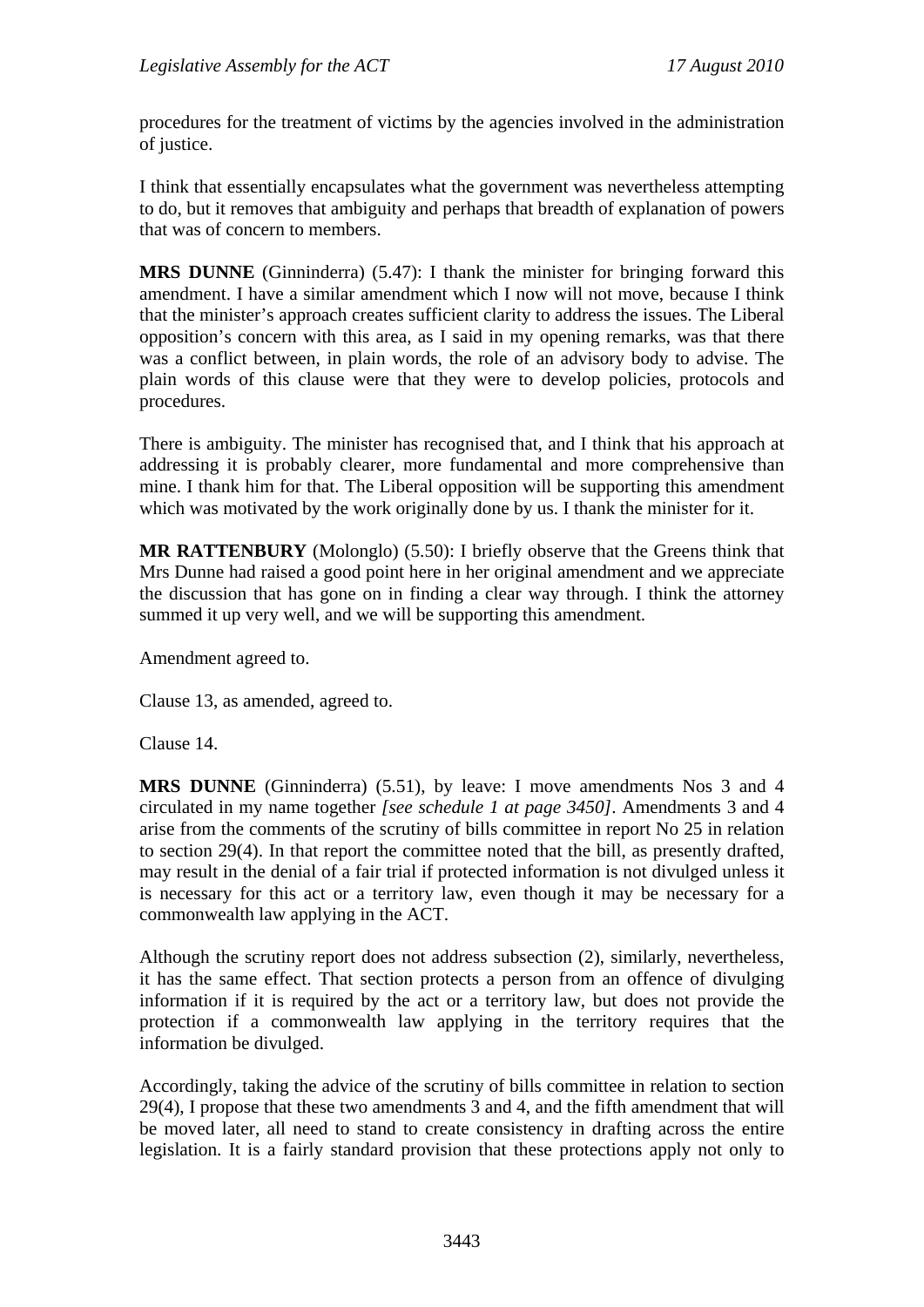procedures for the treatment of victims by the agencies involved in the administration of justice.

I think that essentially encapsulates what the government was nevertheless attempting to do, but it removes that ambiguity and perhaps that breadth of explanation of powers that was of concern to members.

**MRS DUNNE** (Ginninderra) (5.47): I thank the minister for bringing forward this amendment. I have a similar amendment which I now will not move, because I think that the minister's approach creates sufficient clarity to address the issues. The Liberal opposition's concern with this area, as I said in my opening remarks, was that there was a conflict between, in plain words, the role of an advisory body to advise. The plain words of this clause were that they were to develop policies, protocols and procedures.

There is ambiguity. The minister has recognised that, and I think that his approach at addressing it is probably clearer, more fundamental and more comprehensive than mine. I thank him for that. The Liberal opposition will be supporting this amendment which was motivated by the work originally done by us. I thank the minister for it.

**MR RATTENBURY** (Molonglo) (5.50): I briefly observe that the Greens think that Mrs Dunne had raised a good point here in her original amendment and we appreciate the discussion that has gone on in finding a clear way through. I think the attorney summed it up very well, and we will be supporting this amendment.

Amendment agreed to.

Clause 13, as amended, agreed to.

Clause 14.

**MRS DUNNE** (Ginninderra) (5.51), by leave: I move amendments Nos 3 and 4 circulated in my name together *[see schedule 1 at page 3450]*. Amendments 3 and 4 arise from the comments of the scrutiny of bills committee in report No 25 in relation to section 29(4). In that report the committee noted that the bill, as presently drafted, may result in the denial of a fair trial if protected information is not divulged unless it is necessary for this act or a territory law, even though it may be necessary for a commonwealth law applying in the ACT.

Although the scrutiny report does not address subsection (2), similarly, nevertheless, it has the same effect. That section protects a person from an offence of divulging information if it is required by the act or a territory law, but does not provide the protection if a commonwealth law applying in the territory requires that the information be divulged.

Accordingly, taking the advice of the scrutiny of bills committee in relation to section 29(4), I propose that these two amendments 3 and 4, and the fifth amendment that will be moved later, all need to stand to create consistency in drafting across the entire legislation. It is a fairly standard provision that these protections apply not only to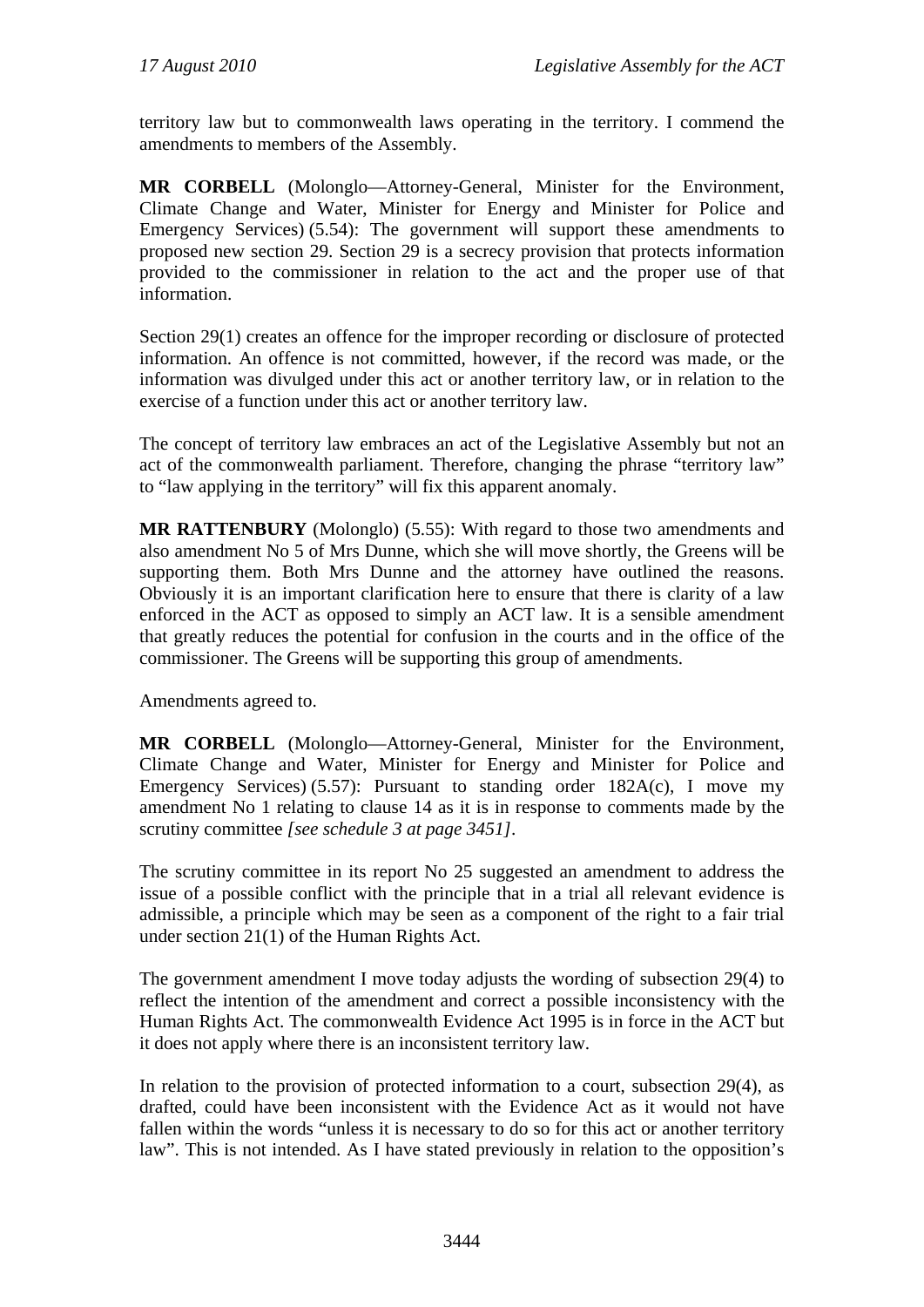territory law but to commonwealth laws operating in the territory. I commend the amendments to members of the Assembly.

**MR CORBELL** (Molonglo—Attorney-General, Minister for the Environment, Climate Change and Water, Minister for Energy and Minister for Police and Emergency Services) (5.54): The government will support these amendments to proposed new section 29. Section 29 is a secrecy provision that protects information provided to the commissioner in relation to the act and the proper use of that information.

Section 29(1) creates an offence for the improper recording or disclosure of protected information. An offence is not committed, however, if the record was made, or the information was divulged under this act or another territory law, or in relation to the exercise of a function under this act or another territory law.

The concept of territory law embraces an act of the Legislative Assembly but not an act of the commonwealth parliament. Therefore, changing the phrase "territory law" to "law applying in the territory" will fix this apparent anomaly.

**MR RATTENBURY** (Molonglo) (5.55): With regard to those two amendments and also amendment No 5 of Mrs Dunne, which she will move shortly, the Greens will be supporting them. Both Mrs Dunne and the attorney have outlined the reasons. Obviously it is an important clarification here to ensure that there is clarity of a law enforced in the ACT as opposed to simply an ACT law. It is a sensible amendment that greatly reduces the potential for confusion in the courts and in the office of the commissioner. The Greens will be supporting this group of amendments.

Amendments agreed to.

**MR CORBELL** (Molonglo—Attorney-General, Minister for the Environment, Climate Change and Water, Minister for Energy and Minister for Police and Emergency Services) (5.57): Pursuant to standing order 182A(c), I move my amendment No 1 relating to clause 14 as it is in response to comments made by the scrutiny committee *[see schedule 3 at page 3451]*.

The scrutiny committee in its report No 25 suggested an amendment to address the issue of a possible conflict with the principle that in a trial all relevant evidence is admissible, a principle which may be seen as a component of the right to a fair trial under section 21(1) of the Human Rights Act.

The government amendment I move today adjusts the wording of subsection 29(4) to reflect the intention of the amendment and correct a possible inconsistency with the Human Rights Act. The commonwealth Evidence Act 1995 is in force in the ACT but it does not apply where there is an inconsistent territory law.

In relation to the provision of protected information to a court, subsection 29(4), as drafted, could have been inconsistent with the Evidence Act as it would not have fallen within the words "unless it is necessary to do so for this act or another territory law". This is not intended. As I have stated previously in relation to the opposition's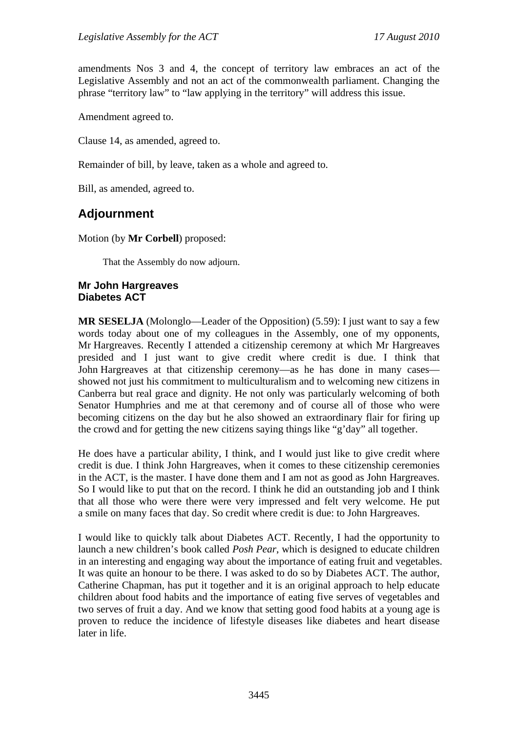amendments Nos 3 and 4, the concept of territory law embraces an act of the Legislative Assembly and not an act of the commonwealth parliament. Changing the phrase "territory law" to "law applying in the territory" will address this issue.

Amendment agreed to.

Clause 14, as amended, agreed to.

Remainder of bill, by leave, taken as a whole and agreed to.

Bill, as amended, agreed to.

## Adjournment

Motion (by **Mr Corbell**) proposed:

> That the Assembly do now adjourn.

### Mr John Hargreaves
### Diabetes ACT

**MR SESELJA** (Molonglo—Leader of the Opposition) (5.59): I just want to say a few words today about one of my colleagues in the Assembly, one of my opponents, Mr Hargreaves. Recently I attended a citizenship ceremony at which Mr Hargreaves presided and I just want to give credit where credit is due. I think that John Hargreaves at that citizenship ceremony—as he has done in many cases—showed not just his commitment to multiculturalism and to welcoming new citizens in Canberra but real grace and dignity. He not only was particularly welcoming of both Senator Humphries and me at that ceremony and of course all of those who were becoming citizens on the day but he also showed an extraordinary flair for firing up the crowd and for getting the new citizens saying things like "g'day" all together.

He does have a particular ability, I think, and I would just like to give credit where credit is due. I think John Hargreaves, when it comes to these citizenship ceremonies in the ACT, is the master. I have done them and I am not as good as John Hargreaves. So I would like to put that on the record. I think he did an outstanding job and I think that all those who were there were very impressed and felt very welcome. He put a smile on many faces that day. So credit where credit is due: to John Hargreaves.

I would like to quickly talk about Diabetes ACT. Recently, I had the opportunity to launch a new children's book called *Posh Pear*, which is designed to educate children in an interesting and engaging way about the importance of eating fruit and vegetables. It was quite an honour to be there. I was asked to do so by Diabetes ACT. The author, Catherine Chapman, has put it together and it is an original approach to help educate children about food habits and the importance of eating five serves of vegetables and two serves of fruit a day. And we know that setting good food habits at a young age is proven to reduce the incidence of lifestyle diseases like diabetes and heart disease later in life.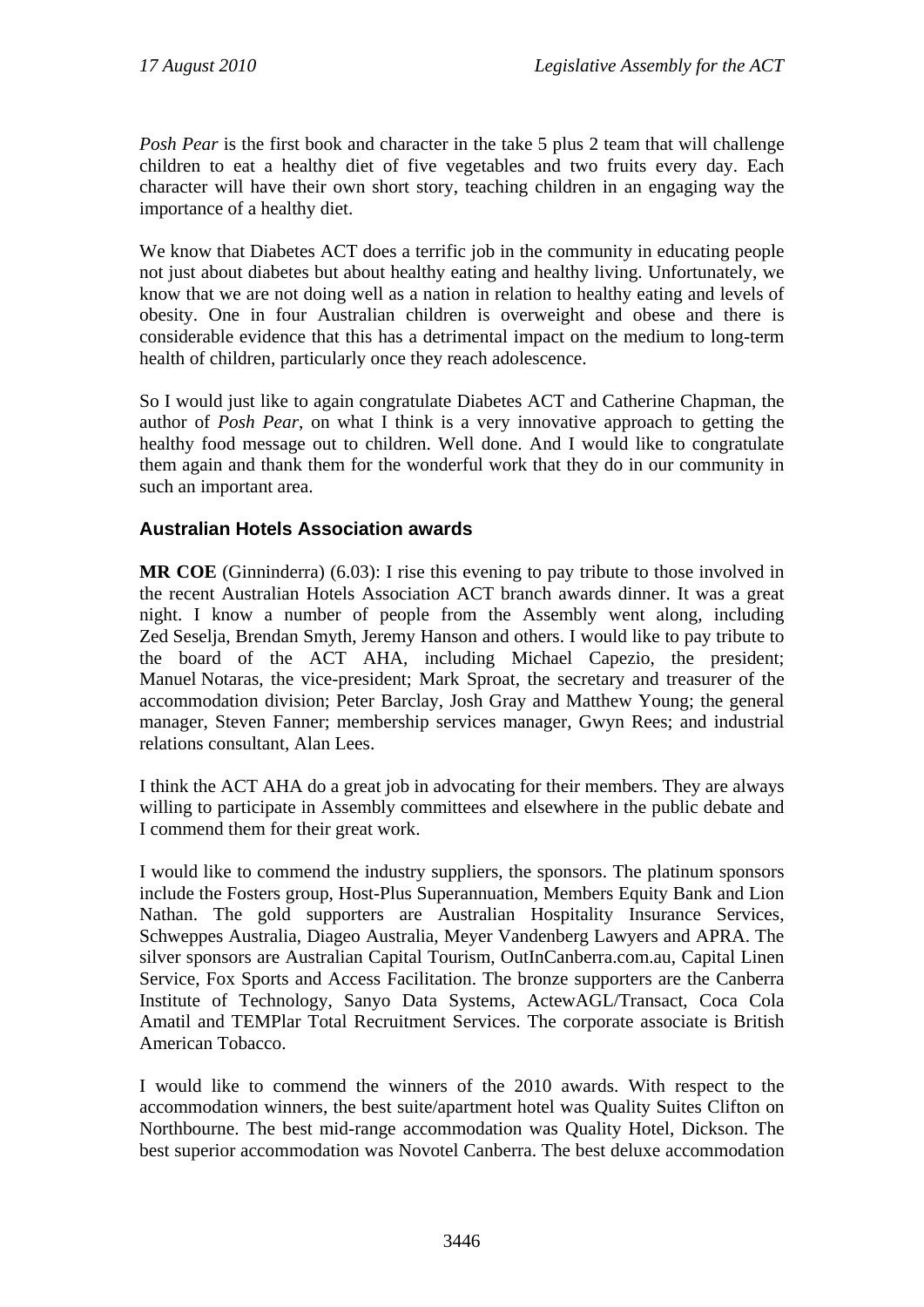*Posh Pear* is the first book and character in the take 5 plus 2 team that will challenge children to eat a healthy diet of five vegetables and two fruits every day. Each character will have their own short story, teaching children in an engaging way the importance of a healthy diet.

We know that Diabetes ACT does a terrific job in the community in educating people not just about diabetes but about healthy eating and healthy living. Unfortunately, we know that we are not doing well as a nation in relation to healthy eating and levels of obesity. One in four Australian children is overweight and obese and there is considerable evidence that this has a detrimental impact on the medium to long-term health of children, particularly once they reach adolescence.

So I would just like to again congratulate Diabetes ACT and Catherine Chapman, the author of *Posh Pear*, on what I think is a very innovative approach to getting the healthy food message out to children. Well done. And I would like to congratulate them again and thank them for the wonderful work that they do in our community in such an important area.

### Australian Hotels Association awards

**MR COE** (Ginninderra) (6.03): I rise this evening to pay tribute to those involved in the recent Australian Hotels Association ACT branch awards dinner. It was a great night. I know a number of people from the Assembly went along, including Zed Seselja, Brendan Smyth, Jeremy Hanson and others. I would like to pay tribute to the board of the ACT AHA, including Michael Capezio, the president; Manuel Notaras, the vice-president; Mark Sproat, the secretary and treasurer of the accommodation division; Peter Barclay, Josh Gray and Matthew Young; the general manager, Steven Fanner; membership services manager, Gwyn Rees; and industrial relations consultant, Alan Lees.

I think the ACT AHA do a great job in advocating for their members. They are always willing to participate in Assembly committees and elsewhere in the public debate and I commend them for their great work.

I would like to commend the industry suppliers, the sponsors. The platinum sponsors include the Fosters group, Host-Plus Superannuation, Members Equity Bank and Lion Nathan. The gold supporters are Australian Hospitality Insurance Services, Schweppes Australia, Diageo Australia, Meyer Vandenberg Lawyers and APRA. The silver sponsors are Australian Capital Tourism, OutInCanberra.com.au, Capital Linen Service, Fox Sports and Access Facilitation. The bronze supporters are the Canberra Institute of Technology, Sanyo Data Systems, ActewAGL/Transact, Coca Cola Amatil and TEMPlar Total Recruitment Services. The corporate associate is British American Tobacco.

I would like to commend the winners of the 2010 awards. With respect to the accommodation winners, the best suite/apartment hotel was Quality Suites Clifton on Northbourne. The best mid-range accommodation was Quality Hotel, Dickson. The best superior accommodation was Novotel Canberra. The best deluxe accommodation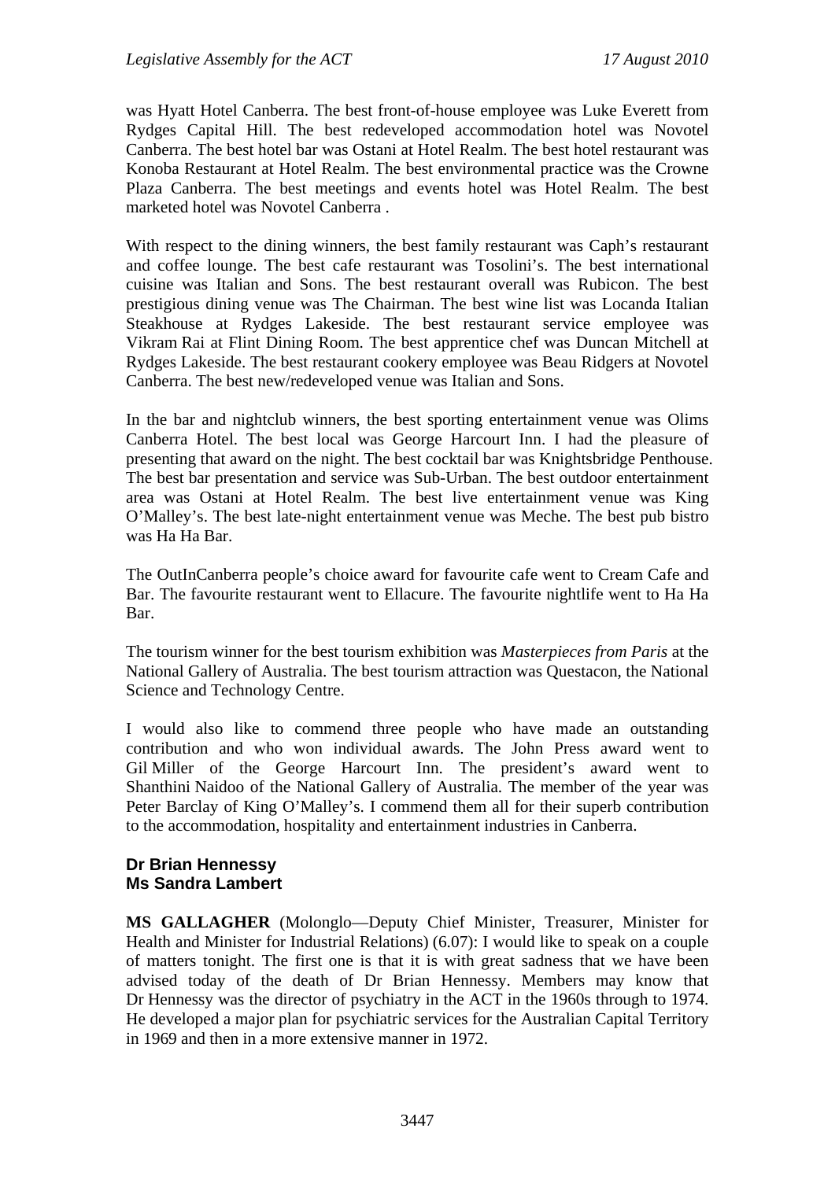was Hyatt Hotel Canberra. The best front-of-house employee was Luke Everett from Rydges Capital Hill. The best redeveloped accommodation hotel was Novotel Canberra. The best hotel bar was Ostani at Hotel Realm. The best hotel restaurant was Konoba Restaurant at Hotel Realm. The best environmental practice was the Crowne Plaza Canberra. The best meetings and events hotel was Hotel Realm. The best marketed hotel was Novotel Canberra .

With respect to the dining winners, the best family restaurant was Caph's restaurant and coffee lounge. The best cafe restaurant was Tosolini's. The best international cuisine was Italian and Sons. The best restaurant overall was Rubicon. The best prestigious dining venue was The Chairman. The best wine list was Locanda Italian Steakhouse at Rydges Lakeside. The best restaurant service employee was Vikram Rai at Flint Dining Room. The best apprentice chef was Duncan Mitchell at Rydges Lakeside. The best restaurant cookery employee was Beau Ridgers at Novotel Canberra. The best new/redeveloped venue was Italian and Sons.

In the bar and nightclub winners, the best sporting entertainment venue was Olims Canberra Hotel. The best local was George Harcourt Inn. I had the pleasure of presenting that award on the night. The best cocktail bar was Knightsbridge Penthouse. The best bar presentation and service was Sub-Urban. The best outdoor entertainment area was Ostani at Hotel Realm. The best live entertainment venue was King O'Malley's. The best late-night entertainment venue was Meche. The best pub bistro was Ha Ha Bar.

The OutInCanberra people's choice award for favourite cafe went to Cream Cafe and Bar. The favourite restaurant went to Ellacure. The favourite nightlife went to Ha Ha Bar.

The tourism winner for the best tourism exhibition was *Masterpieces from Paris* at the National Gallery of Australia. The best tourism attraction was Questacon, the National Science and Technology Centre.

I would also like to commend three people who have made an outstanding contribution and who won individual awards. The John Press award went to Gil Miller of the George Harcourt Inn. The president's award went to Shanthini Naidoo of the National Gallery of Australia. The member of the year was Peter Barclay of King O'Malley's. I commend them all for their superb contribution to the accommodation, hospitality and entertainment industries in Canberra.

### Dr Brian Hennessy
### Ms Sandra Lambert

**MS GALLAGHER** (Molonglo—Deputy Chief Minister, Treasurer, Minister for Health and Minister for Industrial Relations) (6.07): I would like to speak on a couple of matters tonight. The first one is that it is with great sadness that we have been advised today of the death of Dr Brian Hennessy. Members may know that Dr Hennessy was the director of psychiatry in the ACT in the 1960s through to 1974. He developed a major plan for psychiatric services for the Australian Capital Territory in 1969 and then in a more extensive manner in 1972.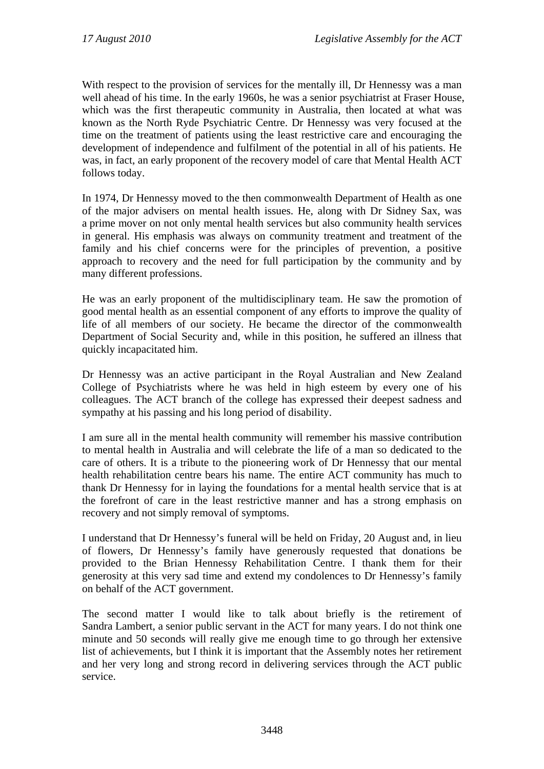With respect to the provision of services for the mentally ill, Dr Hennessy was a man well ahead of his time. In the early 1960s, he was a senior psychiatrist at Fraser House, which was the first therapeutic community in Australia, then located at what was known as the North Ryde Psychiatric Centre. Dr Hennessy was very focused at the time on the treatment of patients using the least restrictive care and encouraging the development of independence and fulfilment of the potential in all of his patients. He was, in fact, an early proponent of the recovery model of care that Mental Health ACT follows today.

In 1974, Dr Hennessy moved to the then commonwealth Department of Health as one of the major advisers on mental health issues. He, along with Dr Sidney Sax, was a prime mover on not only mental health services but also community health services in general. His emphasis was always on community treatment and treatment of the family and his chief concerns were for the principles of prevention, a positive approach to recovery and the need for full participation by the community and by many different professions.

He was an early proponent of the multidisciplinary team. He saw the promotion of good mental health as an essential component of any efforts to improve the quality of life of all members of our society. He became the director of the commonwealth Department of Social Security and, while in this position, he suffered an illness that quickly incapacitated him.

Dr Hennessy was an active participant in the Royal Australian and New Zealand College of Psychiatrists where he was held in high esteem by every one of his colleagues. The ACT branch of the college has expressed their deepest sadness and sympathy at his passing and his long period of disability.

I am sure all in the mental health community will remember his massive contribution to mental health in Australia and will celebrate the life of a man so dedicated to the care of others. It is a tribute to the pioneering work of Dr Hennessy that our mental health rehabilitation centre bears his name. The entire ACT community has much to thank Dr Hennessy for in laying the foundations for a mental health service that is at the forefront of care in the least restrictive manner and has a strong emphasis on recovery and not simply removal of symptoms.

I understand that Dr Hennessy's funeral will be held on Friday, 20 August and, in lieu of flowers, Dr Hennessy's family have generously requested that donations be provided to the Brian Hennessy Rehabilitation Centre. I thank them for their generosity at this very sad time and extend my condolences to Dr Hennessy's family on behalf of the ACT government.

The second matter I would like to talk about briefly is the retirement of Sandra Lambert, a senior public servant in the ACT for many years. I do not think one minute and 50 seconds will really give me enough time to go through her extensive list of achievements, but I think it is important that the Assembly notes her retirement and her very long and strong record in delivering services through the ACT public service.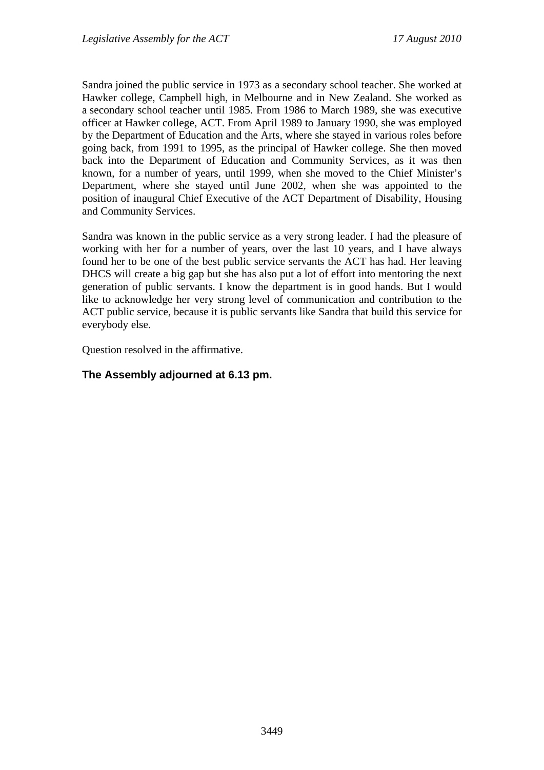Sandra joined the public service in 1973 as a secondary school teacher. She worked at Hawker college, Campbell high, in Melbourne and in New Zealand. She worked as a secondary school teacher until 1985. From 1986 to March 1989, she was executive officer at Hawker college, ACT. From April 1989 to January 1990, she was employed by the Department of Education and the Arts, where she stayed in various roles before going back, from 1991 to 1995, as the principal of Hawker college. She then moved back into the Department of Education and Community Services, as it was then known, for a number of years, until 1999, when she moved to the Chief Minister's Department, where she stayed until June 2002, when she was appointed to the position of inaugural Chief Executive of the ACT Department of Disability, Housing and Community Services.

Sandra was known in the public service as a very strong leader. I had the pleasure of working with her for a number of years, over the last 10 years, and I have always found her to be one of the best public service servants the ACT has had. Her leaving DHCS will create a big gap but she has also put a lot of effort into mentoring the next generation of public servants. I know the department is in good hands. But I would like to acknowledge her very strong level of communication and contribution to the ACT public service, because it is public servants like Sandra that build this service for everybody else.

Question resolved in the affirmative.

**The Assembly adjourned at 6.13 pm.**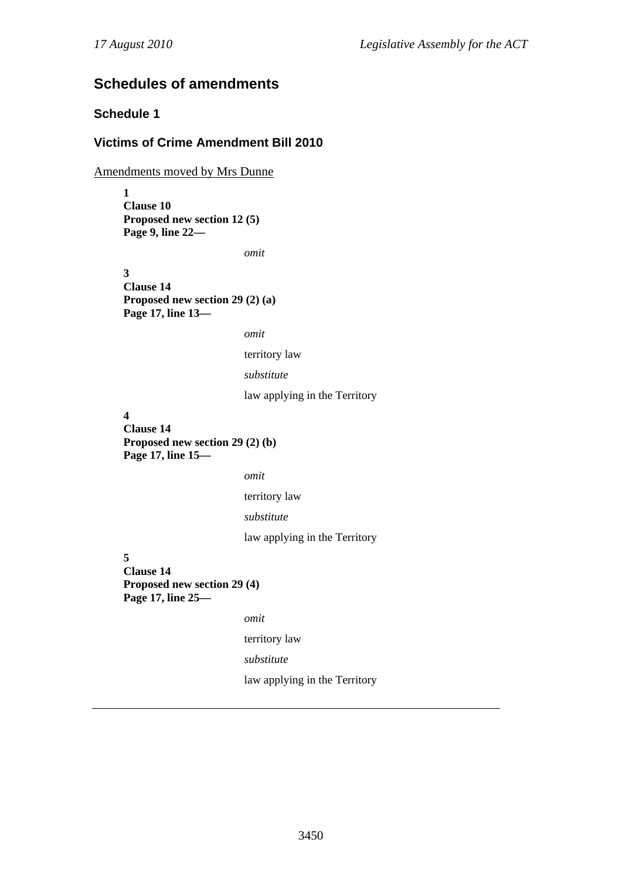## Schedules of amendments

### Schedule 1

### Victims of Crime Amendment Bill 2010

Amendments moved by Mrs Dunne

**1**
**Clause 10**
**Proposed new section 12 (5)**
**Page 9, line 22—**

*omit*

**3**
**Clause 14**
**Proposed new section 29 (2) (a)**
**Page 17, line 13—**

*omit*

territory law

*substitute*

law applying in the Territory

**4**
**Clause 14**
**Proposed new section 29 (2) (b)**
**Page 17, line 15—**

*omit*

territory law

*substitute*

law applying in the Territory

**5**
**Clause 14**
**Proposed new section 29 (4)**
**Page 17, line 25—**

*omit*

territory law

*substitute*

law applying in the Territory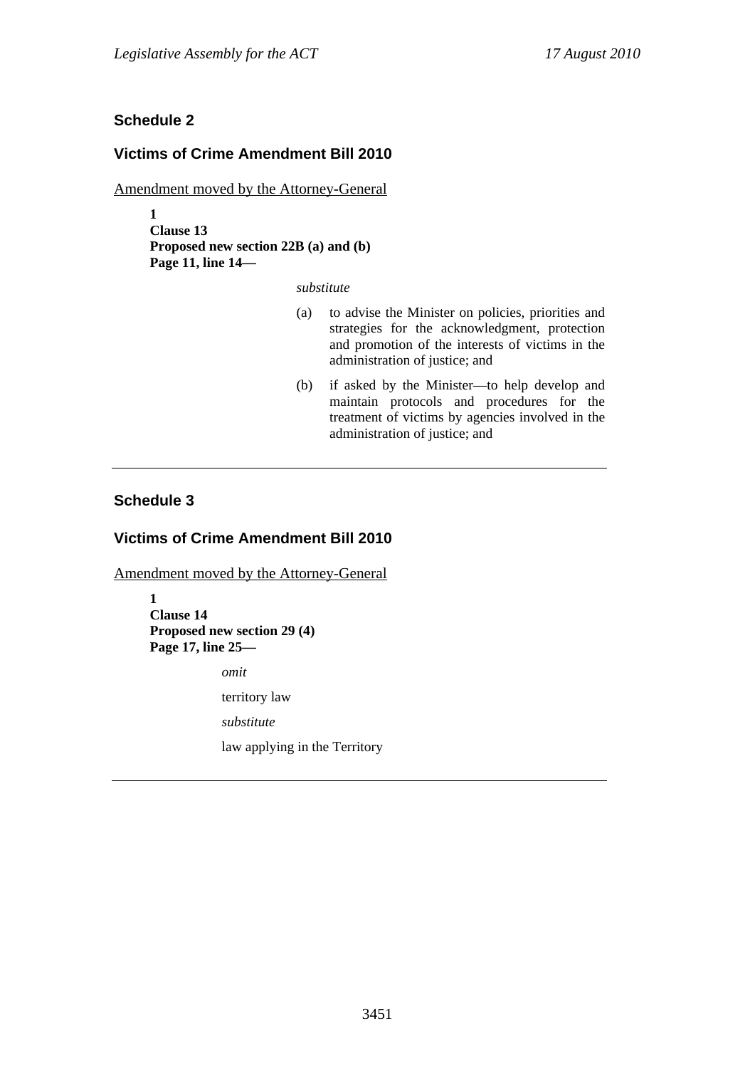## Schedule 2

### Victims of Crime Amendment Bill 2010

Amendment moved by the Attorney-General

**1**
**Clause 13**
**Proposed new section 22B (a) and (b)**
**Page 11, line 14—**

*substitute*

(a) to advise the Minister on policies, priorities and strategies for the acknowledgment, protection and promotion of the interests of victims in the administration of justice; and

(b) if asked by the Minister—to help develop and maintain protocols and procedures for the treatment of victims by agencies involved in the administration of justice; and

---

## Schedule 3

### Victims of Crime Amendment Bill 2010

Amendment moved by the Attorney-General

**1**
**Clause 14**
**Proposed new section 29 (4)**
**Page 17, line 25—**

*omit*

territory law

*substitute*

law applying in the Territory

---